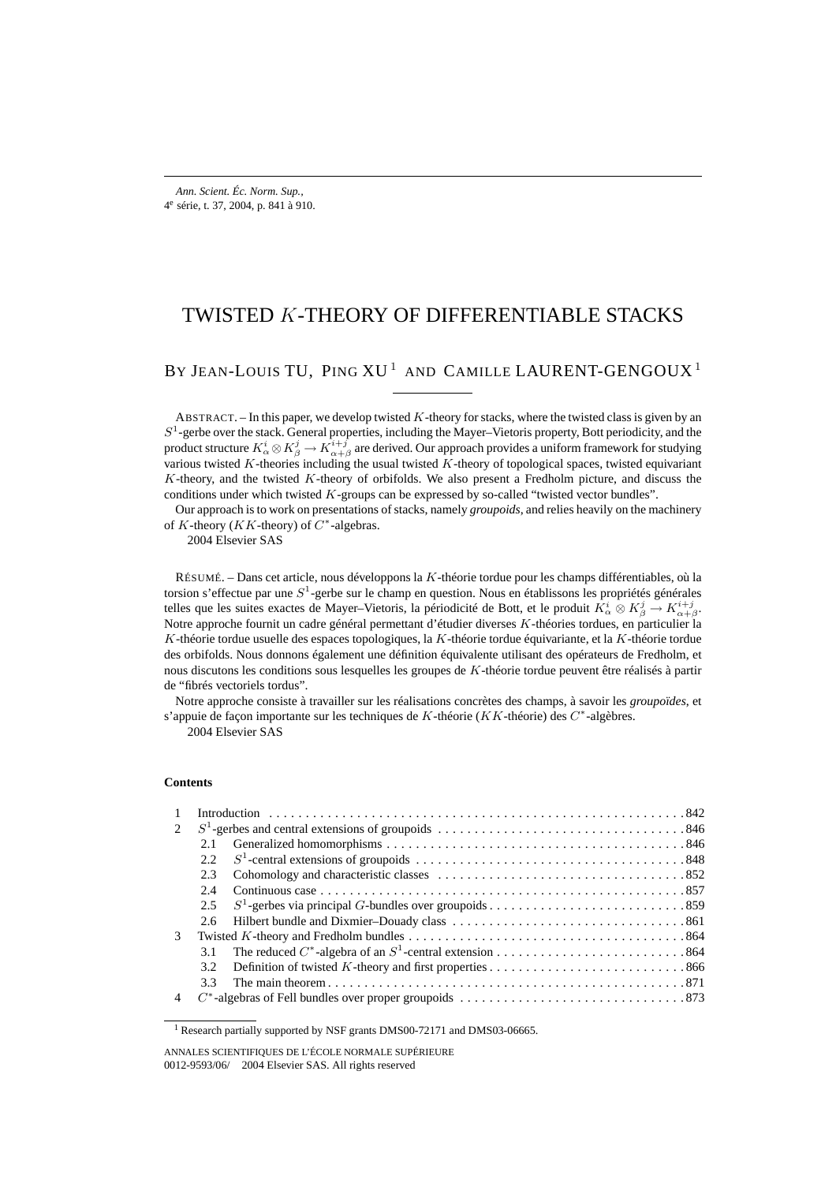# TWISTED $K$-THEORY OF DIFFERENTIABLE STACKS

BY JEAN-LOUIS TU, PING XU [1] AND CAMILLE LAURENT-GENGOUX [1]

ABSTRACT. – In this paper, we develop twisted $K$-theory for stacks, where the twisted class is given by an $S^1$-gerbe over the stack. General properties, including the Mayer–Vietoris property, Bott periodicity, and the product structure $K^i_\alpha \otimes K^j_\beta \to K^{i+j}_{\alpha+\beta}$ are derived. Our approach provides a uniform framework for studying various twisted $K$-theories including the usual twisted $K$-theory of topological spaces, twisted equivariant $K$-theory, and the twisted $K$-theory of orbifolds. We also present a Fredholm picture, and discuss the conditions under which twisted $K$-groups can be expressed by so-called "twisted vector bundles".

Our approach is to work on presentations of stacks, namely *groupoids*, and relies heavily on the machinery of $K$-theory ($KK$-theory) of $C^*$-algebras.

2004 Elsevier SAS

RÉSUMÉ. – Dans cet article, nous développons la $K$-théorie tordue pour les champs différentiables, où la torsion s'effectue par une $S^1$-gerbe sur le champ en question. Nous en établissons les propriétés générales telles que les suites exactes de Mayer–Vietoris, la périodicité de Bott, et le produit $K^i_\alpha \otimes K^j_\beta \to K^{i+j}_{\alpha+\beta}$. Notre approche fournit un cadre général permettant d'étudier diverses $K$-théories tordues, en particulier la $K$-théorie tordue usuelle des espaces topologiques, la $K$-théorie tordue équivariante, et la $K$-théorie tordue des orbifolds. Nous donnons également une définition équivalente utilisant des opérateurs de Fredholm, et nous discutons les conditions sous lesquelles les groupes de $K$-théorie tordue peuvent être réalisés à partir de "fibrés vectoriels tordus".

Notre approche consiste à travailler sur les réalisations concrètes des champs, à savoir les *groupoïdes*, et s'appuie de façon importante sur les techniques de $K$-théorie ($KK$-théorie) des $C^*$-algèbres.

2004 Elsevier SAS

**Contents**

| | | |
|---|---|---|
| 1 | Introduction | 842 |
| 2 | $S^1$-gerbes and central extensions of groupoids | 846 |
| 2.1 | Generalized homomorphisms | 846 |
| 2.2 | $S^1$-central extensions of groupoids | 848 |
| 2.3 | Cohomology and characteristic classes | 852 |
| 2.4 | Continuous case | 857 |
| 2.5 | $S^1$-gerbes via principal $G$-bundles over groupoids | 859 |
| 2.6 | Hilbert bundle and Dixmier–Douady class | 861 |
| 3 | Twisted $K$-theory and Fredholm bundles | 864 |
| 3.1 | The reduced $C^*$-algebra of an $S^1$-central extension | 864 |
| 3.2 | Definition of twisted $K$-theory and first properties | 866 |
| 3.3 | The main theorem | 871 |
| 4 | $C^*$-algebras of Fell bundles over proper groupoids | 873 |

[1] Research partially supported by NSF grants DMS00-72171 and DMS03-06665.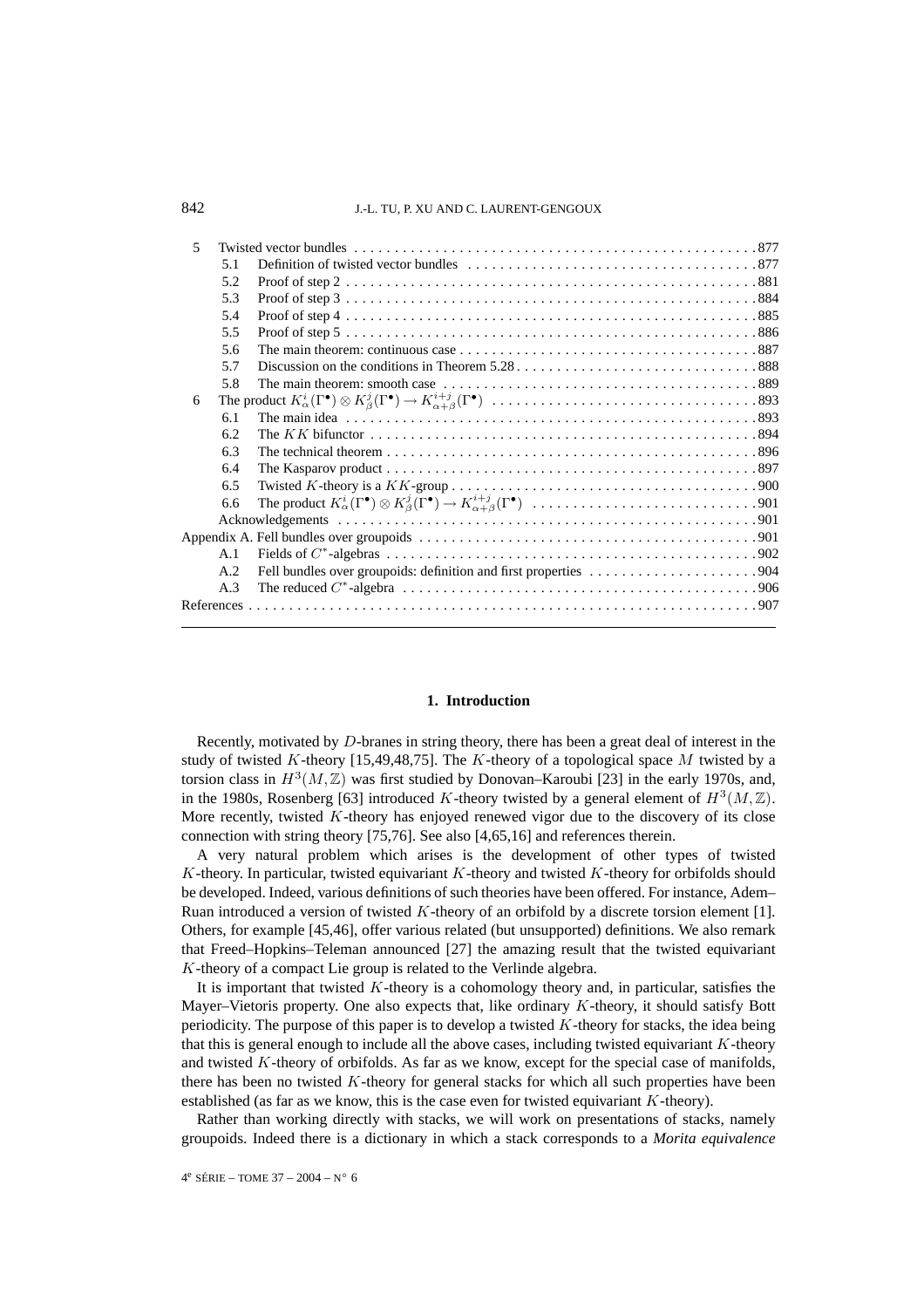| | | | |
|---|---|---|---|
| 5 | | Twisted vector bundles | 877 |
| | 5.1 | Definition of twisted vector bundles | 877 |
| | 5.2 | Proof of step 2 | 881 |
| | 5.3 | Proof of step 3 | 884 |
| | 5.4 | Proof of step 4 | 885 |
| | 5.5 | Proof of step 5 | 886 |
| | 5.6 | The main theorem: continuous case | 887 |
| | 5.7 | Discussion on the conditions in Theorem 5.28 | 888 |
| | 5.8 | The main theorem: smooth case | 889 |
| 6 | | The product $K^i_\alpha(\Gamma^\bullet) \otimes K^j_\beta(\Gamma^\bullet) \to K^{i+j}_{\alpha+\beta}(\Gamma^\bullet)$ | 893 |
| | 6.1 | The main idea | 893 |
| | 6.2 | The $KK$ bifunctor | 894 |
| | 6.3 | The technical theorem | 896 |
| | 6.4 | The Kasparov product | 897 |
| | 6.5 | Twisted $K$-theory is a $KK$-group | 900 |
| | 6.6 | The product $K^i_\alpha(\Gamma^\bullet) \otimes K^j_\beta(\Gamma^\bullet) \to K^{i+j}_{\alpha+\beta}(\Gamma^\bullet)$ | 901 |
| | | Acknowledgements | 901 |
| Appendix A. | | Fell bundles over groupoids | 901 |
| | A.1 | Fields of $C^*$-algebras | 902 |
| | A.2 | Fell bundles over groupoids: definition and first properties | 904 |
| | A.3 | The reduced $C^*$-algebra | 906 |
| References | | | 907 |

## 1. Introduction

Recently, motivated by $D$-branes in string theory, there has been a great deal of interest in the study of twisted $K$-theory [15,49,48,75]. The $K$-theory of a topological space $M$ twisted by a torsion class in $H^3(M,\mathbb{Z})$ was first studied by Donovan–Karoubi [23] in the early 1970s, and, in the 1980s, Rosenberg [63] introduced $K$-theory twisted by a general element of $H^3(M,\mathbb{Z})$. More recently, twisted $K$-theory has enjoyed renewed vigor due to the discovery of its close connection with string theory [75,76]. See also [4,65,16] and references therein.

A very natural problem which arises is the development of other types of twisted $K$-theory. In particular, twisted equivariant $K$-theory and twisted $K$-theory for orbifolds should be developed. Indeed, various definitions of such theories have been offered. For instance, Adem–Ruan introduced a version of twisted $K$-theory of an orbifold by a discrete torsion element [1]. Others, for example [45,46], offer various related (but unsupported) definitions. We also remark that Freed–Hopkins–Teleman announced [27] the amazing result that the twisted equivariant $K$-theory of a compact Lie group is related to the Verlinde algebra.

It is important that twisted $K$-theory is a cohomology theory and, in particular, satisfies the Mayer–Vietoris property. One also expects that, like ordinary $K$-theory, it should satisfy Bott periodicity. The purpose of this paper is to develop a twisted $K$-theory for stacks, the idea being that this is general enough to include all the above cases, including twisted equivariant $K$-theory and twisted $K$-theory of orbifolds. As far as we know, except for the special case of manifolds, there has been no twisted $K$-theory for general stacks for which all such properties have been established (as far as we know, this is the case even for twisted equivariant $K$-theory).

Rather than working directly with stacks, we will work on presentations of stacks, namely groupoids. Indeed there is a dictionary in which a stack corresponds to a *Morita equivalence*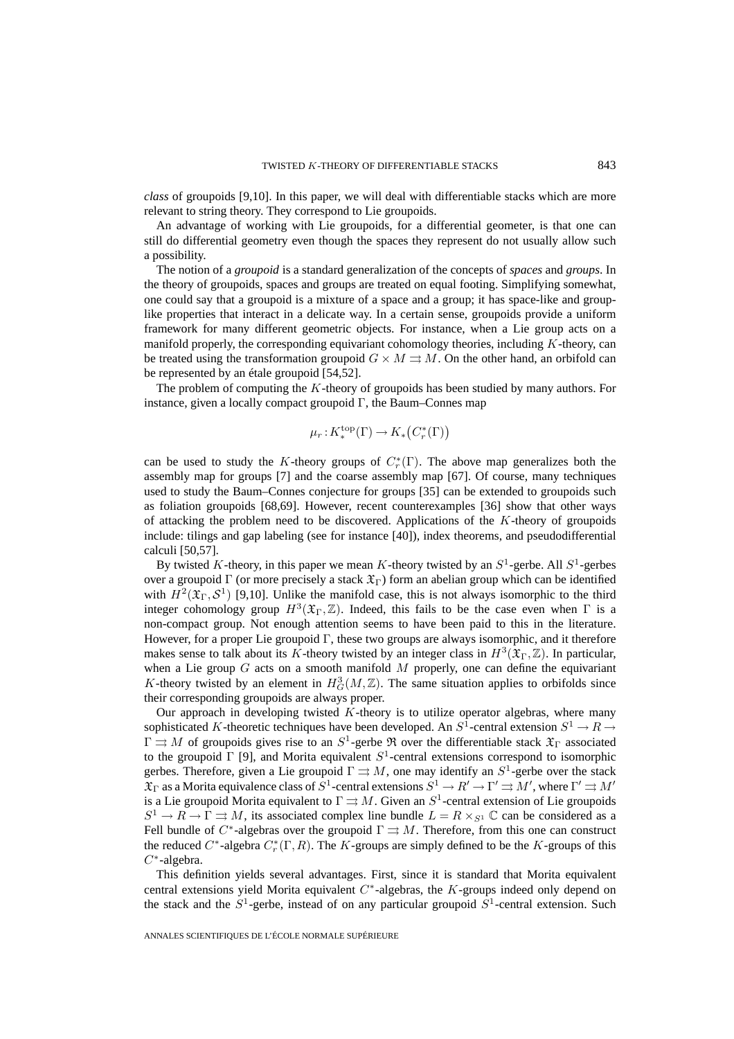*class* of groupoids [9,10]. In this paper, we will deal with differentiable stacks which are more relevant to string theory. They correspond to Lie groupoids.

An advantage of working with Lie groupoids, for a differential geometer, is that one can still do differential geometry even though the spaces they represent do not usually allow such a possibility.

The notion of a *groupoid* is a standard generalization of the concepts of *spaces* and *groups*. In the theory of groupoids, spaces and groups are treated on equal footing. Simplifying somewhat, one could say that a groupoid is a mixture of a space and a group; it has space-like and group-like properties that interact in a delicate way. In a certain sense, groupoids provide a uniform framework for many different geometric objects. For instance, when a Lie group acts on a manifold properly, the corresponding equivariant cohomology theories, including $K$-theory, can be treated using the transformation groupoid $G \times M \rightrightarrows M$. On the other hand, an orbifold can be represented by an étale groupoid [54,52].

The problem of computing the $K$-theory of groupoids has been studied by many authors. For instance, given a locally compact groupoid $\Gamma$, the Baum–Connes map

$$\mu_r : K_*^{\mathrm{top}}(\Gamma) \to K_*\big(C_r^*(\Gamma)\big)$$

can be used to study the $K$-theory groups of $C_r^*(\Gamma)$. The above map generalizes both the assembly map for groups [7] and the coarse assembly map [67]. Of course, many techniques used to study the Baum–Connes conjecture for groups [35] can be extended to groupoids such as foliation groupoids [68,69]. However, recent counterexamples [36] show that other ways of attacking the problem need to be discovered. Applications of the $K$-theory of groupoids include: tilings and gap labeling (see for instance [40]), index theorems, and pseudodifferential calculi [50,57].

By twisted $K$-theory, in this paper we mean $K$-theory twisted by an $S^1$-gerbe. All $S^1$-gerbes over a groupoid $\Gamma$ (or more precisely a stack $\mathfrak{X}_\Gamma$) form an abelian group which can be identified with $H^2(\mathfrak{X}_\Gamma, \mathcal{S}^1)$ [9,10]. Unlike the manifold case, this is not always isomorphic to the third integer cohomology group $H^3(\mathfrak{X}_\Gamma, \mathbb{Z})$. Indeed, this fails to be the case even when $\Gamma$ is a non-compact group. Not enough attention seems to have been paid to this in the literature. However, for a proper Lie groupoid $\Gamma$, these two groups are always isomorphic, and it therefore makes sense to talk about its $K$-theory twisted by an integer class in $H^3(\mathfrak{X}_\Gamma, \mathbb{Z})$. In particular, when a Lie group $G$ acts on a smooth manifold $M$ properly, one can define the equivariant $K$-theory twisted by an element in $H^3_G(M, \mathbb{Z})$. The same situation applies to orbifolds since their corresponding groupoids are always proper.

Our approach in developing twisted $K$-theory is to utilize operator algebras, where many sophisticated $K$-theoretic techniques have been developed. An $S^1$-central extension $S^1 \to R \to \Gamma \rightrightarrows M$ of groupoids gives rise to an $S^1$-gerbe $\mathfrak{R}$ over the differentiable stack $\mathfrak{X}_\Gamma$ associated to the groupoid $\Gamma$ [9], and Morita equivalent $S^1$-central extensions correspond to isomorphic gerbes. Therefore, given a Lie groupoid $\Gamma \rightrightarrows M$, one may identify an $S^1$-gerbe over the stack $\mathfrak{X}_\Gamma$ as a Morita equivalence class of $S^1$-central extensions $S^1 \to R' \to \Gamma' \rightrightarrows M'$, where $\Gamma' \rightrightarrows M'$ is a Lie groupoid Morita equivalent to $\Gamma \rightrightarrows M$. Given an $S^1$-central extension of Lie groupoids $S^1 \to R \to \Gamma \rightrightarrows M$, its associated complex line bundle $L = R \times_{S^1} \mathbb{C}$ can be considered as a Fell bundle of $C^*$-algebras over the groupoid $\Gamma \rightrightarrows M$. Therefore, from this one can construct the reduced $C^*$-algebra $C_r^*(\Gamma, R)$. The $K$-groups are simply defined to be the $K$-groups of this $C^*$-algebra.

This definition yields several advantages. First, since it is standard that Morita equivalent central extensions yield Morita equivalent $C^*$-algebras, the $K$-groups indeed only depend on the stack and the $S^1$-gerbe, instead of on any particular groupoid $S^1$-central extension. Such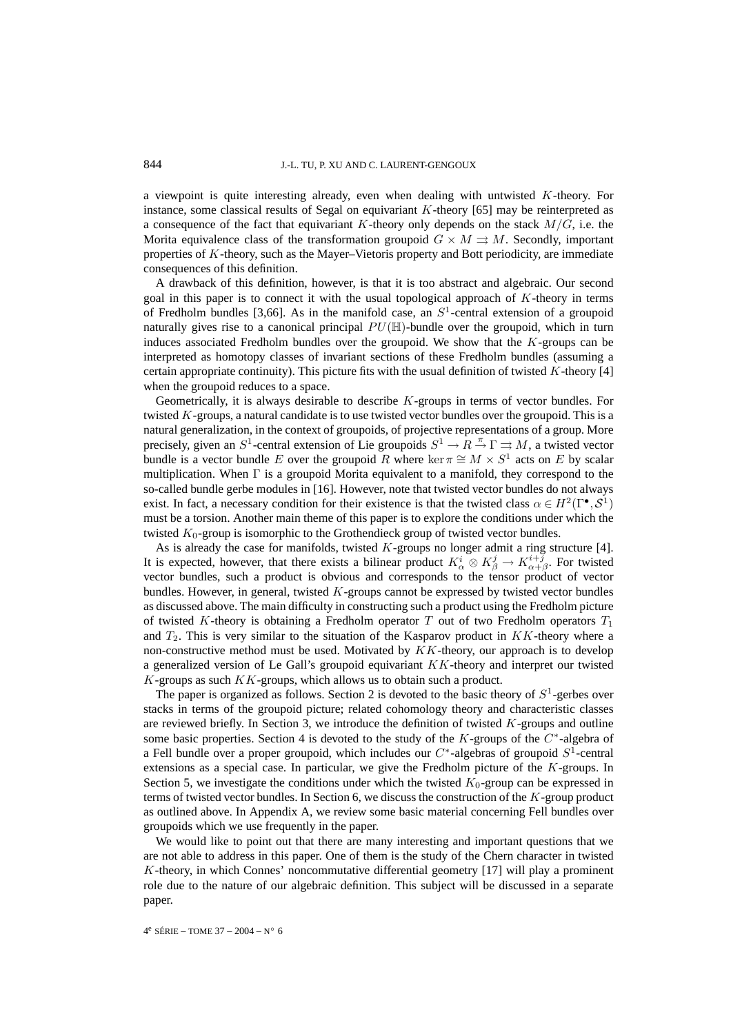a viewpoint is quite interesting already, even when dealing with untwisted $K$-theory. For instance, some classical results of Segal on equivariant $K$-theory [65] may be reinterpreted as a consequence of the fact that equivariant $K$-theory only depends on the stack $M/G$, i.e. the Morita equivalence class of the transformation groupoid $G \times M \rightrightarrows M$. Secondly, important properties of $K$-theory, such as the Mayer–Vietoris property and Bott periodicity, are immediate consequences of this definition.

A drawback of this definition, however, is that it is too abstract and algebraic. Our second goal in this paper is to connect it with the usual topological approach of $K$-theory in terms of Fredholm bundles [3,66]. As in the manifold case, an $S^1$-central extension of a groupoid naturally gives rise to a canonical principal $PU(\mathbb{H})$-bundle over the groupoid, which in turn induces associated Fredholm bundles over the groupoid. We show that the $K$-groups can be interpreted as homotopy classes of invariant sections of these Fredholm bundles (assuming a certain appropriate continuity). This picture fits with the usual definition of twisted $K$-theory [4] when the groupoid reduces to a space.

Geometrically, it is always desirable to describe $K$-groups in terms of vector bundles. For twisted $K$-groups, a natural candidate is to use twisted vector bundles over the groupoid. This is a natural generalization, in the context of groupoids, of projective representations of a group. More precisely, given an $S^1$-central extension of Lie groupoids $S^1 \to R \xrightarrow{\pi} \Gamma \rightrightarrows M$, a twisted vector bundle is a vector bundle $E$ over the groupoid $R$ where $\ker \pi \cong M \times S^1$ acts on $E$ by scalar multiplication. When $\Gamma$ is a groupoid Morita equivalent to a manifold, they correspond to the so-called bundle gerbe modules in [16]. However, note that twisted vector bundles do not always exist. In fact, a necessary condition for their existence is that the twisted class $\alpha \in H^2(\Gamma^{\bullet}, \mathcal{S}^1)$ must be a torsion. Another main theme of this paper is to explore the conditions under which the twisted $K_0$-group is isomorphic to the Grothendieck group of twisted vector bundles.

As is already the case for manifolds, twisted $K$-groups no longer admit a ring structure [4]. It is expected, however, that there exists a bilinear product $K^i_\alpha \otimes K^j_\beta \to K^{i+j}_{\alpha+\beta}$. For twisted vector bundles, such a product is obvious and corresponds to the tensor product of vector bundles. However, in general, twisted $K$-groups cannot be expressed by twisted vector bundles as discussed above. The main difficulty in constructing such a product using the Fredholm picture of twisted $K$-theory is obtaining a Fredholm operator $T$ out of two Fredholm operators $T_1$ and $T_2$. This is very similar to the situation of the Kasparov product in $KK$-theory where a non-constructive method must be used. Motivated by $KK$-theory, our approach is to develop a generalized version of Le Gall's groupoid equivariant $KK$-theory and interpret our twisted $K$-groups as such $KK$-groups, which allows us to obtain such a product.

The paper is organized as follows. Section 2 is devoted to the basic theory of $S^1$-gerbes over stacks in terms of the groupoid picture; related cohomology theory and characteristic classes are reviewed briefly. In Section 3, we introduce the definition of twisted $K$-groups and outline some basic properties. Section 4 is devoted to the study of the $K$-groups of the $C^*$-algebra of a Fell bundle over a proper groupoid, which includes our $C^*$-algebras of groupoid $S^1$-central extensions as a special case. In particular, we give the Fredholm picture of the $K$-groups. In Section 5, we investigate the conditions under which the twisted $K_0$-group can be expressed in terms of twisted vector bundles. In Section 6, we discuss the construction of the $K$-group product as outlined above. In Appendix A, we review some basic material concerning Fell bundles over groupoids which we use frequently in the paper.

We would like to point out that there are many interesting and important questions that we are not able to address in this paper. One of them is the study of the Chern character in twisted $K$-theory, in which Connes' noncommutative differential geometry [17] will play a prominent role due to the nature of our algebraic definition. This subject will be discussed in a separate paper.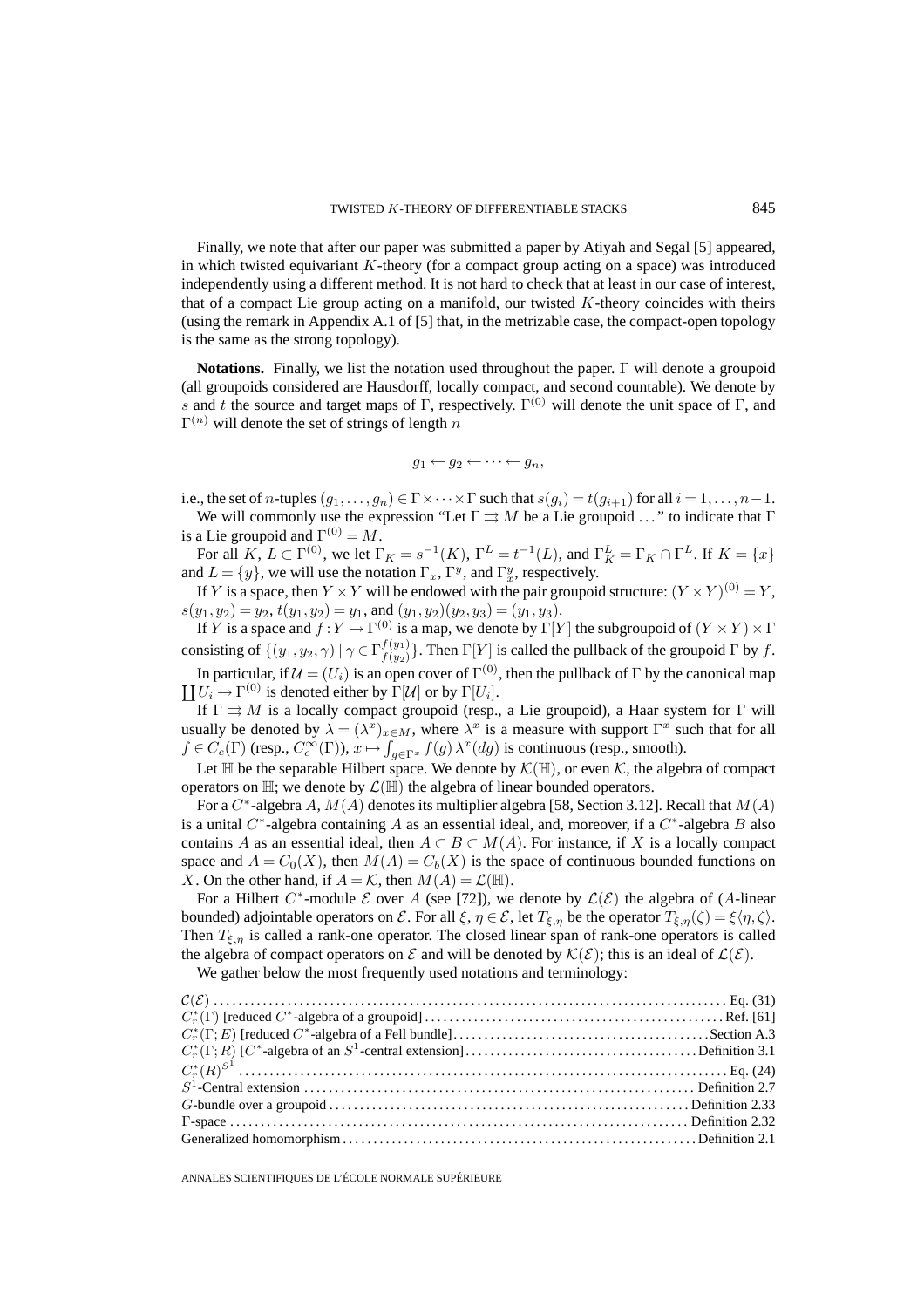Finally, we note that after our paper was submitted a paper by Atiyah and Segal [5] appeared, in which twisted equivariant $K$-theory (for a compact group acting on a space) was introduced independently using a different method. It is not hard to check that at least in our case of interest, that of a compact Lie group acting on a manifold, our twisted $K$-theory coincides with theirs (using the remark in Appendix A.1 of [5] that, in the metrizable case, the compact-open topology is the same as the strong topology).

**Notations.** Finally, we list the notation used throughout the paper. $\Gamma$ will denote a groupoid (all groupoids considered are Hausdorff, locally compact, and second countable). We denote by $s$ and $t$ the source and target maps of $\Gamma$, respectively. $\Gamma^{(0)}$ will denote the unit space of $\Gamma$, and $\Gamma^{(n)}$ will denote the set of strings of length $n$

$$g_1 \leftarrow g_2 \leftarrow \cdots \leftarrow g_n,$$

i.e., the set of $n$-tuples $(g_1, \ldots, g_n) \in \Gamma \times \cdots \times \Gamma$ such that $s(g_i) = t(g_{i+1})$ for all $i = 1, \ldots, n-1$.

We will commonly use the expression "Let $\Gamma \rightrightarrows M$ be a Lie groupoid ..." to indicate that $\Gamma$ is a Lie groupoid and $\Gamma^{(0)} = M$.

For all $K$, $L \subset \Gamma^{(0)}$, we let $\Gamma_K = s^{-1}(K)$, $\Gamma^L = t^{-1}(L)$, and $\Gamma_K^L = \Gamma_K \cap \Gamma^L$. If $K = \{x\}$ and $L = \{y\}$, we will use the notation $\Gamma_x$, $\Gamma^y$, and $\Gamma_x^y$, respectively.

If $Y$ is a space, then $Y \times Y$ will be endowed with the pair groupoid structure: $(Y \times Y)^{(0)} = Y$, $s(y_1, y_2) = y_2$, $t(y_1, y_2) = y_1$, and $(y_1, y_2)(y_2, y_3) = (y_1, y_3)$.

If $Y$ is a space and $f : Y \to \Gamma^{(0)}$ is a map, we denote by $\Gamma[Y]$ the subgroupoid of $(Y \times Y) \times \Gamma$ consisting of $\{(y_1, y_2, \gamma) \mid \gamma \in \Gamma_{f(y_2)}^{f(y_1)}\}$. Then $\Gamma[Y]$ is called the pullback of the groupoid $\Gamma$ by $f$.

In particular, if $\mathcal{U} = (U_i)$ is an open cover of $\Gamma^{(0)}$, then the pullback of $\Gamma$ by the canonical map $\coprod U_i \to \Gamma^{(0)}$ is denoted either by $\Gamma[\mathcal{U}]$ or by $\Gamma[U_i]$.

If $\Gamma \rightrightarrows M$ is a locally compact groupoid (resp., a Lie groupoid), a Haar system for $\Gamma$ will usually be denoted by $\lambda = (\lambda^x)_{x \in M}$, where $\lambda^x$ is a measure with support $\Gamma^x$ such that for all $f \in C_c(\Gamma)$ (resp., $C_c^\infty(\Gamma)$), $x \mapsto \int_{g \in \Gamma^x} f(g)\, \lambda^x(dg)$ is continuous (resp., smooth).

Let $\mathbb{H}$ be the separable Hilbert space. We denote by $\mathcal{K}(\mathbb{H})$, or even $\mathcal{K}$, the algebra of compact operators on $\mathbb{H}$; we denote by $\mathcal{L}(\mathbb{H})$ the algebra of linear bounded operators.

For a $C^*$-algebra $A$, $M(A)$ denotes its multiplier algebra [58, Section 3.12]. Recall that $M(A)$ is a unital $C^*$-algebra containing $A$ as an essential ideal, and, moreover, if a $C^*$-algebra $B$ also contains $A$ as an essential ideal, then $A \subset B \subset M(A)$. For instance, if $X$ is a locally compact space and $A = C_0(X)$, then $M(A) = C_b(X)$ is the space of continuous bounded functions on $X$. On the other hand, if $A = \mathcal{K}$, then $M(A) = \mathcal{L}(\mathbb{H})$.

For a Hilbert $C^*$-module $\mathcal{E}$ over $A$ (see [72]), we denote by $\mathcal{L}(\mathcal{E})$ the algebra of ($A$-linear bounded) adjointable operators on $\mathcal{E}$. For all $\xi$, $\eta \in \mathcal{E}$, let $T_{\xi,\eta}$ be the operator $T_{\xi,\eta}(\zeta) = \xi\langle \eta, \zeta\rangle$. Then $T_{\xi,\eta}$ is called a rank-one operator. The closed linear span of rank-one operators is called the algebra of compact operators on $\mathcal{E}$ and will be denoted by $\mathcal{K}(\mathcal{E})$; this is an ideal of $\mathcal{L}(\mathcal{E})$.

We gather below the most frequently used notations and terminology:

- $\mathcal{C}(\mathcal{E})$ ........ Eq. (31)
- $C_r^*(\Gamma)$ [reduced $C^*$-algebra of a groupoid] ........ Ref. [61]
- $C_r^*(\Gamma; E)$ [reduced $C^*$-algebra of a Fell bundle] ........ Section A.3
- $C_r^*(\Gamma; R)$ [$C^*$-algebra of an $S^1$-central extension] ........ Definition 3.1
- $C_r^*(R)^{S^1}$ ........ Eq. (24)
- $S^1$-Central extension ........ Definition 2.7
- $G$-bundle over a groupoid ........ Definition 2.33
- $\Gamma$-space ........ Definition 2.32
- Generalized homomorphism ........ Definition 2.1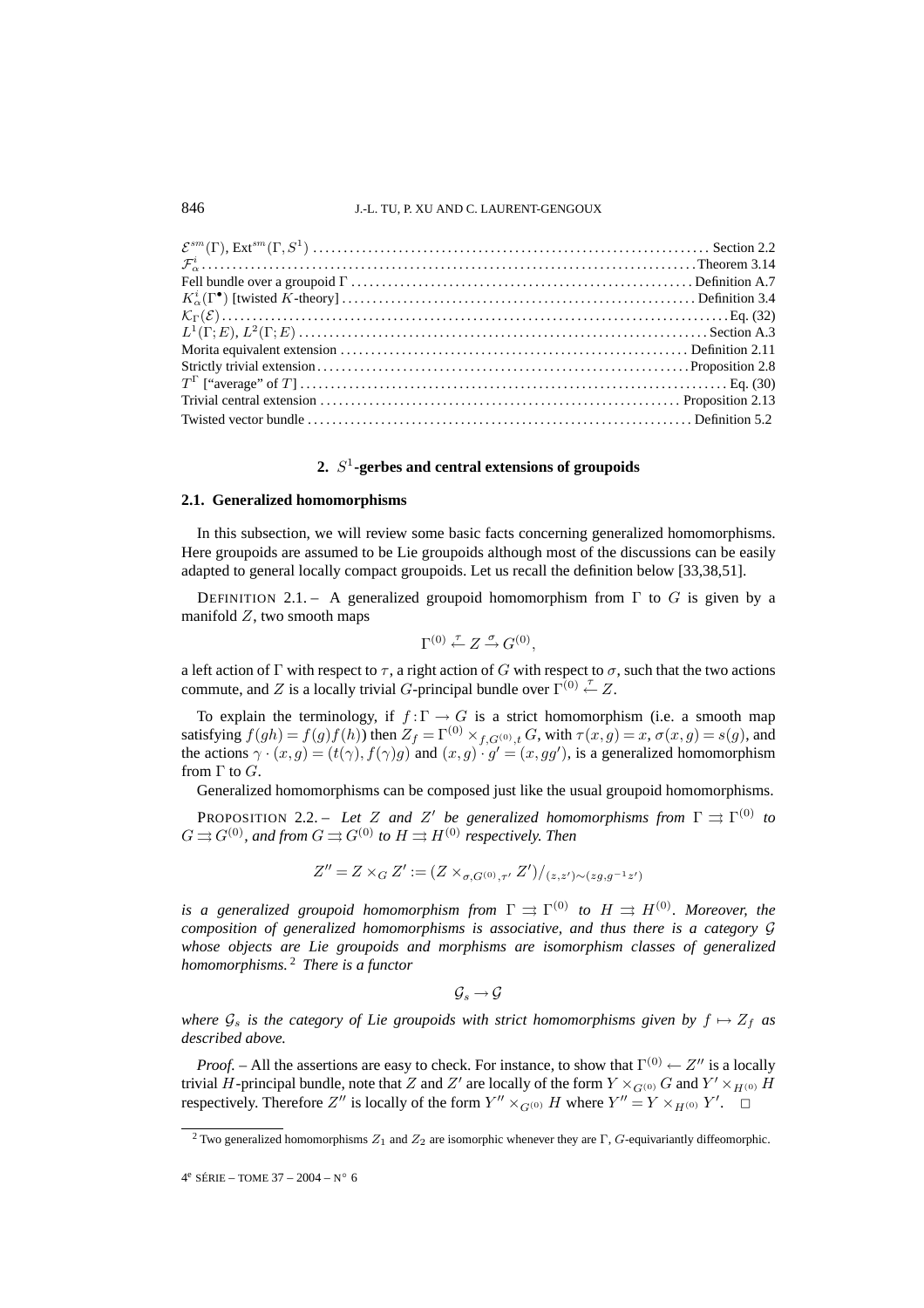$\mathcal{E}^{sm}(\Gamma)$, $\operatorname{Ext}^{sm}(\Gamma, S^1)$ .......... Section 2.2
$\mathcal{F}^i_\alpha$ .......... Theorem 3.14
Fell bundle over a groupoid $\Gamma$ .......... Definition A.7
$K^i_\alpha(\Gamma^\bullet)$ [twisted $K$-theory] .......... Definition 3.4
$\mathcal{K}_\Gamma(\mathcal{E})$ .......... Eq. (32)
$L^1(\Gamma; E)$, $L^2(\Gamma; E)$ .......... Section A.3
Morita equivalent extension .......... Definition 2.11
Strictly trivial extension .......... Proposition 2.8
$T^\Gamma$ ["average" of $T$] .......... Eq. (30)
Trivial central extension .......... Proposition 2.13
Twisted vector bundle .......... Definition 5.2

## 2. $S^1$-gerbes and central extensions of groupoids

### 2.1. Generalized homomorphisms

In this subsection, we will review some basic facts concerning generalized homomorphisms. Here groupoids are assumed to be Lie groupoids although most of the discussions can be easily adapted to general locally compact groupoids. Let us recall the definition below [33,38,51].

DEFINITION 2.1. – A generalized groupoid homomorphism from $\Gamma$ to $G$ is given by a manifold $Z$, two smooth maps

$$\Gamma^{(0)} \overset{\tau}{\leftarrow} Z \overset{\sigma}{\rightarrow} G^{(0)},$$

a left action of $\Gamma$ with respect to $\tau$, a right action of $G$ with respect to $\sigma$, such that the two actions commute, and $Z$ is a locally trivial $G$-principal bundle over $\Gamma^{(0)} \overset{\tau}{\leftarrow} Z$.

To explain the terminology, if $f:\Gamma \to G$ is a strict homomorphism (i.e. a smooth map satisfying $f(gh) = f(g)f(h)$) then $Z_f = \Gamma^{(0)} \times_{f,G^{(0)},t} G$, with $\tau(x,g) = x$, $\sigma(x,g) = s(g)$, and the actions $\gamma \cdot (x,g) = (t(\gamma), f(\gamma)g)$ and $(x,g)\cdot g' = (x, gg')$, is a generalized homomorphism from $\Gamma$ to $G$.

Generalized homomorphisms can be composed just like the usual groupoid homomorphisms.

PROPOSITION 2.2. – *Let $Z$ and $Z'$ be generalized homomorphisms from $\Gamma \rightrightarrows \Gamma^{(0)}$ to $G \rightrightarrows G^{(0)}$, and from $G \rightrightarrows G^{(0)}$ to $H \rightrightarrows H^{(0)}$ respectively. Then*

$$Z'' = Z \times_G Z' := (Z \times_{\sigma, G^{(0)}, \tau'} Z')/_{(z,z') \sim (zg, g^{-1}z')}$$

*is a generalized groupoid homomorphism from $\Gamma \rightrightarrows \Gamma^{(0)}$ to $H \rightrightarrows H^{(0)}$. Moreover, the composition of generalized homomorphisms is associative, and thus there is a category $\mathcal{G}$ whose objects are Lie groupoids and morphisms are isomorphism classes of generalized homomorphisms.*[2] *There is a functor*

$$\mathcal{G}_s \to \mathcal{G}$$

*where $\mathcal{G}_s$ is the category of Lie groupoids with strict homomorphisms given by $f \mapsto Z_f$ as described above.*

*Proof.* – All the assertions are easy to check. For instance, to show that $\Gamma^{(0)} \leftarrow Z''$ is a locally trivial $H$-principal bundle, note that $Z$ and $Z'$ are locally of the form $Y \times_{G^{(0)}} G$ and $Y' \times_{H^{(0)}} H$ respectively. Therefore $Z''$ is locally of the form $Y'' \times_{G^{(0)}} H$ where $Y'' = Y \times_{H^{(0)}} Y'$. $\square$

[2] Two generalized homomorphisms $Z_1$ and $Z_2$ are isomorphic whenever they are $\Gamma$, $G$-equivariantly diffeomorphic.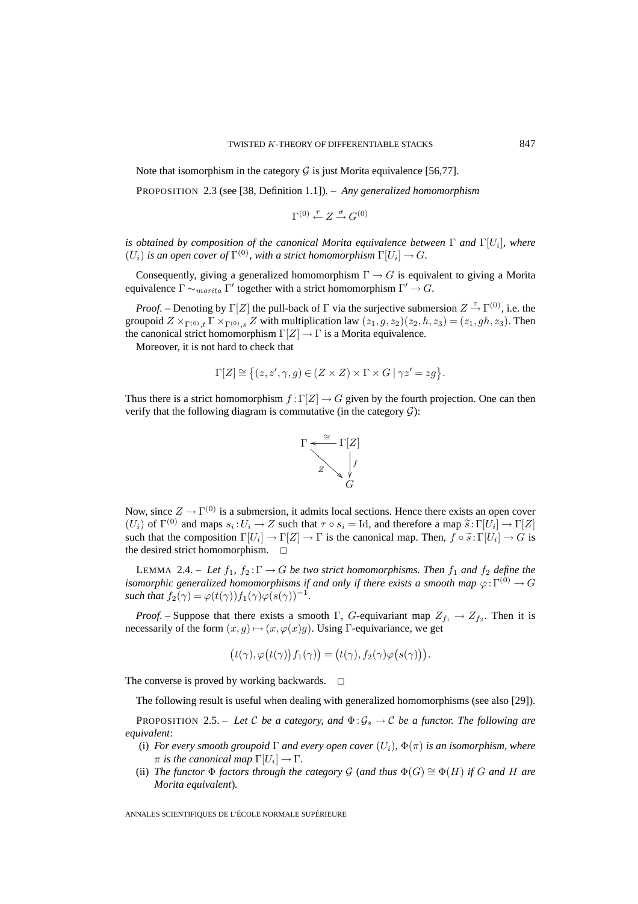Note that isomorphism in the category $\mathcal{G}$ is just Morita equivalence [56,77].

PROPOSITION 2.3 (see [38, Definition 1.1]). – *Any generalized homomorphism*

$$\Gamma^{(0)} \overset{\tau}{\leftarrow} Z \overset{\sigma}{\rightarrow} G^{(0)}$$

*is obtained by composition of the canonical Morita equivalence between* $\Gamma$ *and* $\Gamma[U_i]$, *where* $(U_i)$ *is an open cover of* $\Gamma^{(0)}$, *with a strict homomorphism* $\Gamma[U_i] \to G$.

Consequently, giving a generalized homomorphism $\Gamma \to G$ is equivalent to giving a Morita equivalence $\Gamma \sim_{morita} \Gamma'$ together with a strict homomorphism $\Gamma' \to G$.

*Proof.* – Denoting by $\Gamma[Z]$ the pull-back of $\Gamma$ via the surjective submersion $Z \overset{\tau}{\to} \Gamma^{(0)}$, i.e. the groupoid $Z \times_{\Gamma^{(0)},t} \Gamma \times_{\Gamma^{(0)},s} Z$ with multiplication law $(z_1, g, z_2)(z_2, h, z_3) = (z_1, gh, z_3)$. Then the canonical strict homomorphism $\Gamma[Z] \to \Gamma$ is a Morita equivalence.

Moreover, it is not hard to check that

$$\Gamma[Z] \cong \big\{(z, z', \gamma, g) \in (Z \times Z) \times \Gamma \times G \mid \gamma z' = zg\big\}.$$

Thus there is a strict homomorphism $f : \Gamma[Z] \to G$ given by the fourth projection. One can then verify that the following diagram is commutative (in the category $\mathcal{G}$):

$$\begin{array}{ccc} \Gamma & \xleftarrow{\cong} & \Gamma[Z] \\ & \searrow^{Z} & \downarrow f \\ & & G \end{array}$$

Now, since $Z \to \Gamma^{(0)}$ is a submersion, it admits local sections. Hence there exists an open cover $(U_i)$ of $\Gamma^{(0)}$ and maps $s_i : U_i \to Z$ such that $\tau \circ s_i = \mathrm{Id}$, and therefore a map $\widetilde{s} : \Gamma[U_i] \to \Gamma[Z]$ such that the composition $\Gamma[U_i] \to \Gamma[Z] \to \Gamma$ is the canonical map. Then, $f \circ \widetilde{s} : \Gamma[U_i] \to G$ is the desired strict homomorphism. $\square$

LEMMA 2.4. – *Let* $f_1$, $f_2 : \Gamma \to G$ *be two strict homomorphisms. Then* $f_1$ *and* $f_2$ *define the isomorphic generalized homomorphisms if and only if there exists a smooth map* $\varphi : \Gamma^{(0)} \to G$ *such that* $f_2(\gamma) = \varphi(t(\gamma)) f_1(\gamma) \varphi(s(\gamma))^{-1}$.

*Proof.* – Suppose that there exists a smooth $\Gamma$, $G$-equivariant map $Z_{f_1} \to Z_{f_2}$. Then it is necessarily of the form $(x, g) \mapsto (x, \varphi(x)g)$. Using $\Gamma$-equivariance, we get

$$\big(t(\gamma), \varphi\big(t(\gamma)\big) f_1(\gamma)\big) = \big(t(\gamma), f_2(\gamma)\varphi\big(s(\gamma)\big)\big).$$

The converse is proved by working backwards. $\square$

The following result is useful when dealing with generalized homomorphisms (see also [29]).

PROPOSITION 2.5. – *Let* $\mathcal{C}$ *be a category, and* $\Phi : \mathcal{G}_s \to \mathcal{C}$ *be a functor. The following are equivalent*:

(i) *For every smooth groupoid* $\Gamma$ *and every open cover* $(U_i)$, $\Phi(\pi)$ *is an isomorphism, where* $\pi$ *is the canonical map* $\Gamma[U_i] \to \Gamma$.

(ii) *The functor* $\Phi$ *factors through the category* $\mathcal{G}$ (*and thus* $\Phi(G) \cong \Phi(H)$ *if* $G$ *and* $H$ *are Morita equivalent*).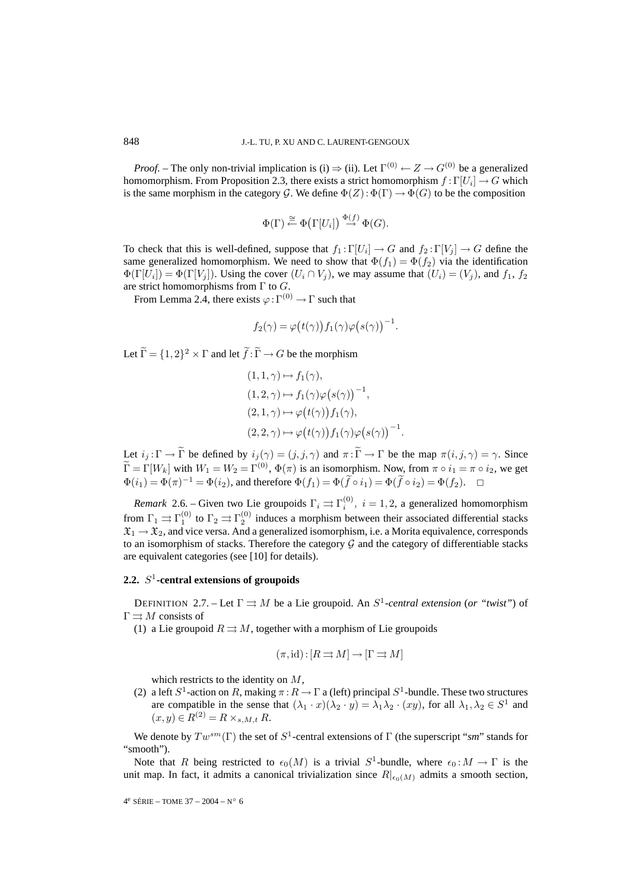*Proof.* – The only non-trivial implication is (i) ⇒ (ii). Let $\Gamma^{(0)} \leftarrow Z \rightarrow G^{(0)}$ be a generalized homomorphism. From Proposition 2.3, there exists a strict homomorphism $f : \Gamma[U_i] \rightarrow G$ which is the same morphism in the category $\mathcal{G}$. We define $\Phi(Z) : \Phi(\Gamma) \rightarrow \Phi(G)$ to be the composition

$$\Phi(\Gamma) \stackrel{\cong}{\leftarrow} \Phi\big(\Gamma[U_i]\big) \stackrel{\Phi(f)}{\rightarrow} \Phi(G).$$

To check that this is well-defined, suppose that $f_1 : \Gamma[U_i] \rightarrow G$ and $f_2 : \Gamma[V_j] \rightarrow G$ define the same generalized homomorphism. We need to show that $\Phi(f_1) = \Phi(f_2)$ via the identification $\Phi(\Gamma[U_i]) = \Phi(\Gamma[V_j])$. Using the cover $(U_i \cap V_j)$, we may assume that $(U_i) = (V_j)$, and $f_1$, $f_2$ are strict homomorphisms from $\Gamma$ to $G$.

From Lemma 2.4, there exists $\varphi : \Gamma^{(0)} \rightarrow \Gamma$ such that

$$f_2(\gamma) = \varphi\big(t(\gamma)\big) f_1(\gamma) \varphi\big(s(\gamma)\big)^{-1}.$$

Let $\widetilde{\Gamma} = \{1,2\}^2 \times \Gamma$ and let $\widetilde{f} : \widetilde{\Gamma} \rightarrow G$ be the morphism

$$\begin{aligned}
&(1,1,\gamma) \mapsto f_1(\gamma),\\
&(1,2,\gamma) \mapsto f_1(\gamma)\varphi\big(s(\gamma)\big)^{-1},\\
&(2,1,\gamma) \mapsto \varphi\big(t(\gamma)\big) f_1(\gamma),\\
&(2,2,\gamma) \mapsto \varphi\big(t(\gamma)\big) f_1(\gamma)\varphi\big(s(\gamma)\big)^{-1}.
\end{aligned}$$

Let $i_j : \Gamma \rightarrow \widetilde{\Gamma}$ be defined by $i_j(\gamma) = (j,j,\gamma)$ and $\pi : \widetilde{\Gamma} \rightarrow \Gamma$ be the map $\pi(i,j,\gamma) = \gamma$. Since $\widetilde{\Gamma} = \Gamma[W_k]$ with $W_1 = W_2 = \Gamma^{(0)}$, $\Phi(\pi)$ is an isomorphism. Now, from $\pi \circ i_1 = \pi \circ i_2$, we get $\Phi(i_1) = \Phi(\pi)^{-1} = \Phi(i_2)$, and therefore $\Phi(f_1) = \Phi(\widetilde{f} \circ i_1) = \Phi(\widetilde{f} \circ i_2) = \Phi(f_2)$. □

*Remark* 2.6. – Given two Lie groupoids $\Gamma_i \rightrightarrows \Gamma_i^{(0)}$, $i = 1,2$, a generalized homomorphism from $\Gamma_1 \rightrightarrows \Gamma_1^{(0)}$ to $\Gamma_2 \rightrightarrows \Gamma_2^{(0)}$ induces a morphism between their associated differential stacks $\mathfrak{X}_1 \rightarrow \mathfrak{X}_2$, and vice versa. And a generalized isomorphism, i.e. a Morita equivalence, corresponds to an isomorphism of stacks. Therefore the category $\mathcal{G}$ and the category of differentiable stacks are equivalent categories (see [10] for details).

### 2.2. $S^1$-central extensions of groupoids

DEFINITION 2.7. – Let $\Gamma \rightrightarrows M$ be a Lie groupoid. An *$S^1$-central extension* (*or "twist"*) of $\Gamma \rightrightarrows M$ consists of

(1) a Lie groupoid $R \rightrightarrows M$, together with a morphism of Lie groupoids

$$(\pi, \mathrm{id}) : [R \rightrightarrows M] \rightarrow [\Gamma \rightrightarrows M]$$

which restricts to the identity on $M$,

(2) a left $S^1$-action on $R$, making $\pi : R \rightarrow \Gamma$ a (left) principal $S^1$-bundle. These two structures are compatible in the sense that $(\lambda_1 \cdot x)(\lambda_2 \cdot y) = \lambda_1\lambda_2 \cdot (xy)$, for all $\lambda_1, \lambda_2 \in S^1$ and $(x,y) \in R^{(2)} = R \times_{s,M,t} R$.

We denote by $Tw^{sm}(\Gamma)$ the set of $S^1$-central extensions of $\Gamma$ (the superscript "*sm*" stands for "smooth").

Note that $R$ being restricted to $\epsilon_0(M)$ is a trivial $S^1$-bundle, where $\epsilon_0 : M \rightarrow \Gamma$ is the unit map. In fact, it admits a canonical trivialization since $R|_{\epsilon_0(M)}$ admits a smooth section,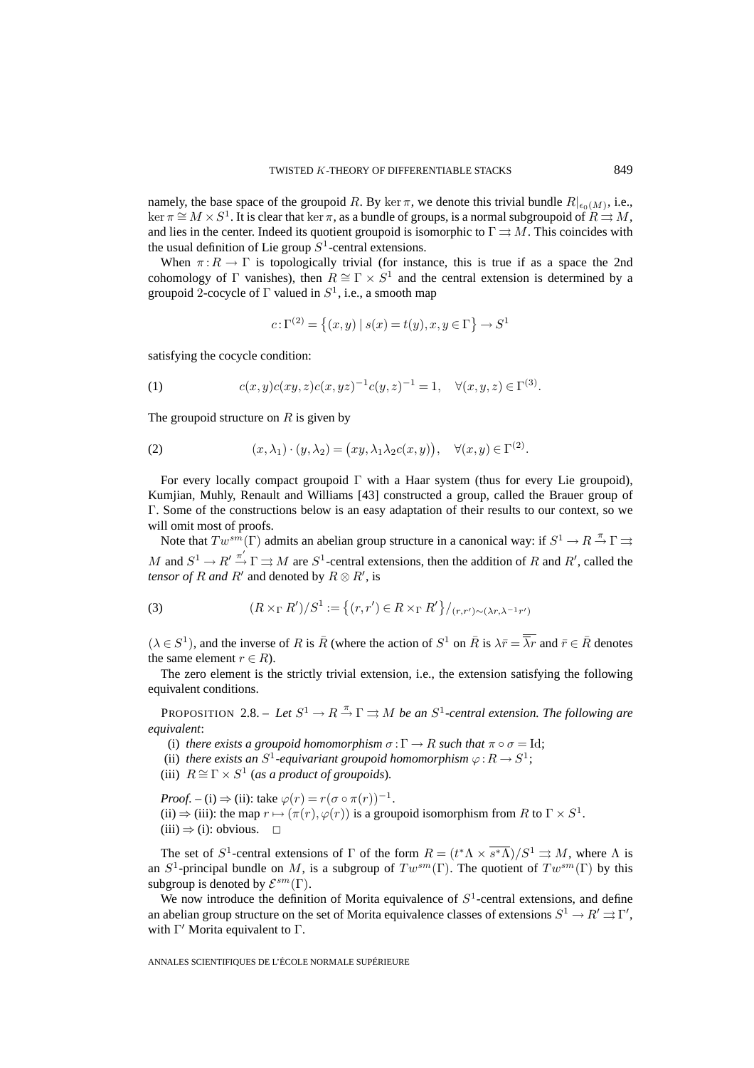namely, the base space of the groupoid $R$. By $\ker \pi$, we denote this trivial bundle $R|_{\epsilon_0(M)}$, i.e., $\ker \pi \cong M \times S^1$. It is clear that $\ker \pi$, as a bundle of groups, is a normal subgroupoid of $R \rightrightarrows M$, and lies in the center. Indeed its quotient groupoid is isomorphic to $\Gamma \rightrightarrows M$. This coincides with the usual definition of Lie group $S^1$-central extensions.

When $\pi : R \to \Gamma$ is topologically trivial (for instance, this is true if as a space the 2nd cohomology of $\Gamma$ vanishes), then $R \cong \Gamma \times S^1$ and the central extension is determined by a groupoid 2-cocycle of $\Gamma$ valued in $S^1$, i.e., a smooth map

$$c : \Gamma^{(2)} = \{(x, y) \mid s(x) = t(y), x, y \in \Gamma\} \to S^1$$

satisfying the cocycle condition:

$$c(x,y)c(xy,z)c(x,yz)^{-1}c(y,z)^{-1} = 1, \quad \forall (x,y,z) \in \Gamma^{(3)}. \tag{1}$$

The groupoid structure on $R$ is given by

$$(x, \lambda_1) \cdot (y, \lambda_2) = \big(xy, \lambda_1 \lambda_2 c(x,y)\big), \quad \forall (x,y) \in \Gamma^{(2)}. \tag{2}$$

For every locally compact groupoid $\Gamma$ with a Haar system (thus for every Lie groupoid), Kumjian, Muhly, Renault and Williams [43] constructed a group, called the Brauer group of $\Gamma$. Some of the constructions below is an easy adaptation of their results to our context, so we will omit most of proofs.

Note that $Tw^{sm}(\Gamma)$ admits an abelian group structure in a canonical way: if $S^1 \to R \xrightarrow{\pi} \Gamma \rightrightarrows M$ and $S^1 \to R' \xrightarrow{\pi'} \Gamma \rightrightarrows M$ are $S^1$-central extensions, then the addition of $R$ and $R'$, called the *tensor of $R$ and $R'$* and denoted by $R \otimes R'$, is

$$(R \times_\Gamma R')/S^1 := \{(r, r') \in R \times_\Gamma R'\}/_{(r,r') \sim (\lambda r, \lambda^{-1} r')} \tag{3}$$

($\lambda \in S^1$), and the inverse of $R$ is $\bar{R}$ (where the action of $S^1$ on $\bar{R}$ is $\lambda \bar{r} = \overline{\bar{\lambda} r}$ and $\bar{r} \in \bar{R}$ denotes the same element $r \in R$).

The zero element is the strictly trivial extension, i.e., the extension satisfying the following equivalent conditions.

PROPOSITION 2.8. – *Let $S^1 \to R \xrightarrow{\pi} \Gamma \rightrightarrows M$ be an $S^1$-central extension. The following are equivalent*:

(i) *there exists a groupoid homomorphism $\sigma : \Gamma \to R$ such that $\pi \circ \sigma = \mathrm{Id}$*;
(ii) *there exists an $S^1$-equivariant groupoid homomorphism $\varphi : R \to S^1$*;
(iii) *$R \cong \Gamma \times S^1$ (as a product of groupoids)*.

*Proof.* – (i) ⇒ (ii): take $\varphi(r) = r(\sigma \circ \pi(r))^{-1}$.
(ii) ⇒ (iii): the map $r \mapsto (\pi(r), \varphi(r))$ is a groupoid isomorphism from $R$ to $\Gamma \times S^1$.
(iii) ⇒ (i): obvious. □

The set of $S^1$-central extensions of $\Gamma$ of the form $R = (t^*\Lambda \times \overline{s^*\Lambda})/S^1 \rightrightarrows M$, where $\Lambda$ is an $S^1$-principal bundle on $M$, is a subgroup of $Tw^{sm}(\Gamma)$. The quotient of $Tw^{sm}(\Gamma)$ by this subgroup is denoted by $\mathcal{E}^{sm}(\Gamma)$.

We now introduce the definition of Morita equivalence of $S^1$-central extensions, and define an abelian group structure on the set of Morita equivalence classes of extensions $S^1 \to R' \rightrightarrows \Gamma'$, with $\Gamma'$ Morita equivalent to $\Gamma$.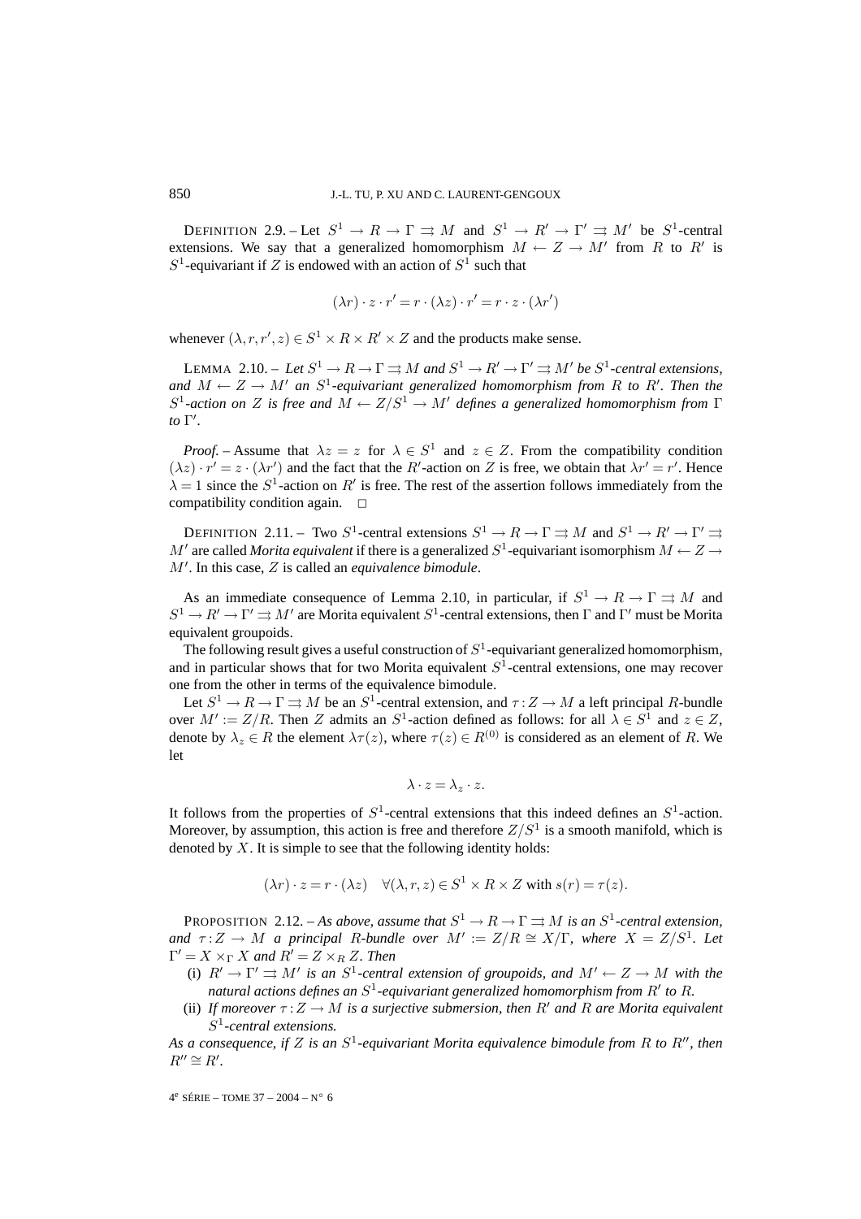DEFINITION 2.9. – Let $S^1 \to R \to \Gamma \rightrightarrows M$ and $S^1 \to R' \to \Gamma' \rightrightarrows M'$ be $S^1$-central extensions. We say that a generalized homomorphism $M \leftarrow Z \to M'$ from $R$ to $R'$ is $S^1$-equivariant if $Z$ is endowed with an action of $S^1$ such that

$$(\lambda r) \cdot z \cdot r' = r \cdot (\lambda z) \cdot r' = r \cdot z \cdot (\lambda r')$$

whenever $(\lambda, r, r', z) \in S^1 \times R \times R' \times Z$ and the products make sense.

LEMMA 2.10. – *Let $S^1 \to R \to \Gamma \rightrightarrows M$ and $S^1 \to R' \to \Gamma' \rightrightarrows M'$ be $S^1$-central extensions, and $M \leftarrow Z \to M'$ an $S^1$-equivariant generalized homomorphism from $R$ to $R'$. Then the $S^1$-action on $Z$ is free and $M \leftarrow Z/S^1 \to M'$ defines a generalized homomorphism from $\Gamma$ to $\Gamma'$.*

*Proof.* – Assume that $\lambda z = z$ for $\lambda \in S^1$ and $z \in Z$. From the compatibility condition $(\lambda z) \cdot r' = z \cdot (\lambda r')$ and the fact that the $R'$-action on $Z$ is free, we obtain that $\lambda r' = r'$. Hence $\lambda = 1$ since the $S^1$-action on $R'$ is free. The rest of the assertion follows immediately from the compatibility condition again. □

DEFINITION 2.11. – Two $S^1$-central extensions $S^1 \to R \to \Gamma \rightrightarrows M$ and $S^1 \to R' \to \Gamma' \rightrightarrows M'$ are called *Morita equivalent* if there is a generalized $S^1$-equivariant isomorphism $M \leftarrow Z \to M'$. In this case, $Z$ is called an *equivalence bimodule*.

As an immediate consequence of Lemma 2.10, in particular, if $S^1 \to R \to \Gamma \rightrightarrows M$ and $S^1 \to R' \to \Gamma' \rightrightarrows M'$ are Morita equivalent $S^1$-central extensions, then $\Gamma$ and $\Gamma'$ must be Morita equivalent groupoids.

The following result gives a useful construction of $S^1$-equivariant generalized homomorphism, and in particular shows that for two Morita equivalent $S^1$-central extensions, one may recover one from the other in terms of the equivalence bimodule.

Let $S^1 \to R \to \Gamma \rightrightarrows M$ be an $S^1$-central extension, and $\tau : Z \to M$ a left principal $R$-bundle over $M' := Z/R$. Then $Z$ admits an $S^1$-action defined as follows: for all $\lambda \in S^1$ and $z \in Z$, denote by $\lambda_z \in R$ the element $\lambda\tau(z)$, where $\tau(z) \in R^{(0)}$ is considered as an element of $R$. We let

$$\lambda \cdot z = \lambda_z \cdot z.$$

It follows from the properties of $S^1$-central extensions that this indeed defines an $S^1$-action. Moreover, by assumption, this action is free and therefore $Z/S^1$ is a smooth manifold, which is denoted by $X$. It is simple to see that the following identity holds:

$$(\lambda r) \cdot z = r \cdot (\lambda z) \quad \forall (\lambda, r, z) \in S^1 \times R \times Z \text{ with } s(r) = \tau(z).$$

PROPOSITION 2.12. – *As above, assume that $S^1 \to R \to \Gamma \rightrightarrows M$ is an $S^1$-central extension, and $\tau : Z \to M$ a principal $R$-bundle over $M' := Z/R \cong X/\Gamma$, where $X = Z/S^1$. Let $\Gamma' = X \times_\Gamma X$ and $R' = Z \times_R Z$. Then*

- (i) *$R' \to \Gamma' \rightrightarrows M'$ is an $S^1$-central extension of groupoids, and $M' \leftarrow Z \to M$ with the natural actions defines an $S^1$-equivariant generalized homomorphism from $R'$ to $R$.*
- (ii) *If moreover $\tau : Z \to M$ is a surjective submersion, then $R'$ and $R$ are Morita equivalent $S^1$-central extensions.*

*As a consequence, if $Z$ is an $S^1$-equivariant Morita equivalence bimodule from $R$ to $R''$, then $R'' \cong R'$.*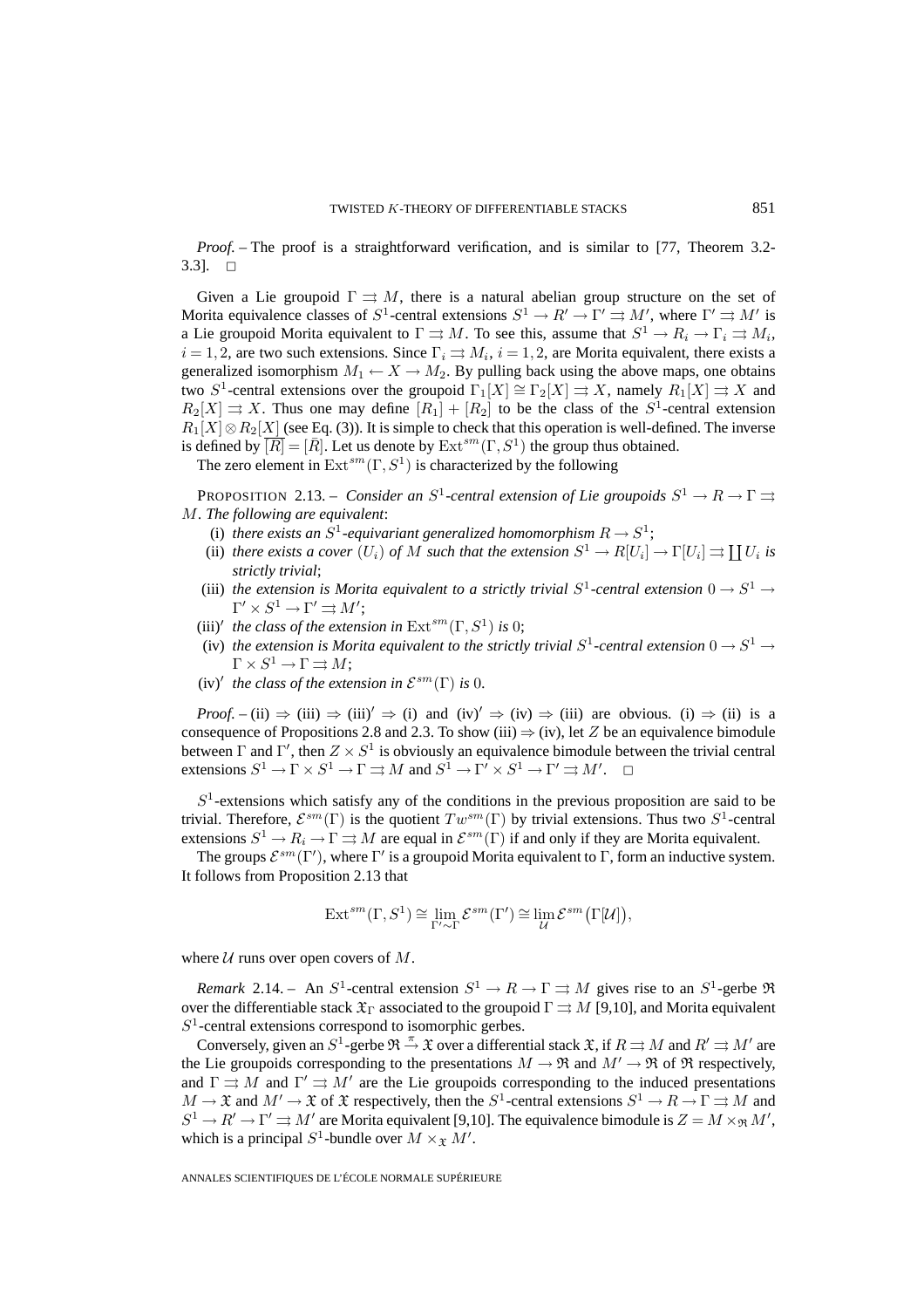*Proof*. – The proof is a straightforward verification, and is similar to [77, Theorem 3.2-3.3]. □

Given a Lie groupoid $\Gamma \rightrightarrows M$, there is a natural abelian group structure on the set of Morita equivalence classes of $S^1$-central extensions $S^1 \to R' \to \Gamma' \rightrightarrows M'$, where $\Gamma' \rightrightarrows M'$ is a Lie groupoid Morita equivalent to $\Gamma \rightrightarrows M$. To see this, assume that $S^1 \to R_i \to \Gamma_i \rightrightarrows M_i$, $i = 1, 2$, are two such extensions. Since $\Gamma_i \rightrightarrows M_i$, $i = 1, 2$, are Morita equivalent, there exists a generalized isomorphism $M_1 \leftarrow X \to M_2$. By pulling back using the above maps, one obtains two $S^1$-central extensions over the groupoid $\Gamma_1[X] \cong \Gamma_2[X] \rightrightarrows X$, namely $R_1[X] \rightrightarrows X$ and $R_2[X] \rightrightarrows X$. Thus one may define $[R_1] + [R_2]$ to be the class of the $S^1$-central extension $R_1[X] \otimes R_2[X]$ (see Eq. (3)). It is simple to check that this operation is well-defined. The inverse is defined by $\overline{[R]} = [\bar{R}]$. Let us denote by $\mathrm{Ext}^{sm}(\Gamma, S^1)$ the group thus obtained.

The zero element in $\mathrm{Ext}^{sm}(\Gamma, S^1)$ is characterized by the following

PROPOSITION 2.13. – *Consider an $S^1$-central extension of Lie groupoids $S^1 \to R \to \Gamma \rightrightarrows M$. The following are equivalent*:

- (i) *there exists an $S^1$-equivariant generalized homomorphism $R \to S^1$*;
- (ii) *there exists a cover $(U_i)$ of $M$ such that the extension $S^1 \to R[U_i] \to \Gamma[U_i] \rightrightarrows \coprod U_i$ is strictly trivial*;
- (iii) *the extension is Morita equivalent to a strictly trivial $S^1$-central extension $0 \to S^1 \to \Gamma' \times S^1 \to \Gamma' \rightrightarrows M'$*;
- (iii)′ *the class of the extension in $\mathrm{Ext}^{sm}(\Gamma, S^1)$ is 0*;
- (iv) *the extension is Morita equivalent to the strictly trivial $S^1$-central extension $0 \to S^1 \to \Gamma \times S^1 \to \Gamma \rightrightarrows M$*;
- (iv)′ *the class of the extension in $\mathcal{E}^{sm}(\Gamma)$ is 0.*

*Proof*. – (ii) ⇒ (iii) ⇒ (iii)′ ⇒ (i) and (iv)′ ⇒ (iv) ⇒ (iii) are obvious. (i) ⇒ (ii) is a consequence of Propositions 2.8 and 2.3. To show (iii) ⇒ (iv), let $Z$ be an equivalence bimodule between $\Gamma$ and $\Gamma'$, then $Z \times S^1$ is obviously an equivalence bimodule between the trivial central extensions $S^1 \to \Gamma \times S^1 \to \Gamma \rightrightarrows M$ and $S^1 \to \Gamma' \times S^1 \to \Gamma' \rightrightarrows M'$. □

$S^1$-extensions which satisfy any of the conditions in the previous proposition are said to be trivial. Therefore, $\mathcal{E}^{sm}(\Gamma)$ is the quotient $Tw^{sm}(\Gamma)$ by trivial extensions. Thus two $S^1$-central extensions $S^1 \to R_i \to \Gamma \rightrightarrows M$ are equal in $\mathcal{E}^{sm}(\Gamma)$ if and only if they are Morita equivalent.

The groups $\mathcal{E}^{sm}(\Gamma')$, where $\Gamma'$ is a groupoid Morita equivalent to $\Gamma$, form an inductive system. It follows from Proposition 2.13 that

$$\mathrm{Ext}^{sm}(\Gamma, S^1) \cong \varinjlim_{\Gamma' \sim \Gamma} \mathcal{E}^{sm}(\Gamma') \cong \varinjlim_{\mathcal{U}} \mathcal{E}^{sm}\big(\Gamma[\mathcal{U}]\big),$$

where $\mathcal{U}$ runs over open covers of $M$.

*Remark* 2.14. – An $S^1$-central extension $S^1 \to R \to \Gamma \rightrightarrows M$ gives rise to an $S^1$-gerbe $\mathfrak{R}$ over the differentiable stack $\mathfrak{X}_\Gamma$ associated to the groupoid $\Gamma \rightrightarrows M$ [9,10], and Morita equivalent $S^1$-central extensions correspond to isomorphic gerbes.

Conversely, given an $S^1$-gerbe $\mathfrak{R} \xrightarrow{\pi} \mathfrak{X}$ over a differential stack $\mathfrak{X}$, if $R \rightrightarrows M$ and $R' \rightrightarrows M'$ are the Lie groupoids corresponding to the presentations $M \to \mathfrak{R}$ and $M' \to \mathfrak{R}$ of $\mathfrak{R}$ respectively, and $\Gamma \rightrightarrows M$ and $\Gamma' \rightrightarrows M'$ are the Lie groupoids corresponding to the induced presentations $M \to \mathfrak{X}$ and $M' \to \mathfrak{X}$ of $\mathfrak{X}$ respectively, then the $S^1$-central extensions $S^1 \to R \to \Gamma \rightrightarrows M$ and $S^1 \to R' \to \Gamma' \rightrightarrows M'$ are Morita equivalent [9,10]. The equivalence bimodule is $Z = M \times_{\mathfrak{R}} M'$, which is a principal $S^1$-bundle over $M \times_{\mathfrak{X}} M'$.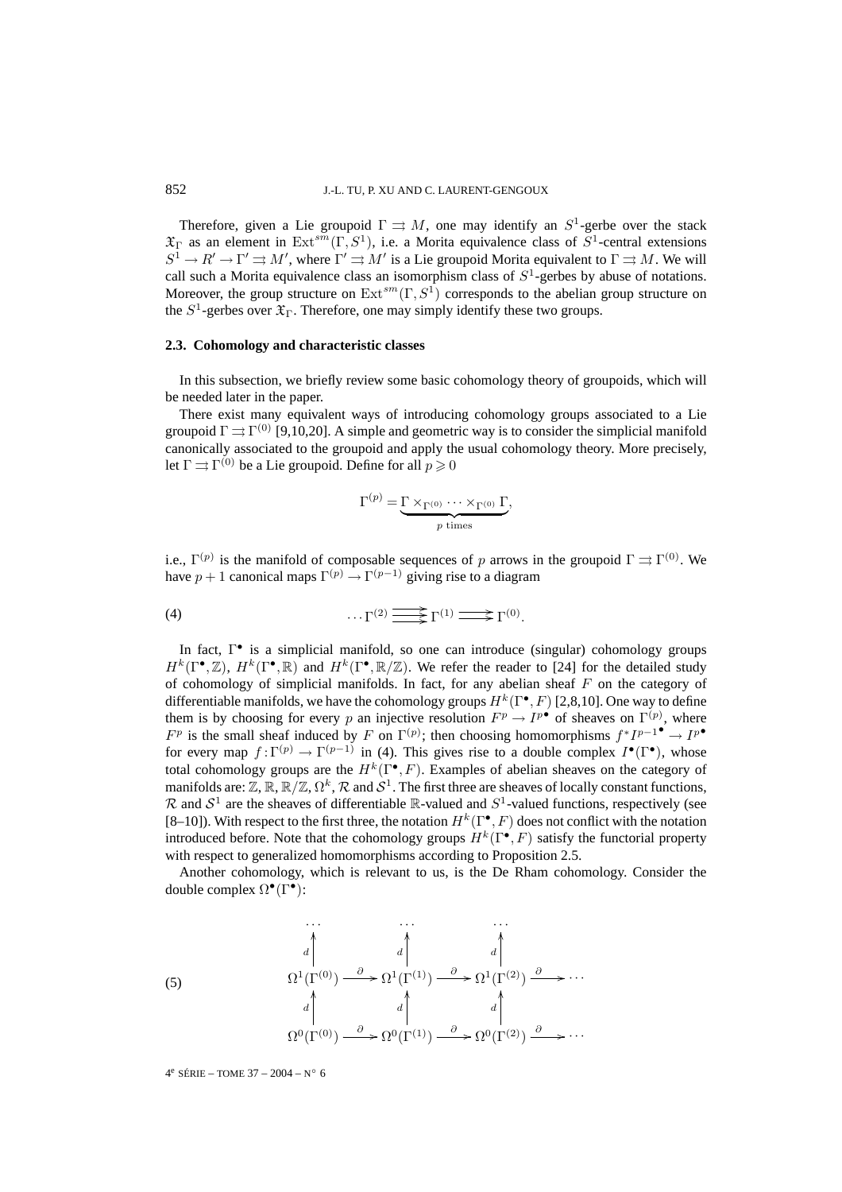Therefore, given a Lie groupoid $\Gamma \rightrightarrows M$, one may identify an $S^1$-gerbe over the stack $\mathfrak{X}_\Gamma$ as an element in $\mathrm{Ext}^{sm}(\Gamma, S^1)$, i.e. a Morita equivalence class of $S^1$-central extensions $S^1 \to R' \to \Gamma' \rightrightarrows M'$, where $\Gamma' \rightrightarrows M'$ is a Lie groupoid Morita equivalent to $\Gamma \rightrightarrows M$. We will call such a Morita equivalence class an isomorphism class of $S^1$-gerbes by abuse of notations. Moreover, the group structure on $\mathrm{Ext}^{sm}(\Gamma, S^1)$ corresponds to the abelian group structure on the $S^1$-gerbes over $\mathfrak{X}_\Gamma$. Therefore, one may simply identify these two groups.

### 2.3. Cohomology and characteristic classes

In this subsection, we briefly review some basic cohomology theory of groupoids, which will be needed later in the paper.

There exist many equivalent ways of introducing cohomology groups associated to a Lie groupoid $\Gamma \rightrightarrows \Gamma^{(0)}$ [9,10,20]. A simple and geometric way is to consider the simplicial manifold canonically associated to the groupoid and apply the usual cohomology theory. More precisely, let $\Gamma \rightrightarrows \Gamma^{(0)}$ be a Lie groupoid. Define for all $p \geqslant 0$

$$\Gamma^{(p)} = \underbrace{\Gamma \times_{\Gamma^{(0)}} \cdots \times_{\Gamma^{(0)}} \Gamma}_{p \text{ times}},$$

i.e., $\Gamma^{(p)}$ is the manifold of composable sequences of $p$ arrows in the groupoid $\Gamma \rightrightarrows \Gamma^{(0)}$. We have $p+1$ canonical maps $\Gamma^{(p)} \to \Gamma^{(p-1)}$ giving rise to a diagram

$$\cdots \Gamma^{(2)} \mathrel{\substack{\longrightarrow\\[-1ex]\longrightarrow\\[-1ex]\longrightarrow}} \Gamma^{(1)} \rightrightarrows \Gamma^{(0)}. \tag{4}$$

In fact, $\Gamma^\bullet$ is a simplicial manifold, so one can introduce (singular) cohomology groups $H^k(\Gamma^\bullet, \mathbb{Z})$, $H^k(\Gamma^\bullet, \mathbb{R})$ and $H^k(\Gamma^\bullet, \mathbb{R}/\mathbb{Z})$. We refer the reader to [24] for the detailed study of cohomology of simplicial manifolds. In fact, for any abelian sheaf $F$ on the category of differentiable manifolds, we have the cohomology groups $H^k(\Gamma^\bullet, F)$ [2,8,10]. One way to define them is by choosing for every $p$ an injective resolution $F^p \to I^{p\bullet}$ of sheaves on $\Gamma^{(p)}$, where $F^p$ is the small sheaf induced by $F$ on $\Gamma^{(p)}$; then choosing homomorphisms $f^* I^{p-1\bullet} \to I^{p\bullet}$ for every map $f : \Gamma^{(p)} \to \Gamma^{(p-1)}$ in (4). This gives rise to a double complex $I^\bullet(\Gamma^\bullet)$, whose total cohomology groups are the $H^k(\Gamma^\bullet, F)$. Examples of abelian sheaves on the category of manifolds are: $\mathbb{Z}$, $\mathbb{R}$, $\mathbb{R}/\mathbb{Z}$, $\Omega^k$, $\mathcal{R}$ and $\mathcal{S}^1$. The first three are sheaves of locally constant functions, $\mathcal{R}$ and $\mathcal{S}^1$ are the sheaves of differentiable $\mathbb{R}$-valued and $S^1$-valued functions, respectively (see [8–10]). With respect to the first three, the notation $H^k(\Gamma^\bullet, F)$ does not conflict with the notation introduced before. Note that the cohomology groups $H^k(\Gamma^\bullet, F)$ satisfy the functorial property with respect to generalized homomorphisms according to Proposition 2.5.

Another cohomology, which is relevant to us, is the De Rham cohomology. Consider the double complex $\Omega^\bullet(\Gamma^\bullet)$:

$$\begin{array}{ccccccc}
\cdots & & \cdots & & \cdots & & \\
\uparrow d & & \uparrow d & & \uparrow d & & \\
\Omega^1(\Gamma^{(0)}) & \xrightarrow{\partial} & \Omega^1(\Gamma^{(1)}) & \xrightarrow{\partial} & \Omega^1(\Gamma^{(2)}) & \xrightarrow{\partial} & \cdots \\
\uparrow d & & \uparrow d & & \uparrow d & & \\
\Omega^0(\Gamma^{(0)}) & \xrightarrow{\partial} & \Omega^0(\Gamma^{(1)}) & \xrightarrow{\partial} & \Omega^0(\Gamma^{(2)}) & \xrightarrow{\partial} & \cdots
\end{array} \tag{5}$$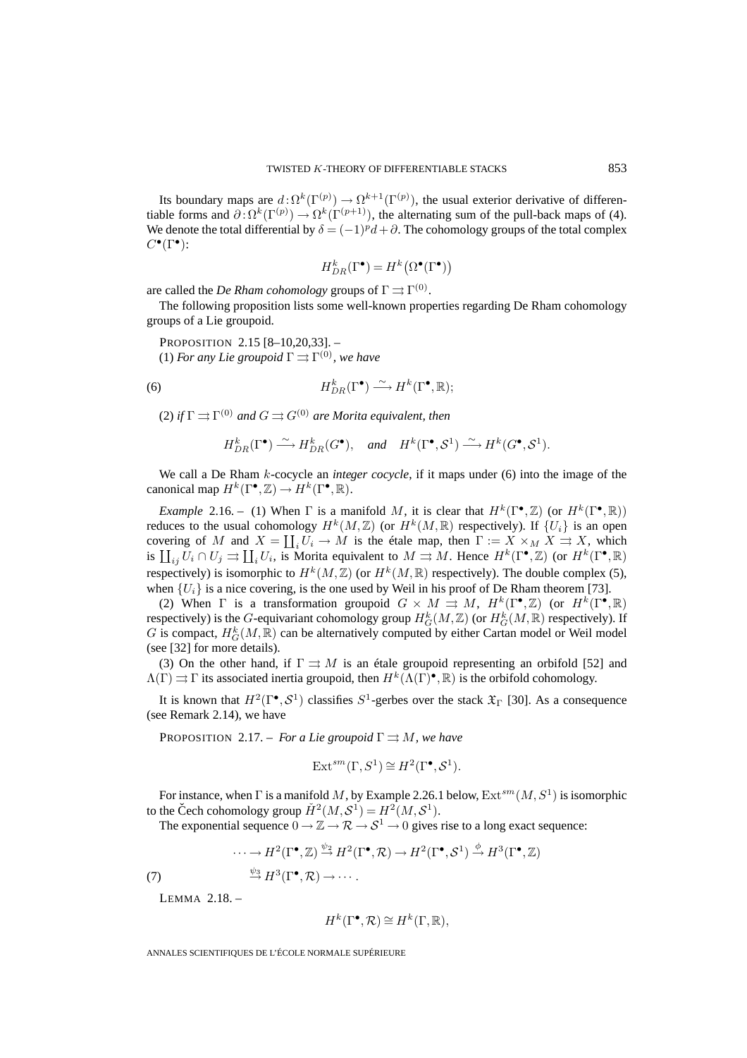Its boundary maps are $d:\Omega^k(\Gamma^{(p)}) \to \Omega^{k+1}(\Gamma^{(p)})$, the usual exterior derivative of differentiable forms and $\partial:\Omega^k(\Gamma^{(p)}) \to \Omega^k(\Gamma^{(p+1)})$, the alternating sum of the pull-back maps of (4). We denote the total differential by $\delta = (-1)^p d + \partial$. The cohomology groups of the total complex $C^\bullet(\Gamma^\bullet)$:

$$H^k_{DR}(\Gamma^\bullet) = H^k\big(\Omega^\bullet(\Gamma^\bullet)\big)$$

are called the *De Rham cohomology* groups of $\Gamma \rightrightarrows \Gamma^{(0)}$.

The following proposition lists some well-known properties regarding De Rham cohomology groups of a Lie groupoid.

PROPOSITION 2.15 [8–10,20,33]. –
(1) *For any Lie groupoid $\Gamma \rightrightarrows \Gamma^{(0)}$, we have*

$$H^k_{DR}(\Gamma^\bullet) \xrightarrow{\sim} H^k(\Gamma^\bullet, \mathbb{R}); \tag{6}$$

(2) *if $\Gamma \rightrightarrows \Gamma^{(0)}$ and $G \rightrightarrows G^{(0)}$ are Morita equivalent, then*

$$H^k_{DR}(\Gamma^\bullet) \xrightarrow{\sim} H^k_{DR}(G^\bullet), \quad \textit{and} \quad H^k(\Gamma^\bullet, \mathcal{S}^1) \xrightarrow{\sim} H^k(G^\bullet, \mathcal{S}^1).$$

We call a De Rham $k$-cocycle an *integer cocycle*, if it maps under (6) into the image of the canonical map $H^k(\Gamma^\bullet, \mathbb{Z}) \to H^k(\Gamma^\bullet, \mathbb{R})$.

*Example* 2.16. – (1) When $\Gamma$ is a manifold $M$, it is clear that $H^k(\Gamma^\bullet, \mathbb{Z})$ (or $H^k(\Gamma^\bullet, \mathbb{R})$) reduces to the usual cohomology $H^k(M, \mathbb{Z})$ (or $H^k(M, \mathbb{R})$ respectively). If $\{U_i\}$ is an open covering of $M$ and $X = \coprod_i U_i \to M$ is the étale map, then $\Gamma := X \times_M X \rightrightarrows X$, which is $\coprod_{ij} U_i \cap U_j \rightrightarrows \coprod_i U_i$, is Morita equivalent to $M \rightrightarrows M$. Hence $H^k(\Gamma^\bullet, \mathbb{Z})$ (or $H^k(\Gamma^\bullet, \mathbb{R})$ respectively) is isomorphic to $H^k(M, \mathbb{Z})$ (or $H^k(M, \mathbb{R})$ respectively). The double complex (5), when $\{U_i\}$ is a nice covering, is the one used by Weil in his proof of De Rham theorem [73].

(2) When $\Gamma$ is a transformation groupoid $G \times M \rightrightarrows M$, $H^k(\Gamma^\bullet, \mathbb{Z})$ (or $H^k(\Gamma^\bullet, \mathbb{R})$ respectively) is the $G$-equivariant cohomology group $H^k_G(M, \mathbb{Z})$ (or $H^k_G(M, \mathbb{R})$ respectively). If $G$ is compact, $H^k_G(M, \mathbb{R})$ can be alternatively computed by either Cartan model or Weil model (see [32] for more details).

(3) On the other hand, if $\Gamma \rightrightarrows M$ is an étale groupoid representing an orbifold [52] and $\Lambda(\Gamma) \rightrightarrows \Gamma$ its associated inertia groupoid, then $H^k(\Lambda(\Gamma)^\bullet, \mathbb{R})$ is the orbifold cohomology.

It is known that $H^2(\Gamma^\bullet, \mathcal{S}^1)$ classifies $S^1$-gerbes over the stack $\mathfrak{X}_\Gamma$ [30]. As a consequence (see Remark 2.14), we have

PROPOSITION 2.17. – *For a Lie groupoid $\Gamma \rightrightarrows M$, we have*

$$\mathrm{Ext}^{sm}(\Gamma, S^1) \cong H^2(\Gamma^\bullet, \mathcal{S}^1).$$

For instance, when $\Gamma$ is a manifold $M$, by Example 2.26.1 below, $\mathrm{Ext}^{sm}(M, S^1)$ is isomorphic to the Čech cohomology group $\check{H}^2(M, \mathcal{S}^1) = H^2(M, \mathcal{S}^1)$.

The exponential sequence $0 \to \mathbb{Z} \to \mathcal{R} \to \mathcal{S}^1 \to 0$ gives rise to a long exact sequence:

$$\begin{aligned} \cdots \to H^2(\Gamma^\bullet, \mathbb{Z}) &\xrightarrow{\psi_2} H^2(\Gamma^\bullet, \mathcal{R}) \to H^2(\Gamma^\bullet, \mathcal{S}^1) \xrightarrow{\phi} H^3(\Gamma^\bullet, \mathbb{Z}) \\ &\xrightarrow{\psi_3} H^3(\Gamma^\bullet, \mathcal{R}) \to \cdots . \end{aligned} \tag{7}$$

LEMMA 2.18. –

$$H^k(\Gamma^\bullet, \mathcal{R}) \cong H^k(\Gamma, \mathbb{R}),$$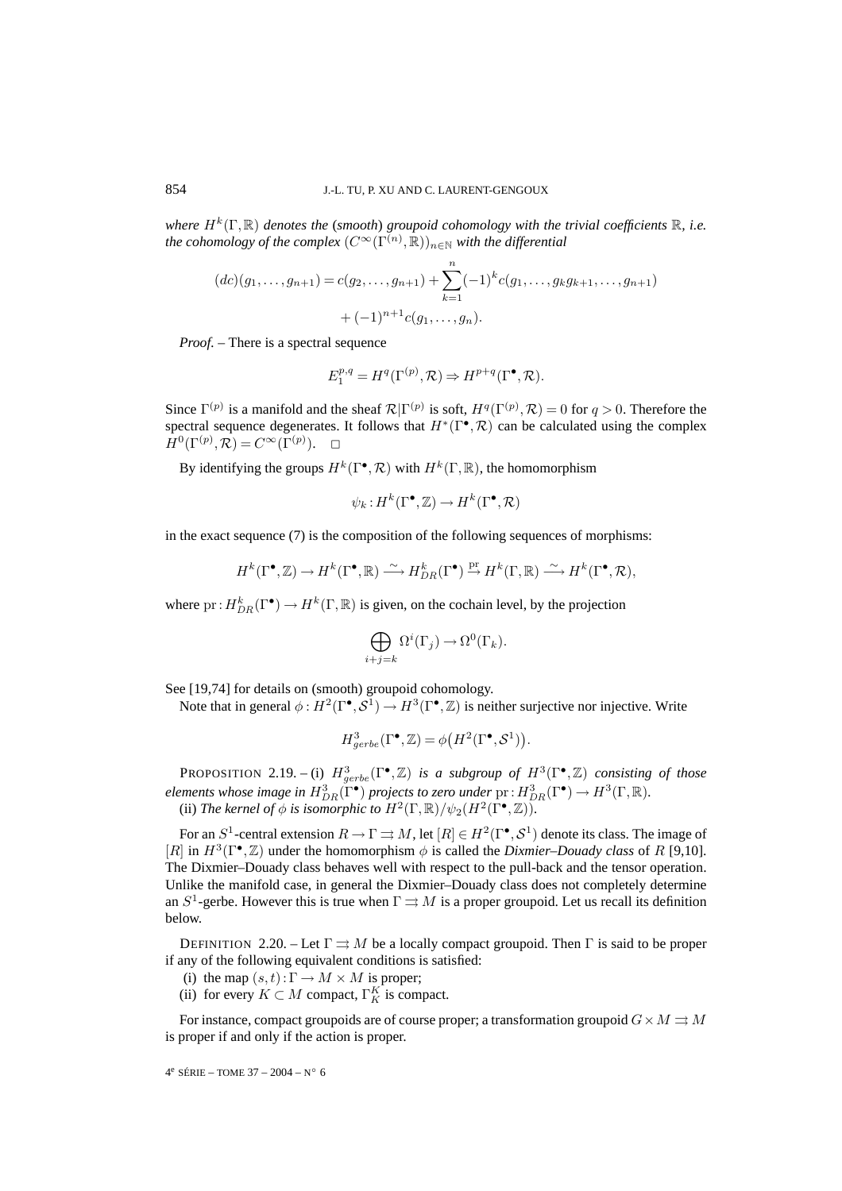*where $H^k(\Gamma,\mathbb{R})$ denotes the (smooth) groupoid cohomology with the trivial coefficients $\mathbb{R}$, i.e. the cohomology of the complex $(C^\infty(\Gamma^{(n)},\mathbb{R}))_{n\in\mathbb{N}}$ with the differential*

$$(dc)(g_1,\dots,g_{n+1}) = c(g_2,\dots,g_{n+1}) + \sum_{k=1}^{n}(-1)^k c(g_1,\dots,g_k g_{k+1},\dots,g_{n+1}) + (-1)^{n+1}c(g_1,\dots,g_n).$$

*Proof.* – There is a spectral sequence

$$E_1^{p,q} = H^q(\Gamma^{(p)},\mathcal{R}) \Rightarrow H^{p+q}(\Gamma^\bullet,\mathcal{R}).$$

Since $\Gamma^{(p)}$ is a manifold and the sheaf $\mathcal{R}|\Gamma^{(p)}$ is soft, $H^q(\Gamma^{(p)},\mathcal{R}) = 0$ for $q>0$. Therefore the spectral sequence degenerates. It follows that $H^*(\Gamma^\bullet,\mathcal{R})$ can be calculated using the complex $H^0(\Gamma^{(p)},\mathcal{R}) = C^\infty(\Gamma^{(p)})$. □

By identifying the groups $H^k(\Gamma^\bullet,\mathcal{R})$ with $H^k(\Gamma,\mathbb{R})$, the homomorphism

$$\psi_k : H^k(\Gamma^\bullet,\mathbb{Z}) \to H^k(\Gamma^\bullet,\mathcal{R})$$

in the exact sequence (7) is the composition of the following sequences of morphisms:

$$H^k(\Gamma^\bullet,\mathbb{Z}) \to H^k(\Gamma^\bullet,\mathbb{R}) \xrightarrow{\sim} H^k_{DR}(\Gamma^\bullet) \xrightarrow{\mathrm{pr}} H^k(\Gamma,\mathbb{R}) \xrightarrow{\sim} H^k(\Gamma^\bullet,\mathcal{R}),$$

where $\mathrm{pr}: H^k_{DR}(\Gamma^\bullet) \to H^k(\Gamma,\mathbb{R})$ is given, on the cochain level, by the projection

$$\bigoplus_{i+j=k}\Omega^i(\Gamma_j) \to \Omega^0(\Gamma_k).$$

See [19,74] for details on (smooth) groupoid cohomology.

Note that in general $\phi: H^2(\Gamma^\bullet,\mathcal{S}^1) \to H^3(\Gamma^\bullet,\mathbb{Z})$ is neither surjective nor injective. Write

$$H^3_{gerbe}(\Gamma^\bullet,\mathbb{Z}) = \phi\big(H^2(\Gamma^\bullet,\mathcal{S}^1)\big).$$

PROPOSITION 2.19. – (i) *$H^3_{gerbe}(\Gamma^\bullet,\mathbb{Z})$ is a subgroup of $H^3(\Gamma^\bullet,\mathbb{Z})$ consisting of those elements whose image in $H^3_{DR}(\Gamma^\bullet)$ projects to zero under $\mathrm{pr}: H^3_{DR}(\Gamma^\bullet) \to H^3(\Gamma,\mathbb{R})$.*

(ii) *The kernel of $\phi$ is isomorphic to $H^2(\Gamma,\mathbb{R})/\psi_2(H^2(\Gamma^\bullet,\mathbb{Z}))$.*

For an $S^1$-central extension $R\to\Gamma\rightrightarrows M$, let $[R]\in H^2(\Gamma^\bullet,\mathcal{S}^1)$ denote its class. The image of $[R]$ in $H^3(\Gamma^\bullet,\mathbb{Z})$ under the homomorphism $\phi$ is called the *Dixmier–Douady class* of $R$ [9,10]. The Dixmier–Douady class behaves well with respect to the pull-back and the tensor operation. Unlike the manifold case, in general the Dixmier–Douady class does not completely determine an $S^1$-gerbe. However this is true when $\Gamma\rightrightarrows M$ is a proper groupoid. Let us recall its definition below.

DEFINITION 2.20. – Let $\Gamma\rightrightarrows M$ be a locally compact groupoid. Then $\Gamma$ is said to be proper if any of the following equivalent conditions is satisfied:

(i) the map $(s,t):\Gamma\to M\times M$ is proper;

(ii) for every $K\subset M$ compact, $\Gamma_K^K$ is compact.

For instance, compact groupoids are of course proper; a transformation groupoid $G\times M\rightrightarrows M$ is proper if and only if the action is proper.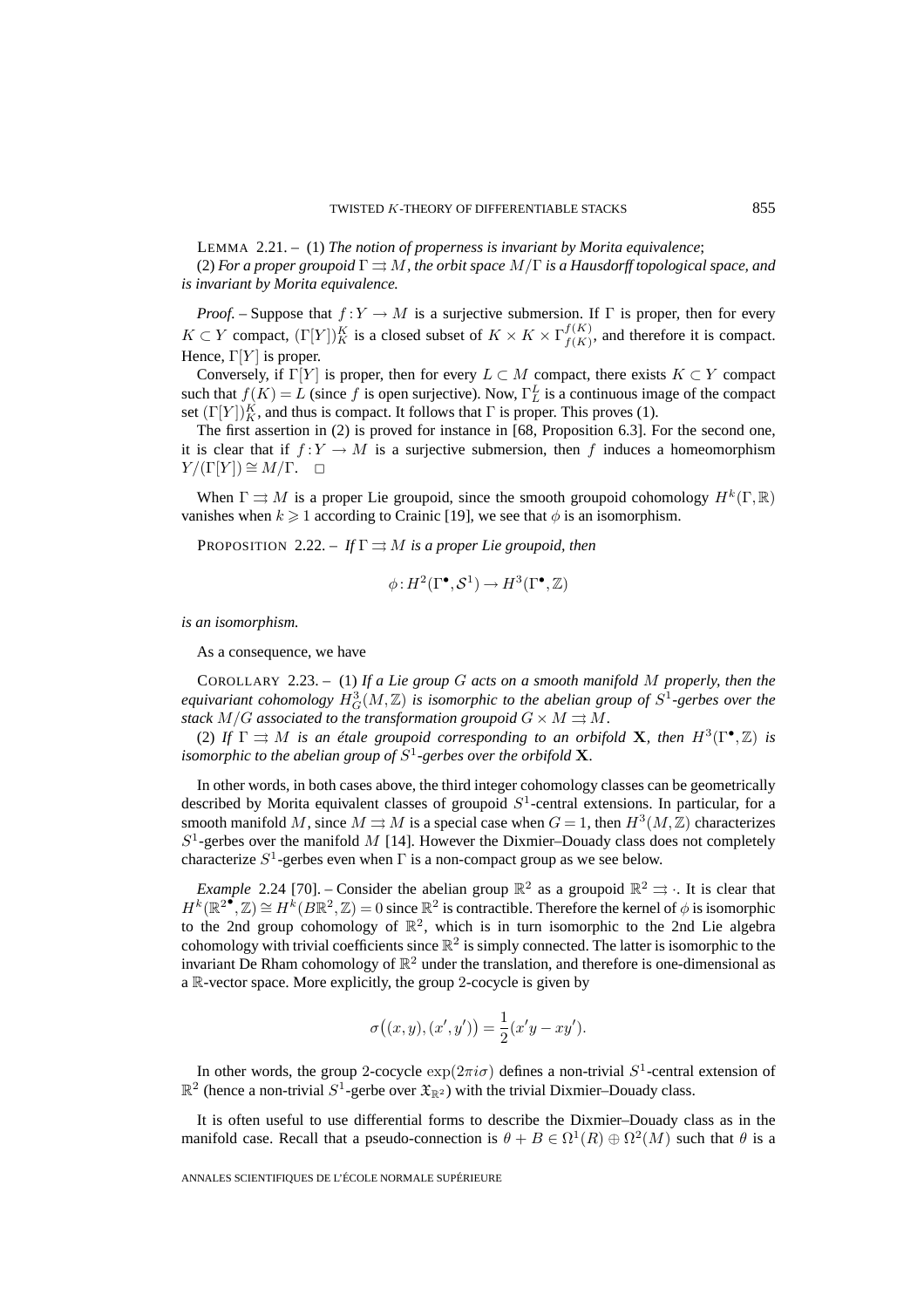LEMMA 2.21. – (1) *The notion of properness is invariant by Morita equivalence*;

(2) *For a proper groupoid $\Gamma \rightrightarrows M$, the orbit space $M/\Gamma$ is a Hausdorff topological space, and is invariant by Morita equivalence.*

*Proof.* – Suppose that $f: Y \to M$ is a surjective submersion. If $\Gamma$ is proper, then for every $K \subset Y$ compact, $(\Gamma[Y])_K^K$ is a closed subset of $K \times K \times \Gamma_{f(K)}^{f(K)}$, and therefore it is compact. Hence, $\Gamma[Y]$ is proper.

Conversely, if $\Gamma[Y]$ is proper, then for every $L \subset M$ compact, there exists $K \subset Y$ compact such that $f(K) = L$ (since $f$ is open surjective). Now, $\Gamma_L^L$ is a continuous image of the compact set $(\Gamma[Y])_K^K$, and thus is compact. It follows that $\Gamma$ is proper. This proves (1).

The first assertion in (2) is proved for instance in [68, Proposition 6.3]. For the second one, it is clear that if $f: Y \to M$ is a surjective submersion, then $f$ induces a homeomorphism $Y/(\Gamma[Y]) \cong M/\Gamma$. □

When $\Gamma \rightrightarrows M$ is a proper Lie groupoid, since the smooth groupoid cohomology $H^k(\Gamma, \mathbb{R})$ vanishes when $k \geqslant 1$ according to Crainic [19], we see that $\phi$ is an isomorphism.

PROPOSITION 2.22. – *If $\Gamma \rightrightarrows M$ is a proper Lie groupoid, then*

$$\phi: H^2(\Gamma^\bullet, \mathcal{S}^1) \to H^3(\Gamma^\bullet, \mathbb{Z})$$

*is an isomorphism.*

As a consequence, we have

COROLLARY 2.23. – (1) *If a Lie group $G$ acts on a smooth manifold $M$ properly, then the equivariant cohomology $H^3_G(M, \mathbb{Z})$ is isomorphic to the abelian group of $S^1$-gerbes over the stack $M/G$ associated to the transformation groupoid $G \times M \rightrightarrows M$.*

(2) *If $\Gamma \rightrightarrows M$ is an étale groupoid corresponding to an orbifold $\mathbf{X}$, then $H^3(\Gamma^\bullet, \mathbb{Z})$ is isomorphic to the abelian group of $S^1$-gerbes over the orbifold $\mathbf{X}$.*

In other words, in both cases above, the third integer cohomology classes can be geometrically described by Morita equivalent classes of groupoid $S^1$-central extensions. In particular, for a smooth manifold $M$, since $M \rightrightarrows M$ is a special case when $G = 1$, then $H^3(M, \mathbb{Z})$ characterizes $S^1$-gerbes over the manifold $M$ [14]. However the Dixmier–Douady class does not completely characterize $S^1$-gerbes even when $\Gamma$ is a non-compact group as we see below.

*Example* 2.24 [70]. – Consider the abelian group $\mathbb{R}^2$ as a groupoid $\mathbb{R}^2 \rightrightarrows \cdot$. It is clear that $H^k(\mathbb{R}^{2^\bullet}, \mathbb{Z}) \cong H^k(B\mathbb{R}^2, \mathbb{Z}) = 0$ since $\mathbb{R}^2$ is contractible. Therefore the kernel of $\phi$ is isomorphic to the 2nd group cohomology of $\mathbb{R}^2$, which is in turn isomorphic to the 2nd Lie algebra cohomology with trivial coefficients since $\mathbb{R}^2$ is simply connected. The latter is isomorphic to the invariant De Rham cohomology of $\mathbb{R}^2$ under the translation, and therefore is one-dimensional as a $\mathbb{R}$-vector space. More explicitly, the group 2-cocycle is given by

$$\sigma\big((x,y),(x',y')\big) = \frac{1}{2}(x'y - xy').$$

In other words, the group 2-cocycle $\exp(2\pi i\sigma)$ defines a non-trivial $S^1$-central extension of $\mathbb{R}^2$ (hence a non-trivial $S^1$-gerbe over $\mathfrak{X}_{\mathbb{R}^2}$) with the trivial Dixmier–Douady class.

It is often useful to use differential forms to describe the Dixmier–Douady class as in the manifold case. Recall that a pseudo-connection is $\theta + B \in \Omega^1(R) \oplus \Omega^2(M)$ such that $\theta$ is a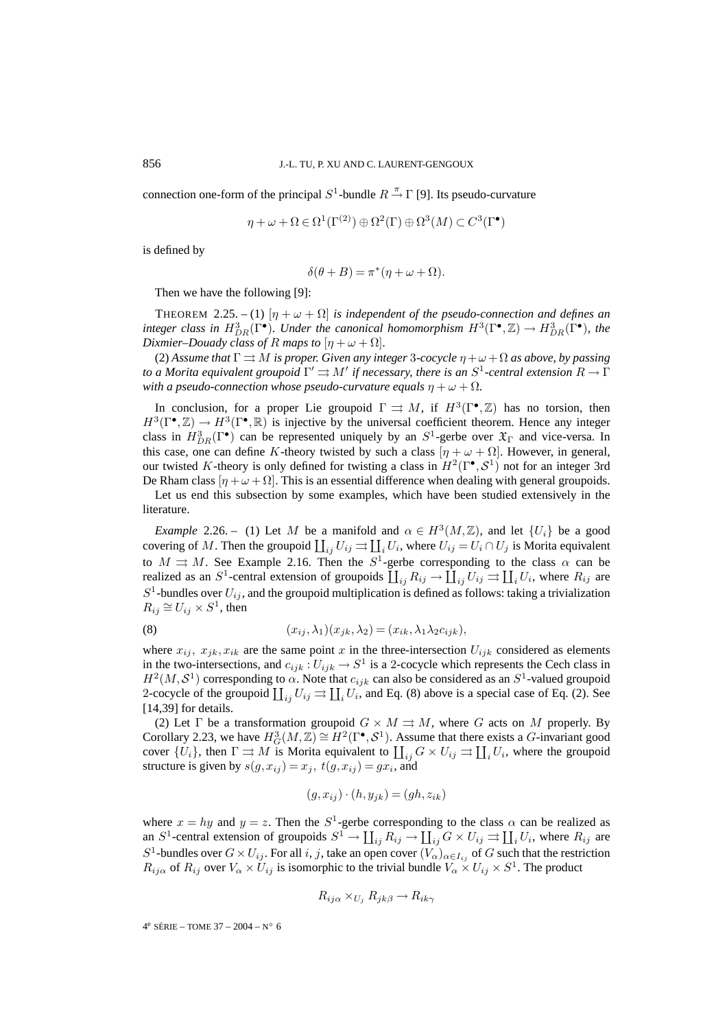connection one-form of the principal $S^1$-bundle $R \xrightarrow{\pi} \Gamma$ [9]. Its pseudo-curvature

$$\eta + \omega + \Omega \in \Omega^1(\Gamma^{(2)}) \oplus \Omega^2(\Gamma) \oplus \Omega^3(M) \subset C^3(\Gamma^\bullet)$$

is defined by

$$\delta(\theta + B) = \pi^*(\eta + \omega + \Omega).$$

Then we have the following [9]:

THEOREM 2.25. – (1) *$[\eta + \omega + \Omega]$ is independent of the pseudo-connection and defines an integer class in $H^3_{DR}(\Gamma^\bullet)$. Under the canonical homomorphism $H^3(\Gamma^\bullet, \mathbb{Z}) \to H^3_{DR}(\Gamma^\bullet)$, the Dixmier–Douady class of $R$ maps to $[\eta + \omega + \Omega]$.*

(2) *Assume that $\Gamma \rightrightarrows M$ is proper. Given any integer 3-cocycle $\eta + \omega + \Omega$ as above, by passing to a Morita equivalent groupoid $\Gamma' \rightrightarrows M'$ if necessary, there is an $S^1$-central extension $R \to \Gamma$ with a pseudo-connection whose pseudo-curvature equals $\eta + \omega + \Omega$.*

In conclusion, for a proper Lie groupoid $\Gamma \rightrightarrows M$, if $H^3(\Gamma^\bullet, \mathbb{Z})$ has no torsion, then $H^3(\Gamma^\bullet, \mathbb{Z}) \to H^3(\Gamma^\bullet, \mathbb{R})$ is injective by the universal coefficient theorem. Hence any integer class in $H^3_{DR}(\Gamma^\bullet)$ can be represented uniquely by an $S^1$-gerbe over $\mathfrak{X}_\Gamma$ and vice-versa. In this case, one can define $K$-theory twisted by such a class $[\eta + \omega + \Omega]$. However, in general, our twisted $K$-theory is only defined for twisting a class in $H^2(\Gamma^\bullet, \mathcal{S}^1)$ not for an integer 3rd De Rham class $[\eta + \omega + \Omega]$. This is an essential difference when dealing with general groupoids.

Let us end this subsection by some examples, which have been studied extensively in the literature.

*Example* 2.26. – (1) Let $M$ be a manifold and $\alpha \in H^3(M, \mathbb{Z})$, and let $\{U_i\}$ be a good covering of $M$. Then the groupoid $\coprod_{ij} U_{ij} \rightrightarrows \coprod_i U_i$, where $U_{ij} = U_i \cap U_j$ is Morita equivalent to $M \rightrightarrows M$. See Example 2.16. Then the $S^1$-gerbe corresponding to the class $\alpha$ can be realized as an $S^1$-central extension of groupoids $\coprod_{ij} R_{ij} \to \coprod_{ij} U_{ij} \rightrightarrows \coprod_i U_i$, where $R_{ij}$ are $S^1$-bundles over $U_{ij}$, and the groupoid multiplication is defined as follows: taking a trivialization $R_{ij} \cong U_{ij} \times S^1$, then

$$(x_{ij}, \lambda_1)(x_{jk}, \lambda_2) = (x_{ik}, \lambda_1 \lambda_2 c_{ijk}), \tag{8}$$

where $x_{ij},\ x_{jk}, x_{ik}$ are the same point $x$ in the three-intersection $U_{ijk}$ considered as elements in the two-intersections, and $c_{ijk} : U_{ijk} \to S^1$ is a 2-cocycle which represents the Cech class in $H^2(M, \mathcal{S}^1)$ corresponding to $\alpha$. Note that $c_{ijk}$ can also be considered as an $S^1$-valued groupoid 2-cocycle of the groupoid $\coprod_{ij} U_{ij} \rightrightarrows \coprod_i U_i$, and Eq. (8) above is a special case of Eq. (2). See [14,39] for details.

(2) Let $\Gamma$ be a transformation groupoid $G \times M \rightrightarrows M$, where $G$ acts on $M$ properly. By Corollary 2.23, we have $H^3_G(M, \mathbb{Z}) \cong H^2(\Gamma^\bullet, \mathcal{S}^1)$. Assume that there exists a $G$-invariant good cover $\{U_i\}$, then $\Gamma \rightrightarrows M$ is Morita equivalent to $\coprod_{ij} G \times U_{ij} \rightrightarrows \coprod_i U_i$, where the groupoid structure is given by $s(g, x_{ij}) = x_j,\ t(g, x_{ij}) = gx_i$, and

$$(g, x_{ij}) \cdot (h, y_{jk}) = (gh, z_{ik})$$

where $x = hy$ and $y = z$. Then the $S^1$-gerbe corresponding to the class $\alpha$ can be realized as an $S^1$-central extension of groupoids $S^1 \to \coprod_{ij} R_{ij} \to \coprod_{ij} G \times U_{ij} \rightrightarrows \coprod_i U_i$, where $R_{ij}$ are $S^1$-bundles over $G \times U_{ij}$. For all $i$, $j$, take an open cover $(V_\alpha)_{\alpha \in I_{ij}}$ of $G$ such that the restriction $R_{ij\alpha}$ of $R_{ij}$ over $V_\alpha \times U_{ij}$ is isomorphic to the trivial bundle $V_\alpha \times U_{ij} \times S^1$. The product

$$R_{ij\alpha} \times_{U_j} R_{jk\beta} \to R_{ik\gamma}$$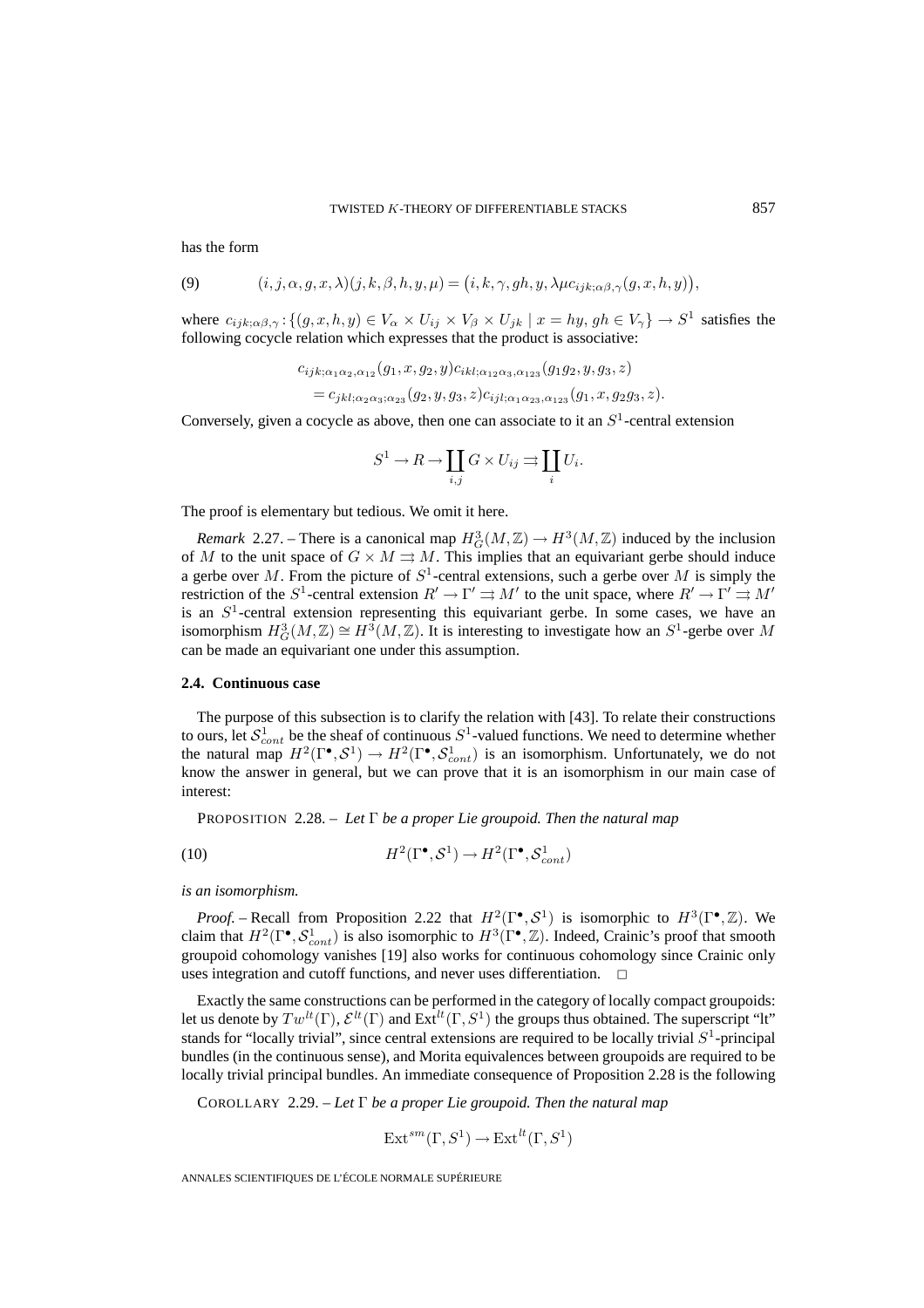has the form

$$(9) \qquad (i,j,\alpha,g,x,\lambda)(j,k,\beta,h,y,\mu) = \big(i,k,\gamma,gh,y,\lambda\mu c_{ijk;\alpha\beta,\gamma}(g,x,h,y)\big),$$

where $c_{ijk;\alpha\beta,\gamma} : \{(g,x,h,y) \in V_\alpha \times U_{ij} \times V_\beta \times U_{jk} \mid x = hy,\, gh \in V_\gamma\} \to S^1$ satisfies the following cocycle relation which expresses that the product is associative:

$$\begin{aligned} &c_{ijk;\alpha_1\alpha_2,\alpha_{12}}(g_1,x,g_2,y)c_{ikl;\alpha_{12}\alpha_3,\alpha_{123}}(g_1g_2,y,g_3,z) \\ &\quad = c_{jkl;\alpha_2\alpha_3;\alpha_{23}}(g_2,y,g_3,z)c_{ijl;\alpha_1\alpha_{23},\alpha_{123}}(g_1,x,g_2g_3,z). \end{aligned}$$

Conversely, given a cocycle as above, then one can associate to it an $S^1$-central extension

$$S^1 \to R \to \coprod_{i,j} G \times U_{ij} \rightrightarrows \coprod_i U_i.$$

The proof is elementary but tedious. We omit it here.

*Remark* 2.27. – There is a canonical map $H^3_G(M,\mathbb{Z}) \to H^3(M,\mathbb{Z})$ induced by the inclusion of $M$ to the unit space of $G \times M \rightrightarrows M$. This implies that an equivariant gerbe should induce a gerbe over $M$. From the picture of $S^1$-central extensions, such a gerbe over $M$ is simply the restriction of the $S^1$-central extension $R' \to \Gamma' \rightrightarrows M'$ to the unit space, where $R' \to \Gamma' \rightrightarrows M'$ is an $S^1$-central extension representing this equivariant gerbe. In some cases, we have an isomorphism $H^3_G(M,\mathbb{Z}) \cong H^3(M,\mathbb{Z})$. It is interesting to investigate how an $S^1$-gerbe over $M$ can be made an equivariant one under this assumption.

### 2.4. Continuous case

The purpose of this subsection is to clarify the relation with [43]. To relate their constructions to ours, let $\mathcal{S}^1_{cont}$ be the sheaf of continuous $S^1$-valued functions. We need to determine whether the natural map $H^2(\Gamma^\bullet, \mathcal{S}^1) \to H^2(\Gamma^\bullet, \mathcal{S}^1_{cont})$ is an isomorphism. Unfortunately, we do not know the answer in general, but we can prove that it is an isomorphism in our main case of interest:

PROPOSITION 2.28. – *Let $\Gamma$ be a proper Lie groupoid. Then the natural map*

$$(10) \qquad H^2(\Gamma^\bullet, \mathcal{S}^1) \to H^2(\Gamma^\bullet, \mathcal{S}^1_{cont})$$

*is an isomorphism.*

*Proof.* – Recall from Proposition 2.22 that $H^2(\Gamma^\bullet, \mathcal{S}^1)$ is isomorphic to $H^3(\Gamma^\bullet, \mathbb{Z})$. We claim that $H^2(\Gamma^\bullet, \mathcal{S}^1_{cont})$ is also isomorphic to $H^3(\Gamma^\bullet, \mathbb{Z})$. Indeed, Crainic's proof that smooth groupoid cohomology vanishes [19] also works for continuous cohomology since Crainic only uses integration and cutoff functions, and never uses differentiation. □

Exactly the same constructions can be performed in the category of locally compact groupoids: let us denote by $Tw^{lt}(\Gamma)$, $\mathcal{E}^{lt}(\Gamma)$ and $\mathrm{Ext}^{lt}(\Gamma, S^1)$ the groups thus obtained. The superscript "lt" stands for "locally trivial", since central extensions are required to be locally trivial $S^1$-principal bundles (in the continuous sense), and Morita equivalences between groupoids are required to be locally trivial principal bundles. An immediate consequence of Proposition 2.28 is the following

COROLLARY 2.29. – *Let $\Gamma$ be a proper Lie groupoid. Then the natural map*

$$\mathrm{Ext}^{sm}(\Gamma, S^1) \to \mathrm{Ext}^{lt}(\Gamma, S^1)$$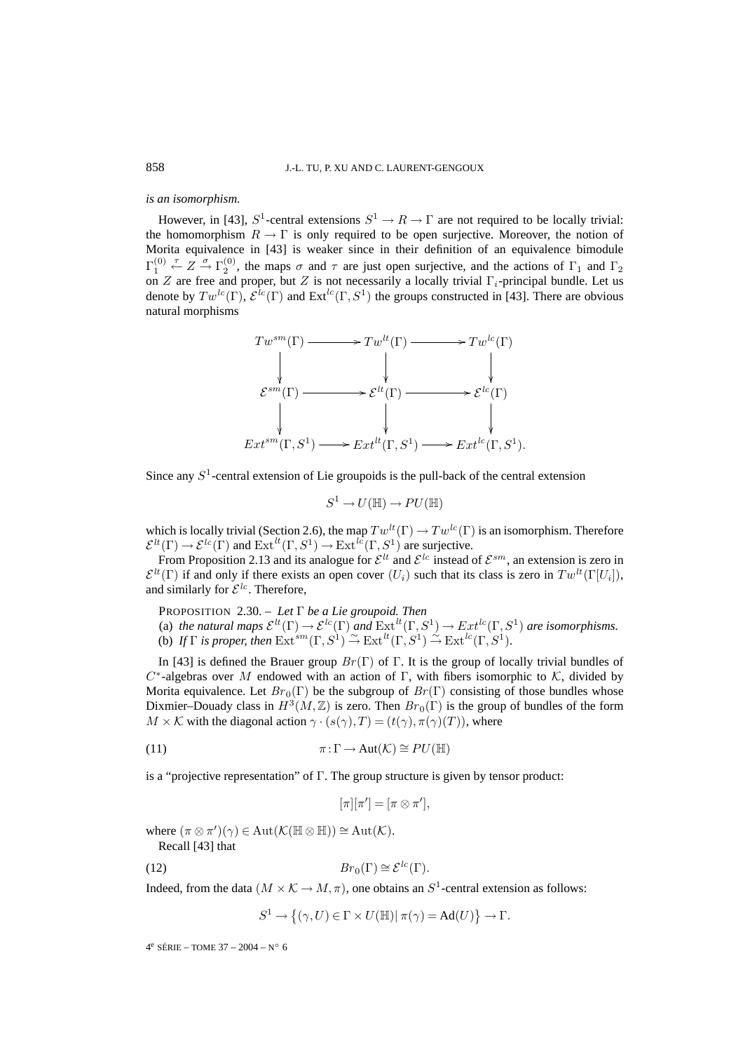*is an isomorphism.*

However, in [43], $S^1$-central extensions $S^1 \to R \to \Gamma$ are not required to be locally trivial: the homomorphism $R \to \Gamma$ is only required to be open surjective. Moreover, the notion of Morita equivalence in [43] is weaker since in their definition of an equivalence bimodule $\Gamma_1^{(0)} \overset{\tau}{\leftarrow} Z \overset{\sigma}{\rightarrow} \Gamma_2^{(0)}$, the maps $\sigma$ and $\tau$ are just open surjective, and the actions of $\Gamma_1$ and $\Gamma_2$ on $Z$ are free and proper, but $Z$ is not necessarily a locally trivial $\Gamma_i$-principal bundle. Let us denote by $Tw^{lc}(\Gamma)$, $\mathcal{E}^{lc}(\Gamma)$ and $\mathrm{Ext}^{lc}(\Gamma, S^1)$ the groups constructed in [43]. There are obvious natural morphisms

$$\begin{array}{ccccc}
Tw^{sm}(\Gamma) & \longrightarrow & Tw^{lt}(\Gamma) & \longrightarrow & Tw^{lc}(\Gamma) \\
\downarrow & & \downarrow & & \downarrow \\
\mathcal{E}^{sm}(\Gamma) & \longrightarrow & \mathcal{E}^{lt}(\Gamma) & \longrightarrow & \mathcal{E}^{lc}(\Gamma) \\
\downarrow & & \downarrow & & \downarrow \\
Ext^{sm}(\Gamma, S^1) & \longrightarrow & Ext^{lt}(\Gamma, S^1) & \longrightarrow & Ext^{lc}(\Gamma, S^1).
\end{array}$$

Since any $S^1$-central extension of Lie groupoids is the pull-back of the central extension

$$S^1 \to U(\mathbb{H}) \to PU(\mathbb{H})$$

which is locally trivial (Section 2.6), the map $Tw^{lt}(\Gamma) \to Tw^{lc}(\Gamma)$ is an isomorphism. Therefore $\mathcal{E}^{lt}(\Gamma) \to \mathcal{E}^{lc}(\Gamma)$ and $\mathrm{Ext}^{lt}(\Gamma, S^1) \to \mathrm{Ext}^{lc}(\Gamma, S^1)$ are surjective.

From Proposition 2.13 and its analogue for $\mathcal{E}^{lt}$ and $\mathcal{E}^{lc}$ instead of $\mathcal{E}^{sm}$, an extension is zero in $\mathcal{E}^{lt}(\Gamma)$ if and only if there exists an open cover $(U_i)$ such that its class is zero in $Tw^{lt}(\Gamma[U_i])$, and similarly for $\mathcal{E}^{lc}$. Therefore,

PROPOSITION 2.30. – *Let $\Gamma$ be a Lie groupoid. Then*
(a) *the natural maps $\mathcal{E}^{lt}(\Gamma) \to \mathcal{E}^{lc}(\Gamma)$ and $\mathrm{Ext}^{lt}(\Gamma, S^1) \to Ext^{lc}(\Gamma, S^1)$ are isomorphisms.*
(b) *If $\Gamma$ is proper, then $\mathrm{Ext}^{sm}(\Gamma, S^1) \xrightarrow{\sim} \mathrm{Ext}^{lt}(\Gamma, S^1) \xrightarrow{\sim} \mathrm{Ext}^{lc}(\Gamma, S^1)$.*

In [43] is defined the Brauer group $Br(\Gamma)$ of $\Gamma$. It is the group of locally trivial bundles of $C^*$-algebras over $M$ endowed with an action of $\Gamma$, with fibers isomorphic to $\mathcal{K}$, divided by Morita equivalence. Let $Br_0(\Gamma)$ be the subgroup of $Br(\Gamma)$ consisting of those bundles whose Dixmier–Douady class in $H^3(M, \mathbb{Z})$ is zero. Then $Br_0(\Gamma)$ is the group of bundles of the form $M \times \mathcal{K}$ with the diagonal action $\gamma \cdot (s(\gamma), T) = (t(\gamma), \pi(\gamma)(T))$, where

$$\pi : \Gamma \to \mathrm{Aut}(\mathcal{K}) \cong PU(\mathbb{H}) \tag{11}$$

is a "projective representation" of $\Gamma$. The group structure is given by tensor product:

$$[\pi][\pi'] = [\pi \otimes \pi'],$$

where $(\pi \otimes \pi')(\gamma) \in \mathrm{Aut}(\mathcal{K}(\mathbb{H} \otimes \mathbb{H})) \cong \mathrm{Aut}(\mathcal{K})$.

Recall [43] that

$$Br_0(\Gamma) \cong \mathcal{E}^{lc}(\Gamma). \tag{12}$$

Indeed, from the data $(M \times \mathcal{K} \to M, \pi)$, one obtains an $S^1$-central extension as follows:

$$S^1 \to \{(\gamma, U) \in \Gamma \times U(\mathbb{H}) \mid \pi(\gamma) = \mathrm{Ad}(U)\} \to \Gamma.$$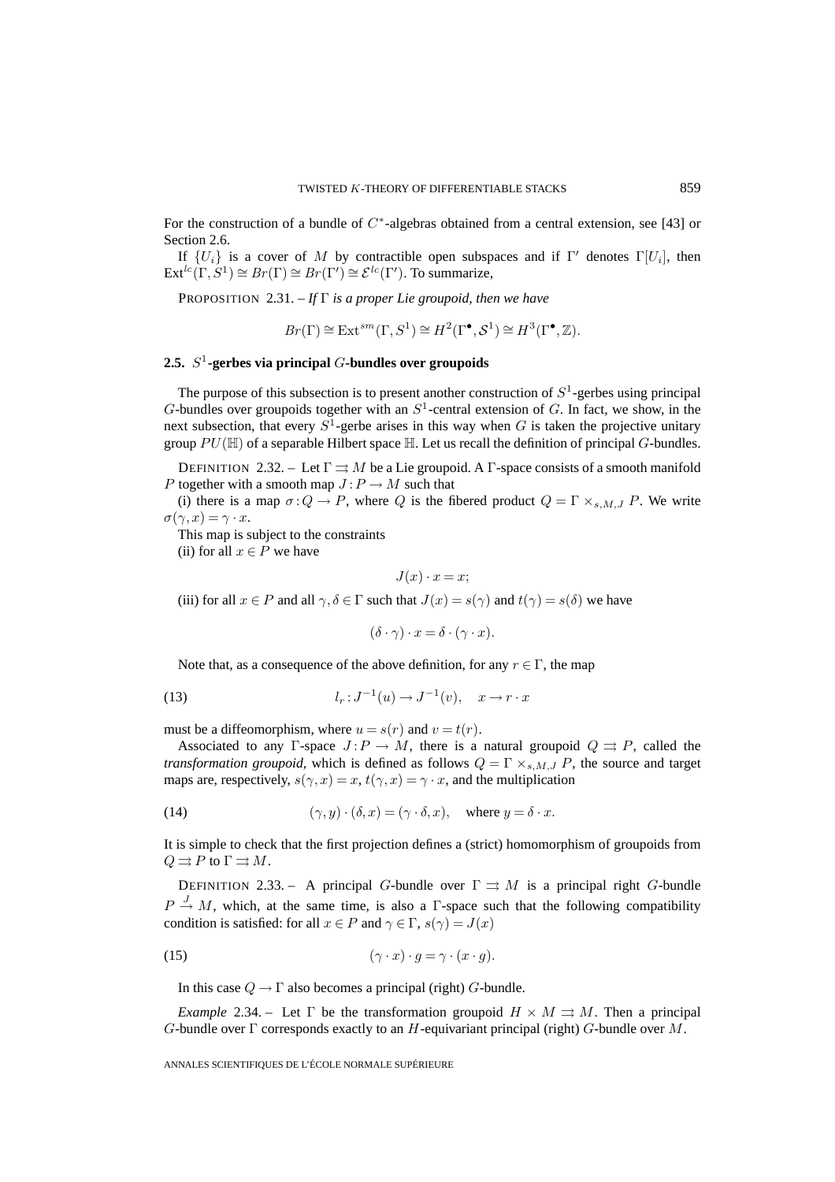For the construction of a bundle of $C^*$-algebras obtained from a central extension, see [43] or Section 2.6.

If $\{U_i\}$ is a cover of $M$ by contractible open subspaces and if $\Gamma'$ denotes $\Gamma[U_i]$, then $\mathrm{Ext}^{lc}(\Gamma, S^1) \cong Br(\Gamma) \cong Br(\Gamma') \cong \mathcal{E}^{lc}(\Gamma')$. To summarize,

PROPOSITION 2.31. – *If $\Gamma$ is a proper Lie groupoid, then we have*

$$Br(\Gamma) \cong \mathrm{Ext}^{sm}(\Gamma, S^1) \cong H^2(\Gamma^\bullet, \mathcal{S}^1) \cong H^3(\Gamma^\bullet, \mathbb{Z}).$$

### 2.5. $S^1$-gerbes via principal $G$-bundles over groupoids

The purpose of this subsection is to present another construction of $S^1$-gerbes using principal $G$-bundles over groupoids together with an $S^1$-central extension of $G$. In fact, we show, in the next subsection, that every $S^1$-gerbe arises in this way when $G$ is taken the projective unitary group $PU(\mathbb{H})$ of a separable Hilbert space $\mathbb{H}$. Let us recall the definition of principal $G$-bundles.

DEFINITION 2.32. – Let $\Gamma \rightrightarrows M$ be a Lie groupoid. A $\Gamma$-space consists of a smooth manifold $P$ together with a smooth map $J: P \to M$ such that

(i) there is a map $\sigma: Q \to P$, where $Q$ is the fibered product $Q = \Gamma \times_{s,M,J} P$. We write $\sigma(\gamma, x) = \gamma \cdot x$.

This map is subject to the constraints

(ii) for all $x \in P$ we have

$$J(x) \cdot x = x;$$

(iii) for all $x \in P$ and all $\gamma, \delta \in \Gamma$ such that $J(x) = s(\gamma)$ and $t(\gamma) = s(\delta)$ we have

$$(\delta \cdot \gamma) \cdot x = \delta \cdot (\gamma \cdot x).$$

Note that, as a consequence of the above definition, for any $r \in \Gamma$, the map

$$l_r: J^{-1}(u) \to J^{-1}(v), \quad x \to r \cdot x \tag{13}$$

must be a diffeomorphism, where $u = s(r)$ and $v = t(r)$.

Associated to any $\Gamma$-space $J: P \to M$, there is a natural groupoid $Q \rightrightarrows P$, called the *transformation groupoid*, which is defined as follows $Q = \Gamma \times_{s,M,J} P$, the source and target maps are, respectively, $s(\gamma, x) = x$, $t(\gamma, x) = \gamma \cdot x$, and the multiplication

$$(\gamma, y) \cdot (\delta, x) = (\gamma \cdot \delta, x), \quad \text{where } y = \delta \cdot x. \tag{14}$$

It is simple to check that the first projection defines a (strict) homomorphism of groupoids from $Q \rightrightarrows P$ to $\Gamma \rightrightarrows M$.

DEFINITION 2.33. – A principal $G$-bundle over $\Gamma \rightrightarrows M$ is a principal right $G$-bundle $P \xrightarrow{J} M$, which, at the same time, is also a $\Gamma$-space such that the following compatibility condition is satisfied: for all $x \in P$ and $\gamma \in \Gamma$, $s(\gamma) = J(x)$

$$(\gamma \cdot x) \cdot g = \gamma \cdot (x \cdot g). \tag{15}$$

In this case $Q \to \Gamma$ also becomes a principal (right) $G$-bundle.

*Example* 2.34. – Let $\Gamma$ be the transformation groupoid $H \times M \rightrightarrows M$. Then a principal $G$-bundle over $\Gamma$ corresponds exactly to an $H$-equivariant principal (right) $G$-bundle over $M$.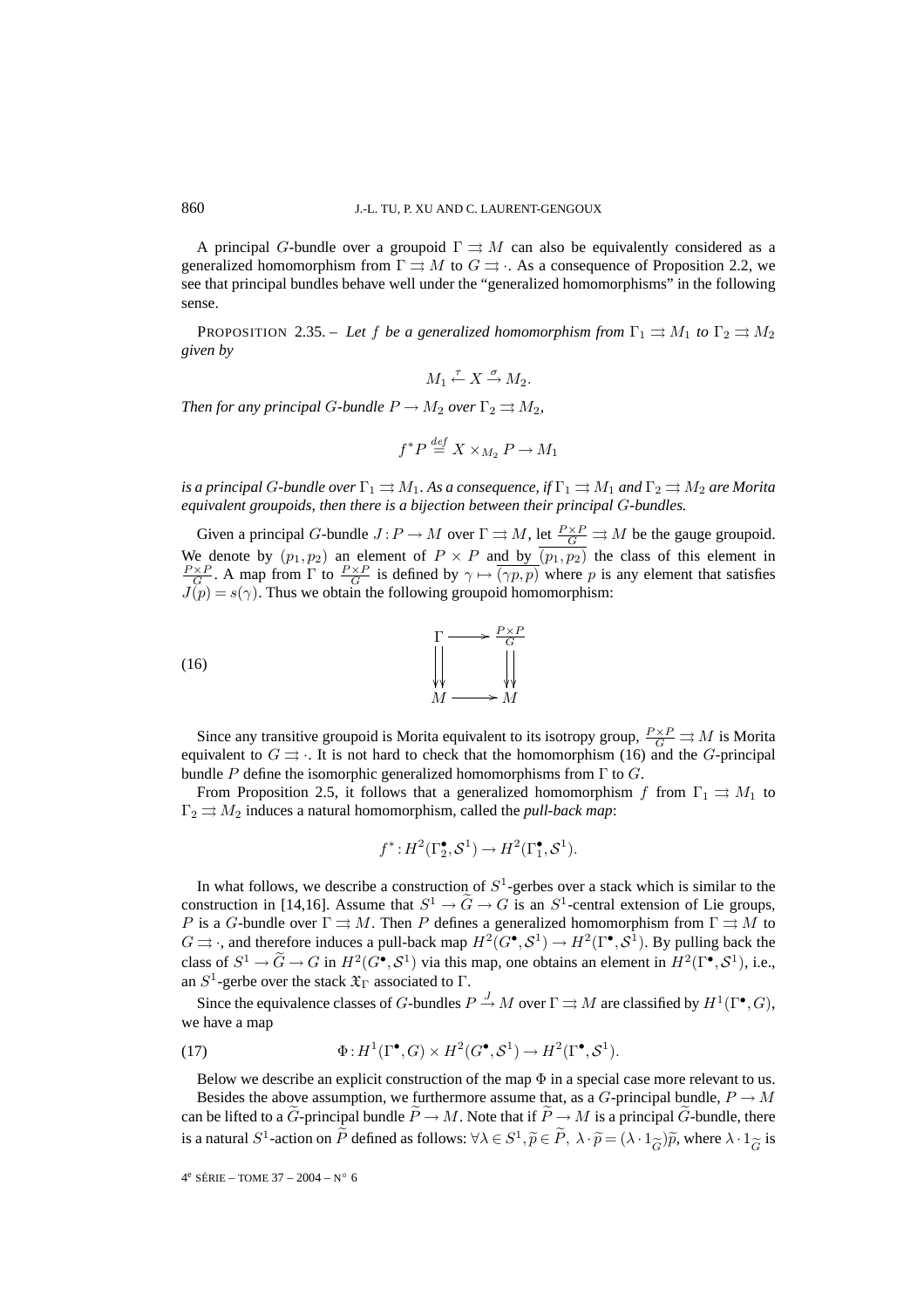A principal $G$-bundle over a groupoid $\Gamma \rightrightarrows M$ can also be equivalently considered as a generalized homomorphism from $\Gamma \rightrightarrows M$ to $G \rightrightarrows \cdot$. As a consequence of Proposition 2.2, we see that principal bundles behave well under the "generalized homomorphisms" in the following sense.

PROPOSITION 2.35. – *Let $f$ be a generalized homomorphism from $\Gamma_1 \rightrightarrows M_1$ to $\Gamma_2 \rightrightarrows M_2$ given by*

$$M_1 \xleftarrow{\tau} X \xrightarrow{\sigma} M_2.$$

*Then for any principal $G$-bundle $P \to M_2$ over $\Gamma_2 \rightrightarrows M_2$,*

$$f^*P \stackrel{def}{=} X \times_{M_2} P \to M_1$$

*is a principal $G$-bundle over $\Gamma_1 \rightrightarrows M_1$. As a consequence, if $\Gamma_1 \rightrightarrows M_1$ and $\Gamma_2 \rightrightarrows M_2$ are Morita equivalent groupoids, then there is a bijection between their principal $G$-bundles.*

Given a principal $G$-bundle $J : P \to M$ over $\Gamma \rightrightarrows M$, let $\frac{P\times P}{G} \rightrightarrows M$ be the gauge groupoid. We denote by $(p_1, p_2)$ an element of $P \times P$ and by $\overline{(p_1, p_2)}$ the class of this element in $\frac{P\times P}{G}$. A map from $\Gamma$ to $\frac{P\times P}{G}$ is defined by $\gamma \mapsto \overline{(\gamma p, p)}$ where $p$ is any element that satisfies $J(p) = s(\gamma)$. Thus we obtain the following groupoid homomorphism:

$$\begin{array}{ccc} \Gamma & \longrightarrow & \frac{P\times P}{G} \\ \Downarrow & & \Downarrow \\ M & \longrightarrow & M \end{array} \tag{16}$$

Since any transitive groupoid is Morita equivalent to its isotropy group, $\frac{P\times P}{G} \rightrightarrows M$ is Morita equivalent to $G \rightrightarrows \cdot$. It is not hard to check that the homomorphism (16) and the $G$-principal bundle $P$ define the isomorphic generalized homomorphisms from $\Gamma$ to $G$.

From Proposition 2.5, it follows that a generalized homomorphism $f$ from $\Gamma_1 \rightrightarrows M_1$ to $\Gamma_2 \rightrightarrows M_2$ induces a natural homomorphism, called the *pull-back map*:

$$f^* : H^2(\Gamma_2^\bullet, \mathcal{S}^1) \to H^2(\Gamma_1^\bullet, \mathcal{S}^1).$$

In what follows, we describe a construction of $S^1$-gerbes over a stack which is similar to the construction in [14,16]. Assume that $S^1 \to \widetilde{G} \to G$ is an $S^1$-central extension of Lie groups, $P$ is a $G$-bundle over $\Gamma \rightrightarrows M$. Then $P$ defines a generalized homomorphism from $\Gamma \rightrightarrows M$ to $G \rightrightarrows \cdot$, and therefore induces a pull-back map $H^2(G^\bullet, \mathcal{S}^1) \to H^2(\Gamma^\bullet, \mathcal{S}^1)$. By pulling back the class of $S^1 \to \widetilde{G} \to G$ in $H^2(G^\bullet, \mathcal{S}^1)$ via this map, one obtains an element in $H^2(\Gamma^\bullet, \mathcal{S}^1)$, i.e., an $S^1$-gerbe over the stack $\mathfrak{X}_\Gamma$ associated to $\Gamma$.

Since the equivalence classes of $G$-bundles $P \xrightarrow{J} M$ over $\Gamma \rightrightarrows M$ are classified by $H^1(\Gamma^\bullet, G)$, we have a map

$$\Phi : H^1(\Gamma^\bullet, G) \times H^2(G^\bullet, \mathcal{S}^1) \to H^2(\Gamma^\bullet, \mathcal{S}^1). \tag{17}$$

Below we describe an explicit construction of the map $\Phi$ in a special case more relevant to us.

Besides the above assumption, we furthermore assume that, as a $G$-principal bundle, $P \to M$ can be lifted to a $\widetilde{G}$-principal bundle $\widetilde{P} \to M$. Note that if $\widetilde{P} \to M$ is a principal $\widetilde{G}$-bundle, there is a natural $S^1$-action on $\widetilde{P}$ defined as follows: $\forall \lambda \in S^1, \widetilde{p} \in \widetilde{P},\ \lambda \cdot \widetilde{p} = (\lambda \cdot 1_{\widetilde{G}})\widetilde{p}$, where $\lambda \cdot 1_{\widetilde{G}}$ is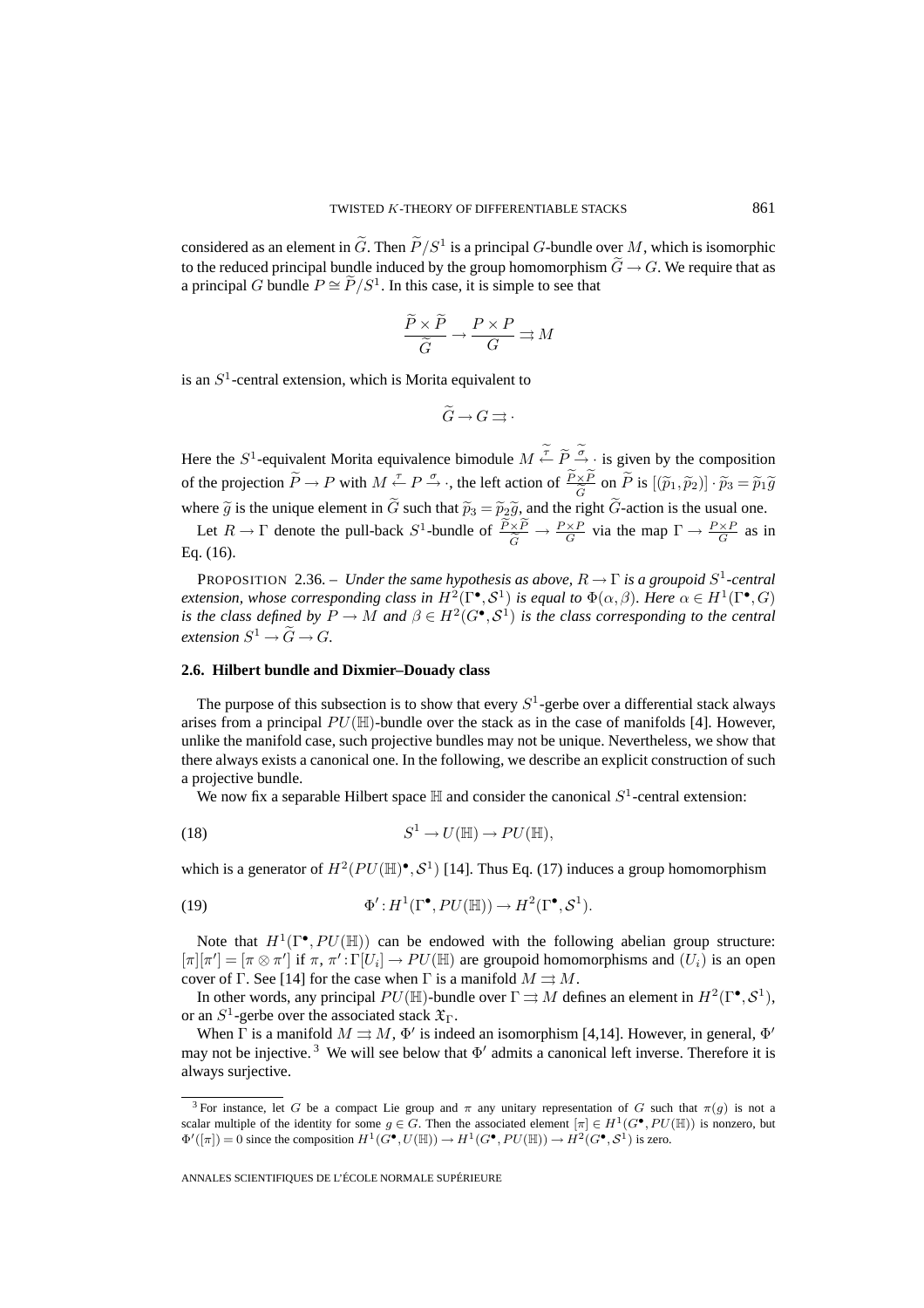considered as an element in $\widetilde{G}$. Then $\widetilde{P}/S^1$ is a principal $G$-bundle over $M$, which is isomorphic to the reduced principal bundle induced by the group homomorphism $\widetilde{G} \to G$. We require that as a principal $G$ bundle $P \cong \widetilde{P}/S^1$. In this case, it is simple to see that

$$\frac{\widetilde{P} \times \widetilde{P}}{\widetilde{G}} \to \frac{P \times P}{G} \rightrightarrows M$$

is an $S^1$-central extension, which is Morita equivalent to

$$\widetilde{G} \to G \rightrightarrows \cdot$$

Here the $S^1$-equivalent Morita equivalence bimodule $M \xleftarrow{\widetilde{\tau}} \widetilde{P} \xrightarrow{\widetilde{\sigma}} \cdot$ is given by the composition of the projection $\widetilde{P} \to P$ with $M \xleftarrow{\tau} P \xrightarrow{\sigma} \cdot$, the left action of $\frac{\widetilde{P} \times \widetilde{P}}{\widetilde{G}}$ on $\widetilde{P}$ is $[(\widetilde{p}_1, \widetilde{p}_2)] \cdot \widetilde{p}_3 = \widetilde{p}_1 \widetilde{g}$ where $\widetilde{g}$ is the unique element in $\widetilde{G}$ such that $\widetilde{p}_3 = \widetilde{p}_2 \widetilde{g}$, and the right $\widetilde{G}$-action is the usual one.

Let $R \to \Gamma$ denote the pull-back $S^1$-bundle of $\frac{\widetilde{P} \times \widetilde{P}}{\widetilde{G}} \to \frac{P \times P}{G}$ via the map $\Gamma \to \frac{P \times P}{G}$ as in Eq. (16).

PROPOSITION 2.36. – *Under the same hypothesis as above, $R \to \Gamma$ is a groupoid $S^1$-central extension, whose corresponding class in $H^2(\Gamma^\bullet, \mathcal{S}^1)$ is equal to $\Phi(\alpha, \beta)$. Here $\alpha \in H^1(\Gamma^\bullet, G)$ is the class defined by $P \to M$ and $\beta \in H^2(G^\bullet, \mathcal{S}^1)$ is the class corresponding to the central extension $S^1 \to \widetilde{G} \to G$.*

### 2.6. Hilbert bundle and Dixmier–Douady class

The purpose of this subsection is to show that every $S^1$-gerbe over a differential stack always arises from a principal $PU(\mathbb{H})$-bundle over the stack as in the case of manifolds [4]. However, unlike the manifold case, such projective bundles may not be unique. Nevertheless, we show that there always exists a canonical one. In the following, we describe an explicit construction of such a projective bundle.

We now fix a separable Hilbert space $\mathbb{H}$ and consider the canonical $S^1$-central extension:

$$S^1 \to U(\mathbb{H}) \to PU(\mathbb{H}), \tag{18}$$

which is a generator of $H^2(PU(\mathbb{H})^\bullet, \mathcal{S}^1)$ [14]. Thus Eq. (17) induces a group homomorphism

$$\Phi' : H^1(\Gamma^\bullet, PU(\mathbb{H})) \to H^2(\Gamma^\bullet, \mathcal{S}^1). \tag{19}$$

Note that $H^1(\Gamma^\bullet, PU(\mathbb{H}))$ can be endowed with the following abelian group structure: $[\pi][\pi'] = [\pi \otimes \pi']$ if $\pi, \pi' : \Gamma[U_i] \to PU(\mathbb{H})$ are groupoid homomorphisms and $(U_i)$ is an open cover of $\Gamma$. See [14] for the case when $\Gamma$ is a manifold $M \rightrightarrows M$.

In other words, any principal $PU(\mathbb{H})$-bundle over $\Gamma \rightrightarrows M$ defines an element in $H^2(\Gamma^\bullet, \mathcal{S}^1)$, or an $S^1$-gerbe over the associated stack $\mathfrak{X}_\Gamma$.

When $\Gamma$ is a manifold $M \rightrightarrows M$, $\Phi'$ is indeed an isomorphism [4,14]. However, in general, $\Phi'$ may not be injective. [3] We will see below that $\Phi'$ admits a canonical left inverse. Therefore it is always surjective.

---

[3] For instance, let $G$ be a compact Lie group and $\pi$ any unitary representation of $G$ such that $\pi(g)$ is not a scalar multiple of the identity for some $g \in G$. Then the associated element $[\pi] \in H^1(G^\bullet, PU(\mathbb{H}))$ is nonzero, but $\Phi'([\pi]) = 0$ since the composition $H^1(G^\bullet, U(\mathbb{H})) \to H^1(G^\bullet, PU(\mathbb{H})) \to H^2(G^\bullet, \mathcal{S}^1)$ is zero.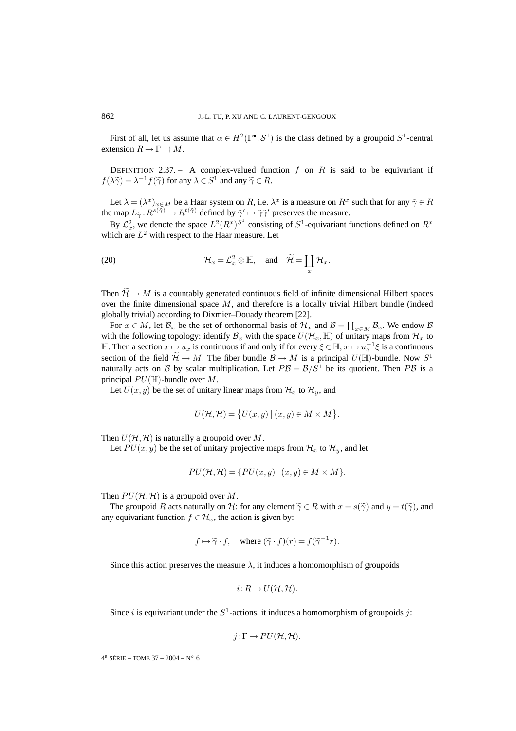First of all, let us assume that $\alpha \in H^2(\Gamma^\bullet, \mathcal{S}^1)$ is the class defined by a groupoid $S^1$-central extension $R \to \Gamma \rightrightarrows M$.

DEFINITION 2.37. – A complex-valued function $f$ on $R$ is said to be equivariant if $f(\lambda\widetilde{\gamma}) = \lambda^{-1} f(\widetilde{\gamma})$ for any $\lambda \in S^1$ and any $\widetilde{\gamma} \in R$.

Let $\lambda = (\lambda^x)_{x\in M}$ be a Haar system on $R$, i.e. $\lambda^x$ is a measure on $R^x$ such that for any $\tilde{\gamma} \in R$ the map $L_{\tilde{\gamma}} : R^{s(\tilde{\gamma})} \to R^{t(\tilde{\gamma})}$ defined by $\tilde{\gamma}' \mapsto \tilde{\gamma}\tilde{\gamma}'$ preserves the measure.

By $\mathcal{L}^2_x$, we denote the space $L^2(R^x)^{S^1}$ consisting of $S^1$-equivariant functions defined on $R^x$ which are $L^2$ with respect to the Haar measure. Let

$$\mathcal{H}_x = \mathcal{L}^2_x \otimes \mathbb{H}, \quad \text{and} \quad \widetilde{\mathcal{H}} = \coprod_x \mathcal{H}_x. \tag{20}$$

Then $\widetilde{\mathcal{H}} \to M$ is a countably generated continuous field of infinite dimensional Hilbert spaces over the finite dimensional space $M$, and therefore is a locally trivial Hilbert bundle (indeed globally trivial) according to Dixmier–Douady theorem [22].

For $x \in M$, let $\mathcal{B}_x$ be the set of orthonormal basis of $\mathcal{H}_x$ and $\mathcal{B} = \coprod_{x\in M} \mathcal{B}_x$. We endow $\mathcal{B}$ with the following topology: identify $\mathcal{B}_x$ with the space $U(\mathcal{H}_x, \mathbb{H})$ of unitary maps from $\mathcal{H}_x$ to $\mathbb{H}$. Then a section $x \mapsto u_x$ is continuous if and only if for every $\xi \in \mathbb{H}$, $x \mapsto u_x^{-1}\xi$ is a continuous section of the field $\widetilde{\mathcal{H}} \to M$. The fiber bundle $\mathcal{B} \to M$ is a principal $U(\mathbb{H})$-bundle. Now $S^1$ naturally acts on $\mathcal{B}$ by scalar multiplication. Let $P\mathcal{B} = \mathcal{B}/S^1$ be its quotient. Then $P\mathcal{B}$ is a principal $PU(\mathbb{H})$-bundle over $M$.

Let $U(x,y)$ be the set of unitary linear maps from $\mathcal{H}_x$ to $\mathcal{H}_y$, and

$$U(\mathcal{H},\mathcal{H}) = \bigl\{U(x,y) \mid (x,y) \in M \times M\bigr\}.$$

Then $U(\mathcal{H},\mathcal{H})$ is naturally a groupoid over $M$.

Let $PU(x,y)$ be the set of unitary projective maps from $\mathcal{H}_x$ to $\mathcal{H}_y$, and let

$$PU(\mathcal{H},\mathcal{H}) = \{PU(x,y) \mid (x,y) \in M \times M\}.$$

Then $PU(\mathcal{H},\mathcal{H})$ is a groupoid over $M$.

The groupoid $R$ acts naturally on $\mathcal{H}$: for any element $\widetilde{\gamma} \in R$ with $x = s(\widetilde{\gamma})$ and $y = t(\widetilde{\gamma})$, and any equivariant function $f \in \mathcal{H}_x$, the action is given by:

$$f \mapsto \widetilde{\gamma} \cdot f, \quad \text{where } (\widetilde{\gamma} \cdot f)(r) = f(\widetilde{\gamma}^{-1} r).$$

Since this action preserves the measure $\lambda$, it induces a homomorphism of groupoids

$$i : R \to U(\mathcal{H},\mathcal{H}).$$

Since $i$ is equivariant under the $S^1$-actions, it induces a homomorphism of groupoids $j$:

$$j : \Gamma \to PU(\mathcal{H},\mathcal{H}).$$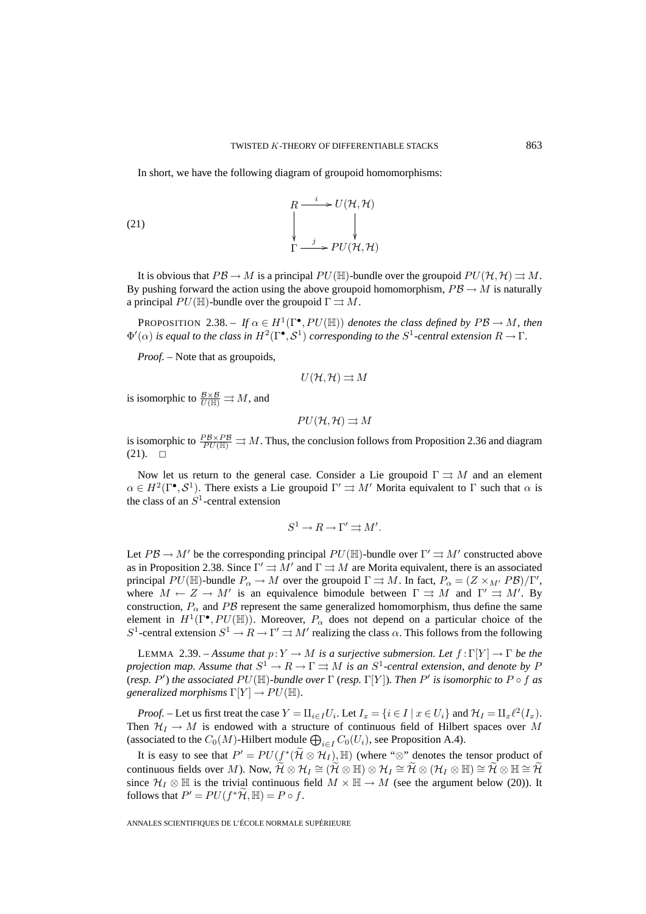In short, we have the following diagram of groupoid homomorphisms:

$$
\begin{array}{ccc}
R & \xrightarrow{i} & U(\mathcal{H},\mathcal{H}) \\
\downarrow & & \downarrow \\
\Gamma & \xrightarrow{j} & PU(\mathcal{H},\mathcal{H})
\end{array} \tag{21}
$$

It is obvious that $P\mathcal{B} \to M$ is a principal $PU(\mathbb{H})$-bundle over the groupoid $PU(\mathcal{H},\mathcal{H}) \rightrightarrows M$. By pushing forward the action using the above groupoid homomorphism, $P\mathcal{B} \to M$ is naturally a principal $PU(\mathbb{H})$-bundle over the groupoid $\Gamma \rightrightarrows M$.

PROPOSITION 2.38. – *If $\alpha \in H^1(\Gamma^\bullet, PU(\mathbb{H}))$ denotes the class defined by $P\mathcal{B} \to M$, then $\Phi'(\alpha)$ is equal to the class in $H^2(\Gamma^\bullet, \mathcal{S}^1)$ corresponding to the $S^1$-central extension $R \to \Gamma$.*

*Proof.* – Note that as groupoids,

$$U(\mathcal{H},\mathcal{H}) \rightrightarrows M$$

is isomorphic to $\frac{\mathcal{B}\times\mathcal{B}}{U(\mathbb{H})} \rightrightarrows M$, and

$$PU(\mathcal{H},\mathcal{H}) \rightrightarrows M$$

is isomorphic to $\frac{P\mathcal{B}\times P\mathcal{B}}{PU(\mathbb{H})} \rightrightarrows M$. Thus, the conclusion follows from Proposition 2.36 and diagram (21). $\square$

Now let us return to the general case. Consider a Lie groupoid $\Gamma \rightrightarrows M$ and an element $\alpha \in H^2(\Gamma^\bullet, \mathcal{S}^1)$. There exists a Lie groupoid $\Gamma' \rightrightarrows M'$ Morita equivalent to $\Gamma$ such that $\alpha$ is the class of an $S^1$-central extension

$$S^1 \to R \to \Gamma' \rightrightarrows M'.$$

Let $P\mathcal{B} \to M'$ be the corresponding principal $PU(\mathbb{H})$-bundle over $\Gamma' \rightrightarrows M'$ constructed above as in Proposition 2.38. Since $\Gamma' \rightrightarrows M'$ and $\Gamma \rightrightarrows M$ are Morita equivalent, there is an associated principal $PU(\mathbb{H})$-bundle $P_\alpha \to M$ over the groupoid $\Gamma \rightrightarrows M$. In fact, $P_\alpha = (Z \times_{M'} P\mathcal{B})/\Gamma'$, where $M \leftarrow Z \to M'$ is an equivalence bimodule between $\Gamma \rightrightarrows M$ and $\Gamma' \rightrightarrows M'$. By construction, $P_\alpha$ and $P\mathcal{B}$ represent the same generalized homomorphism, thus define the same element in $H^1(\Gamma^\bullet, PU(\mathbb{H}))$. Moreover, $P_\alpha$ does not depend on a particular choice of the $S^1$-central extension $S^1 \to R \to \Gamma' \rightrightarrows M'$ realizing the class $\alpha$. This follows from the following

LEMMA 2.39. – *Assume that $p: Y \to M$ is a surjective submersion. Let $f: \Gamma[Y] \to \Gamma$ be the projection map. Assume that $S^1 \to R \to \Gamma \rightrightarrows M$ is an $S^1$-central extension, and denote by $P$ (resp. $P'$) the associated $PU(\mathbb{H})$-bundle over $\Gamma$ (resp. $\Gamma[Y]$). Then $P'$ is isomorphic to $P \circ f$ as generalized morphisms $\Gamma[Y] \to PU(\mathbb{H})$.*

*Proof.* – Let us first treat the case $Y = \amalg_{i\in I} U_i$. Let $I_x = \{i \in I \mid x \in U_i\}$ and $\mathcal{H}_I = \amalg_x \ell^2(I_x)$. Then $\mathcal{H}_I \to M$ is endowed with a structure of continuous field of Hilbert spaces over $M$ (associated to the $C_0(M)$-Hilbert module $\bigoplus_{i\in I} C_0(U_i)$, see Proposition A.4).

It is easy to see that $P' = PU(f^*(\widetilde{\mathcal{H}} \otimes \mathcal{H}_I), \mathbb{H})$ (where "$\otimes$" denotes the tensor product of continuous fields over $M$). Now, $\widetilde{\mathcal{H}} \otimes \mathcal{H}_I \cong (\widetilde{\mathcal{H}} \otimes \mathbb{H}) \otimes \mathcal{H}_I \cong \widetilde{\mathcal{H}} \otimes (\mathcal{H}_I \otimes \mathbb{H}) \cong \widetilde{\mathcal{H}} \otimes \mathbb{H} \cong \widetilde{\mathcal{H}}$ since $\mathcal{H}_I \otimes \mathbb{H}$ is the trivial continuous field $M \times \mathbb{H} \to M$ (see the argument below (20)). It follows that $P' = PU(f^*\widetilde{\mathcal{H}}, \mathbb{H}) = P \circ f$.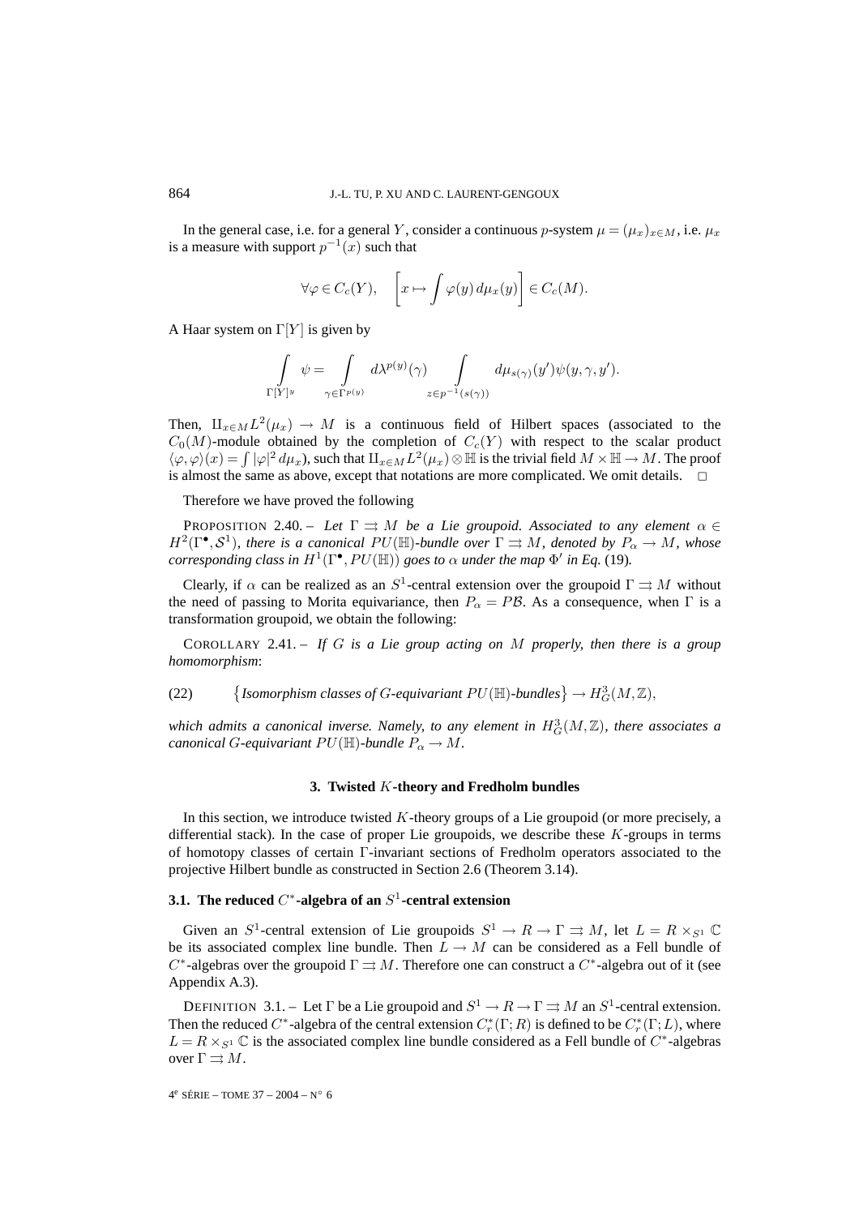In the general case, i.e. for a general $Y$, consider a continuous $p$-system $\mu = (\mu_x)_{x\in M}$, i.e. $\mu_x$ is a measure with support $p^{-1}(x)$ such that

$$\forall \varphi \in C_c(Y), \quad \left[x \mapsto \int \varphi(y)\, d\mu_x(y)\right] \in C_c(M).$$

A Haar system on $\Gamma[Y]$ is given by

$$\int\limits_{\Gamma[Y]^y} \psi = \int\limits_{\gamma\in\Gamma^{p(y)}} d\lambda^{p(y)}(\gamma) \int\limits_{z\in p^{-1}(s(\gamma))} d\mu_{s(\gamma)}(y')\psi(y,\gamma,y').$$

Then, $\amalg_{x\in M} L^2(\mu_x) \to M$ is a continuous field of Hilbert spaces (associated to the $C_0(M)$-module obtained by the completion of $C_c(Y)$ with respect to the scalar product $\langle\varphi,\varphi\rangle(x) = \int |\varphi|^2\, d\mu_x$), such that $\amalg_{x\in M} L^2(\mu_x)\otimes\mathbb{H}$ is the trivial field $M\times\mathbb{H}\to M$. The proof is almost the same as above, except that notations are more complicated. We omit details. $\square$

Therefore we have proved the following

PROPOSITION 2.40. – *Let $\Gamma \rightrightarrows M$ be a Lie groupoid. Associated to any element $\alpha \in H^2(\Gamma^\bullet, \mathcal{S}^1)$, there is a canonical $PU(\mathbb{H})$-bundle over $\Gamma \rightrightarrows M$, denoted by $P_\alpha \to M$, whose corresponding class in $H^1(\Gamma^\bullet, PU(\mathbb{H}))$ goes to $\alpha$ under the map $\Phi'$ in Eq.* (19)*.*

Clearly, if $\alpha$ can be realized as an $S^1$-central extension over the groupoid $\Gamma \rightrightarrows M$ without the need of passing to Morita equivariance, then $P_\alpha = P\mathcal{B}$. As a consequence, when $\Gamma$ is a transformation groupoid, we obtain the following:

COROLLARY 2.41. – *If $G$ is a Lie group acting on $M$ properly, then there is a group homomorphism*:

$$\{\textit{Isomorphism classes of } G\textit{-equivariant } PU(\mathbb{H})\textit{-bundles}\} \to H^3_G(M,\mathbb{Z}), \tag{22}$$

*which admits a canonical inverse. Namely, to any element in $H^3_G(M,\mathbb{Z})$, there associates a canonical $G$-equivariant $PU(\mathbb{H})$-bundle $P_\alpha \to M$.*

## 3. Twisted $K$-theory and Fredholm bundles

In this section, we introduce twisted $K$-theory groups of a Lie groupoid (or more precisely, a differential stack). In the case of proper Lie groupoids, we describe these $K$-groups in terms of homotopy classes of certain $\Gamma$-invariant sections of Fredholm operators associated to the projective Hilbert bundle as constructed in Section 2.6 (Theorem 3.14).

### 3.1. The reduced $C^*$-algebra of an $S^1$-central extension

Given an $S^1$-central extension of Lie groupoids $S^1 \to R \to \Gamma \rightrightarrows M$, let $L = R\times_{S^1}\mathbb{C}$ be its associated complex line bundle. Then $L\to M$ can be considered as a Fell bundle of $C^*$-algebras over the groupoid $\Gamma \rightrightarrows M$. Therefore one can construct a $C^*$-algebra out of it (see Appendix A.3).

DEFINITION 3.1. – Let $\Gamma$ be a Lie groupoid and $S^1 \to R \to \Gamma \rightrightarrows M$ an $S^1$-central extension. Then the reduced $C^*$-algebra of the central extension $C_r^*(\Gamma;R)$ is defined to be $C_r^*(\Gamma;L)$, where $L = R\times_{S^1}\mathbb{C}$ is the associated complex line bundle considered as a Fell bundle of $C^*$-algebras over $\Gamma \rightrightarrows M$.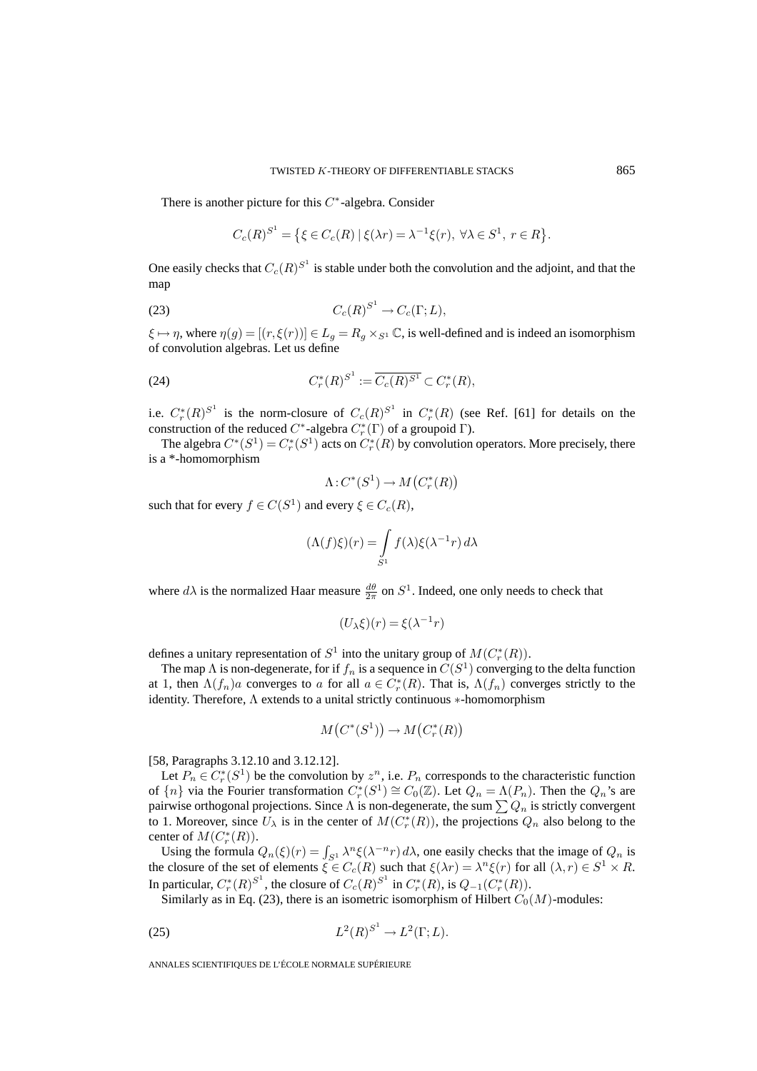There is another picture for this $C^*$-algebra. Consider

$$C_c(R)^{S^1} = \{\xi \in C_c(R) \mid \xi(\lambda r) = \lambda^{-1}\xi(r),\ \forall \lambda \in S^1,\ r \in R\}.$$

One easily checks that $C_c(R)^{S^1}$ is stable under both the convolution and the adjoint, and that the map

$$C_c(R)^{S^1} \to C_c(\Gamma; L), \tag{23}$$

$\xi \mapsto \eta$, where $\eta(g) = [(r, \xi(r))] \in L_g = R_g \times_{S^1} \mathbb{C}$, is well-defined and is indeed an isomorphism of convolution algebras. Let us define

$$C_r^*(R)^{S^1} := \overline{C_c(R)^{S^1}} \subset C_r^*(R), \tag{24}$$

i.e. $C_r^*(R)^{S^1}$ is the norm-closure of $C_c(R)^{S^1}$ in $C_r^*(R)$ (see Ref. [61] for details on the construction of the reduced $C^*$-algebra $C_r^*(\Gamma)$ of a groupoid $\Gamma$).

The algebra $C^*(S^1) = C_r^*(S^1)$ acts on $C_r^*(R)$ by convolution operators. More precisely, there is a *-homomorphism

$$\Lambda : C^*(S^1) \to M\big(C_r^*(R)\big)$$

such that for every $f \in C(S^1)$ and every $\xi \in C_c(R)$,

$$(\Lambda(f)\xi)(r) = \int_{S^1} f(\lambda)\xi(\lambda^{-1}r)\, d\lambda$$

where $d\lambda$ is the normalized Haar measure $\frac{d\theta}{2\pi}$ on $S^1$. Indeed, one only needs to check that

$$(U_\lambda \xi)(r) = \xi(\lambda^{-1}r)$$

defines a unitary representation of $S^1$ into the unitary group of $M(C_r^*(R))$.

The map $\Lambda$ is non-degenerate, for if $f_n$ is a sequence in $C(S^1)$ converging to the delta function at 1, then $\Lambda(f_n)a$ converges to $a$ for all $a \in C_r^*(R)$. That is, $\Lambda(f_n)$ converges strictly to the identity. Therefore, $\Lambda$ extends to a unital strictly continuous $*$-homomorphism

$$M\big(C^*(S^1)\big) \to M\big(C_r^*(R)\big)$$

[58, Paragraphs 3.12.10 and 3.12.12].

Let $P_n \in C_r^*(S^1)$ be the convolution by $z^n$, i.e. $P_n$ corresponds to the characteristic function of $\{n\}$ via the Fourier transformation $C_r^*(S^1) \cong C_0(\mathbb{Z})$. Let $Q_n = \Lambda(P_n)$. Then the $Q_n$'s are pairwise orthogonal projections. Since $\Lambda$ is non-degenerate, the sum $\sum Q_n$ is strictly convergent to 1. Moreover, since $U_\lambda$ is in the center of $M(C_r^*(R))$, the projections $Q_n$ also belong to the center of $M(C_r^*(R))$.

Using the formula $Q_n(\xi)(r) = \int_{S^1} \lambda^n \xi(\lambda^{-n}r)\, d\lambda$, one easily checks that the image of $Q_n$ is the closure of the set of elements $\xi \in C_c(R)$ such that $\xi(\lambda r) = \lambda^n \xi(r)$ for all $(\lambda, r) \in S^1 \times R$. In particular, $C_r^*(R)^{S^1}$, the closure of $C_c(R)^{S^1}$ in $C_r^*(R)$, is $Q_{-1}(C_r^*(R))$.

Similarly as in Eq. (23), there is an isometric isomorphism of Hilbert $C_0(M)$-modules:

$$L^2(R)^{S^1} \to L^2(\Gamma; L). \tag{25}$$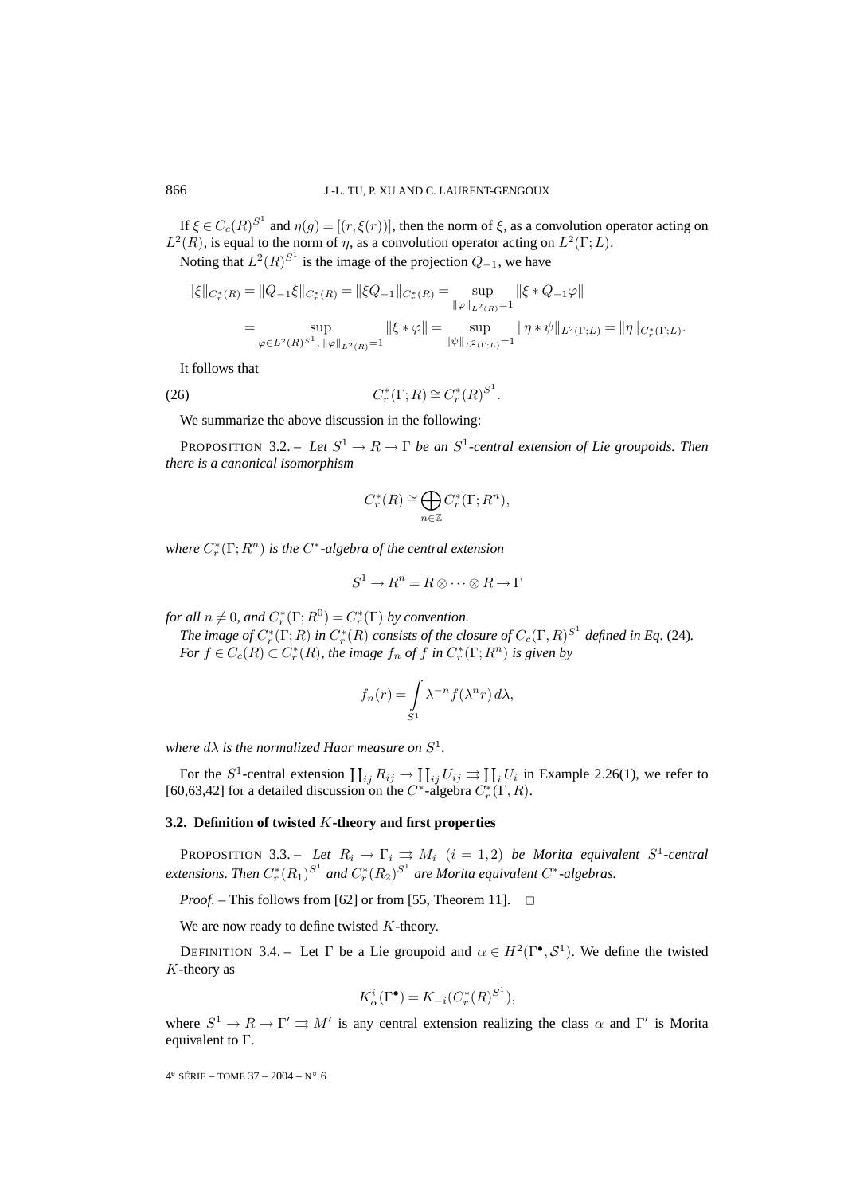If $\xi \in C_c(R)^{S^1}$ and $\eta(g) = [(r, \xi(r))]$, then the norm of $\xi$, as a convolution operator acting on $L^2(R)$, is equal to the norm of $\eta$, as a convolution operator acting on $L^2(\Gamma; L)$.

Noting that $L^2(R)^{S^1}$ is the image of the projection $Q_{-1}$, we have

$$\|\xi\|_{C_r^*(R)} = \|Q_{-1}\xi\|_{C_r^*(R)} = \|\xi Q_{-1}\|_{C_r^*(R)} = \sup_{\|\varphi\|_{L^2(R)}=1} \|\xi * Q_{-1}\varphi\|$$

$$= \sup_{\varphi \in L^2(R)^{S^1},\, \|\varphi\|_{L^2(R)}=1} \|\xi * \varphi\| = \sup_{\|\psi\|_{L^2(\Gamma;L)}=1} \|\eta * \psi\|_{L^2(\Gamma;L)} = \|\eta\|_{C_r^*(\Gamma;L)}.$$

It follows that

$$C_r^*(\Gamma; R) \cong C_r^*(R)^{S^1}. \tag{26}$$

We summarize the above discussion in the following:

PROPOSITION 3.2. – *Let $S^1 \to R \to \Gamma$ be an $S^1$-central extension of Lie groupoids. Then there is a canonical isomorphism*

$$C_r^*(R) \cong \bigoplus_{n \in \mathbb{Z}} C_r^*(\Gamma; R^n),$$

*where $C_r^*(\Gamma; R^n)$ is the $C^*$-algebra of the central extension*

$$S^1 \to R^n = R \otimes \cdots \otimes R \to \Gamma$$

*for all $n \neq 0$, and $C_r^*(\Gamma; R^0) = C_r^*(\Gamma)$ by convention.*

*The image of $C_r^*(\Gamma; R)$ in $C_r^*(R)$ consists of the closure of $C_c(\Gamma, R)^{S^1}$ defined in Eq.* (24)*.*

*For $f \in C_c(R) \subset C_r^*(R)$, the image $f_n$ of $f$ in $C_r^*(\Gamma; R^n)$ is given by*

$$f_n(r) = \int_{S^1} \lambda^{-n} f(\lambda^n r)\, d\lambda,$$

*where $d\lambda$ is the normalized Haar measure on $S^1$.*

For the $S^1$-central extension $\coprod_{ij} R_{ij} \to \coprod_{ij} U_{ij} \rightrightarrows \coprod_i U_i$ in Example 2.26(1), we refer to [60,63,42] for a detailed discussion on the $C^*$-algebra $C_r^*(\Gamma, R)$.

### 3.2. Definition of twisted $K$-theory and first properties

PROPOSITION 3.3. – *Let $R_i \to \Gamma_i \rightrightarrows M_i$ $(i = 1, 2)$ be Morita equivalent $S^1$-central extensions. Then $C_r^*(R_1)^{S^1}$ and $C_r^*(R_2)^{S^1}$ are Morita equivalent $C^*$-algebras.*

*Proof.* – This follows from [62] or from [55, Theorem 11]. □

We are now ready to define twisted $K$-theory.

DEFINITION 3.4. – Let $\Gamma$ be a Lie groupoid and $\alpha \in H^2(\Gamma^\bullet, \mathcal{S}^1)$. We define the twisted $K$-theory as

$$K_\alpha^i(\Gamma^\bullet) = K_{-i}(C_r^*(R)^{S^1}),$$

where $S^1 \to R \to \Gamma' \rightrightarrows M'$ is any central extension realizing the class $\alpha$ and $\Gamma'$ is Morita equivalent to $\Gamma$.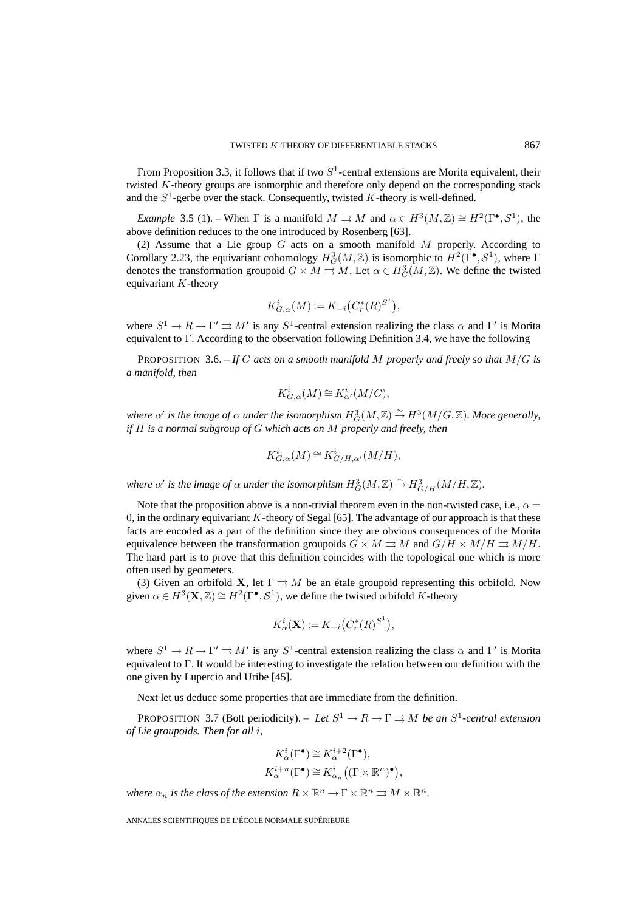From Proposition 3.3, it follows that if two $S^1$-central extensions are Morita equivalent, their twisted $K$-theory groups are isomorphic and therefore only depend on the corresponding stack and the $S^1$-gerbe over the stack. Consequently, twisted $K$-theory is well-defined.

*Example* 3.5 (1). – When $\Gamma$ is a manifold $M \rightrightarrows M$ and $\alpha \in H^3(M, \mathbb{Z}) \cong H^2(\Gamma^\bullet, \mathcal{S}^1)$, the above definition reduces to the one introduced by Rosenberg [63].

(2) Assume that a Lie group $G$ acts on a smooth manifold $M$ properly. According to Corollary 2.23, the equivariant cohomology $H^3_G(M, \mathbb{Z})$ is isomorphic to $H^2(\Gamma^\bullet, \mathcal{S}^1)$, where $\Gamma$ denotes the transformation groupoid $G \times M \rightrightarrows M$. Let $\alpha \in H^3_G(M, \mathbb{Z})$. We define the twisted equivariant $K$-theory

$$K^i_{G,\alpha}(M) := K_{-i}\big(C^*_r(R)^{S^1}\big),$$

where $S^1 \to R \to \Gamma' \rightrightarrows M'$ is any $S^1$-central extension realizing the class $\alpha$ and $\Gamma'$ is Morita equivalent to $\Gamma$. According to the observation following Definition 3.4, we have the following

PROPOSITION 3.6. – *If $G$ acts on a smooth manifold $M$ properly and freely so that $M/G$ is a manifold, then*

$$K^i_{G,\alpha}(M) \cong K^i_{\alpha'}(M/G),$$

*where $\alpha'$ is the image of $\alpha$ under the isomorphism $H^3_G(M, \mathbb{Z}) \xrightarrow{\sim} H^3(M/G, \mathbb{Z})$. More generally, if $H$ is a normal subgroup of $G$ which acts on $M$ properly and freely, then*

$$K^i_{G,\alpha}(M) \cong K^i_{G/H,\alpha'}(M/H),$$

*where $\alpha'$ is the image of $\alpha$ under the isomorphism $H^3_G(M, \mathbb{Z}) \xrightarrow{\sim} H^3_{G/H}(M/H, \mathbb{Z})$.*

Note that the proposition above is a non-trivial theorem even in the non-twisted case, i.e., $\alpha = 0$, in the ordinary equivariant $K$-theory of Segal [65]. The advantage of our approach is that these facts are encoded as a part of the definition since they are obvious consequences of the Morita equivalence between the transformation groupoids $G \times M \rightrightarrows M$ and $G/H \times M/H \rightrightarrows M/H$. The hard part is to prove that this definition coincides with the topological one which is more often used by geometers.

(3) Given an orbifold $\mathbf{X}$, let $\Gamma \rightrightarrows M$ be an étale groupoid representing this orbifold. Now given $\alpha \in H^3(\mathbf{X}, \mathbb{Z}) \cong H^2(\Gamma^\bullet, \mathcal{S}^1)$, we define the twisted orbifold $K$-theory

$$K^i_\alpha(\mathbf{X}) := K_{-i}\big(C^*_r(R)^{S^1}\big),$$

where $S^1 \to R \to \Gamma' \rightrightarrows M'$ is any $S^1$-central extension realizing the class $\alpha$ and $\Gamma'$ is Morita equivalent to $\Gamma$. It would be interesting to investigate the relation between our definition with the one given by Lupercio and Uribe [45].

Next let us deduce some properties that are immediate from the definition.

PROPOSITION 3.7 (Bott periodicity). – *Let $S^1 \to R \to \Gamma \rightrightarrows M$ be an $S^1$-central extension of Lie groupoids. Then for all $i$,*

$$K^i_\alpha(\Gamma^\bullet) \cong K^{i+2}_\alpha(\Gamma^\bullet),$$
$$K^{i+n}_\alpha(\Gamma^\bullet) \cong K^i_{\alpha_n}\big((\Gamma \times \mathbb{R}^n)^\bullet\big),$$

*where $\alpha_n$ is the class of the extension $R \times \mathbb{R}^n \to \Gamma \times \mathbb{R}^n \rightrightarrows M \times \mathbb{R}^n$.*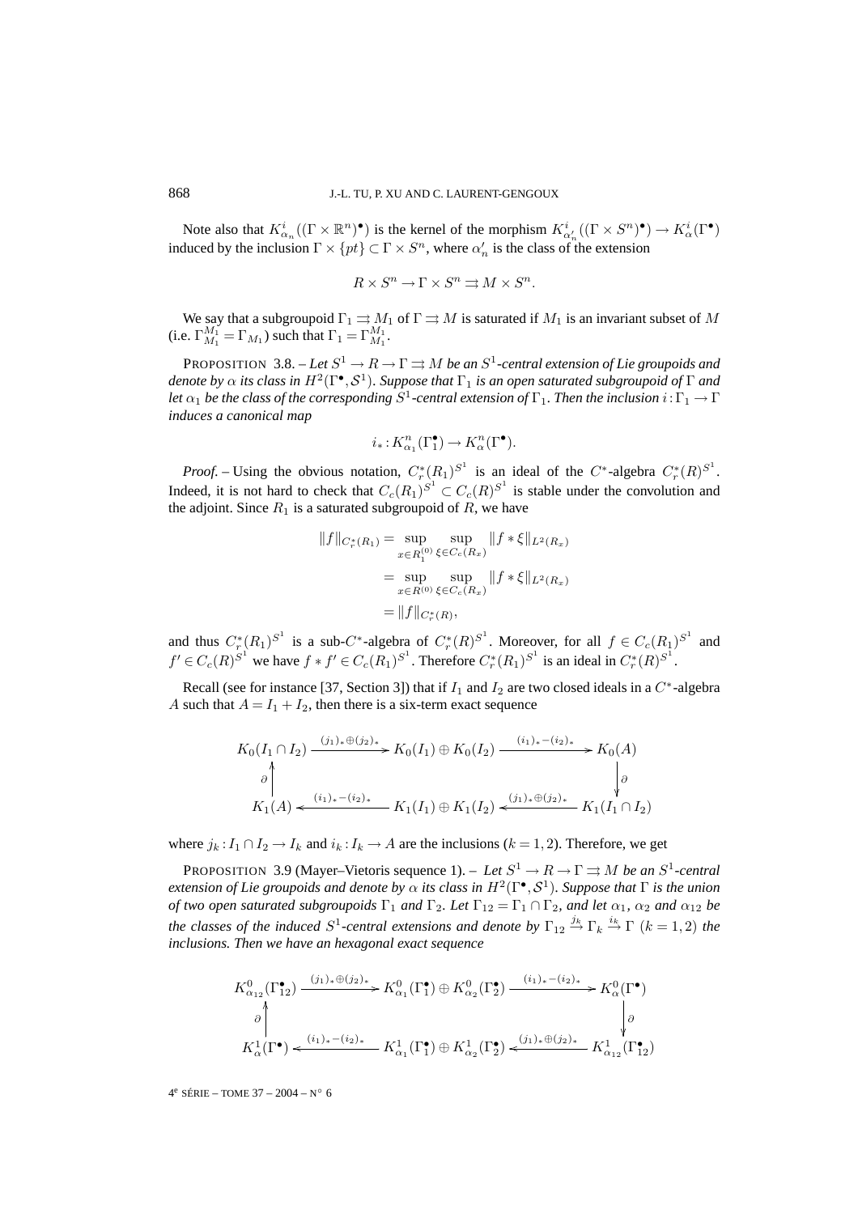Note also that $K^i_{\alpha_n}((\Gamma\times\mathbb{R}^n)^\bullet)$ is the kernel of the morphism $K^i_{\alpha'_n}((\Gamma\times S^n)^\bullet)\to K^i_\alpha(\Gamma^\bullet)$ induced by the inclusion $\Gamma\times\{pt\}\subset\Gamma\times S^n$, where $\alpha'_n$ is the class of the extension

$$R\times S^n\to\Gamma\times S^n\rightrightarrows M\times S^n.$$

We say that a subgroupoid $\Gamma_1\rightrightarrows M_1$ of $\Gamma\rightrightarrows M$ is saturated if $M_1$ is an invariant subset of $M$ (i.e. $\Gamma_{M_1}^{M_1}=\Gamma_{M_1}$) such that $\Gamma_1=\Gamma_{M_1}^{M_1}$.

PROPOSITION 3.8. – *Let $S^1\to R\to\Gamma\rightrightarrows M$ be an $S^1$-central extension of Lie groupoids and denote by $\alpha$ its class in $H^2(\Gamma^\bullet,\mathcal{S}^1)$. Suppose that $\Gamma_1$ is an open saturated subgroupoid of $\Gamma$ and let $\alpha_1$ be the class of the corresponding $S^1$-central extension of $\Gamma_1$. Then the inclusion $i:\Gamma_1\to\Gamma$ induces a canonical map*

$$i_*:K^n_{\alpha_1}(\Gamma_1^\bullet)\to K^n_\alpha(\Gamma^\bullet).$$

*Proof.* – Using the obvious notation, $C^*_r(R_1)^{S^1}$ is an ideal of the $C^*$-algebra $C^*_r(R)^{S^1}$. Indeed, it is not hard to check that $C_c(R_1)^{S^1}\subset C_c(R)^{S^1}$ is stable under the convolution and the adjoint. Since $R_1$ is a saturated subgroupoid of $R$, we have

$$\begin{aligned}\|f\|_{C^*_r(R_1)}&=\sup_{x\in R_1^{(0)}}\sup_{\xi\in C_c(R_x)}\|f*\xi\|_{L^2(R_x)}\\&=\sup_{x\in R^{(0)}}\sup_{\xi\in C_c(R_x)}\|f*\xi\|_{L^2(R_x)}\\&=\|f\|_{C^*_r(R)},\end{aligned}$$

and thus $C^*_r(R_1)^{S^1}$ is a sub-$C^*$-algebra of $C^*_r(R)^{S^1}$. Moreover, for all $f\in C_c(R_1)^{S^1}$ and $f'\in C_c(R)^{S^1}$ we have $f*f'\in C_c(R_1)^{S^1}$. Therefore $C^*_r(R_1)^{S^1}$ is an ideal in $C^*_r(R)^{S^1}$.

Recall (see for instance [37, Section 3]) that if $I_1$ and $I_2$ are two closed ideals in a $C^*$-algebra $A$ such that $A=I_1+I_2$, then there is a six-term exact sequence

$$\begin{array}{ccccc}K_0(I_1\cap I_2)&\xrightarrow{(j_1)_*\oplus(j_2)_*}&K_0(I_1)\oplus K_0(I_2)&\xrightarrow{(i_1)_*-(i_2)_*}&K_0(A)\\ \uparrow\partial&&&&\downarrow\partial\\ K_1(A)&\xleftarrow{(i_1)_*-(i_2)_*}&K_1(I_1)\oplus K_1(I_2)&\xleftarrow{(j_1)_*\oplus(j_2)_*}&K_1(I_1\cap I_2)\end{array}$$

where $j_k:I_1\cap I_2\to I_k$ and $i_k:I_k\to A$ are the inclusions ($k=1,2$). Therefore, we get

PROPOSITION 3.9 (Mayer–Vietoris sequence 1). – *Let $S^1\to R\to\Gamma\rightrightarrows M$ be an $S^1$-central extension of Lie groupoids and denote by $\alpha$ its class in $H^2(\Gamma^\bullet,\mathcal{S}^1)$. Suppose that $\Gamma$ is the union of two open saturated subgroupoids $\Gamma_1$ and $\Gamma_2$. Let $\Gamma_{12}=\Gamma_1\cap\Gamma_2$, and let $\alpha_1$, $\alpha_2$ and $\alpha_{12}$ be the classes of the induced $S^1$-central extensions and denote by $\Gamma_{12}\xrightarrow{j_k}\Gamma_k\xrightarrow{i_k}\Gamma$ $(k=1,2)$ the inclusions. Then we have an hexagonal exact sequence*

$$\begin{array}{ccccc}K^0_{\alpha_{12}}(\Gamma^\bullet_{12})&\xrightarrow{(j_1)_*\oplus(j_2)_*}&K^0_{\alpha_1}(\Gamma^\bullet_1)\oplus K^0_{\alpha_2}(\Gamma^\bullet_2)&\xrightarrow{(i_1)_*-(i_2)_*}&K^0_\alpha(\Gamma^\bullet)\\ \uparrow\partial&&&&\downarrow\partial\\ K^1_\alpha(\Gamma^\bullet)&\xleftarrow{(i_1)_*-(i_2)_*}&K^1_{\alpha_1}(\Gamma^\bullet_1)\oplus K^1_{\alpha_2}(\Gamma^\bullet_2)&\xleftarrow{(j_1)_*\oplus(j_2)_*}&K^1_{\alpha_{12}}(\Gamma^\bullet_{12})\end{array}$$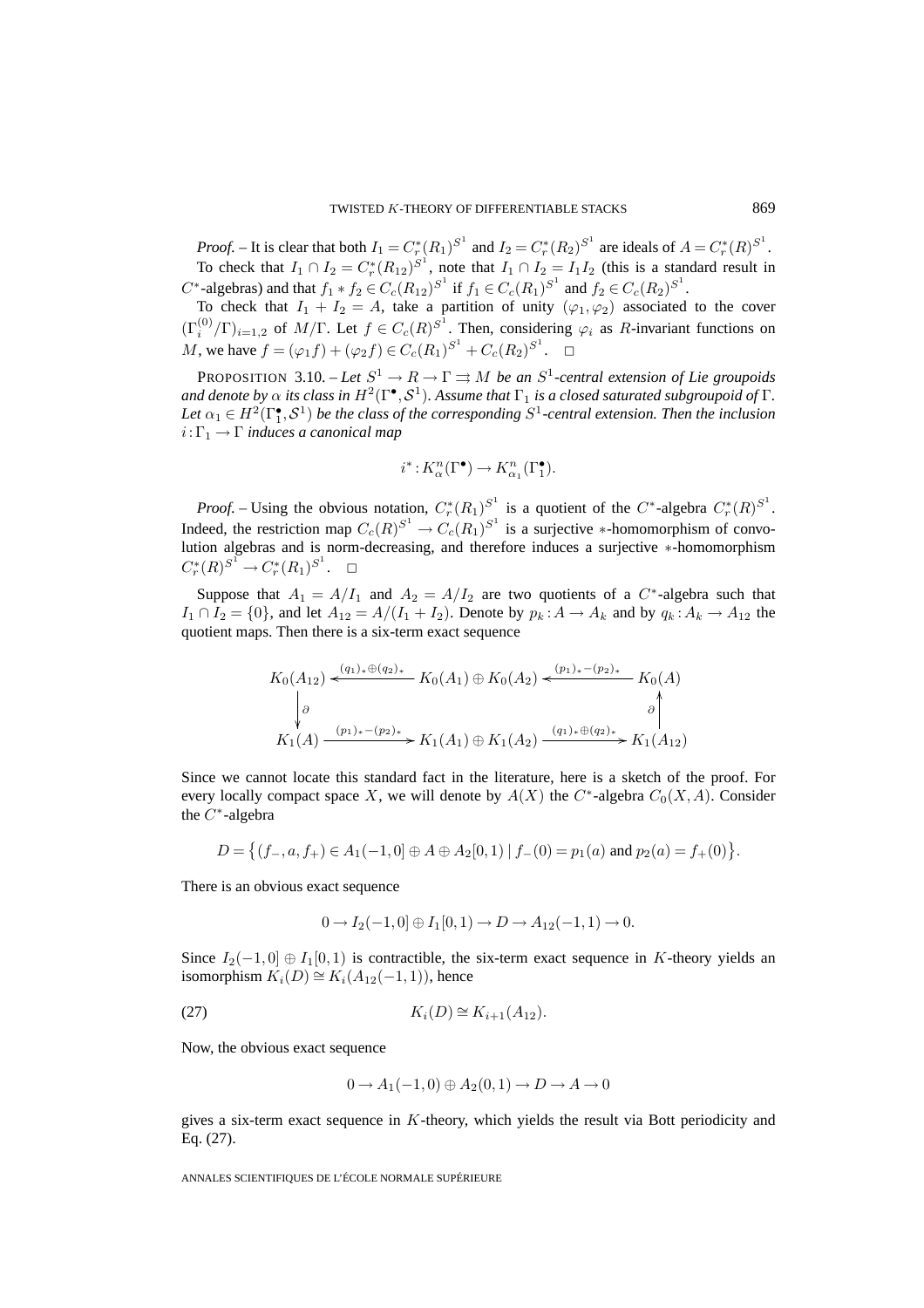*Proof.* – It is clear that both $I_1 = C_r^*(R_1)^{S^1}$ and $I_2 = C_r^*(R_2)^{S^1}$ are ideals of $A = C_r^*(R)^{S^1}$.

To check that $I_1 \cap I_2 = C_r^*(R_{12})^{S^1}$, note that $I_1 \cap I_2 = I_1 I_2$ (this is a standard result in $C^*$-algebras) and that $f_1 * f_2 \in C_c(R_{12})^{S^1}$ if $f_1 \in C_c(R_1)^{S^1}$ and $f_2 \in C_c(R_2)^{S^1}$.

To check that $I_1 + I_2 = A$, take a partition of unity $(\varphi_1, \varphi_2)$ associated to the cover $(\Gamma_i^{(0)}/\Gamma)_{i=1,2}$ of $M/\Gamma$. Let $f \in C_c(R)^{S^1}$. Then, considering $\varphi_i$ as $R$-invariant functions on $M$, we have $f = (\varphi_1 f) + (\varphi_2 f) \in C_c(R_1)^{S^1} + C_c(R_2)^{S^1}$. □

PROPOSITION 3.10. – *Let $S^1 \to R \to \Gamma \rightrightarrows M$ be an $S^1$-central extension of Lie groupoids and denote by $\alpha$ its class in $H^2(\Gamma^\bullet, \mathcal{S}^1)$. Assume that $\Gamma_1$ is a closed saturated subgroupoid of $\Gamma$. Let $\alpha_1 \in H^2(\Gamma_1^\bullet, \mathcal{S}^1)$ be the class of the corresponding $S^1$-central extension. Then the inclusion $i : \Gamma_1 \to \Gamma$ induces a canonical map*

$$i^* : K_\alpha^n(\Gamma^\bullet) \to K_{\alpha_1}^n(\Gamma_1^\bullet).$$

*Proof.* – Using the obvious notation, $C_r^*(R_1)^{S^1}$ is a quotient of the $C^*$-algebra $C_r^*(R)^{S^1}$. Indeed, the restriction map $C_c(R)^{S^1} \to C_c(R_1)^{S^1}$ is a surjective $*$-homomorphism of convolution algebras and is norm-decreasing, and therefore induces a surjective $*$-homomorphism $C_r^*(R)^{S^1} \to C_r^*(R_1)^{S^1}$. □

Suppose that $A_1 = A/I_1$ and $A_2 = A/I_2$ are two quotients of a $C^*$-algebra such that $I_1 \cap I_2 = \{0\}$, and let $A_{12} = A/(I_1 + I_2)$. Denote by $p_k : A \to A_k$ and by $q_k : A_k \to A_{12}$ the quotient maps. Then there is a six-term exact sequence

$$\begin{array}{ccccc}
K_0(A_{12}) & \xleftarrow{(q_1)_* \oplus (q_2)_*} & K_0(A_1) \oplus K_0(A_2) & \xleftarrow{(p_1)_* - (p_2)_*} & K_0(A) \\
\big\downarrow \partial & & & & \big\uparrow \partial \\
K_1(A) & \xrightarrow{(p_1)_* - (p_2)_*} & K_1(A_1) \oplus K_1(A_2) & \xrightarrow{(q_1)_* \oplus (q_2)_*} & K_1(A_{12})
\end{array}$$

Since we cannot locate this standard fact in the literature, here is a sketch of the proof. For every locally compact space $X$, we will denote by $A(X)$ the $C^*$-algebra $C_0(X, A)$. Consider the $C^*$-algebra

$$D = \big\{(f_-, a, f_+) \in A_1(-1,0] \oplus A \oplus A_2[0,1) \mid f_-(0) = p_1(a) \text{ and } p_2(a) = f_+(0)\big\}.$$

There is an obvious exact sequence

$$0 \to I_2(-1,0] \oplus I_1[0,1) \to D \to A_{12}(-1,1) \to 0.$$

Since $I_2(-1,0] \oplus I_1[0,1)$ is contractible, the six-term exact sequence in $K$-theory yields an isomorphism $K_i(D) \cong K_i(A_{12}(-1,1))$, hence

$$K_i(D) \cong K_{i+1}(A_{12}). \tag{27}$$

Now, the obvious exact sequence

$$0 \to A_1(-1,0) \oplus A_2(0,1) \to D \to A \to 0$$

gives a six-term exact sequence in $K$-theory, which yields the result via Bott periodicity and Eq. (27).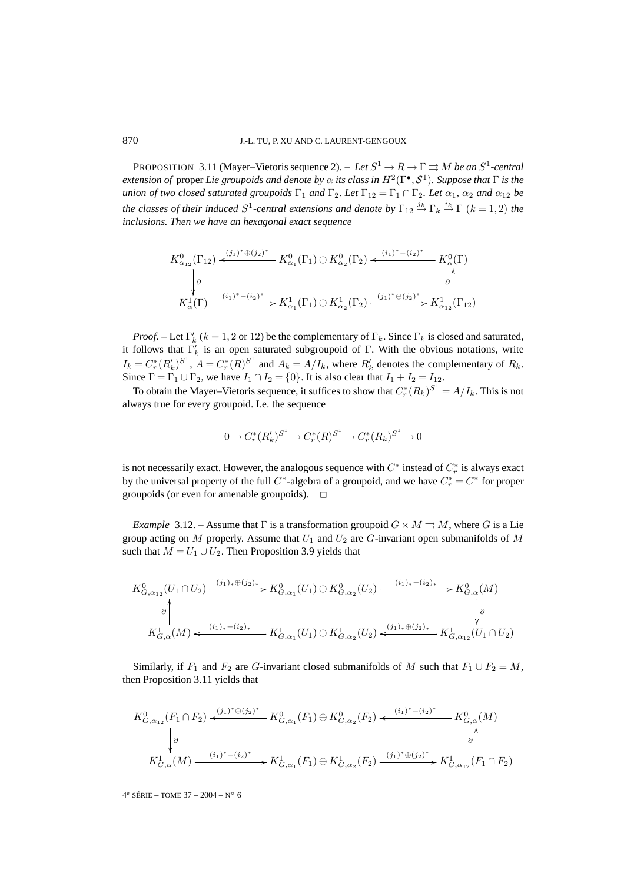PROPOSITION 3.11 (Mayer–Vietoris sequence 2). – *Let $S^1 \to R \to \Gamma \rightrightarrows M$ be an $S^1$-central extension of* proper *Lie groupoids and denote by $\alpha$ its class in $H^2(\Gamma^\bullet, \mathcal{S}^1)$. Suppose that $\Gamma$ is the union of two closed saturated groupoids $\Gamma_1$ and $\Gamma_2$. Let $\Gamma_{12} = \Gamma_1 \cap \Gamma_2$. Let $\alpha_1$, $\alpha_2$ and $\alpha_{12}$ be the classes of their induced $S^1$-central extensions and denote by $\Gamma_{12} \xrightarrow{j_k} \Gamma_k \xrightarrow{i_k} \Gamma$ $(k = 1, 2)$ the inclusions. Then we have an hexagonal exact sequence*

$$
\begin{array}{ccccc}
K^0_{\alpha_{12}}(\Gamma_{12}) & \xleftarrow{(j_1)^* \oplus (j_2)^*} & K^0_{\alpha_1}(\Gamma_1) \oplus K^0_{\alpha_2}(\Gamma_2) & \xleftarrow{(i_1)^* - (i_2)^*} & K^0_{\alpha}(\Gamma) \\
\Big\downarrow \partial & & & & \Big\uparrow \partial \\
K^1_{\alpha}(\Gamma) & \xrightarrow{(i_1)^* - (i_2)^*} & K^1_{\alpha_1}(\Gamma_1) \oplus K^1_{\alpha_2}(\Gamma_2) & \xrightarrow{(j_1)^* \oplus (j_2)^*} & K^1_{\alpha_{12}}(\Gamma_{12})
\end{array}
$$

*Proof.* – Let $\Gamma'_k$ ($k = 1, 2$ or $12$) be the complementary of $\Gamma_k$. Since $\Gamma_k$ is closed and saturated, it follows that $\Gamma'_k$ is an open saturated subgroupoid of $\Gamma$. With the obvious notations, write $I_k = C^*_r(R'_k)^{S^1}$, $A = C^*_r(R)^{S^1}$ and $A_k = A/I_k$, where $R'_k$ denotes the complementary of $R_k$. Since $\Gamma = \Gamma_1 \cup \Gamma_2$, we have $I_1 \cap I_2 = \{0\}$. It is also clear that $I_1 + I_2 = I_{12}$.

To obtain the Mayer–Vietoris sequence, it suffices to show that $C^*_r(R_k)^{S^1} = A/I_k$. This is not always true for every groupoid. I.e. the sequence

$$
0 \to C^*_r(R'_k)^{S^1} \to C^*_r(R)^{S^1} \to C^*_r(R_k)^{S^1} \to 0
$$

is not necessarily exact. However, the analogous sequence with $C^*$ instead of $C^*_r$ is always exact by the universal property of the full $C^*$-algebra of a groupoid, and we have $C^*_r = C^*$ for proper groupoids (or even for amenable groupoids). $\square$

*Example* 3.12. – Assume that $\Gamma$ is a transformation groupoid $G \times M \rightrightarrows M$, where $G$ is a Lie group acting on $M$ properly. Assume that $U_1$ and $U_2$ are $G$-invariant open submanifolds of $M$ such that $M = U_1 \cup U_2$. Then Proposition 3.9 yields that

$$
\begin{array}{ccccc}
K^0_{G,\alpha_{12}}(U_1 \cap U_2) & \xrightarrow{(j_1)_* \oplus (j_2)_*} & K^0_{G,\alpha_1}(U_1) \oplus K^0_{G,\alpha_2}(U_2) & \xrightarrow{(i_1)_* - (i_2)_*} & K^0_{G,\alpha}(M) \\
\Big\uparrow \partial & & & & \Big\downarrow \partial \\
K^1_{G,\alpha}(M) & \xleftarrow{(i_1)_* - (i_2)_*} & K^1_{G,\alpha_1}(U_1) \oplus K^1_{G,\alpha_2}(U_2) & \xleftarrow{(j_1)_* \oplus (j_2)_*} & K^1_{G,\alpha_{12}}(U_1 \cap U_2)
\end{array}
$$

Similarly, if $F_1$ and $F_2$ are $G$-invariant closed submanifolds of $M$ such that $F_1 \cup F_2 = M$, then Proposition 3.11 yields that

$$
\begin{array}{ccccc}
K^0_{G,\alpha_{12}}(F_1 \cap F_2) & \xleftarrow{(j_1)^* \oplus (j_2)^*} & K^0_{G,\alpha_1}(F_1) \oplus K^0_{G,\alpha_2}(F_2) & \xleftarrow{(i_1)^* - (i_2)^*} & K^0_{G,\alpha}(M) \\
\Big\downarrow \partial & & & & \Big\uparrow \partial \\
K^1_{G,\alpha}(M) & \xrightarrow{(i_1)^* - (i_2)^*} & K^1_{G,\alpha_1}(F_1) \oplus K^1_{G,\alpha_2}(F_2) & \xrightarrow{(j_1)^* \oplus (j_2)^*} & K^1_{G,\alpha_{12}}(F_1 \cap F_2)
\end{array}
$$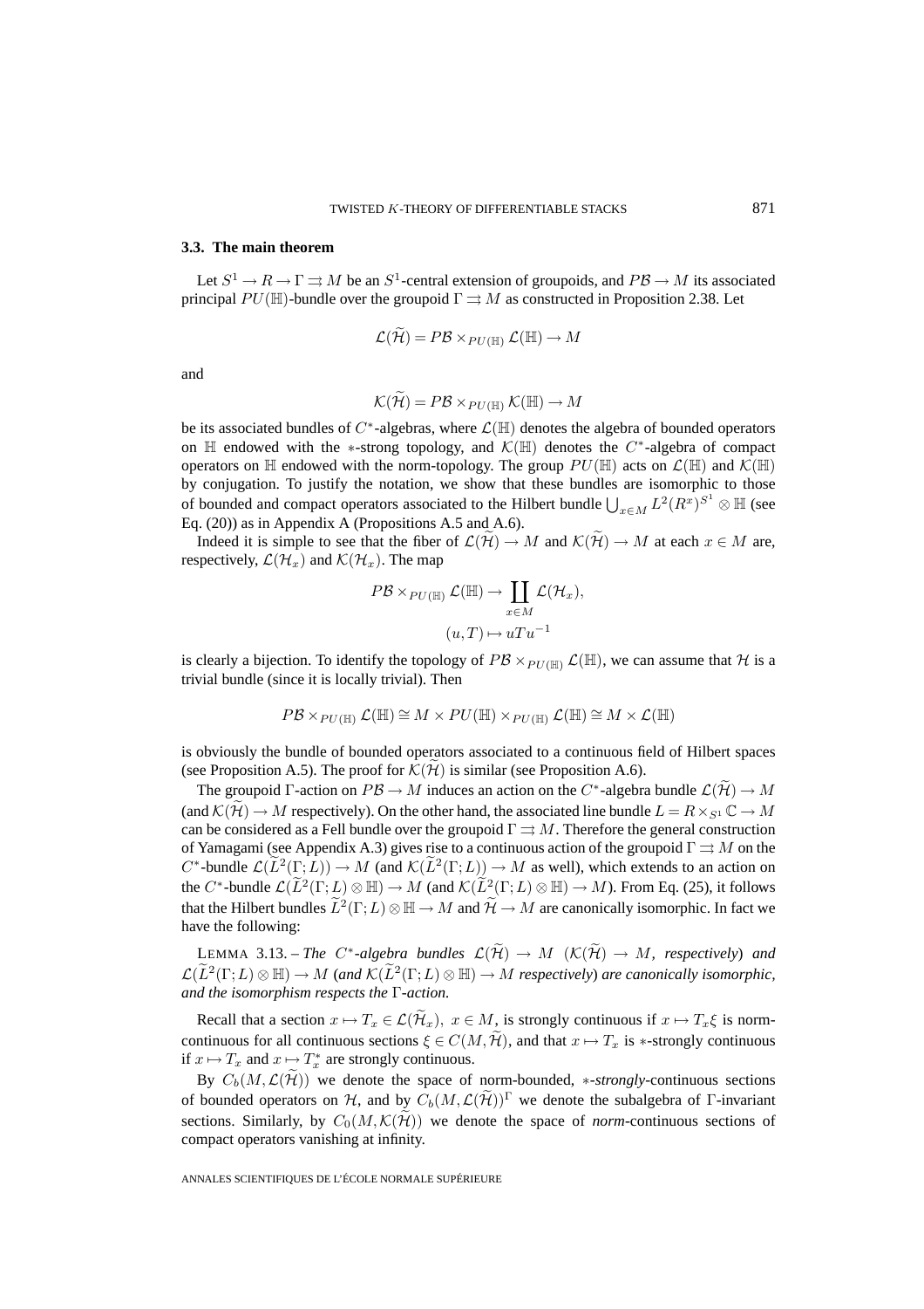### 3.3. The main theorem

Let $S^1 \to R \to \Gamma \rightrightarrows M$ be an $S^1$-central extension of groupoids, and $P\mathcal{B} \to M$ its associated principal $PU(\mathbb{H})$-bundle over the groupoid $\Gamma \rightrightarrows M$ as constructed in Proposition 2.38. Let

$$\mathcal{L}(\widetilde{\mathcal{H}}) = P\mathcal{B} \times_{PU(\mathbb{H})} \mathcal{L}(\mathbb{H}) \to M$$

and

$$\mathcal{K}(\widetilde{\mathcal{H}}) = P\mathcal{B} \times_{PU(\mathbb{H})} \mathcal{K}(\mathbb{H}) \to M$$

be its associated bundles of $C^*$-algebras, where $\mathcal{L}(\mathbb{H})$ denotes the algebra of bounded operators on $\mathbb{H}$ endowed with the $*$-strong topology, and $\mathcal{K}(\mathbb{H})$ denotes the $C^*$-algebra of compact operators on $\mathbb{H}$ endowed with the norm-topology. The group $PU(\mathbb{H})$ acts on $\mathcal{L}(\mathbb{H})$ and $\mathcal{K}(\mathbb{H})$ by conjugation. To justify the notation, we show that these bundles are isomorphic to those of bounded and compact operators associated to the Hilbert bundle $\bigcup_{x\in M} L^2(R^x)^{S^1} \otimes \mathbb{H}$ (see Eq. (20)) as in Appendix A (Propositions A.5 and A.6).

Indeed it is simple to see that the fiber of $\mathcal{L}(\widetilde{\mathcal{H}}) \to M$ and $\mathcal{K}(\widetilde{\mathcal{H}}) \to M$ at each $x \in M$ are, respectively, $\mathcal{L}(\mathcal{H}_x)$ and $\mathcal{K}(\mathcal{H}_x)$. The map

$$P\mathcal{B} \times_{PU(\mathbb{H})} \mathcal{L}(\mathbb{H}) \to \coprod_{x\in M} \mathcal{L}(\mathcal{H}_x),$$
$$(u, T) \mapsto uTu^{-1}$$

is clearly a bijection. To identify the topology of $P\mathcal{B} \times_{PU(\mathbb{H})} \mathcal{L}(\mathbb{H})$, we can assume that $\mathcal{H}$ is a trivial bundle (since it is locally trivial). Then

$$P\mathcal{B} \times_{PU(\mathbb{H})} \mathcal{L}(\mathbb{H}) \cong M \times PU(\mathbb{H}) \times_{PU(\mathbb{H})} \mathcal{L}(\mathbb{H}) \cong M \times \mathcal{L}(\mathbb{H})$$

is obviously the bundle of bounded operators associated to a continuous field of Hilbert spaces (see Proposition A.5). The proof for $\mathcal{K}(\widetilde{\mathcal{H}})$ is similar (see Proposition A.6).

The groupoid $\Gamma$-action on $P\mathcal{B} \to M$ induces an action on the $C^*$-algebra bundle $\mathcal{L}(\widetilde{\mathcal{H}}) \to M$ (and $\mathcal{K}(\widetilde{\mathcal{H}}) \to M$ respectively). On the other hand, the associated line bundle $L = R \times_{S^1} \mathbb{C} \to M$ can be considered as a Fell bundle over the groupoid $\Gamma \rightrightarrows M$. Therefore the general construction of Yamagami (see Appendix A.3) gives rise to a continuous action of the groupoid $\Gamma \rightrightarrows M$ on the $C^*$-bundle $\mathcal{L}(\widetilde{L}^2(\Gamma; L)) \to M$ (and $\mathcal{K}(\widetilde{L}^2(\Gamma; L)) \to M$ as well), which extends to an action on the $C^*$-bundle $\mathcal{L}(\widetilde{L}^2(\Gamma; L) \otimes \mathbb{H}) \to M$ (and $\mathcal{K}(\widetilde{L}^2(\Gamma; L) \otimes \mathbb{H}) \to M$). From Eq. (25), it follows that the Hilbert bundles $\widetilde{L}^2(\Gamma; L) \otimes \mathbb{H} \to M$ and $\widetilde{\mathcal{H}} \to M$ are canonically isomorphic. In fact we have the following:

LEMMA 3.13. – *The $C^*$-algebra bundles $\mathcal{L}(\widetilde{\mathcal{H}}) \to M$ ($\mathcal{K}(\widetilde{\mathcal{H}}) \to M$, respectively) and $\mathcal{L}(\widetilde{L}^2(\Gamma; L) \otimes \mathbb{H}) \to M$ (and $\mathcal{K}(\widetilde{L}^2(\Gamma; L) \otimes \mathbb{H}) \to M$ respectively) are canonically isomorphic, and the isomorphism respects the $\Gamma$-action.*

Recall that a section $x \mapsto T_x \in \mathcal{L}(\widetilde{\mathcal{H}}_x)$, $x \in M$, is strongly continuous if $x \mapsto T_x\xi$ is norm-continuous for all continuous sections $\xi \in C(M, \widetilde{\mathcal{H}})$, and that $x \mapsto T_x$ is $*$-strongly continuous if $x \mapsto T_x$ and $x \mapsto T_x^*$ are strongly continuous.

By $C_b(M, \mathcal{L}(\widetilde{\mathcal{H}}))$ we denote the space of norm-bounded, *$*$-strongly*-continuous sections of bounded operators on $\mathcal{H}$, and by $C_b(M, \mathcal{L}(\widetilde{\mathcal{H}}))^\Gamma$ we denote the subalgebra of $\Gamma$-invariant sections. Similarly, by $C_0(M, \mathcal{K}(\widetilde{\mathcal{H}}))$ we denote the space of *norm*-continuous sections of compact operators vanishing at infinity.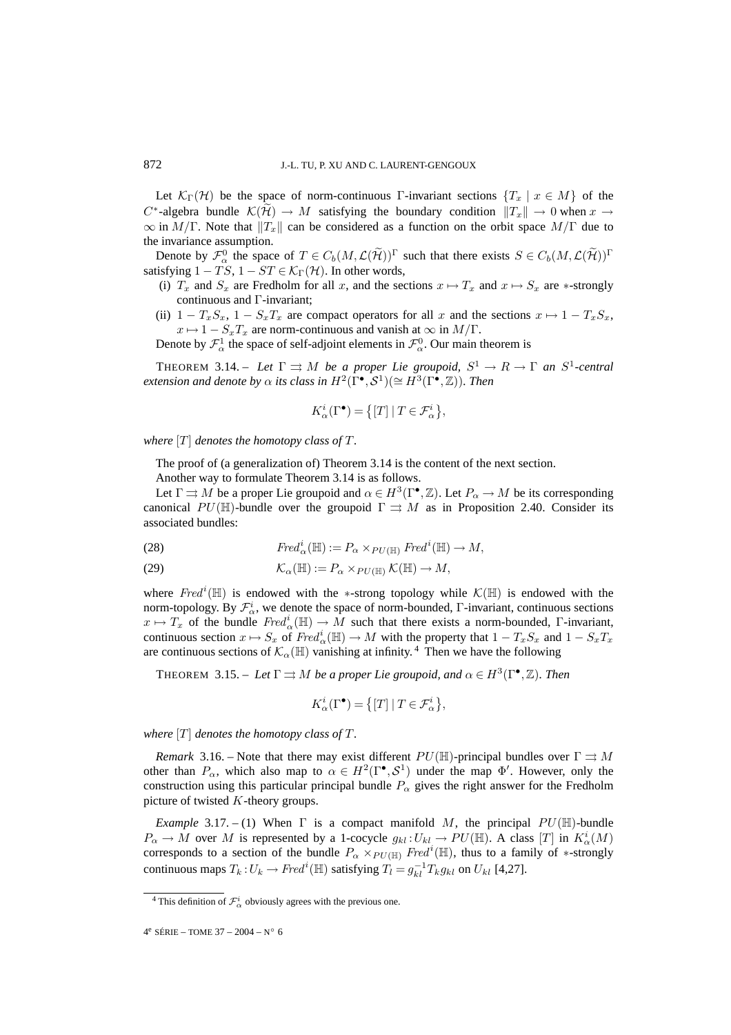Let $\mathcal{K}_\Gamma(\mathcal{H})$ be the space of norm-continuous $\Gamma$-invariant sections $\{T_x \mid x \in M\}$ of the $C^*$-algebra bundle $\mathcal{K}(\widetilde{\mathcal{H}}) \to M$ satisfying the boundary condition $\|T_x\| \to 0$ when $x \to \infty$ in $M/\Gamma$. Note that $\|T_x\|$ can be considered as a function on the orbit space $M/\Gamma$ due to the invariance assumption.

Denote by $\mathcal{F}^0_\alpha$ the space of $T \in C_b(M, \mathcal{L}(\widetilde{\mathcal{H}}))^\Gamma$ such that there exists $S \in C_b(M, \mathcal{L}(\widetilde{\mathcal{H}}))^\Gamma$ satisfying $1 - TS$, $1 - ST \in \mathcal{K}_\Gamma(\mathcal{H})$. In other words,

(i) $T_x$ and $S_x$ are Fredholm for all $x$, and the sections $x \mapsto T_x$ and $x \mapsto S_x$ are $*$-strongly continuous and $\Gamma$-invariant;

(ii) $1 - T_x S_x$, $1 - S_x T_x$ are compact operators for all $x$ and the sections $x \mapsto 1 - T_x S_x$, $x \mapsto 1 - S_x T_x$ are norm-continuous and vanish at $\infty$ in $M/\Gamma$.

Denote by $\mathcal{F}^1_\alpha$ the space of self-adjoint elements in $\mathcal{F}^0_\alpha$. Our main theorem is

THEOREM 3.14. – *Let $\Gamma \rightrightarrows M$ be a proper Lie groupoid, $S^1 \to R \to \Gamma$ an $S^1$-central extension and denote by $\alpha$ its class in $H^2(\Gamma^\bullet, \mathcal{S}^1)(\cong H^3(\Gamma^\bullet, \mathbb{Z}))$. Then*

$$K^i_\alpha(\Gamma^\bullet) = \{[T] \mid T \in \mathcal{F}^i_\alpha\},$$

*where $[T]$ denotes the homotopy class of $T$.*

The proof of (a generalization of) Theorem 3.14 is the content of the next section.

Another way to formulate Theorem 3.14 is as follows.

Let $\Gamma \rightrightarrows M$ be a proper Lie groupoid and $\alpha \in H^3(\Gamma^\bullet, \mathbb{Z})$. Let $P_\alpha \to M$ be its corresponding canonical $PU(\mathbb{H})$-bundle over the groupoid $\Gamma \rightrightarrows M$ as in Proposition 2.40. Consider its associated bundles:

$$Fred^i_\alpha(\mathbb{H}) := P_\alpha \times_{PU(\mathbb{H})} Fred^i(\mathbb{H}) \to M, \tag{28}$$

$$\mathcal{K}_\alpha(\mathbb{H}) := P_\alpha \times_{PU(\mathbb{H})} \mathcal{K}(\mathbb{H}) \to M, \tag{29}$$

where $Fred^i(\mathbb{H})$ is endowed with the $*$-strong topology while $\mathcal{K}(\mathbb{H})$ is endowed with the norm-topology. By $\mathcal{F}^i_\alpha$, we denote the space of norm-bounded, $\Gamma$-invariant, continuous sections $x \mapsto T_x$ of the bundle $Fred^i_\alpha(\mathbb{H}) \to M$ such that there exists a norm-bounded, $\Gamma$-invariant, continuous section $x \mapsto S_x$ of $Fred^i_\alpha(\mathbb{H}) \to M$ with the property that $1 - T_x S_x$ and $1 - S_x T_x$ are continuous sections of $\mathcal{K}_\alpha(\mathbb{H})$ vanishing at infinity. [4] Then we have the following

THEOREM 3.15. – *Let $\Gamma \rightrightarrows M$ be a proper Lie groupoid, and $\alpha \in H^3(\Gamma^\bullet, \mathbb{Z})$. Then*

$$K^i_\alpha(\Gamma^\bullet) = \{[T] \mid T \in \mathcal{F}^i_\alpha\},$$

*where $[T]$ denotes the homotopy class of $T$.*

*Remark* 3.16. – Note that there may exist different $PU(\mathbb{H})$-principal bundles over $\Gamma \rightrightarrows M$ other than $P_\alpha$, which also map to $\alpha \in H^2(\Gamma^\bullet, \mathcal{S}^1)$ under the map $\Phi'$. However, only the construction using this particular principal bundle $P_\alpha$ gives the right answer for the Fredholm picture of twisted $K$-theory groups.

*Example* 3.17. – (1) When $\Gamma$ is a compact manifold $M$, the principal $PU(\mathbb{H})$-bundle $P_\alpha \to M$ over $M$ is represented by a 1-cocycle $g_{kl} : U_{kl} \to PU(\mathbb{H})$. A class $[T]$ in $K^i_\alpha(M)$ corresponds to a section of the bundle $P_\alpha \times_{PU(\mathbb{H})} Fred^i(\mathbb{H})$, thus to a family of $*$-strongly continuous maps $T_k : U_k \to Fred^i(\mathbb{H})$ satisfying $T_l = g_{kl}^{-1} T_k g_{kl}$ on $U_{kl}$ [4,27].

[4] This definition of $\mathcal{F}^i_\alpha$ obviously agrees with the previous one.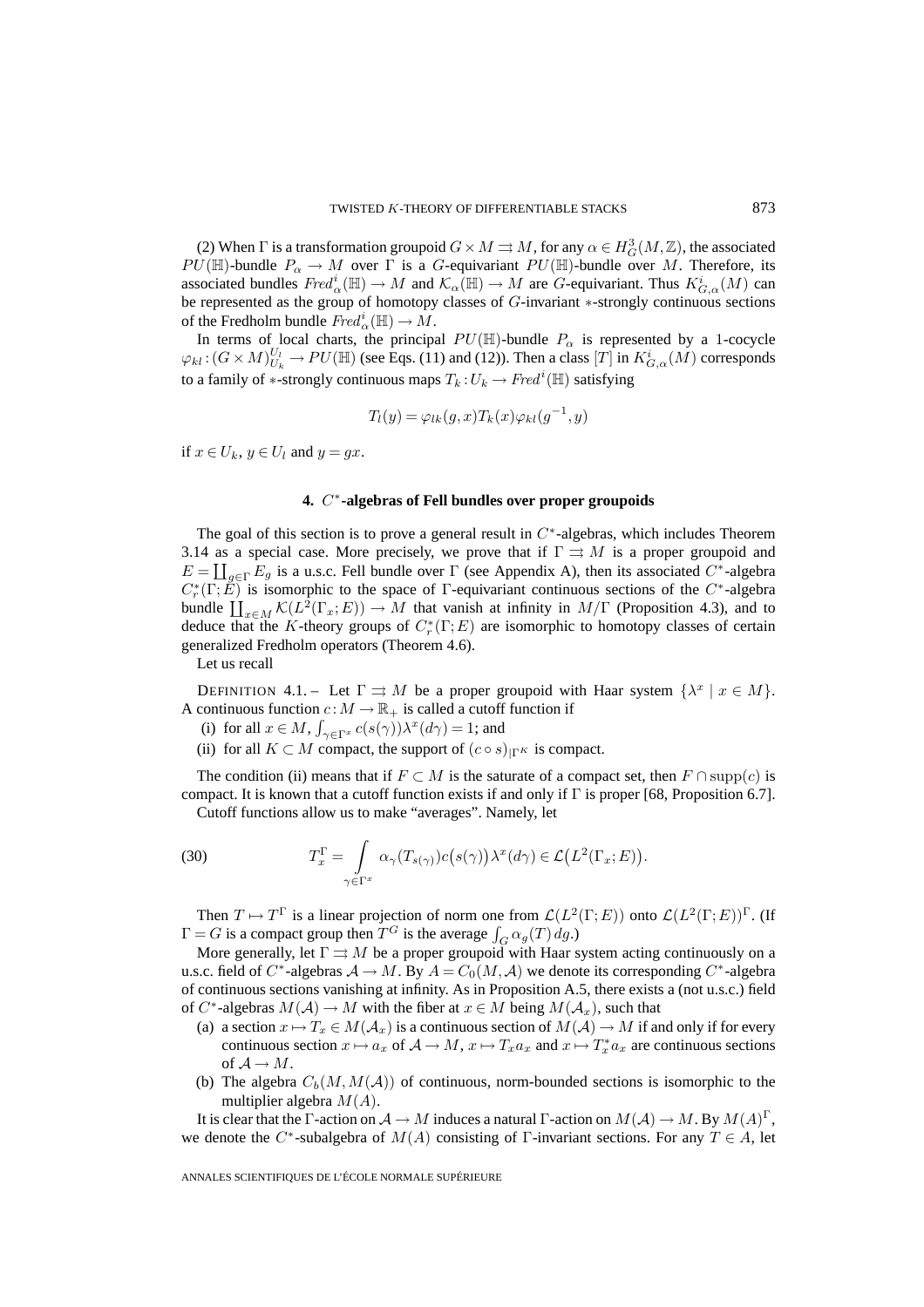(2) When $\Gamma$ is a transformation groupoid $G \times M \rightrightarrows M$, for any $\alpha \in H^3_G(M, \mathbb{Z})$, the associated $PU(\mathbb{H})$-bundle $P_\alpha \to M$ over $\Gamma$ is a $G$-equivariant $PU(\mathbb{H})$-bundle over $M$. Therefore, its associated bundles $Fred^i_\alpha(\mathbb{H}) \to M$ and $\mathcal{K}_\alpha(\mathbb{H}) \to M$ are $G$-equivariant. Thus $K^i_{G,\alpha}(M)$ can be represented as the group of homotopy classes of $G$-invariant $*$-strongly continuous sections of the Fredholm bundle $Fred^i_\alpha(\mathbb{H}) \to M$.

In terms of local charts, the principal $PU(\mathbb{H})$-bundle $P_\alpha$ is represented by a 1-cocycle $\varphi_{kl} : (G \times M)^{U_l}_{U_k} \to PU(\mathbb{H})$ (see Eqs. (11) and (12)). Then a class $[T]$ in $K^i_{G,\alpha}(M)$ corresponds to a family of $*$-strongly continuous maps $T_k : U_k \to Fred^i(\mathbb{H})$ satisfying

$$T_l(y) = \varphi_{lk}(g, x) T_k(x) \varphi_{kl}(g^{-1}, y)$$

if $x \in U_k$, $y \in U_l$ and $y = gx$.

## 4. $C^*$-algebras of Fell bundles over proper groupoids

The goal of this section is to prove a general result in $C^*$-algebras, which includes Theorem 3.14 as a special case. More precisely, we prove that if $\Gamma \rightrightarrows M$ is a proper groupoid and $E = \coprod_{g \in \Gamma} E_g$ is a u.s.c. Fell bundle over $\Gamma$ (see Appendix A), then its associated $C^*$-algebra $C^*_r(\Gamma; E)$ is isomorphic to the space of $\Gamma$-equivariant continuous sections of the $C^*$-algebra bundle $\coprod_{x \in M} \mathcal{K}(L^2(\Gamma_x; E)) \to M$ that vanish at infinity in $M/\Gamma$ (Proposition 4.3), and to deduce that the $K$-theory groups of $C^*_r(\Gamma; E)$ are isomorphic to homotopy classes of certain generalized Fredholm operators (Theorem 4.6).

Let us recall

DEFINITION 4.1. – Let $\Gamma \rightrightarrows M$ be a proper groupoid with Haar system $\{\lambda^x \mid x \in M\}$. A continuous function $c : M \to \mathbb{R}_+$ is called a cutoff function if

(i) for all $x \in M$, $\int_{\gamma \in \Gamma^x} c(s(\gamma)) \lambda^x(d\gamma) = 1$; and

(ii) for all $K \subset M$ compact, the support of $(c \circ s)_{|\Gamma^K}$ is compact.

The condition (ii) means that if $F \subset M$ is the saturate of a compact set, then $F \cap \operatorname{supp}(c)$ is compact. It is known that a cutoff function exists if and only if $\Gamma$ is proper [68, Proposition 6.7].

Cutoff functions allow us to make "averages". Namely, let

$$T^\Gamma_x = \int_{\gamma \in \Gamma^x} \alpha_\gamma(T_{s(\gamma)}) c\big(s(\gamma)\big) \lambda^x(d\gamma) \in \mathcal{L}\big(L^2(\Gamma_x; E)\big). \tag{30}$$

Then $T \mapsto T^\Gamma$ is a linear projection of norm one from $\mathcal{L}(L^2(\Gamma; E))$ onto $\mathcal{L}(L^2(\Gamma; E))^\Gamma$. (If $\Gamma = G$ is a compact group then $T^G$ is the average $\int_G \alpha_g(T)\, dg$.)

More generally, let $\Gamma \rightrightarrows M$ be a proper groupoid with Haar system acting continuously on a u.s.c. field of $C^*$-algebras $\mathcal{A} \to M$. By $A = C_0(M, \mathcal{A})$ we denote its corresponding $C^*$-algebra of continuous sections vanishing at infinity. As in Proposition A.5, there exists a (not u.s.c.) field of $C^*$-algebras $M(\mathcal{A}) \to M$ with the fiber at $x \in M$ being $M(\mathcal{A}_x)$, such that

(a) a section $x \mapsto T_x \in M(\mathcal{A}_x)$ is a continuous section of $M(\mathcal{A}) \to M$ if and only if for every continuous section $x \mapsto a_x$ of $\mathcal{A} \to M$, $x \mapsto T_x a_x$ and $x \mapsto T^*_x a_x$ are continuous sections of $\mathcal{A} \to M$.

(b) The algebra $C_b(M, M(\mathcal{A}))$ of continuous, norm-bounded sections is isomorphic to the multiplier algebra $M(A)$.

It is clear that the $\Gamma$-action on $\mathcal{A} \to M$ induces a natural $\Gamma$-action on $M(\mathcal{A}) \to M$. By $M(A)^\Gamma$, we denote the $C^*$-subalgebra of $M(A)$ consisting of $\Gamma$-invariant sections. For any $T \in A$, let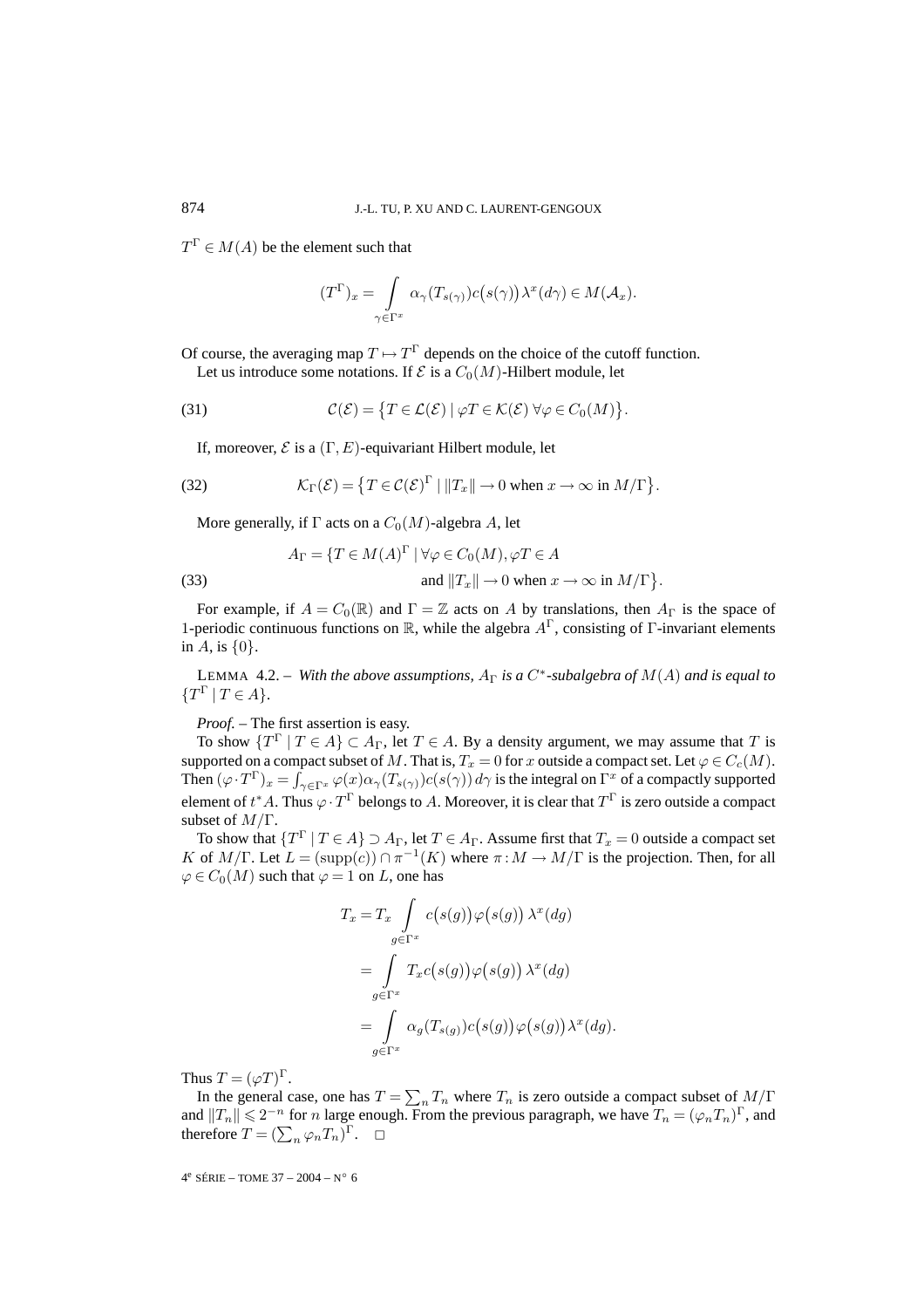$T^\Gamma \in M(A)$ be the element such that

$$(T^\Gamma)_x = \int\limits_{\gamma \in \Gamma^x} \alpha_\gamma(T_{s(\gamma)}) c\bigl(s(\gamma)\bigr) \lambda^x(d\gamma) \in M(\mathcal{A}_x).$$

Of course, the averaging map $T \mapsto T^\Gamma$ depends on the choice of the cutoff function.

Let us introduce some notations. If $\mathcal{E}$ is a $C_0(M)$-Hilbert module, let

$$\mathcal{C}(\mathcal{E}) = \bigl\{T \in \mathcal{L}(\mathcal{E}) \mid \varphi T \in \mathcal{K}(\mathcal{E})\ \forall \varphi \in C_0(M)\bigr\}. \tag{31}$$

If, moreover, $\mathcal{E}$ is a $(\Gamma, E)$-equivariant Hilbert module, let

$$\mathcal{K}_\Gamma(\mathcal{E}) = \bigl\{T \in \mathcal{C}(\mathcal{E})^\Gamma \mid \|T_x\| \to 0 \text{ when } x \to \infty \text{ in } M/\Gamma\bigr\}. \tag{32}$$

More generally, if $\Gamma$ acts on a $C_0(M)$-algebra $A$, let

$$A_\Gamma = \{T \in M(A)^\Gamma \mid \forall \varphi \in C_0(M), \varphi T \in A \text{ and } \|T_x\| \to 0 \text{ when } x \to \infty \text{ in } M/\Gamma\bigr\}. \tag{33}$$

For example, if $A = C_0(\mathbb{R})$ and $\Gamma = \mathbb{Z}$ acts on $A$ by translations, then $A_\Gamma$ is the space of 1-periodic continuous functions on $\mathbb{R}$, while the algebra $A^\Gamma$, consisting of $\Gamma$-invariant elements in $A$, is $\{0\}$.

LEMMA 4.2. – *With the above assumptions, $A_\Gamma$ is a $C^*$-subalgebra of $M(A)$ and is equal to $\{T^\Gamma \mid T \in A\}$.*

*Proof.* – The first assertion is easy.

To show $\{T^\Gamma \mid T \in A\} \subset A_\Gamma$, let $T \in A$. By a density argument, we may assume that $T$ is supported on a compact subset of $M$. That is, $T_x = 0$ for $x$ outside a compact set. Let $\varphi \in C_c(M)$. Then $(\varphi \cdot T^\Gamma)_x = \int_{\gamma \in \Gamma^x} \varphi(x) \alpha_\gamma(T_{s(\gamma)}) c(s(\gamma))\, d\gamma$ is the integral on $\Gamma^x$ of a compactly supported element of $t^*A$. Thus $\varphi \cdot T^\Gamma$ belongs to $A$. Moreover, it is clear that $T^\Gamma$ is zero outside a compact subset of $M/\Gamma$.

To show that $\{T^\Gamma \mid T \in A\} \supset A_\Gamma$, let $T \in A_\Gamma$. Assume first that $T_x = 0$ outside a compact set $K$ of $M/\Gamma$. Let $L = (\operatorname{supp}(c)) \cap \pi^{-1}(K)$ where $\pi : M \to M/\Gamma$ is the projection. Then, for all $\varphi \in C_0(M)$ such that $\varphi = 1$ on $L$, one has

$$\begin{aligned}
T_x &= T_x \int\limits_{g \in \Gamma^x} c\bigl(s(g)\bigr) \varphi\bigl(s(g)\bigr) \lambda^x(dg) \\
&= \int\limits_{g \in \Gamma^x} T_x c\bigl(s(g)\bigr) \varphi\bigl(s(g)\bigr) \lambda^x(dg) \\
&= \int\limits_{g \in \Gamma^x} \alpha_g(T_{s(g)}) c\bigl(s(g)\bigr) \varphi\bigl(s(g)\bigr) \lambda^x(dg).
\end{aligned}$$

Thus $T = (\varphi T)^\Gamma$.

In the general case, one has $T = \sum_n T_n$ where $T_n$ is zero outside a compact subset of $M/\Gamma$ and $\|T_n\| \leqslant 2^{-n}$ for $n$ large enough. From the previous paragraph, we have $T_n = (\varphi_n T_n)^\Gamma$, and therefore $T = (\sum_n \varphi_n T_n)^\Gamma$. $\square$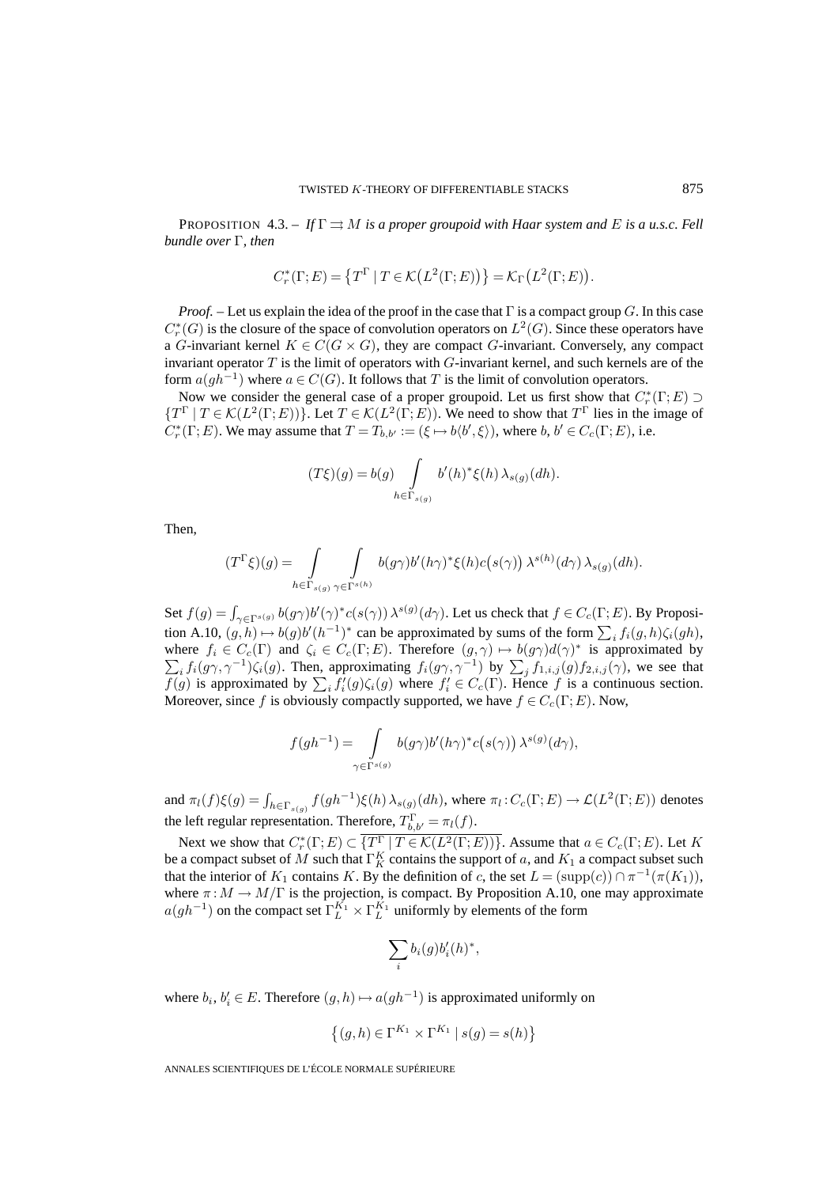PROPOSITION 4.3. – *If $\Gamma \rightrightarrows M$ is a proper groupoid with Haar system and $E$ is a u.s.c. Fell bundle over $\Gamma$, then*

$$C_r^*(\Gamma; E) = \{T^\Gamma \mid T \in \mathcal{K}(L^2(\Gamma; E))\} = \mathcal{K}_\Gamma(L^2(\Gamma; E)).$$

*Proof.* – Let us explain the idea of the proof in the case that $\Gamma$ is a compact group $G$. In this case $C_r^*(G)$ is the closure of the space of convolution operators on $L^2(G)$. Since these operators have a $G$-invariant kernel $K \in C(G \times G)$, they are compact $G$-invariant. Conversely, any compact invariant operator $T$ is the limit of operators with $G$-invariant kernel, and such kernels are of the form $a(gh^{-1})$ where $a \in C(G)$. It follows that $T$ is the limit of convolution operators.

Now we consider the general case of a proper groupoid. Let us first show that $C_r^*(\Gamma; E) \supset \{T^\Gamma \mid T \in \mathcal{K}(L^2(\Gamma; E))\}$. Let $T \in \mathcal{K}(L^2(\Gamma; E))$. We need to show that $T^\Gamma$ lies in the image of $C_r^*(\Gamma; E)$. We may assume that $T = T_{b,b'} := (\xi \mapsto b\langle b', \xi\rangle)$, where $b$, $b' \in C_c(\Gamma; E)$, i.e.

$$(T\xi)(g) = b(g) \int_{h \in \Gamma_{s(g)}} b'(h)^* \xi(h) \, \lambda_{s(g)}(dh).$$

Then,

$$(T^\Gamma \xi)(g) = \int_{h \in \Gamma_{s(g)}} \int_{\gamma \in \Gamma^{s(h)}} b(g\gamma) b'(h\gamma)^* \xi(h) c(s(\gamma)) \, \lambda^{s(h)}(d\gamma) \, \lambda_{s(g)}(dh).$$

Set $f(g) = \int_{\gamma \in \Gamma^{s(g)}} b(g\gamma) b'(\gamma)^* c(s(\gamma)) \, \lambda^{s(g)}(d\gamma)$. Let us check that $f \in C_c(\Gamma; E)$. By Proposition A.10, $(g, h) \mapsto b(g) b'(h^{-1})^*$ can be approximated by sums of the form $\sum_i f_i(g, h) \zeta_i(gh)$, where $f_i \in C_c(\Gamma)$ and $\zeta_i \in C_c(\Gamma; E)$. Therefore $(g, \gamma) \mapsto b(g\gamma) d(\gamma)^*$ is approximated by $\sum_i f_i(g\gamma, \gamma^{-1}) \zeta_i(g)$. Then, approximating $f_i(g\gamma, \gamma^{-1})$ by $\sum_j f_{1,i,j}(g) f_{2,i,j}(\gamma)$, we see that $f(g)$ is approximated by $\sum_i f_i'(g) \zeta_i(g)$ where $f_i' \in C_c(\Gamma)$. Hence $f$ is a continuous section. Moreover, since $f$ is obviously compactly supported, we have $f \in C_c(\Gamma; E)$. Now,

$$f(gh^{-1}) = \int_{\gamma \in \Gamma^{s(g)}} b(g\gamma) b'(h\gamma)^* c(s(\gamma)) \, \lambda^{s(g)}(d\gamma),$$

and $\pi_l(f)\xi(g) = \int_{h \in \Gamma_{s(g)}} f(gh^{-1}) \xi(h) \, \lambda_{s(g)}(dh)$, where $\pi_l : C_c(\Gamma; E) \to \mathcal{L}(L^2(\Gamma; E))$ denotes the left regular representation. Therefore, $T_{b,b'}^\Gamma = \pi_l(f)$.

Next we show that $C_r^*(\Gamma; E) \subset \overline{\{T^\Gamma \mid T \in \mathcal{K}(L^2(\Gamma; E))\}}$. Assume that $a \in C_c(\Gamma; E)$. Let $K$ be a compact subset of $M$ such that $\Gamma_K^K$ contains the support of $a$, and $K_1$ a compact subset such that the interior of $K_1$ contains $K$. By the definition of $c$, the set $L = (\mathrm{supp}(c)) \cap \pi^{-1}(\pi(K_1))$, where $\pi : M \to M/\Gamma$ is the projection, is compact. By Proposition A.10, one may approximate $a(gh^{-1})$ on the compact set $\Gamma_L^{K_1} \times \Gamma_L^{K_1}$ uniformly by elements of the form

$$\sum_i b_i(g) b_i'(h)^*,$$

where $b_i$, $b_i' \in E$. Therefore $(g, h) \mapsto a(gh^{-1})$ is approximated uniformly on

$$\{(g, h) \in \Gamma^{K_1} \times \Gamma^{K_1} \mid s(g) = s(h)\}$$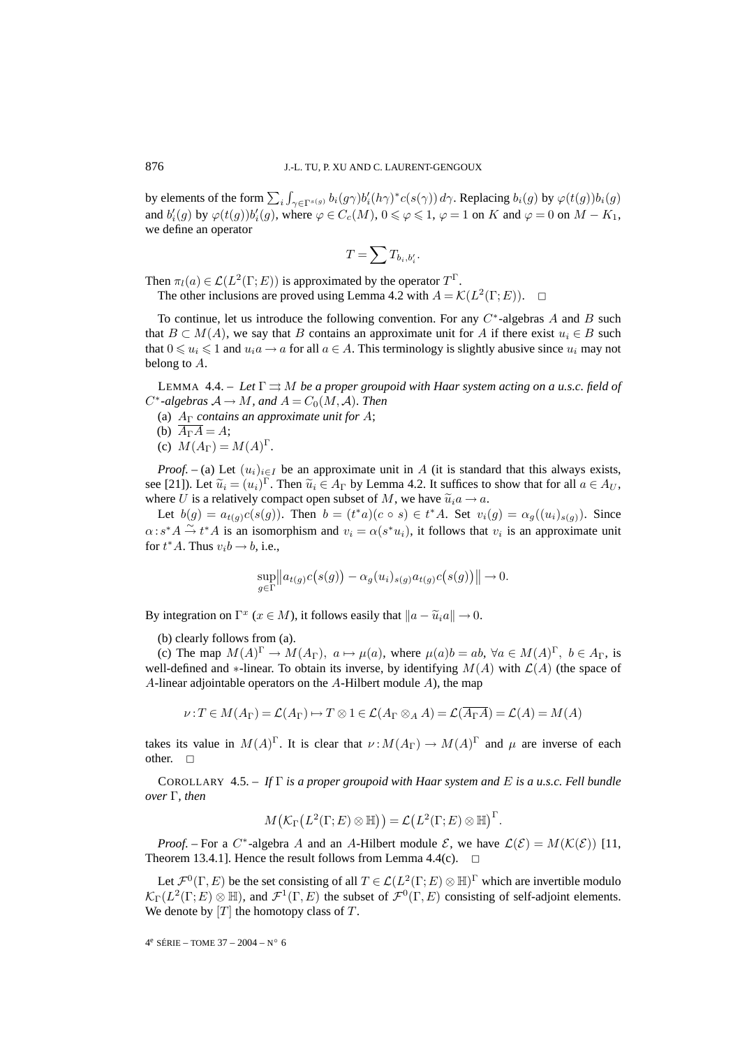by elements of the form $\sum_i \int_{\gamma \in \Gamma^{s(g)}} b_i(g\gamma) b_i'(h\gamma)^* c(s(\gamma))\, d\gamma$. Replacing $b_i(g)$ by $\varphi(t(g)) b_i(g)$ and $b_i'(g)$ by $\varphi(t(g)) b_i'(g)$, where $\varphi \in C_c(M)$, $0 \leqslant \varphi \leqslant 1$, $\varphi = 1$ on $K$ and $\varphi = 0$ on $M - K_1$, we define an operator

$$T = \sum T_{b_i, b_i'}.$$

Then $\pi_l(a) \in \mathcal{L}(L^2(\Gamma; E))$ is approximated by the operator $T^\Gamma$.

The other inclusions are proved using Lemma 4.2 with $A = \mathcal{K}(L^2(\Gamma; E))$. $\square$

To continue, let us introduce the following convention. For any $C^*$-algebras $A$ and $B$ such that $B \subset M(A)$, we say that $B$ contains an approximate unit for $A$ if there exist $u_i \in B$ such that $0 \leqslant u_i \leqslant 1$ and $u_i a \to a$ for all $a \in A$. This terminology is slightly abusive since $u_i$ may not belong to $A$.

LEMMA 4.4. – *Let $\Gamma \rightrightarrows M$ be a proper groupoid with Haar system acting on a u.s.c. field of $C^*$-algebras $\mathcal{A} \to M$, and $A = C_0(M, \mathcal{A})$. Then*

(a) *$A_\Gamma$ contains an approximate unit for $A$*;

(b) $\overline{A_\Gamma A} = A$;

(c) $M(A_\Gamma) = M(A)^\Gamma$.

*Proof.* – (a) Let $(u_i)_{i \in I}$ be an approximate unit in $A$ (it is standard that this always exists, see [21]). Let $\widetilde{u}_i = (u_i)^\Gamma$. Then $\widetilde{u}_i \in A_\Gamma$ by Lemma 4.2. It suffices to show that for all $a \in A_U$, where $U$ is a relatively compact open subset of $M$, we have $\widetilde{u}_i a \to a$.

Let $b(g) = a_{t(g)} c(s(g))$. Then $b = (t^* a)(c \circ s) \in t^* A$. Set $v_i(g) = \alpha_g((u_i)_{s(g)})$. Since $\alpha : s^* A \xrightarrow{\sim} t^* A$ is an isomorphism and $v_i = \alpha(s^* u_i)$, it follows that $v_i$ is an approximate unit for $t^* A$. Thus $v_i b \to b$, i.e.,

$$\sup_{g \in \Gamma} \big\| a_{t(g)} c\big(s(g)\big) - \alpha_g(u_i)_{s(g)} a_{t(g)} c\big(s(g)\big) \big\| \to 0.$$

By integration on $\Gamma^x$ ($x \in M$), it follows easily that $\|a - \widetilde{u}_i a\| \to 0$.

(b) clearly follows from (a).

(c) The map $M(A)^\Gamma \to M(A_\Gamma)$, $a \mapsto \mu(a)$, where $\mu(a) b = ab$, $\forall a \in M(A)^\Gamma$, $b \in A_\Gamma$, is well-defined and $*$-linear. To obtain its inverse, by identifying $M(A)$ with $\mathcal{L}(A)$ (the space of $A$-linear adjointable operators on the $A$-Hilbert module $A$), the map

$$\nu : T \in M(A_\Gamma) = \mathcal{L}(A_\Gamma) \mapsto T \otimes 1 \in \mathcal{L}(A_\Gamma \otimes_A A) = \mathcal{L}(\overline{A_\Gamma A}) = \mathcal{L}(A) = M(A)$$

takes its value in $M(A)^\Gamma$. It is clear that $\nu : M(A_\Gamma) \to M(A)^\Gamma$ and $\mu$ are inverse of each other. $\square$

COROLLARY 4.5. – *If $\Gamma$ is a proper groupoid with Haar system and $E$ is a u.s.c. Fell bundle over $\Gamma$, then*

$$M\big(\mathcal{K}_\Gamma\big(L^2(\Gamma; E) \otimes \mathbb{H}\big)\big) = \mathcal{L}\big(L^2(\Gamma; E) \otimes \mathbb{H}\big)^\Gamma.$$

*Proof.* – For a $C^*$-algebra $A$ and an $A$-Hilbert module $\mathcal{E}$, we have $\mathcal{L}(\mathcal{E}) = M(\mathcal{K}(\mathcal{E}))$ [11, Theorem 13.4.1]. Hence the result follows from Lemma 4.4(c). $\square$

Let $\mathcal{F}^0(\Gamma, E)$ be the set consisting of all $T \in \mathcal{L}(L^2(\Gamma; E) \otimes \mathbb{H})^\Gamma$ which are invertible modulo $\mathcal{K}_\Gamma(L^2(\Gamma; E) \otimes \mathbb{H})$, and $\mathcal{F}^1(\Gamma, E)$ the subset of $\mathcal{F}^0(\Gamma, E)$ consisting of self-adjoint elements. We denote by $[T]$ the homotopy class of $T$.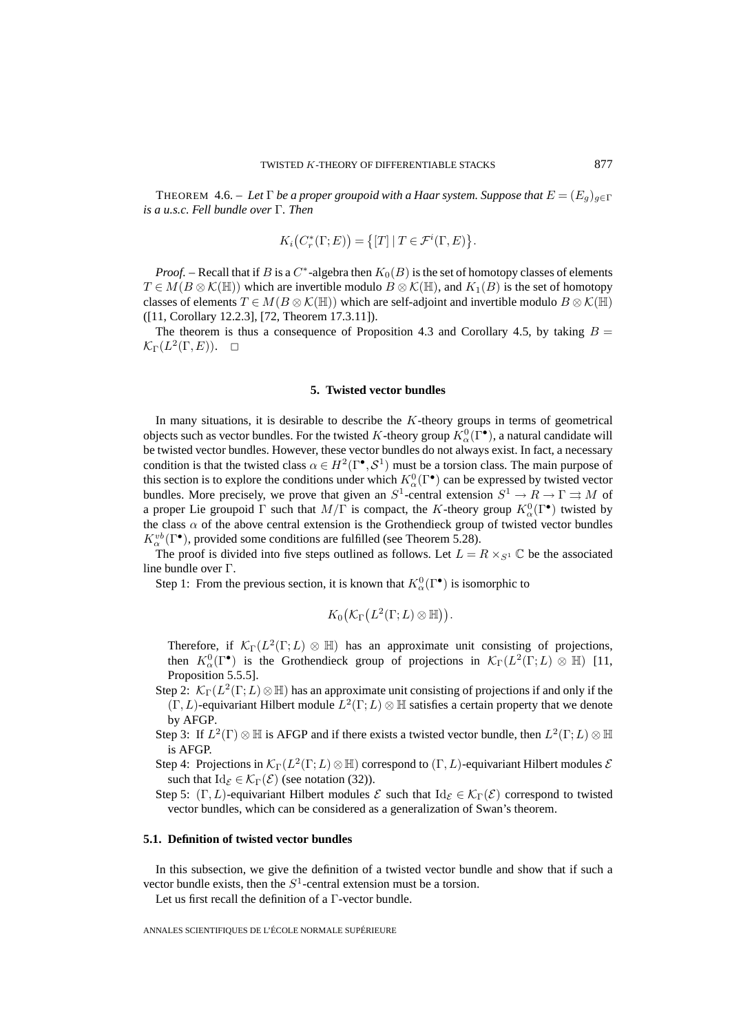THEOREM 4.6. – *Let $\Gamma$ be a proper groupoid with a Haar system. Suppose that $E = (E_g)_{g\in\Gamma}$ is a u.s.c. Fell bundle over $\Gamma$. Then*

$$K_i\big(C_r^*(\Gamma; E)\big) = \big\{[T] \mid T \in \mathcal{F}^i(\Gamma, E)\big\}.$$

*Proof.* – Recall that if $B$ is a $C^*$-algebra then $K_0(B)$ is the set of homotopy classes of elements $T \in M(B \otimes \mathcal{K}(\mathbb{H}))$ which are invertible modulo $B \otimes \mathcal{K}(\mathbb{H})$, and $K_1(B)$ is the set of homotopy classes of elements $T \in M(B \otimes \mathcal{K}(\mathbb{H}))$ which are self-adjoint and invertible modulo $B \otimes \mathcal{K}(\mathbb{H})$ ([11, Corollary 12.2.3], [72, Theorem 17.3.11]).

The theorem is thus a consequence of Proposition 4.3 and Corollary 4.5, by taking $B = \mathcal{K}_\Gamma(L^2(\Gamma, E))$. □

## 5. Twisted vector bundles

In many situations, it is desirable to describe the $K$-theory groups in terms of geometrical objects such as vector bundles. For the twisted $K$-theory group $K^0_\alpha(\Gamma^\bullet)$, a natural candidate will be twisted vector bundles. However, these vector bundles do not always exist. In fact, a necessary condition is that the twisted class $\alpha \in H^2(\Gamma^\bullet, \mathcal{S}^1)$ must be a torsion class. The main purpose of this section is to explore the conditions under which $K^0_\alpha(\Gamma^\bullet)$ can be expressed by twisted vector bundles. More precisely, we prove that given an $S^1$-central extension $S^1 \to R \to \Gamma \rightrightarrows M$ of a proper Lie groupoid $\Gamma$ such that $M/\Gamma$ is compact, the $K$-theory group $K^0_\alpha(\Gamma^\bullet)$ twisted by the class $\alpha$ of the above central extension is the Grothendieck group of twisted vector bundles $K^{vb}_\alpha(\Gamma^\bullet)$, provided some conditions are fulfilled (see Theorem 5.28).

The proof is divided into five steps outlined as follows. Let $L = R \times_{S^1} \mathbb{C}$ be the associated line bundle over $\Gamma$.

Step 1: From the previous section, it is known that $K^0_\alpha(\Gamma^\bullet)$ is isomorphic to

$$K_0\big(\mathcal{K}_\Gamma\big(L^2(\Gamma; L) \otimes \mathbb{H}\big)\big).$$

Therefore, if $\mathcal{K}_\Gamma(L^2(\Gamma; L) \otimes \mathbb{H})$ has an approximate unit consisting of projections, then $K^0_\alpha(\Gamma^\bullet)$ is the Grothendieck group of projections in $\mathcal{K}_\Gamma(L^2(\Gamma; L) \otimes \mathbb{H})$ [11, Proposition 5.5.5].

Step 2: $\mathcal{K}_\Gamma(L^2(\Gamma; L) \otimes \mathbb{H})$ has an approximate unit consisting of projections if and only if the $(\Gamma, L)$-equivariant Hilbert module $L^2(\Gamma; L) \otimes \mathbb{H}$ satisfies a certain property that we denote by AFGP.

Step 3: If $L^2(\Gamma) \otimes \mathbb{H}$ is AFGP and if there exists a twisted vector bundle, then $L^2(\Gamma; L) \otimes \mathbb{H}$ is AFGP.

Step 4: Projections in $\mathcal{K}_\Gamma(L^2(\Gamma; L) \otimes \mathbb{H})$ correspond to $(\Gamma, L)$-equivariant Hilbert modules $\mathcal{E}$ such that $\mathrm{Id}_{\mathcal{E}} \in \mathcal{K}_\Gamma(\mathcal{E})$ (see notation (32)).

Step 5: $(\Gamma, L)$-equivariant Hilbert modules $\mathcal{E}$ such that $\mathrm{Id}_{\mathcal{E}} \in \mathcal{K}_\Gamma(\mathcal{E})$ correspond to twisted vector bundles, which can be considered as a generalization of Swan's theorem.

### 5.1. Definition of twisted vector bundles

In this subsection, we give the definition of a twisted vector bundle and show that if such a vector bundle exists, then the $S^1$-central extension must be a torsion.

Let us first recall the definition of a $\Gamma$-vector bundle.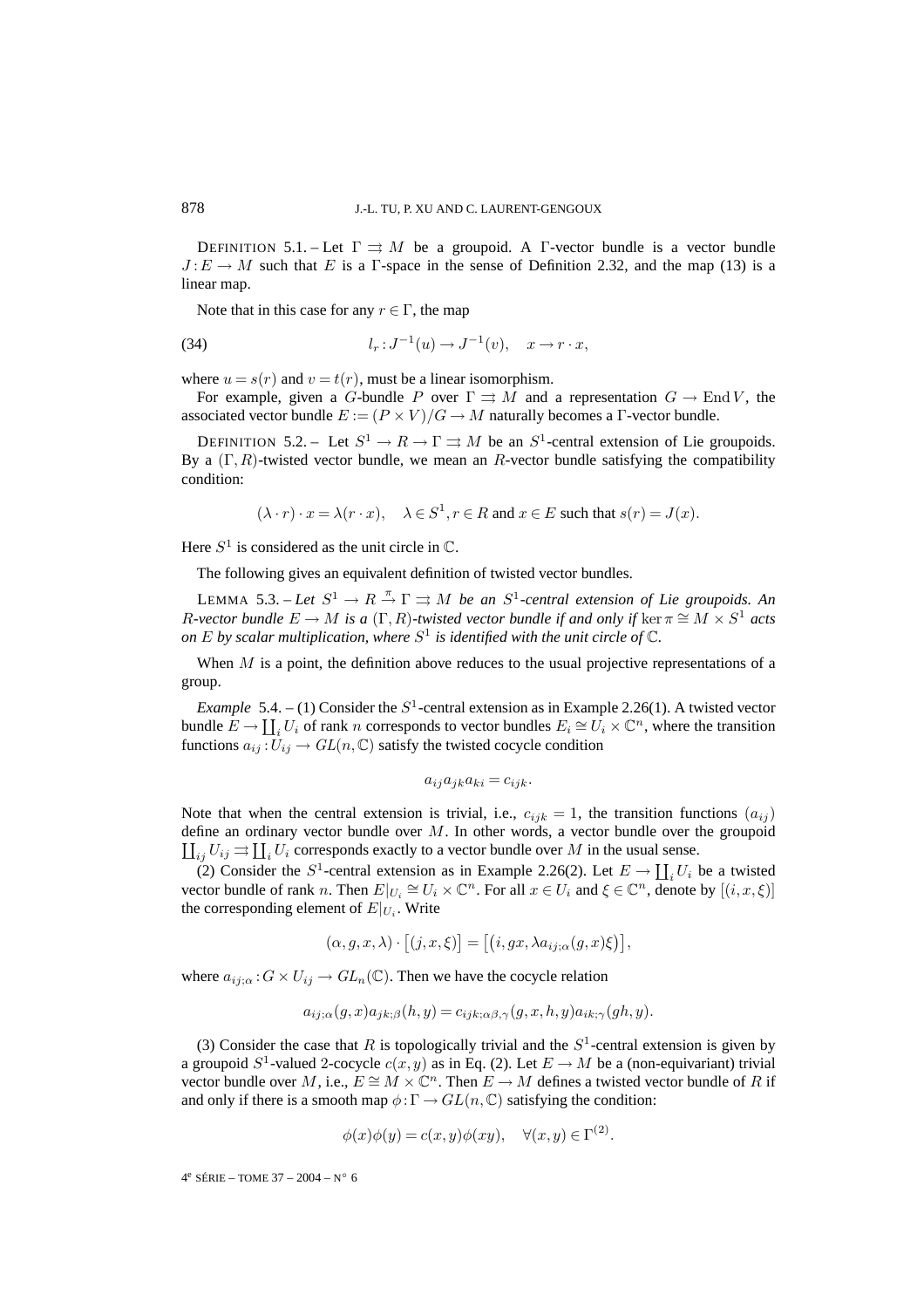DEFINITION 5.1. – Let $\Gamma \rightrightarrows M$ be a groupoid. A $\Gamma$-vector bundle is a vector bundle $J : E \to M$ such that $E$ is a $\Gamma$-space in the sense of Definition 2.32, and the map (13) is a linear map.

Note that in this case for any $r \in \Gamma$, the map

$$l_r : J^{-1}(u) \to J^{-1}(v), \quad x \to r \cdot x, \tag{34}$$

where $u = s(r)$ and $v = t(r)$, must be a linear isomorphism.

For example, given a $G$-bundle $P$ over $\Gamma \rightrightarrows M$ and a representation $G \to \operatorname{End} V$, the associated vector bundle $E := (P \times V)/G \to M$ naturally becomes a $\Gamma$-vector bundle.

DEFINITION 5.2. – Let $S^1 \to R \to \Gamma \rightrightarrows M$ be an $S^1$-central extension of Lie groupoids. By a $(\Gamma, R)$-twisted vector bundle, we mean an $R$-vector bundle satisfying the compatibility condition:

$$(\lambda \cdot r) \cdot x = \lambda (r \cdot x), \quad \lambda \in S^1, r \in R \text{ and } x \in E \text{ such that } s(r) = J(x).$$

Here $S^1$ is considered as the unit circle in $\mathbb{C}$.

The following gives an equivalent definition of twisted vector bundles.

LEMMA 5.3. – *Let $S^1 \to R \xrightarrow{\pi} \Gamma \rightrightarrows M$ be an $S^1$-central extension of Lie groupoids. An $R$-vector bundle $E \to M$ is a $(\Gamma, R)$-twisted vector bundle if and only if $\ker \pi \cong M \times S^1$ acts on $E$ by scalar multiplication, where $S^1$ is identified with the unit circle of $\mathbb{C}$.*

When $M$ is a point, the definition above reduces to the usual projective representations of a group.

*Example* 5.4. – (1) Consider the $S^1$-central extension as in Example 2.26(1). A twisted vector bundle $E \to \coprod_i U_i$ of rank $n$ corresponds to vector bundles $E_i \cong U_i \times \mathbb{C}^n$, where the transition functions $a_{ij} : U_{ij} \to GL(n, \mathbb{C})$ satisfy the twisted cocycle condition

$$a_{ij} a_{jk} a_{ki} = c_{ijk}.$$

Note that when the central extension is trivial, i.e., $c_{ijk} = 1$, the transition functions $(a_{ij})$ define an ordinary vector bundle over $M$. In other words, a vector bundle over the groupoid $\coprod_{ij} U_{ij} \rightrightarrows \coprod_i U_i$ corresponds exactly to a vector bundle over $M$ in the usual sense.

(2) Consider the $S^1$-central extension as in Example 2.26(2). Let $E \to \coprod_i U_i$ be a twisted vector bundle of rank $n$. Then $E|_{U_i} \cong U_i \times \mathbb{C}^n$. For all $x \in U_i$ and $\xi \in \mathbb{C}^n$, denote by $[(i, x, \xi)]$ the corresponding element of $E|_{U_i}$. Write

$$(\alpha, g, x, \lambda) \cdot \big[(j, x, \xi)\big] = \big[\big(i, gx, \lambda a_{ij;\alpha}(g, x)\xi\big)\big],$$

where $a_{ij;\alpha} : G \times U_{ij} \to GL_n(\mathbb{C})$. Then we have the cocycle relation

$$a_{ij;\alpha}(g, x) a_{jk;\beta}(h, y) = c_{ijk;\alpha\beta,\gamma}(g, x, h, y) a_{ik;\gamma}(gh, y).$$

(3) Consider the case that $R$ is topologically trivial and the $S^1$-central extension is given by a groupoid $S^1$-valued 2-cocycle $c(x, y)$ as in Eq. (2). Let $E \to M$ be a (non-equivariant) trivial vector bundle over $M$, i.e., $E \cong M \times \mathbb{C}^n$. Then $E \to M$ defines a twisted vector bundle of $R$ if and only if there is a smooth map $\phi : \Gamma \to GL(n, \mathbb{C})$ satisfying the condition:

$$\phi(x)\phi(y) = c(x, y)\phi(xy), \quad \forall (x, y) \in \Gamma^{(2)}.$$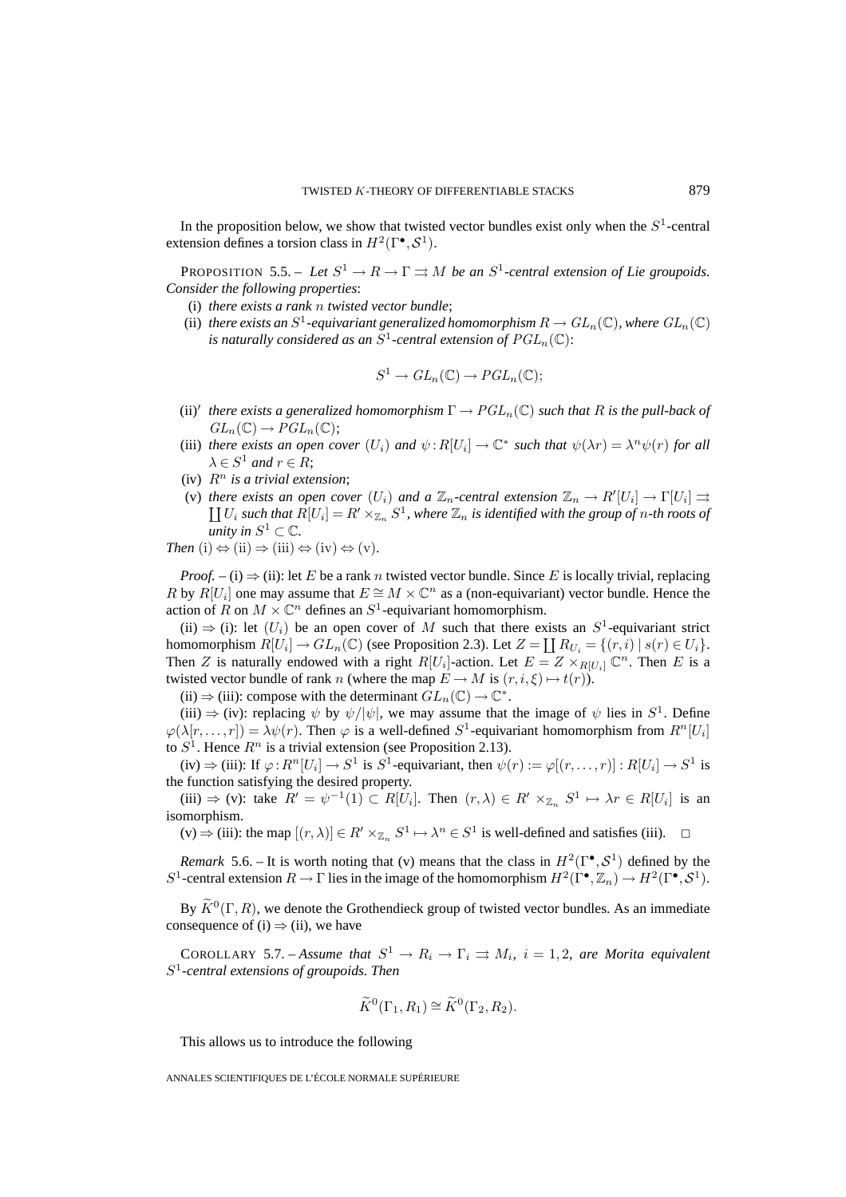In the proposition below, we show that twisted vector bundles exist only when the $S^1$-central extension defines a torsion class in $H^2(\Gamma^\bullet, \mathcal{S}^1)$.

PROPOSITION 5.5. – *Let $S^1 \to R \to \Gamma \rightrightarrows M$ be an $S^1$-central extension of Lie groupoids. Consider the following properties*:

(i) *there exists a rank $n$ twisted vector bundle*;

(ii) *there exists an $S^1$-equivariant generalized homomorphism $R \to GL_n(\mathbb{C})$, where $GL_n(\mathbb{C})$ is naturally considered as an $S^1$-central extension of $PGL_n(\mathbb{C})$*:

$$S^1 \to GL_n(\mathbb{C}) \to PGL_n(\mathbb{C});$$

(ii)′ *there exists a generalized homomorphism $\Gamma \to PGL_n(\mathbb{C})$ such that $R$ is the pull-back of $GL_n(\mathbb{C}) \to PGL_n(\mathbb{C})$*;

(iii) *there exists an open cover $(U_i)$ and $\psi : R[U_i] \to \mathbb{C}^*$ such that $\psi(\lambda r) = \lambda^n \psi(r)$ for all $\lambda \in S^1$ and $r \in R$*;

(iv) *$R^n$ is a trivial extension*;

(v) *there exists an open cover $(U_i)$ and a $\mathbb{Z}_n$-central extension $\mathbb{Z}_n \to R'[U_i] \to \Gamma[U_i] \rightrightarrows \coprod U_i$ such that $R[U_i] = R' \times_{\mathbb{Z}_n} S^1$, where $\mathbb{Z}_n$ is identified with the group of $n$-th roots of unity in $S^1 \subset \mathbb{C}$.*

*Then* (i) $\Leftrightarrow$ (ii) $\Rightarrow$ (iii) $\Leftrightarrow$ (iv) $\Leftrightarrow$ (v).

*Proof.* – (i) $\Rightarrow$ (ii): let $E$ be a rank $n$ twisted vector bundle. Since $E$ is locally trivial, replacing $R$ by $R[U_i]$ one may assume that $E \cong M \times \mathbb{C}^n$ as a (non-equivariant) vector bundle. Hence the action of $R$ on $M \times \mathbb{C}^n$ defines an $S^1$-equivariant homomorphism.

(ii) $\Rightarrow$ (i): let $(U_i)$ be an open cover of $M$ such that there exists an $S^1$-equivariant strict homomorphism $R[U_i] \to GL_n(\mathbb{C})$ (see Proposition 2.3). Let $Z = \coprod R_{U_i} = \{(r, i) \mid s(r) \in U_i\}$. Then $Z$ is naturally endowed with a right $R[U_i]$-action. Let $E = Z \times_{R[U_i]} \mathbb{C}^n$. Then $E$ is a twisted vector bundle of rank $n$ (where the map $E \to M$ is $(r, i, \xi) \mapsto t(r)$).

(ii) $\Rightarrow$ (iii): compose with the determinant $GL_n(\mathbb{C}) \to \mathbb{C}^*$.

(iii) $\Rightarrow$ (iv): replacing $\psi$ by $\psi/|\psi|$, we may assume that the image of $\psi$ lies in $S^1$. Define $\varphi(\lambda[r, \dots, r]) = \lambda\psi(r)$. Then $\varphi$ is a well-defined $S^1$-equivariant homomorphism from $R^n[U_i]$ to $S^1$. Hence $R^n$ is a trivial extension (see Proposition 2.13).

(iv) $\Rightarrow$ (iii): If $\varphi : R^n[U_i] \to S^1$ is $S^1$-equivariant, then $\psi(r) := \varphi[(r, \dots, r)] : R[U_i] \to S^1$ is the function satisfying the desired property.

(iii) $\Rightarrow$ (v): take $R' = \psi^{-1}(1) \subset R[U_i]$. Then $(r, \lambda) \in R' \times_{\mathbb{Z}_n} S^1 \mapsto \lambda r \in R[U_i]$ is an isomorphism.

(v) $\Rightarrow$ (iii): the map $[(r, \lambda)] \in R' \times_{\mathbb{Z}_n} S^1 \mapsto \lambda^n \in S^1$ is well-defined and satisfies (iii). $\square$

*Remark* 5.6. – It is worth noting that (v) means that the class in $H^2(\Gamma^\bullet, \mathcal{S}^1)$ defined by the $S^1$-central extension $R \to \Gamma$ lies in the image of the homomorphism $H^2(\Gamma^\bullet, \mathbb{Z}_n) \to H^2(\Gamma^\bullet, \mathcal{S}^1)$.

By $\widetilde{K}^0(\Gamma, R)$, we denote the Grothendieck group of twisted vector bundles. As an immediate consequence of (i) $\Rightarrow$ (ii), we have

COROLLARY 5.7. – *Assume that $S^1 \to R_i \to \Gamma_i \rightrightarrows M_i$, $i = 1, 2$, are Morita equivalent $S^1$-central extensions of groupoids. Then*

$$\widetilde{K}^0(\Gamma_1, R_1) \cong \widetilde{K}^0(\Gamma_2, R_2).$$

This allows us to introduce the following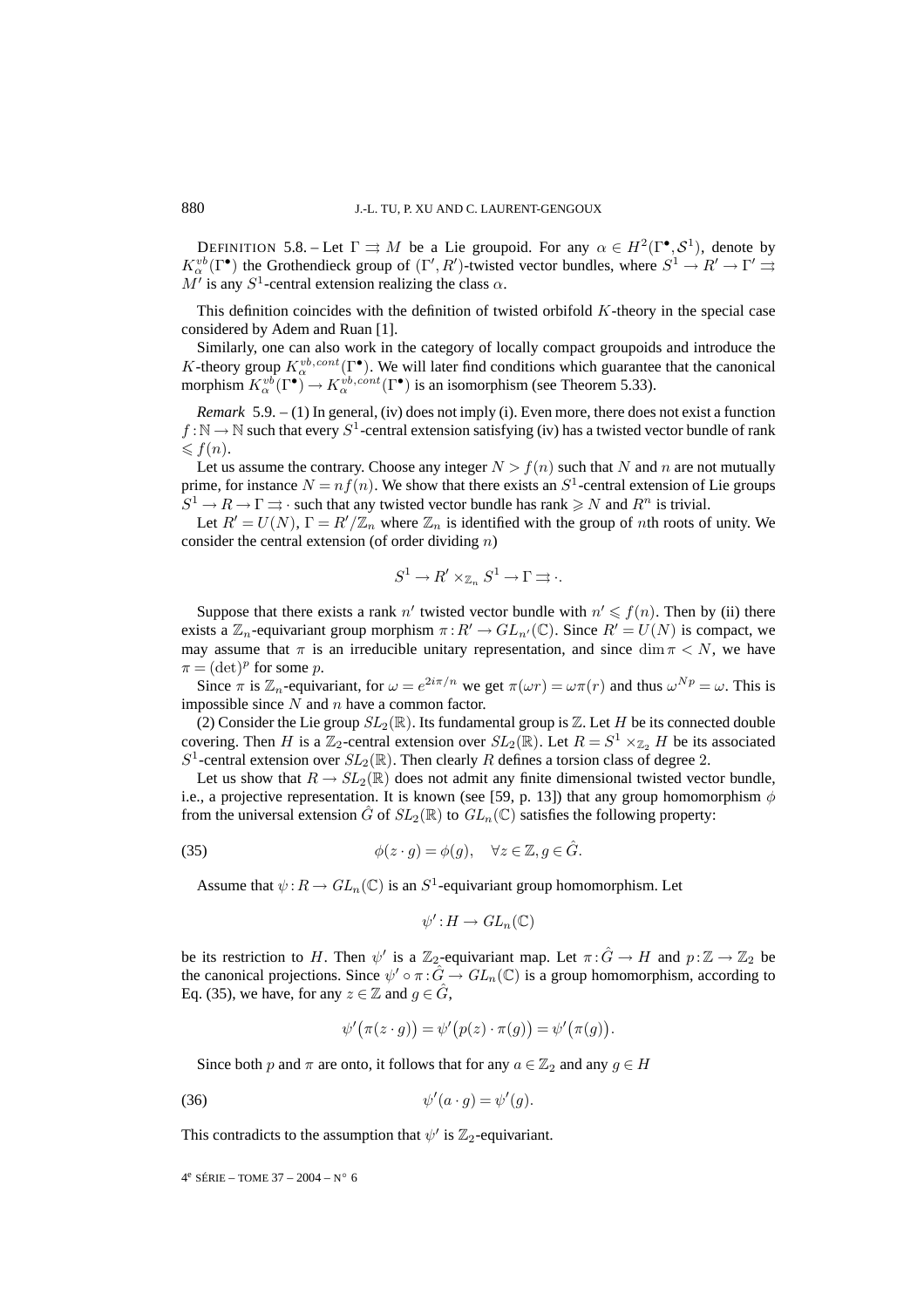DEFINITION 5.8. – Let $\Gamma \rightrightarrows M$ be a Lie groupoid. For any $\alpha \in H^2(\Gamma^\bullet, \mathcal{S}^1)$, denote by $K_\alpha^{vb}(\Gamma^\bullet)$ the Grothendieck group of $(\Gamma', R')$-twisted vector bundles, where $S^1 \to R' \to \Gamma' \rightrightarrows M'$ is any $S^1$-central extension realizing the class $\alpha$.

This definition coincides with the definition of twisted orbifold $K$-theory in the special case considered by Adem and Ruan [1].

Similarly, one can also work in the category of locally compact groupoids and introduce the $K$-theory group $K_\alpha^{vb,cont}(\Gamma^\bullet)$. We will later find conditions which guarantee that the canonical morphism $K_\alpha^{vb}(\Gamma^\bullet) \to K_\alpha^{vb,cont}(\Gamma^\bullet)$ is an isomorphism (see Theorem 5.33).

*Remark* 5.9. – (1) In general, (iv) does not imply (i). Even more, there does not exist a function $f : \mathbb{N} \to \mathbb{N}$ such that every $S^1$-central extension satisfying (iv) has a twisted vector bundle of rank $\leqslant f(n)$.

Let us assume the contrary. Choose any integer $N > f(n)$ such that $N$ and $n$ are not mutually prime, for instance $N = nf(n)$. We show that there exists an $S^1$-central extension of Lie groups $S^1 \to R \to \Gamma \rightrightarrows \cdot$ such that any twisted vector bundle has rank $\geqslant N$ and $R^n$ is trivial.

Let $R' = U(N)$, $\Gamma = R'/\mathbb{Z}_n$ where $\mathbb{Z}_n$ is identified with the group of $n$th roots of unity. We consider the central extension (of order dividing $n$)

$$S^1 \to R' \times_{\mathbb{Z}_n} S^1 \to \Gamma \rightrightarrows \cdot.$$

Suppose that there exists a rank $n'$ twisted vector bundle with $n' \leqslant f(n)$. Then by (ii) there exists a $\mathbb{Z}_n$-equivariant group morphism $\pi : R' \to GL_{n'}(\mathbb{C})$. Since $R' = U(N)$ is compact, we may assume that $\pi$ is an irreducible unitary representation, and since $\dim \pi < N$, we have $\pi = (\det)^p$ for some $p$.

Since $\pi$ is $\mathbb{Z}_n$-equivariant, for $\omega = e^{2i\pi/n}$ we get $\pi(\omega r) = \omega \pi(r)$ and thus $\omega^{Np} = \omega$. This is impossible since $N$ and $n$ have a common factor.

(2) Consider the Lie group $SL_2(\mathbb{R})$. Its fundamental group is $\mathbb{Z}$. Let $H$ be its connected double covering. Then $H$ is a $\mathbb{Z}_2$-central extension over $SL_2(\mathbb{R})$. Let $R = S^1 \times_{\mathbb{Z}_2} H$ be its associated $S^1$-central extension over $SL_2(\mathbb{R})$. Then clearly $R$ defines a torsion class of degree 2.

Let us show that $R \to SL_2(\mathbb{R})$ does not admit any finite dimensional twisted vector bundle, i.e., a projective representation. It is known (see [59, p. 13]) that any group homomorphism $\phi$ from the universal extension $\hat{G}$ of $SL_2(\mathbb{R})$ to $GL_n(\mathbb{C})$ satisfies the following property:

$$\phi(z \cdot g) = \phi(g), \quad \forall z \in \mathbb{Z}, g \in \hat{G}. \tag{35}$$

Assume that $\psi : R \to GL_n(\mathbb{C})$ is an $S^1$-equivariant group homomorphism. Let

$$\psi' : H \to GL_n(\mathbb{C})$$

be its restriction to $H$. Then $\psi'$ is a $\mathbb{Z}_2$-equivariant map. Let $\pi : \hat{G} \to H$ and $p : \mathbb{Z} \to \mathbb{Z}_2$ be the canonical projections. Since $\psi' \circ \pi : \hat{G} \to GL_n(\mathbb{C})$ is a group homomorphism, according to Eq. (35), we have, for any $z \in \mathbb{Z}$ and $g \in \hat{G}$,

$$\psi'\big(\pi(z \cdot g)\big) = \psi'\big(p(z) \cdot \pi(g)\big) = \psi'\big(\pi(g)\big).$$

Since both $p$ and $\pi$ are onto, it follows that for any $a \in \mathbb{Z}_2$ and any $g \in H$

$$\psi'(a \cdot g) = \psi'(g). \tag{36}$$

This contradicts to the assumption that $\psi'$ is $\mathbb{Z}_2$-equivariant.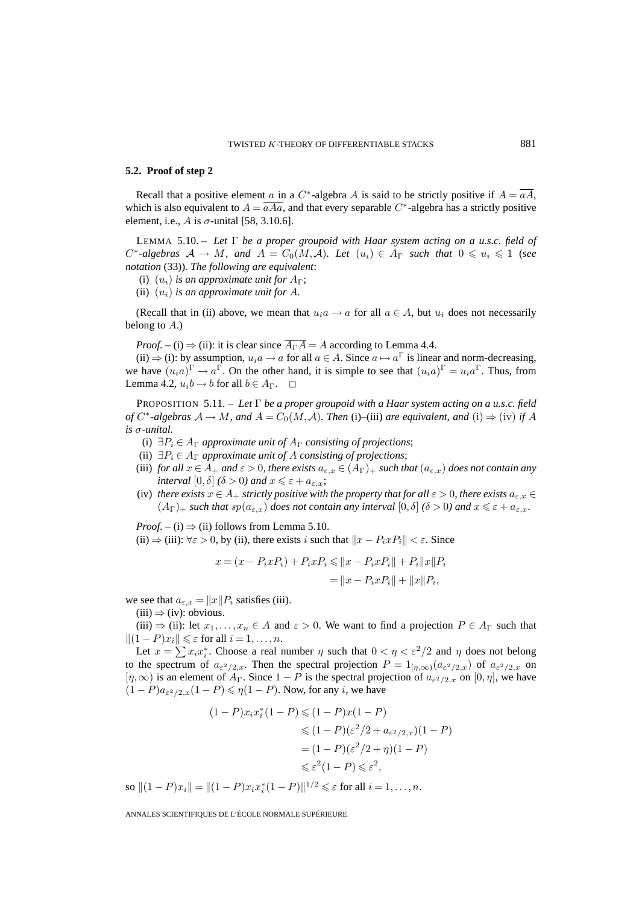### 5.2. Proof of step 2

Recall that a positive element $a$ in a $C^*$-algebra $A$ is said to be strictly positive if $A = \overline{aA}$, which is also equivalent to $A = \overline{aAa}$, and that every separable $C^*$-algebra has a strictly positive element, i.e., $A$ is $\sigma$-unital [58, 3.10.6].

LEMMA 5.10. – *Let $\Gamma$ be a proper groupoid with Haar system acting on a u.s.c. field of $C^*$-algebras $\mathcal{A} \to M$, and $A = C_0(M, \mathcal{A})$. Let $(u_i) \in A_\Gamma$ such that $0 \leqslant u_i \leqslant 1$ (see notation* (33)). *The following are equivalent*:

(i) *$(u_i)$ is an approximate unit for $A_\Gamma$*;

(ii) *$(u_i)$ is an approximate unit for $A$.*

(Recall that in (ii) above, we mean that $u_i a \to a$ for all $a \in A$, but $u_i$ does not necessarily belong to $A$.)

*Proof.* – (i) $\Rightarrow$ (ii): it is clear since $\overline{A_\Gamma A} = A$ according to Lemma 4.4.

(ii) $\Rightarrow$ (i): by assumption, $u_i a \to a$ for all $a \in A$. Since $a \mapsto a^\Gamma$ is linear and norm-decreasing, we have $(u_i a)^\Gamma \to a^\Gamma$. On the other hand, it is simple to see that $(u_i a)^\Gamma = u_i a^\Gamma$. Thus, from Lemma 4.2, $u_i b \to b$ for all $b \in A_\Gamma$. $\square$

PROPOSITION 5.11. – *Let $\Gamma$ be a proper groupoid with a Haar system acting on a u.s.c. field of $C^*$-algebras $\mathcal{A} \to M$, and $A = C_0(M, \mathcal{A})$. Then* (i)–(iii) *are equivalent, and* (i) $\Rightarrow$ (iv) *if $A$ is $\sigma$-unital.*

(i) *$\exists P_i \in A_\Gamma$ approximate unit of $A_\Gamma$ consisting of projections*;

(ii) *$\exists P_i \in A_\Gamma$ approximate unit of $A$ consisting of projections*;

(iii) *for all $x \in A_+$ and $\varepsilon > 0$, there exists $a_{\varepsilon,x} \in (A_\Gamma)_+$ such that $(a_{\varepsilon,x})$ does not contain any interval $[0, \delta]$ ($\delta > 0$) and $x \leqslant \varepsilon + a_{\varepsilon,x}$*;

(iv) *there exists $x \in A_+$ strictly positive with the property that for all $\varepsilon > 0$, there exists $a_{\varepsilon,x} \in (A_\Gamma)_+$ such that $sp(a_{\varepsilon,x})$ does not contain any interval $[0, \delta]$ ($\delta > 0$) and $x \leqslant \varepsilon + a_{\varepsilon,x}$.*

*Proof.* – (i) $\Rightarrow$ (ii) follows from Lemma 5.10.

(ii) $\Rightarrow$ (iii): $\forall \varepsilon > 0$, by (ii), there exists $i$ such that $\|x - P_i x P_i\| < \varepsilon$. Since

$$
\begin{aligned}
x = (x - P_i x P_i) + P_i x P_i &\leqslant \|x - P_i x P_i\| + P_i \|x\| P_i \\
&= \|x - P_i x P_i\| + \|x\| P_i,
\end{aligned}
$$

we see that $a_{\varepsilon,x} = \|x\| P_i$ satisfies (iii).

(iii) $\Rightarrow$ (iv): obvious.

(iii) $\Rightarrow$ (ii): let $x_1, \ldots, x_n \in A$ and $\varepsilon > 0$. We want to find a projection $P \in A_\Gamma$ such that $\|(1 - P)x_i\| \leqslant \varepsilon$ for all $i = 1, \ldots, n$.

Let $x = \sum x_i x_i^*$. Choose a real number $\eta$ such that $0 < \eta < \varepsilon^2/2$ and $\eta$ does not belong to the spectrum of $a_{\varepsilon^2/2,x}$. Then the spectral projection $P = 1_{[\eta,\infty)}(a_{\varepsilon^2/2,x})$ of $a_{\varepsilon^2/2,x}$ on $[\eta, \infty)$ is an element of $A_\Gamma$. Since $1 - P$ is the spectral projection of $a_{\varepsilon^2/2,x}$ on $[0, \eta]$, we have $(1 - P)a_{\varepsilon^2/2,x}(1 - P) \leqslant \eta(1 - P)$. Now, for any $i$, we have

$$
\begin{aligned}
(1 - P)x_i x_i^*(1 - P) &\leqslant (1 - P)x(1 - P) \\
&\leqslant (1 - P)(\varepsilon^2/2 + a_{\varepsilon^2/2,x})(1 - P) \\
&= (1 - P)(\varepsilon^2/2 + \eta)(1 - P) \\
&\leqslant \varepsilon^2(1 - P) \leqslant \varepsilon^2,
\end{aligned}
$$

so $\|(1 - P)x_i\| = \|(1 - P)x_i x_i^*(1 - P)\|^{1/2} \leqslant \varepsilon$ for all $i = 1, \ldots, n$.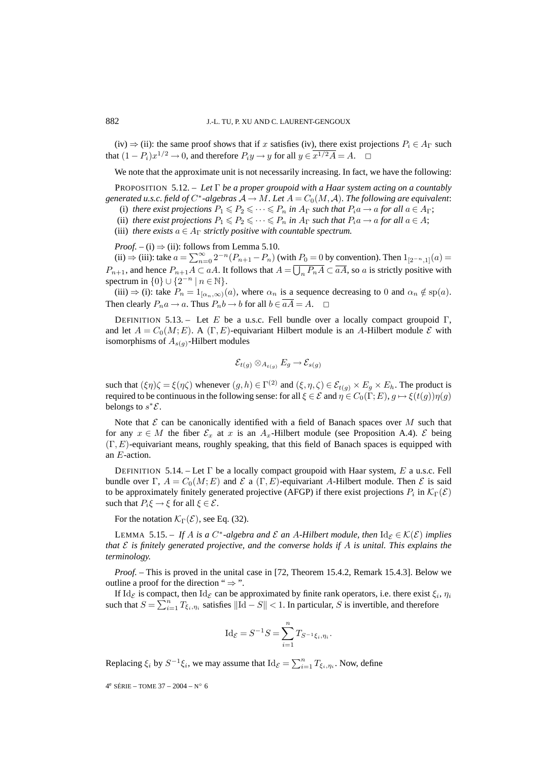(iv) $\Rightarrow$ (ii): the same proof shows that if $x$ satisfies (iv), there exist projections $P_i \in A_\Gamma$ such that $(1-P_i)x^{1/2} \to 0$, and therefore $P_i y \to y$ for all $y \in \overline{x^{1/2}A} = A$. $\square$

We note that the approximate unit is not necessarily increasing. In fact, we have the following:

PROPOSITION 5.12. – *Let $\Gamma$ be a proper groupoid with a Haar system acting on a countably generated u.s.c. field of $C^*$-algebras $\mathcal{A} \to M$. Let $A = C_0(M, \mathcal{A})$. The following are equivalent*:

(i) *there exist projections $P_1 \leqslant P_2 \leqslant \cdots \leqslant P_n$ in $A_\Gamma$ such that $P_i a \to a$ for all $a \in A_\Gamma$*;

(ii) *there exist projections $P_1 \leqslant P_2 \leqslant \cdots \leqslant P_n$ in $A_\Gamma$ such that $P_i a \to a$ for all $a \in A$*;

(iii) *there exists $a \in A_\Gamma$ strictly positive with countable spectrum.*

*Proof.* – (i) $\Rightarrow$ (ii): follows from Lemma 5.10.

(ii) $\Rightarrow$ (iii): take $a = \sum_{n=0}^{\infty} 2^{-n}(P_{n+1} - P_n)$ (with $P_0 = 0$ by convention). Then $1_{[2^{-n},1]}(a) = P_{n+1}$, and hence $P_{n+1}A \subset aA$. It follows that $A = \overline{\bigcup_n P_n A} \subset \overline{aA}$, so $a$ is strictly positive with spectrum in $\{0\} \cup \{2^{-n} \mid n \in \mathbb{N}\}$.

(iii) $\Rightarrow$ (i): take $P_n = 1_{[\alpha_n, \infty)}(a)$, where $\alpha_n$ is a sequence decreasing to $0$ and $\alpha_n \notin \operatorname{sp}(a)$. Then clearly $P_n a \to a$. Thus $P_n b \to b$ for all $b \in \overline{aA} = A$. $\square$

DEFINITION 5.13. – Let $E$ be a u.s.c. Fell bundle over a locally compact groupoid $\Gamma$, and let $A = C_0(M; E)$. A $(\Gamma, E)$-equivariant Hilbert module is an $A$-Hilbert module $\mathcal{E}$ with isomorphisms of $A_{s(g)}$-Hilbert modules

$$\mathcal{E}_{t(g)} \otimes_{A_{t(g)}} E_g \to \mathcal{E}_{s(g)}$$

such that $(\xi\eta)\zeta = \xi(\eta\zeta)$ whenever $(g,h) \in \Gamma^{(2)}$ and $(\xi, \eta, \zeta) \in \mathcal{E}_{t(g)} \times E_g \times E_h$. The product is required to be continuous in the following sense: for all $\xi \in \mathcal{E}$ and $\eta \in C_0(\Gamma; E)$, $g \mapsto \xi(t(g))\eta(g)$ belongs to $s^*\mathcal{E}$.

Note that $\mathcal{E}$ can be canonically identified with a field of Banach spaces over $M$ such that for any $x \in M$ the fiber $\mathcal{E}_x$ at $x$ is an $A_x$-Hilbert module (see Proposition A.4). $\mathcal{E}$ being $(\Gamma, E)$-equivariant means, roughly speaking, that this field of Banach spaces is equipped with an $E$-action.

DEFINITION 5.14. – Let $\Gamma$ be a locally compact groupoid with Haar system, $E$ a u.s.c. Fell bundle over $\Gamma$, $A = C_0(M; E)$ and $\mathcal{E}$ a $(\Gamma, E)$-equivariant $A$-Hilbert module. Then $\mathcal{E}$ is said to be approximately finitely generated projective (AFGP) if there exist projections $P_i$ in $\mathcal{K}_\Gamma(\mathcal{E})$ such that $P_i\xi \to \xi$ for all $\xi \in \mathcal{E}$.

For the notation $\mathcal{K}_\Gamma(\mathcal{E})$, see Eq. (32).

LEMMA 5.15. – *If $A$ is a $C^*$-algebra and $\mathcal{E}$ an $A$-Hilbert module, then $\mathrm{Id}_{\mathcal{E}} \in \mathcal{K}(\mathcal{E})$ implies that $\mathcal{E}$ is finitely generated projective, and the converse holds if $A$ is unital. This explains the terminology.*

*Proof.* – This is proved in the unital case in [72, Theorem 15.4.2, Remark 15.4.3]. Below we outline a proof for the direction " $\Rightarrow$ ".

If $\mathrm{Id}_{\mathcal{E}}$ is compact, then $\mathrm{Id}_{\mathcal{E}}$ can be approximated by finite rank operators, i.e. there exist $\xi_i$, $\eta_i$ such that $S = \sum_{i=1}^n T_{\xi_i,\eta_i}$ satisfies $\|\mathrm{Id} - S\| < 1$. In particular, $S$ is invertible, and therefore

$$\mathrm{Id}_{\mathcal{E}} = S^{-1}S = \sum_{i=1}^{n} T_{S^{-1}\xi_i,\eta_i}.$$

Replacing $\xi_i$ by $S^{-1}\xi_i$, we may assume that $\mathrm{Id}_{\mathcal{E}} = \sum_{i=1}^n T_{\xi_i,\eta_i}$. Now, define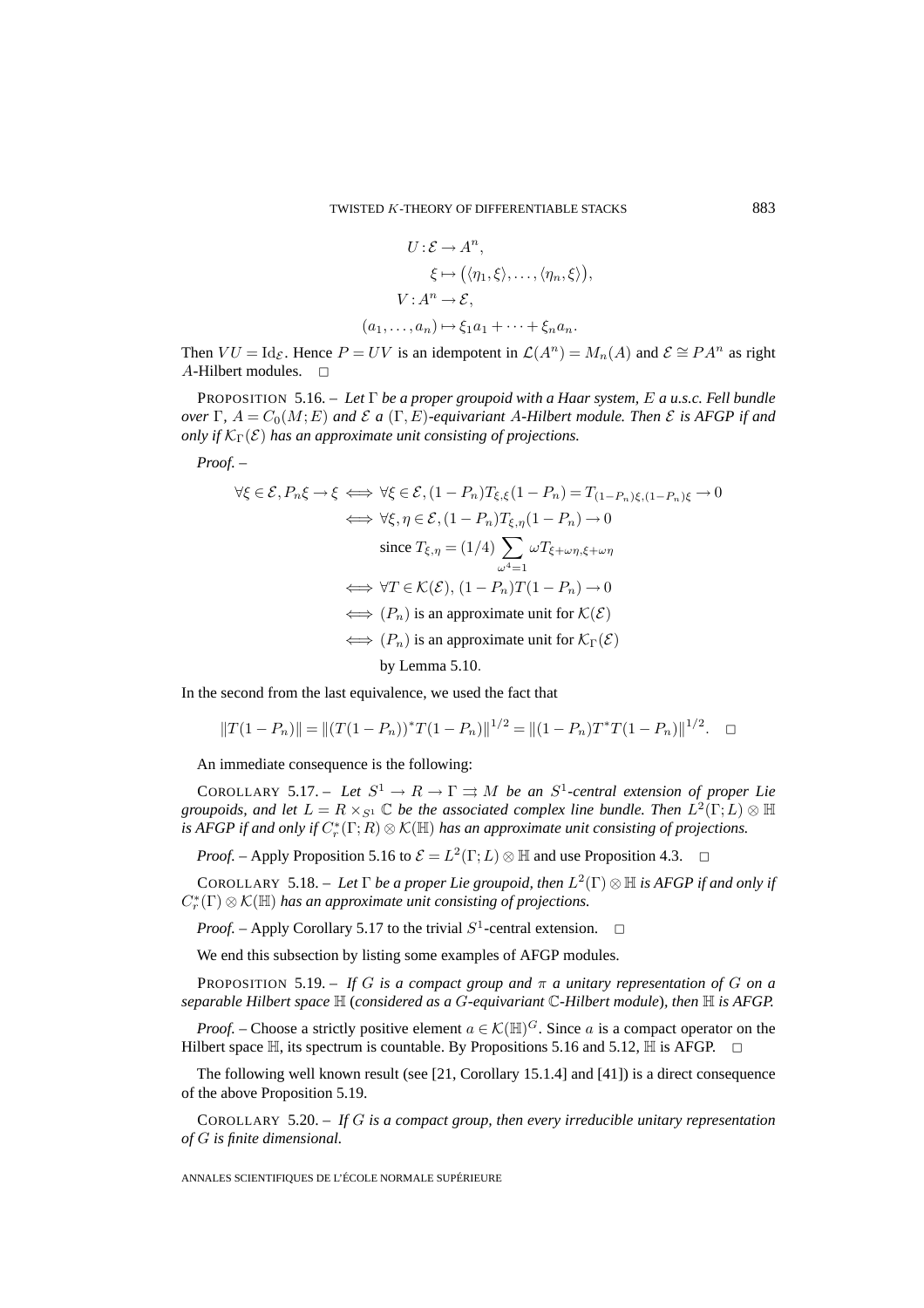$$
\begin{aligned}
U &: \mathcal{E} \to A^n, \\
&\xi \mapsto \big(\langle \eta_1, \xi\rangle, \dots, \langle \eta_n, \xi\rangle\big), \\
V &: A^n \to \mathcal{E}, \\
(a_1, \dots, a_n) &\mapsto \xi_1 a_1 + \cdots + \xi_n a_n.
\end{aligned}
$$

Then $VU = \mathrm{Id}_{\mathcal{E}}$. Hence $P = UV$ is an idempotent in $\mathcal{L}(A^n) = M_n(A)$ and $\mathcal{E} \cong PA^n$ as right $A$-Hilbert modules. □

PROPOSITION 5.16. – *Let $\Gamma$ be a proper groupoid with a Haar system, $E$ a u.s.c. Fell bundle over $\Gamma$, $A = C_0(M; E)$ and $\mathcal{E}$ a $(\Gamma, E)$-equivariant $A$-Hilbert module. Then $\mathcal{E}$ is AFGP if and only if $\mathcal{K}_\Gamma(\mathcal{E})$ has an approximate unit consisting of projections.*

*Proof.* –

$$
\begin{aligned}
\forall \xi \in \mathcal{E}, P_n \xi \to \xi &\iff \forall \xi \in \mathcal{E}, (1 - P_n) T_{\xi,\xi} (1 - P_n) = T_{(1-P_n)\xi,(1-P_n)\xi} \to 0 \\
&\iff \forall \xi, \eta \in \mathcal{E}, (1 - P_n) T_{\xi,\eta} (1 - P_n) \to 0 \\
&\qquad \text{since } T_{\xi,\eta} = (1/4) \sum_{\omega^4 = 1} \omega T_{\xi + \omega\eta, \xi + \omega\eta} \\
&\iff \forall T \in \mathcal{K}(\mathcal{E}),\, (1 - P_n) T (1 - P_n) \to 0 \\
&\iff (P_n) \text{ is an approximate unit for } \mathcal{K}(\mathcal{E}) \\
&\iff (P_n) \text{ is an approximate unit for } \mathcal{K}_\Gamma(\mathcal{E}) \\
&\qquad \text{by Lemma 5.10}.
\end{aligned}
$$

In the second from the last equivalence, we used the fact that

$$
\|T(1 - P_n)\| = \|(T(1 - P_n))^* T(1 - P_n)\|^{1/2} = \|(1 - P_n) T^* T (1 - P_n)\|^{1/2}. \quad \square
$$

An immediate consequence is the following:

COROLLARY 5.17. – *Let $S^1 \to R \to \Gamma \rightrightarrows M$ be an $S^1$-central extension of proper Lie groupoids, and let $L = R \times_{S^1} \mathbb{C}$ be the associated complex line bundle. Then $L^2(\Gamma; L) \otimes \mathbb{H}$ is AFGP if and only if $C_r^*(\Gamma; R) \otimes \mathcal{K}(\mathbb{H})$ has an approximate unit consisting of projections.*

*Proof.* – Apply Proposition 5.16 to $\mathcal{E} = L^2(\Gamma; L) \otimes \mathbb{H}$ and use Proposition 4.3. □

COROLLARY 5.18. – *Let $\Gamma$ be a proper Lie groupoid, then $L^2(\Gamma) \otimes \mathbb{H}$ is AFGP if and only if $C_r^*(\Gamma) \otimes \mathcal{K}(\mathbb{H})$ has an approximate unit consisting of projections.*

*Proof.* – Apply Corollary 5.17 to the trivial $S^1$-central extension. □

We end this subsection by listing some examples of AFGP modules.

PROPOSITION 5.19. – *If $G$ is a compact group and $\pi$ a unitary representation of $G$ on a separable Hilbert space $\mathbb{H}$ (considered as a $G$-equivariant $\mathbb{C}$-Hilbert module), then $\mathbb{H}$ is AFGP.*

*Proof.* – Choose a strictly positive element $a \in \mathcal{K}(\mathbb{H})^G$. Since $a$ is a compact operator on the Hilbert space $\mathbb{H}$, its spectrum is countable. By Propositions 5.16 and 5.12, $\mathbb{H}$ is AFGP. □

The following well known result (see [21, Corollary 15.1.4] and [41]) is a direct consequence of the above Proposition 5.19.

COROLLARY 5.20. – *If $G$ is a compact group, then every irreducible unitary representation of $G$ is finite dimensional.*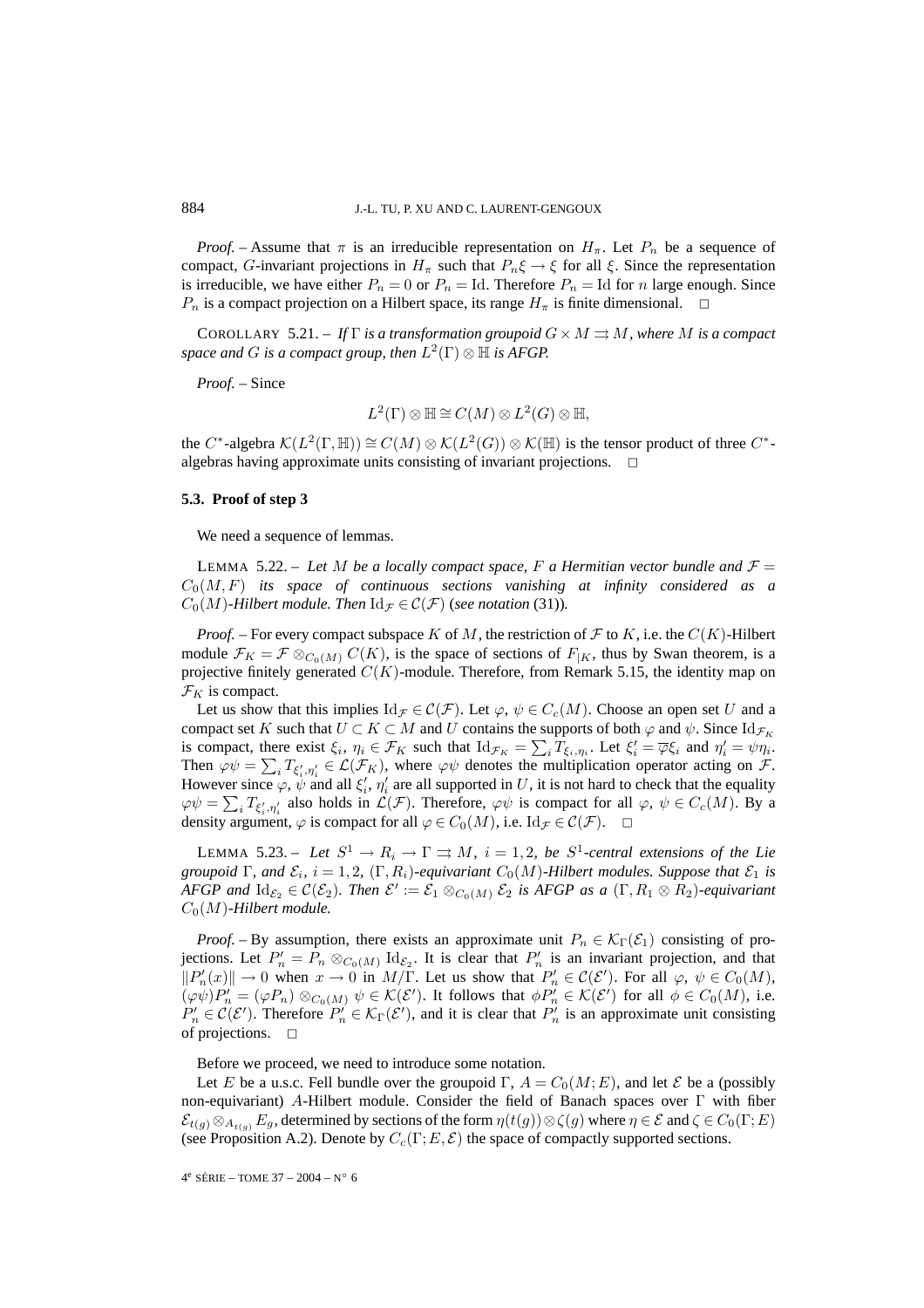*Proof.* – Assume that $\pi$ is an irreducible representation on $H_\pi$. Let $P_n$ be a sequence of compact, $G$-invariant projections in $H_\pi$ such that $P_n\xi \to \xi$ for all $\xi$. Since the representation is irreducible, we have either $P_n = 0$ or $P_n = \mathrm{Id}$. Therefore $P_n = \mathrm{Id}$ for $n$ large enough. Since $P_n$ is a compact projection on a Hilbert space, its range $H_\pi$ is finite dimensional. $\square$

COROLLARY 5.21. – *If $\Gamma$ is a transformation groupoid $G \times M \rightrightarrows M$, where $M$ is a compact space and $G$ is a compact group, then $L^2(\Gamma) \otimes \mathbb{H}$ is AFGP.*

*Proof.* – Since

$$L^2(\Gamma) \otimes \mathbb{H} \cong C(M) \otimes L^2(G) \otimes \mathbb{H},$$

the $C^*$-algebra $\mathcal{K}(L^2(\Gamma, \mathbb{H})) \cong C(M) \otimes \mathcal{K}(L^2(G)) \otimes \mathcal{K}(\mathbb{H})$ is the tensor product of three $C^*$-algebras having approximate units consisting of invariant projections. $\square$

### 5.3. Proof of step 3

We need a sequence of lemmas.

LEMMA 5.22. – *Let $M$ be a locally compact space, $F$ a Hermitian vector bundle and $\mathcal{F} = C_0(M, F)$ its space of continuous sections vanishing at infinity considered as a $C_0(M)$-Hilbert module. Then $\mathrm{Id}_{\mathcal{F}} \in \mathcal{C}(\mathcal{F})$ (see notation* (31)*).*

*Proof.* – For every compact subspace $K$ of $M$, the restriction of $\mathcal{F}$ to $K$, i.e. the $C(K)$-Hilbert module $\mathcal{F}_K = \mathcal{F} \otimes_{C_0(M)} C(K)$, is the space of sections of $F_{|K}$, thus by Swan theorem, is a projective finitely generated $C(K)$-module. Therefore, from Remark 5.15, the identity map on $\mathcal{F}_K$ is compact.

Let us show that this implies $\mathrm{Id}_{\mathcal{F}} \in \mathcal{C}(\mathcal{F})$. Let $\varphi, \psi \in C_c(M)$. Choose an open set $U$ and a compact set $K$ such that $U \subset K \subset M$ and $U$ contains the supports of both $\varphi$ and $\psi$. Since $\mathrm{Id}_{\mathcal{F}_K}$ is compact, there exist $\xi_i, \eta_i \in \mathcal{F}_K$ such that $\mathrm{Id}_{\mathcal{F}_K} = \sum_i T_{\xi_i, \eta_i}$. Let $\xi_i' = \overline{\varphi}\xi_i$ and $\eta_i' = \psi\eta_i$. Then $\varphi\psi = \sum_i T_{\xi_i', \eta_i'} \in \mathcal{L}(\mathcal{F}_K)$, where $\varphi\psi$ denotes the multiplication operator acting on $\mathcal{F}$. However since $\varphi$, $\psi$ and all $\xi_i'$, $\eta_i'$ are all supported in $U$, it is not hard to check that the equality $\varphi\psi = \sum_i T_{\xi_i', \eta_i'}$ also holds in $\mathcal{L}(\mathcal{F})$. Therefore, $\varphi\psi$ is compact for all $\varphi, \psi \in C_c(M)$. By a density argument, $\varphi$ is compact for all $\varphi \in C_0(M)$, i.e. $\mathrm{Id}_{\mathcal{F}} \in \mathcal{C}(\mathcal{F})$. $\square$

LEMMA 5.23. – *Let $S^1 \to R_i \to \Gamma \rightrightarrows M$, $i = 1, 2$, be $S^1$-central extensions of the Lie groupoid $\Gamma$, and $\mathcal{E}_i$, $i = 1, 2$, $(\Gamma, R_i)$-equivariant $C_0(M)$-Hilbert modules. Suppose that $\mathcal{E}_1$ is AFGP and $\mathrm{Id}_{\mathcal{E}_2} \in \mathcal{C}(\mathcal{E}_2)$. Then $\mathcal{E}' := \mathcal{E}_1 \otimes_{C_0(M)} \mathcal{E}_2$ is AFGP as a $(\Gamma, R_1 \otimes R_2)$-equivariant $C_0(M)$-Hilbert module.*

*Proof.* – By assumption, there exists an approximate unit $P_n \in \mathcal{K}_\Gamma(\mathcal{E}_1)$ consisting of projections. Let $P_n' = P_n \otimes_{C_0(M)} \mathrm{Id}_{\mathcal{E}_2}$. It is clear that $P_n'$ is an invariant projection, and that $\|P_n'(x)\| \to 0$ when $x \to 0$ in $M/\Gamma$. Let us show that $P_n' \in \mathcal{C}(\mathcal{E}')$. For all $\varphi, \psi \in C_0(M)$, $(\varphi\psi)P_n' = (\varphi P_n) \otimes_{C_0(M)} \psi \in \mathcal{K}(\mathcal{E}')$. It follows that $\phi P_n' \in \mathcal{K}(\mathcal{E}')$ for all $\phi \in C_0(M)$, i.e. $P_n' \in \mathcal{C}(\mathcal{E}')$. Therefore $P_n' \in \mathcal{K}_\Gamma(\mathcal{E}')$, and it is clear that $P_n'$ is an approximate unit consisting of projections. $\square$

Before we proceed, we need to introduce some notation.

Let $E$ be a u.s.c. Fell bundle over the groupoid $\Gamma$, $A = C_0(M; E)$, and let $\mathcal{E}$ be a (possibly non-equivariant) $A$-Hilbert module. Consider the field of Banach spaces over $\Gamma$ with fiber $\mathcal{E}_{t(g)} \otimes_{A_{t(g)}} E_g$, determined by sections of the form $\eta(t(g)) \otimes \zeta(g)$ where $\eta \in \mathcal{E}$ and $\zeta \in C_0(\Gamma; E)$ (see Proposition A.2). Denote by $C_c(\Gamma; E, \mathcal{E})$ the space of compactly supported sections.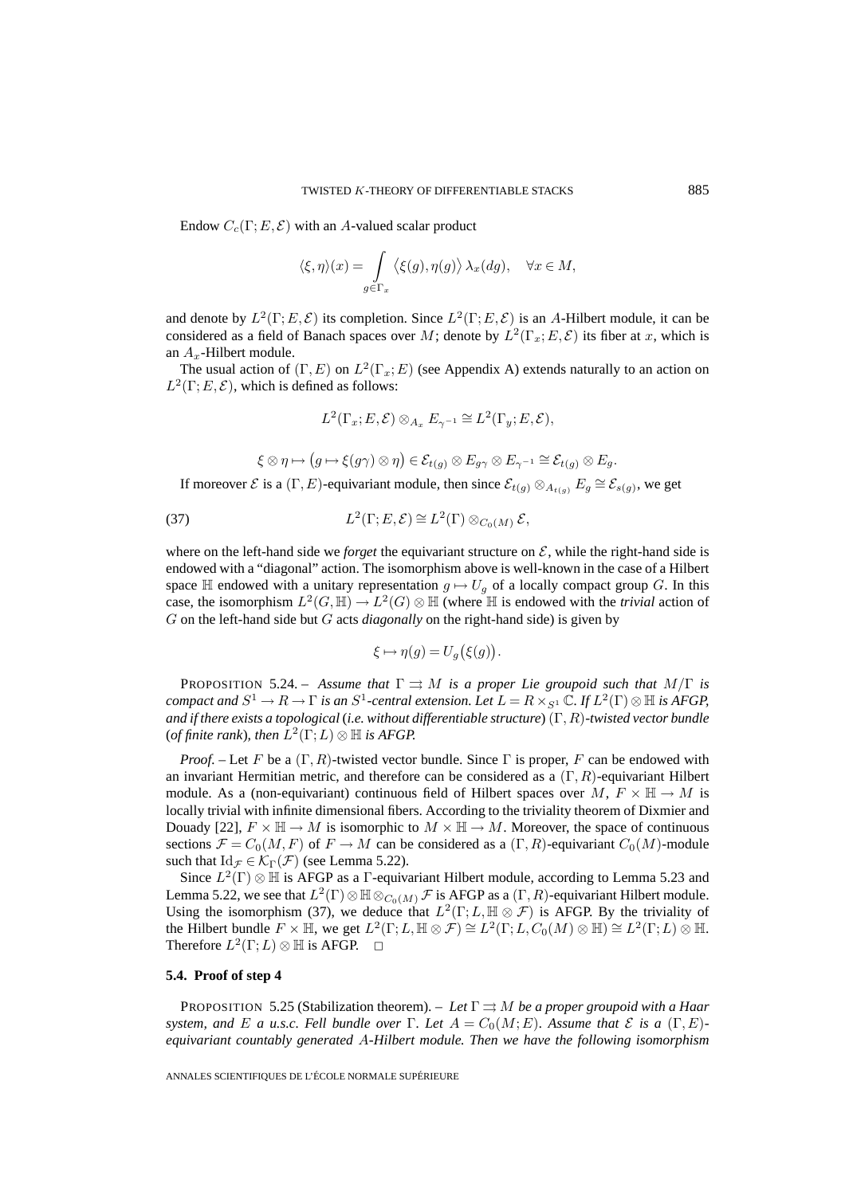Endow $C_c(\Gamma; E, \mathcal{E})$ with an $A$-valued scalar product

$$\langle \xi, \eta \rangle(x) = \int_{g \in \Gamma_x} \langle \xi(g), \eta(g) \rangle \, \lambda_x(dg), \quad \forall x \in M,$$

and denote by $L^2(\Gamma; E, \mathcal{E})$ its completion. Since $L^2(\Gamma; E, \mathcal{E})$ is an $A$-Hilbert module, it can be considered as a field of Banach spaces over $M$; denote by $L^2(\Gamma_x; E, \mathcal{E})$ its fiber at $x$, which is an $A_x$-Hilbert module.

The usual action of $(\Gamma, E)$ on $L^2(\Gamma_x; E)$ (see Appendix A) extends naturally to an action on $L^2(\Gamma; E, \mathcal{E})$, which is defined as follows:

$$L^2(\Gamma_x; E, \mathcal{E}) \otimes_{A_x} E_{\gamma^{-1}} \cong L^2(\Gamma_y; E, \mathcal{E}),$$

$$\xi \otimes \eta \mapsto \big(g \mapsto \xi(g\gamma) \otimes \eta\big) \in \mathcal{E}_{t(g)} \otimes E_{g\gamma} \otimes E_{\gamma^{-1}} \cong \mathcal{E}_{t(g)} \otimes E_g.$$

If moreover $\mathcal{E}$ is a $(\Gamma, E)$-equivariant module, then since $\mathcal{E}_{t(g)} \otimes_{A_{t(g)}} E_g \cong \mathcal{E}_{s(g)}$, we get

$$L^2(\Gamma; E, \mathcal{E}) \cong L^2(\Gamma) \otimes_{C_0(M)} \mathcal{E}, \tag{37}$$

where on the left-hand side we *forget* the equivariant structure on $\mathcal{E}$, while the right-hand side is endowed with a "diagonal" action. The isomorphism above is well-known in the case of a Hilbert space $\mathbb{H}$ endowed with a unitary representation $g \mapsto U_g$ of a locally compact group $G$. In this case, the isomorphism $L^2(G, \mathbb{H}) \to L^2(G) \otimes \mathbb{H}$ (where $\mathbb{H}$ is endowed with the *trivial* action of $G$ on the left-hand side but $G$ acts *diagonally* on the right-hand side) is given by

$$\xi \mapsto \eta(g) = U_g\big(\xi(g)\big).$$

PROPOSITION 5.24. – *Assume that $\Gamma \rightrightarrows M$ is a proper Lie groupoid such that $M/\Gamma$ is compact and $S^1 \to R \to \Gamma$ is an $S^1$-central extension. Let $L = R \times_{S^1} \mathbb{C}$. If $L^2(\Gamma) \otimes \mathbb{H}$ is AFGP, and if there exists a topological* (*i.e. without differentiable structure*) $(\Gamma, R)$*-twisted vector bundle* (*of finite rank*)*, then $L^2(\Gamma; L) \otimes \mathbb{H}$ is AFGP.*

*Proof.* – Let $F$ be a $(\Gamma, R)$-twisted vector bundle. Since $\Gamma$ is proper, $F$ can be endowed with an invariant Hermitian metric, and therefore can be considered as a $(\Gamma, R)$-equivariant Hilbert module. As a (non-equivariant) continuous field of Hilbert spaces over $M$, $F \times \mathbb{H} \to M$ is locally trivial with infinite dimensional fibers. According to the triviality theorem of Dixmier and Douady [22], $F \times \mathbb{H} \to M$ is isomorphic to $M \times \mathbb{H} \to M$. Moreover, the space of continuous sections $\mathcal{F} = C_0(M, F)$ of $F \to M$ can be considered as a $(\Gamma, R)$-equivariant $C_0(M)$-module such that $\mathrm{Id}_{\mathcal{F}} \in \mathcal{K}_\Gamma(\mathcal{F})$ (see Lemma 5.22).

Since $L^2(\Gamma) \otimes \mathbb{H}$ is AFGP as a $\Gamma$-equivariant Hilbert module, according to Lemma 5.23 and Lemma 5.22, we see that $L^2(\Gamma) \otimes \mathbb{H} \otimes_{C_0(M)} \mathcal{F}$ is AFGP as a $(\Gamma, R)$-equivariant Hilbert module. Using the isomorphism (37), we deduce that $L^2(\Gamma; L, \mathbb{H} \otimes \mathcal{F})$ is AFGP. By the triviality of the Hilbert bundle $F \times \mathbb{H}$, we get $L^2(\Gamma; L, \mathbb{H} \otimes \mathcal{F}) \cong L^2(\Gamma; L, C_0(M) \otimes \mathbb{H}) \cong L^2(\Gamma; L) \otimes \mathbb{H}$. Therefore $L^2(\Gamma; L) \otimes \mathbb{H}$ is AFGP. $\square$

### 5.4. Proof of step 4

PROPOSITION 5.25 (Stabilization theorem). – *Let $\Gamma \rightrightarrows M$ be a proper groupoid with a Haar system, and $E$ a u.s.c. Fell bundle over $\Gamma$. Let $A = C_0(M; E)$. Assume that $\mathcal{E}$ is a $(\Gamma, E)$-equivariant countably generated $A$-Hilbert module. Then we have the following isomorphism*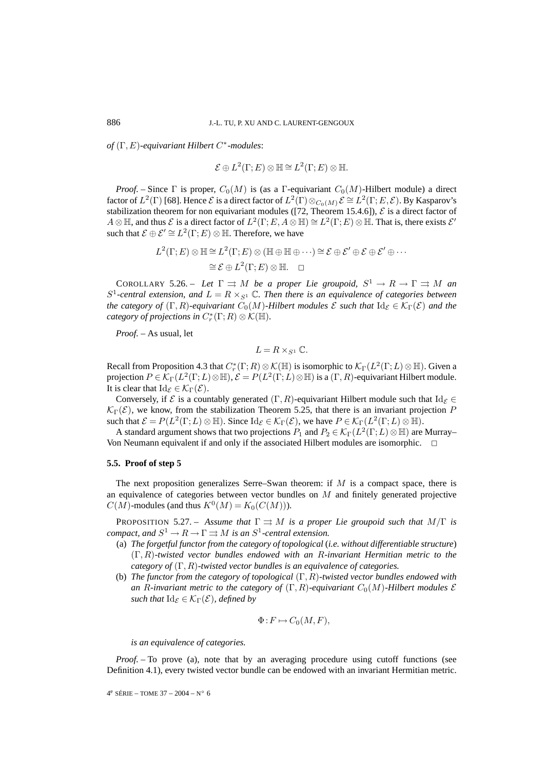*of* $(\Gamma, E)$*-equivariant Hilbert* $C^*$*-modules*:

$$\mathcal{E} \oplus L^2(\Gamma; E) \otimes \mathbb{H} \cong L^2(\Gamma; E) \otimes \mathbb{H}.$$

*Proof. –* Since $\Gamma$ is proper, $C_0(M)$ is (as a $\Gamma$-equivariant $C_0(M)$-Hilbert module) a direct factor of $L^2(\Gamma)$ [68]. Hence $\mathcal{E}$ is a direct factor of $L^2(\Gamma) \otimes_{C_0(M)} \mathcal{E} \cong L^2(\Gamma; E, \mathcal{E})$. By Kasparov's stabilization theorem for non equivariant modules ([72, Theorem 15.4.6]), $\mathcal{E}$ is a direct factor of $A \otimes \mathbb{H}$, and thus $\mathcal{E}$ is a direct factor of $L^2(\Gamma; E, A \otimes \mathbb{H}) \cong L^2(\Gamma; E) \otimes \mathbb{H}$. That is, there exists $\mathcal{E}'$ such that $\mathcal{E} \oplus \mathcal{E}' \cong L^2(\Gamma; E) \otimes \mathbb{H}$. Therefore, we have

$$\begin{aligned} L^2(\Gamma; E) \otimes \mathbb{H} &\cong L^2(\Gamma; E) \otimes (\mathbb{H} \oplus \mathbb{H} \oplus \cdots) \cong \mathcal{E} \oplus \mathcal{E}' \oplus \mathcal{E} \oplus \mathcal{E}' \oplus \cdots \\ &\cong \mathcal{E} \oplus L^2(\Gamma; E) \otimes \mathbb{H}. \quad \square \end{aligned}$$

COROLLARY 5.26. – *Let* $\Gamma \rightrightarrows M$ *be a proper Lie groupoid,* $S^1 \to R \to \Gamma \rightrightarrows M$ *an* $S^1$*-central extension, and* $L = R \times_{S^1} \mathbb{C}$*. Then there is an equivalence of categories between the category of* $(\Gamma, R)$*-equivariant* $C_0(M)$*-Hilbert modules* $\mathcal{E}$ *such that* $\mathrm{Id}_{\mathcal{E}} \in \mathcal{K}_\Gamma(\mathcal{E})$ *and the category of projections in* $C_r^*(\Gamma; R) \otimes \mathcal{K}(\mathbb{H})$.

*Proof. –* As usual, let

$$L = R \times_{S^1} \mathbb{C}.$$

Recall from Proposition 4.3 that $C_r^*(\Gamma; R) \otimes \mathcal{K}(\mathbb{H})$ is isomorphic to $\mathcal{K}_\Gamma(L^2(\Gamma; L) \otimes \mathbb{H})$. Given a projection $P \in \mathcal{K}_\Gamma(L^2(\Gamma; L) \otimes \mathbb{H})$, $\mathcal{E} = P(L^2(\Gamma; L) \otimes \mathbb{H})$ is a $(\Gamma, R)$-equivariant Hilbert module. It is clear that $\mathrm{Id}_{\mathcal{E}} \in \mathcal{K}_\Gamma(\mathcal{E})$.

Conversely, if $\mathcal{E}$ is a countably generated $(\Gamma, R)$-equivariant Hilbert module such that $\mathrm{Id}_{\mathcal{E}} \in \mathcal{K}_\Gamma(\mathcal{E})$, we know, from the stabilization Theorem 5.25, that there is an invariant projection $P$ such that $\mathcal{E} = P(L^2(\Gamma; L) \otimes \mathbb{H})$. Since $\mathrm{Id}_{\mathcal{E}} \in \mathcal{K}_\Gamma(\mathcal{E})$, we have $P \in \mathcal{K}_\Gamma(L^2(\Gamma; L) \otimes \mathbb{H})$.

A standard argument shows that two projections $P_1$ and $P_2 \in \mathcal{K}_\Gamma(L^2(\Gamma; L) \otimes \mathbb{H})$ are Murray–Von Neumann equivalent if and only if the associated Hilbert modules are isomorphic. $\square$

### 5.5. Proof of step 5

The next proposition generalizes Serre–Swan theorem: if $M$ is a compact space, there is an equivalence of categories between vector bundles on $M$ and finitely generated projective $C(M)$-modules (and thus $K^0(M) = K_0(C(M))$).

PROPOSITION 5.27. – *Assume that* $\Gamma \rightrightarrows M$ *is a proper Lie groupoid such that* $M/\Gamma$ *is compact, and* $S^1 \to R \to \Gamma \rightrightarrows M$ *is an* $S^1$*-central extension.*

(a) *The forgetful functor from the category of topological* (*i.e. without differentiable structure*) $(\Gamma, R)$*-twisted vector bundles endowed with an* $R$*-invariant Hermitian metric to the category of* $(\Gamma, R)$*-twisted vector bundles is an equivalence of categories.*

(b) *The functor from the category of topological* $(\Gamma, R)$*-twisted vector bundles endowed with an* $R$*-invariant metric to the category of* $(\Gamma, R)$*-equivariant* $C_0(M)$*-Hilbert modules* $\mathcal{E}$ *such that* $\mathrm{Id}_{\mathcal{E}} \in \mathcal{K}_\Gamma(\mathcal{E})$*, defined by*

$$\Phi : F \mapsto C_0(M, F),$$

*is an equivalence of categories.*

*Proof. –* To prove (a), note that by an averaging procedure using cutoff functions (see Definition 4.1), every twisted vector bundle can be endowed with an invariant Hermitian metric.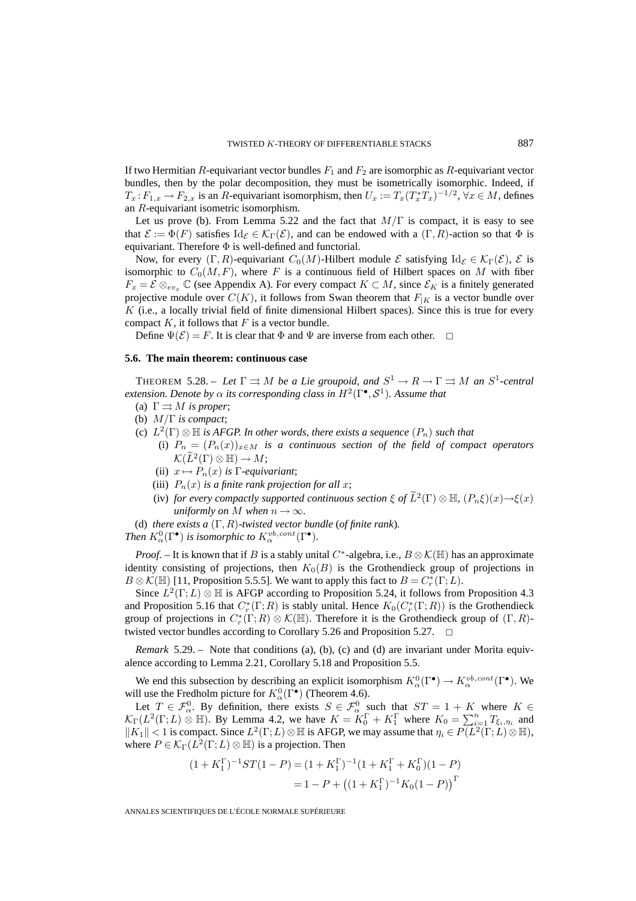If two Hermitian $R$-equivariant vector bundles $F_1$ and $F_2$ are isomorphic as $R$-equivariant vector bundles, then by the polar decomposition, they must be isometrically isomorphic. Indeed, if $T_x : F_{1,x} \to F_{2,x}$ is an $R$-equivariant isomorphism, then $U_x := T_x(T_x^* T_x)^{-1/2}$, $\forall x \in M$, defines an $R$-equivariant isometric isomorphism.

Let us prove (b). From Lemma 5.22 and the fact that $M/\Gamma$ is compact, it is easy to see that $\mathcal{E} := \Phi(F)$ satisfies $\mathrm{Id}_{\mathcal{E}} \in \mathcal{K}_\Gamma(\mathcal{E})$, and can be endowed with a $(\Gamma, R)$-action so that $\Phi$ is equivariant. Therefore $\Phi$ is well-defined and functorial.

Now, for every $(\Gamma, R)$-equivariant $C_0(M)$-Hilbert module $\mathcal{E}$ satisfying $\mathrm{Id}_{\mathcal{E}} \in \mathcal{K}_\Gamma(\mathcal{E})$, $\mathcal{E}$ is isomorphic to $C_0(M, F)$, where $F$ is a continuous field of Hilbert spaces on $M$ with fiber $F_x = \mathcal{E} \otimes_{ev_x} \mathbb{C}$ (see Appendix A). For every compact $K \subset M$, since $\mathcal{E}_K$ is a finitely generated projective module over $C(K)$, it follows from Swan theorem that $F_{|K}$ is a vector bundle over $K$ (i.e., a locally trivial field of finite dimensional Hilbert spaces). Since this is true for every compact $K$, it follows that $F$ is a vector bundle.

Define $\Psi(\mathcal{E}) = F$. It is clear that $\Phi$ and $\Psi$ are inverse from each other. □

### 5.6. The main theorem: continuous case

THEOREM 5.28. – *Let $\Gamma \rightrightarrows M$ be a Lie groupoid, and $S^1 \to R \to \Gamma \rightrightarrows M$ an $S^1$-central extension. Denote by $\alpha$ its corresponding class in $H^2(\Gamma^\bullet, \mathcal{S}^1)$. Assume that*

(a) *$\Gamma \rightrightarrows M$ is proper*;

(b) *$M/\Gamma$ is compact*;

(c) *$L^2(\Gamma) \otimes \mathbb{H}$ is AFGP. In other words, there exists a sequence $(P_n)$ such that*

  (i) *$P_n = (P_n(x))_{x \in M}$ is a continuous section of the field of compact operators $\mathcal{K}(\widetilde{L}^2(\Gamma) \otimes \mathbb{H}) \to M$*;

  (ii) *$x \mapsto P_n(x)$ is $\Gamma$-equivariant*;

  (iii) *$P_n(x)$ is a finite rank projection for all $x$*;

  (iv) *for every compactly supported continuous section $\xi$ of $\widetilde{L}^2(\Gamma) \otimes \mathbb{H}$, $(P_n \xi)(x) \to \xi(x)$ uniformly on $M$ when $n \to \infty$.*

(d) *there exists a $(\Gamma, R)$-twisted vector bundle (of finite rank).*

*Then $K^0_\alpha(\Gamma^\bullet)$ is isomorphic to $K^{vb,cont}_\alpha(\Gamma^\bullet)$.*

*Proof.* – It is known that if $B$ is a stably unital $C^*$-algebra, i.e., $B \otimes \mathcal{K}(\mathbb{H})$ has an approximate identity consisting of projections, then $K_0(B)$ is the Grothendieck group of projections in $B \otimes \mathcal{K}(\mathbb{H})$ [11, Proposition 5.5.5]. We want to apply this fact to $B = C^*_r(\Gamma; L)$.

Since $L^2(\Gamma; L) \otimes \mathbb{H}$ is AFGP according to Proposition 5.24, it follows from Proposition 4.3 and Proposition 5.16 that $C^*_r(\Gamma; R)$ is stably unital. Hence $K_0(C^*_r(\Gamma; R))$ is the Grothendieck group of projections in $C^*_r(\Gamma; R) \otimes \mathcal{K}(\mathbb{H})$. Therefore it is the Grothendieck group of $(\Gamma, R)$-twisted vector bundles according to Corollary 5.26 and Proposition 5.27. □

*Remark* 5.29. – Note that conditions (a), (b), (c) and (d) are invariant under Morita equivalence according to Lemma 2.21, Corollary 5.18 and Proposition 5.5.

We end this subsection by describing an explicit isomorphism $K^0_\alpha(\Gamma^\bullet) \to K^{vb,cont}_\alpha(\Gamma^\bullet)$. We will use the Fredholm picture for $K^0_\alpha(\Gamma^\bullet)$ (Theorem 4.6).

Let $T \in \mathcal{F}^0_\alpha$. By definition, there exists $S \in \mathcal{F}^0_\alpha$ such that $ST = 1 + K$ where $K \in \mathcal{K}_\Gamma(L^2(\Gamma; L) \otimes \mathbb{H})$. By Lemma 4.2, we have $K = K_0^\Gamma + K_1^\Gamma$ where $K_0 = \sum_{i=1}^n T_{\xi_i, \eta_i}$ and $\|K_1\| < 1$ is compact. Since $L^2(\Gamma; L) \otimes \mathbb{H}$ is AFGP, we may assume that $\eta_i \in P(L^2(\Gamma; L) \otimes \mathbb{H})$, where $P \in \mathcal{K}_\Gamma(L^2(\Gamma; L) \otimes \mathbb{H})$ is a projection. Then

$$
\begin{aligned}
(1 + K_1^\Gamma)^{-1} ST(1 - P) &= (1 + K_1^\Gamma)^{-1}(1 + K_1^\Gamma + K_0^\Gamma)(1 - P) \\
&= 1 - P + \left((1 + K_1^\Gamma)^{-1} K_0 (1 - P)\right)^\Gamma
\end{aligned}
$$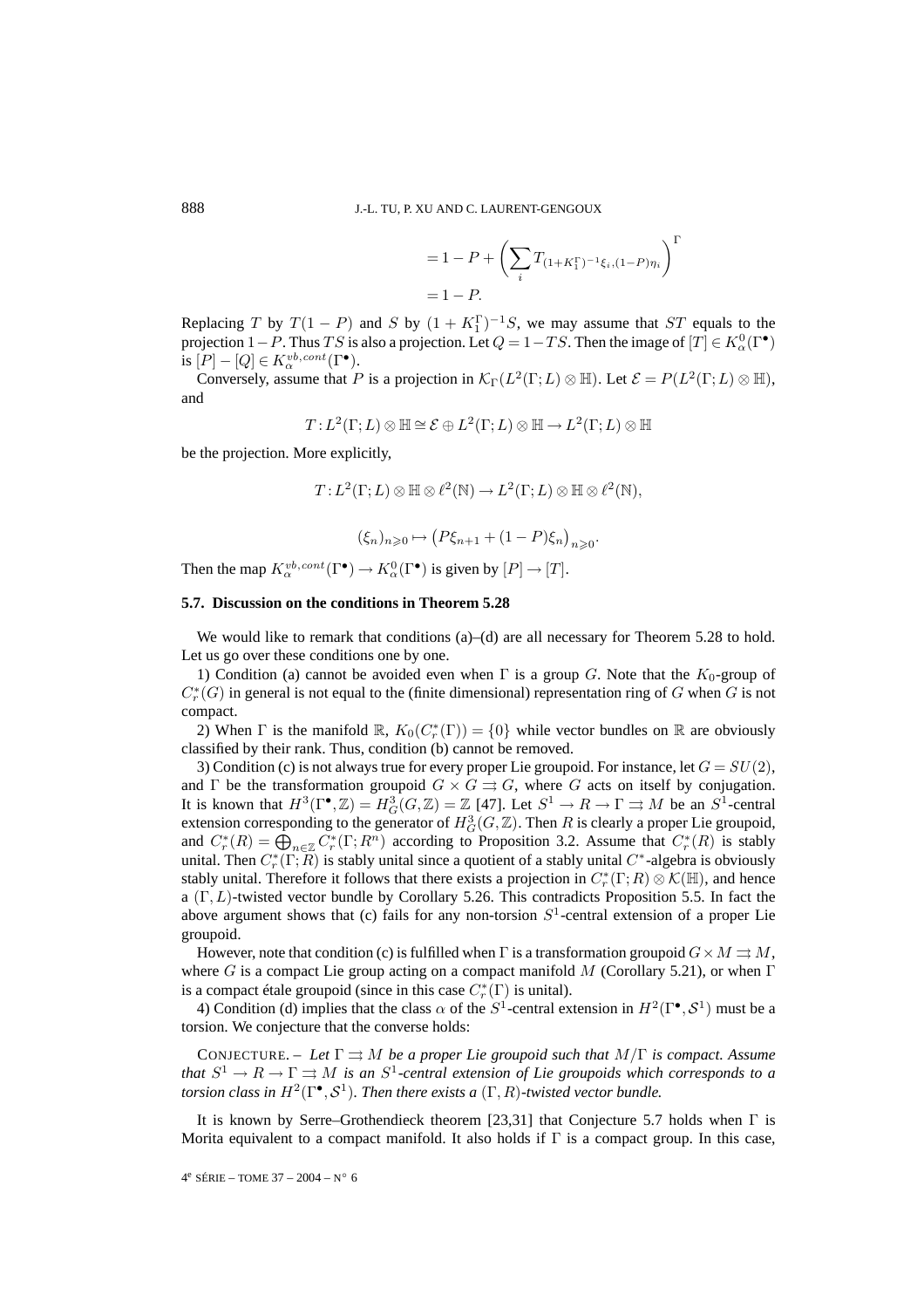$$= 1 - P + \left( \sum_i T_{(1+K_1^\Gamma)^{-1}\xi_i,(1-P)\eta_i} \right)^\Gamma$$
$$= 1 - P.$$

Replacing $T$ by $T(1-P)$ and $S$ by $(1+K_1^\Gamma)^{-1}S$, we may assume that $ST$ equals to the projection $1-P$. Thus $TS$ is also a projection. Let $Q = 1 - TS$. Then the image of $[T] \in K_\alpha^0(\Gamma^\bullet)$ is $[P] - [Q] \in K_\alpha^{vb,cont}(\Gamma^\bullet)$.

Conversely, assume that $P$ is a projection in $\mathcal{K}_\Gamma(L^2(\Gamma;L)\otimes\mathbb{H})$. Let $\mathcal{E} = P(L^2(\Gamma;L)\otimes\mathbb{H})$, and

$$T : L^2(\Gamma;L)\otimes\mathbb{H} \cong \mathcal{E} \oplus L^2(\Gamma;L)\otimes\mathbb{H} \to L^2(\Gamma;L)\otimes\mathbb{H}$$

be the projection. More explicitly,

$$T : L^2(\Gamma;L)\otimes\mathbb{H}\otimes\ell^2(\mathbb{N}) \to L^2(\Gamma;L)\otimes\mathbb{H}\otimes\ell^2(\mathbb{N}),$$

$$(\xi_n)_{n\geqslant 0} \mapsto \left(P\xi_{n+1} + (1-P)\xi_n\right)_{n\geqslant 0}.$$

Then the map $K_\alpha^{vb,cont}(\Gamma^\bullet) \to K_\alpha^0(\Gamma^\bullet)$ is given by $[P] \to [T]$.

### 5.7. Discussion on the conditions in Theorem 5.28

We would like to remark that conditions (a)–(d) are all necessary for Theorem 5.28 to hold. Let us go over these conditions one by one.

1) Condition (a) cannot be avoided even when $\Gamma$ is a group $G$. Note that the $K_0$-group of $C_r^*(G)$ in general is not equal to the (finite dimensional) representation ring of $G$ when $G$ is not compact.

2) When $\Gamma$ is the manifold $\mathbb{R}$, $K_0(C_r^*(\Gamma)) = \{0\}$ while vector bundles on $\mathbb{R}$ are obviously classified by their rank. Thus, condition (b) cannot be removed.

3) Condition (c) is not always true for every proper Lie groupoid. For instance, let $G = SU(2)$, and $\Gamma$ be the transformation groupoid $G \times G \rightrightarrows G$, where $G$ acts on itself by conjugation. It is known that $H^3(\Gamma^\bullet,\mathbb{Z}) = H_G^3(G,\mathbb{Z}) = \mathbb{Z}$ [47]. Let $S^1 \to R \to \Gamma \rightrightarrows M$ be an $S^1$-central extension corresponding to the generator of $H_G^3(G,\mathbb{Z})$. Then $R$ is clearly a proper Lie groupoid, and $C_r^*(R) = \bigoplus_{n\in\mathbb{Z}} C_r^*(\Gamma;R^n)$ according to Proposition 3.2. Assume that $C_r^*(R)$ is stably unital. Then $C_r^*(\Gamma;R)$ is stably unital since a quotient of a stably unital $C^*$-algebra is obviously stably unital. Therefore it follows that there exists a projection in $C_r^*(\Gamma;R)\otimes\mathcal{K}(\mathbb{H})$, and hence a $(\Gamma,L)$-twisted vector bundle by Corollary 5.26. This contradicts Proposition 5.5. In fact the above argument shows that (c) fails for any non-torsion $S^1$-central extension of a proper Lie groupoid.

However, note that condition (c) is fulfilled when $\Gamma$ is a transformation groupoid $G \times M \rightrightarrows M$, where $G$ is a compact Lie group acting on a compact manifold $M$ (Corollary 5.21), or when $\Gamma$ is a compact étale groupoid (since in this case $C_r^*(\Gamma)$ is unital).

4) Condition (d) implies that the class $\alpha$ of the $S^1$-central extension in $H^2(\Gamma^\bullet,\mathcal{S}^1)$ must be a torsion. We conjecture that the converse holds:

CONJECTURE. – *Let $\Gamma \rightrightarrows M$ be a proper Lie groupoid such that $M/\Gamma$ is compact. Assume that $S^1 \to R \to \Gamma \rightrightarrows M$ is an $S^1$-central extension of Lie groupoids which corresponds to a torsion class in $H^2(\Gamma^\bullet,\mathcal{S}^1)$. Then there exists a $(\Gamma,R)$-twisted vector bundle.*

It is known by Serre–Grothendieck theorem [23,31] that Conjecture 5.7 holds when $\Gamma$ is Morita equivalent to a compact manifold. It also holds if $\Gamma$ is a compact group. In this case,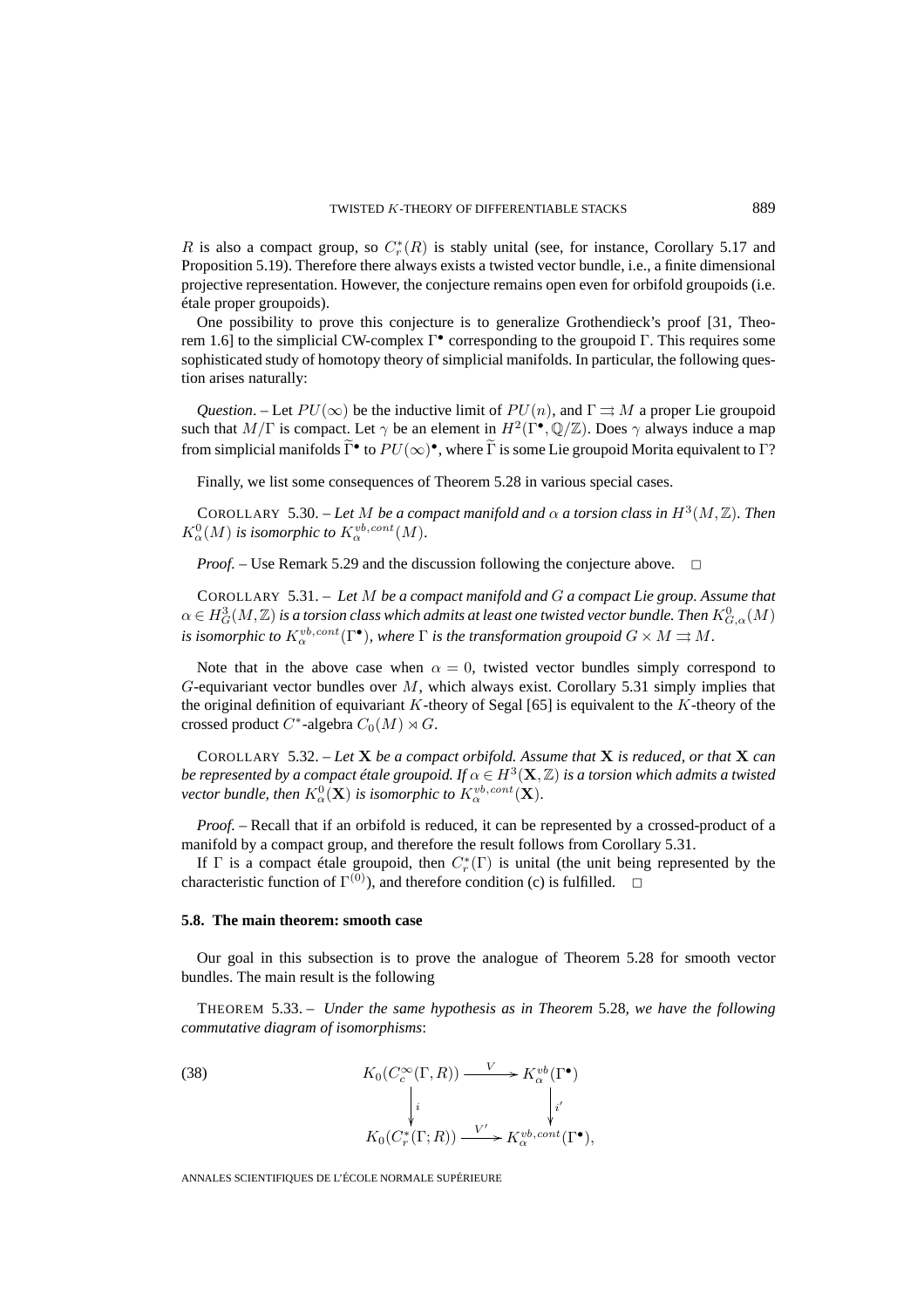$R$ is also a compact group, so $C_r^*(R)$ is stably unital (see, for instance, Corollary 5.17 and Proposition 5.19). Therefore there always exists a twisted vector bundle, i.e., a finite dimensional projective representation. However, the conjecture remains open even for orbifold groupoids (i.e. étale proper groupoids).

One possibility to prove this conjecture is to generalize Grothendieck's proof [31, Theorem 1.6] to the simplicial CW-complex $\Gamma^\bullet$ corresponding to the groupoid $\Gamma$. This requires some sophisticated study of homotopy theory of simplicial manifolds. In particular, the following question arises naturally:

*Question*. – Let $PU(\infty)$ be the inductive limit of $PU(n)$, and $\Gamma \rightrightarrows M$ a proper Lie groupoid such that $M/\Gamma$ is compact. Let $\gamma$ be an element in $H^2(\Gamma^\bullet, \mathbb{Q}/\mathbb{Z})$. Does $\gamma$ always induce a map from simplicial manifolds $\widetilde{\Gamma}^\bullet$ to $PU(\infty)^\bullet$, where $\widetilde{\Gamma}$ is some Lie groupoid Morita equivalent to $\Gamma$?

Finally, we list some consequences of Theorem 5.28 in various special cases.

COROLLARY 5.30. – *Let $M$ be a compact manifold and $\alpha$ a torsion class in $H^3(M, \mathbb{Z})$. Then $K^0_\alpha(M)$ is isomorphic to $K^{vb,cont}_\alpha(M)$.*

*Proof*. – Use Remark 5.29 and the discussion following the conjecture above. □

COROLLARY 5.31. – *Let $M$ be a compact manifold and $G$ a compact Lie group. Assume that $\alpha \in H^3_G(M, \mathbb{Z})$ is a torsion class which admits at least one twisted vector bundle. Then $K^0_{G,\alpha}(M)$ is isomorphic to $K^{vb,cont}_\alpha(\Gamma^\bullet)$, where $\Gamma$ is the transformation groupoid $G \times M \rightrightarrows M$.*

Note that in the above case when $\alpha = 0$, twisted vector bundles simply correspond to $G$-equivariant vector bundles over $M$, which always exist. Corollary 5.31 simply implies that the original definition of equivariant $K$-theory of Segal [65] is equivalent to the $K$-theory of the crossed product $C^*$-algebra $C_0(M) \rtimes G$.

COROLLARY 5.32. – *Let $\mathbf{X}$ be a compact orbifold. Assume that $\mathbf{X}$ is reduced, or that $\mathbf{X}$ can be represented by a compact étale groupoid. If $\alpha \in H^3(\mathbf{X}, \mathbb{Z})$ is a torsion which admits a twisted vector bundle, then $K^0_\alpha(\mathbf{X})$ is isomorphic to $K^{vb,cont}_\alpha(\mathbf{X})$.*

*Proof*. – Recall that if an orbifold is reduced, it can be represented by a crossed-product of a manifold by a compact group, and therefore the result follows from Corollary 5.31.

If $\Gamma$ is a compact étale groupoid, then $C_r^*(\Gamma)$ is unital (the unit being represented by the characteristic function of $\Gamma^{(0)}$), and therefore condition (c) is fulfilled. □

### 5.8. The main theorem: smooth case

Our goal in this subsection is to prove the analogue of Theorem 5.28 for smooth vector bundles. The main result is the following

THEOREM 5.33. – *Under the same hypothesis as in Theorem 5.28, we have the following commutative diagram of isomorphisms*:

$$
\begin{array}{ccc}
K_0(C_c^\infty(\Gamma, R)) & \xrightarrow{\;V\;} & K^{vb}_\alpha(\Gamma^\bullet) \\
\Big\downarrow{\scriptstyle i} & & \Big\downarrow{\scriptstyle i'} \\
K_0(C_r^*(\Gamma; R)) & \xrightarrow{\;V'\;} & K^{vb,cont}_\alpha(\Gamma^\bullet),
\end{array}
\tag{38}
$$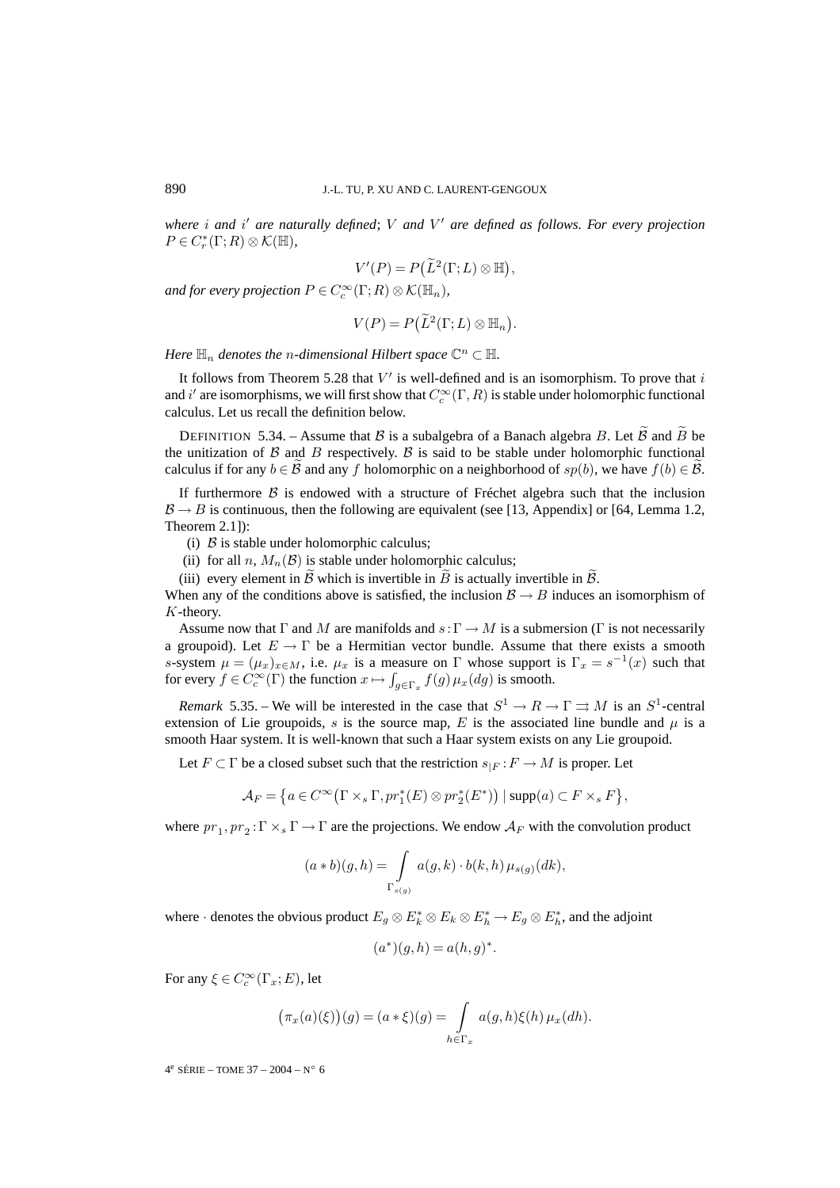*where $i$ and $i'$ are naturally defined*; *$V$ and $V'$ are defined as follows. For every projection $P \in C_r^*(\Gamma; R) \otimes \mathcal{K}(\mathbb{H})$,*

$$V'(P) = P\big(\widetilde{L}^2(\Gamma; L) \otimes \mathbb{H}\big),$$

*and for every projection $P \in C_c^\infty(\Gamma; R) \otimes \mathcal{K}(\mathbb{H}_n)$,*

$$V(P) = P\big(\widetilde{L}^2(\Gamma; L) \otimes \mathbb{H}_n\big).$$

*Here $\mathbb{H}_n$ denotes the $n$-dimensional Hilbert space $\mathbb{C}^n \subset \mathbb{H}$.*

It follows from Theorem 5.28 that $V'$ is well-defined and is an isomorphism. To prove that $i$ and $i'$ are isomorphisms, we will first show that $C_c^\infty(\Gamma, R)$ is stable under holomorphic functional calculus. Let us recall the definition below.

DEFINITION 5.34. – Assume that $\mathcal{B}$ is a subalgebra of a Banach algebra $B$. Let $\widetilde{\mathcal{B}}$ and $\widetilde{B}$ be the unitization of $\mathcal{B}$ and $B$ respectively. $\mathcal{B}$ is said to be stable under holomorphic functional calculus if for any $b \in \widetilde{\mathcal{B}}$ and any $f$ holomorphic on a neighborhood of $sp(b)$, we have $f(b) \in \widetilde{\mathcal{B}}$.

If furthermore $\mathcal{B}$ is endowed with a structure of Fréchet algebra such that the inclusion $\mathcal{B} \to B$ is continuous, then the following are equivalent (see [13, Appendix] or [64, Lemma 1.2, Theorem 2.1]):

(i) $\mathcal{B}$ is stable under holomorphic calculus;

(ii) for all $n$, $M_n(\mathcal{B})$ is stable under holomorphic calculus;

(iii) every element in $\widetilde{\mathcal{B}}$ which is invertible in $\widetilde{B}$ is actually invertible in $\widetilde{\mathcal{B}}$.

When any of the conditions above is satisfied, the inclusion $\mathcal{B} \to B$ induces an isomorphism of $K$-theory.

Assume now that $\Gamma$ and $M$ are manifolds and $s : \Gamma \to M$ is a submersion ($\Gamma$ is not necessarily a groupoid). Let $E \to \Gamma$ be a Hermitian vector bundle. Assume that there exists a smooth $s$-system $\mu = (\mu_x)_{x \in M}$, i.e. $\mu_x$ is a measure on $\Gamma$ whose support is $\Gamma_x = s^{-1}(x)$ such that for every $f \in C_c^\infty(\Gamma)$ the function $x \mapsto \int_{g \in \Gamma_x} f(g)\, \mu_x(dg)$ is smooth.

*Remark* 5.35. – We will be interested in the case that $S^1 \to R \to \Gamma \rightrightarrows M$ is an $S^1$-central extension of Lie groupoids, $s$ is the source map, $E$ is the associated line bundle and $\mu$ is a smooth Haar system. It is well-known that such a Haar system exists on any Lie groupoid.

Let $F \subset \Gamma$ be a closed subset such that the restriction $s_{|F} : F \to M$ is proper. Let

$$\mathcal{A}_F = \big\{ a \in C^\infty\big(\Gamma \times_s \Gamma, pr_1^*(E) \otimes pr_2^*(E^*)\big) \mid \operatorname{supp}(a) \subset F \times_s F \big\},$$

where $pr_1, pr_2 : \Gamma \times_s \Gamma \to \Gamma$ are the projections. We endow $\mathcal{A}_F$ with the convolution product

$$(a * b)(g, h) = \int_{\Gamma_{s(g)}} a(g, k) \cdot b(k, h)\, \mu_{s(g)}(dk),$$

where $\cdot$ denotes the obvious product $E_g \otimes E_k^* \otimes E_k \otimes E_h^* \to E_g \otimes E_h^*$, and the adjoint

$$(a^*)(g, h) = a(h, g)^*.$$

For any $\xi \in C_c^\infty(\Gamma_x; E)$, let

$$\big(\pi_x(a)(\xi)\big)(g) = (a * \xi)(g) = \int_{h \in \Gamma_x} a(g, h)\xi(h)\, \mu_x(dh).$$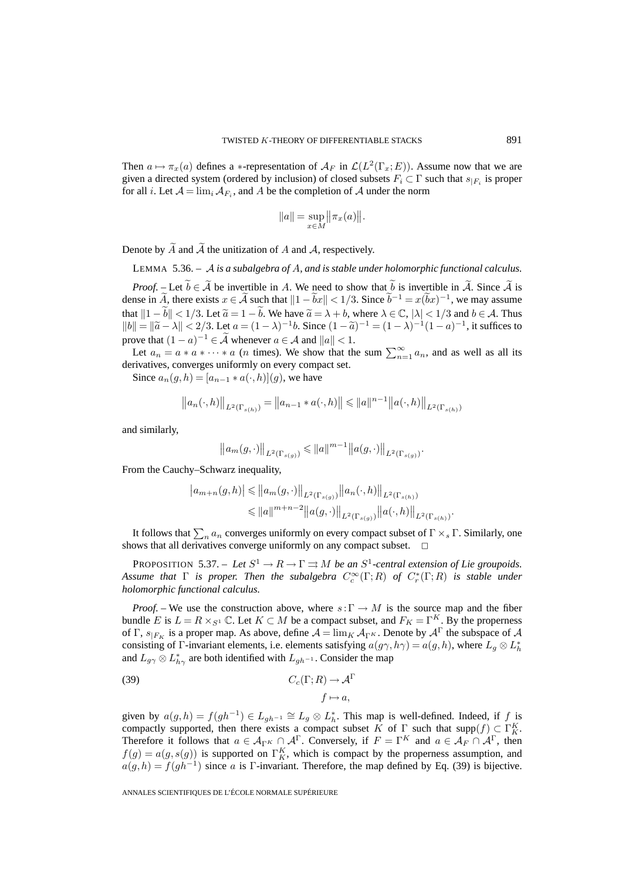Then $a \mapsto \pi_x(a)$ defines a $*$-representation of $\mathcal{A}_F$ in $\mathcal{L}(L^2(\Gamma_x; E))$. Assume now that we are given a directed system (ordered by inclusion) of closed subsets $F_i \subset \Gamma$ such that $s_{|F_i}$ is proper for all $i$. Let $\mathcal{A} = \lim_i \mathcal{A}_{F_i}$, and $A$ be the completion of $\mathcal{A}$ under the norm

$$\|a\| = \sup_{x \in M} \|\pi_x(a)\|.$$

Denote by $\widetilde{A}$ and $\widetilde{\mathcal{A}}$ the unitization of $A$ and $\mathcal{A}$, respectively.

LEMMA 5.36. – *$\mathcal{A}$ is a subalgebra of $A$, and is stable under holomorphic functional calculus.*

*Proof.* – Let $\widetilde{b} \in \widetilde{\mathcal{A}}$ be invertible in $A$. We need to show that $\widetilde{b}$ is invertible in $\widetilde{\mathcal{A}}$. Since $\widetilde{\mathcal{A}}$ is dense in $\widetilde{A}$, there exists $x \in \widetilde{\mathcal{A}}$ such that $\|1 - \widetilde{b}x\| < 1/3$. Since $\widetilde{b}^{-1} = x(\widetilde{b}x)^{-1}$, we may assume that $\|1 - \widetilde{b}\| < 1/3$. Let $\widetilde{a} = 1 - \widetilde{b}$. We have $\widetilde{a} = \lambda + b$, where $\lambda \in \mathbb{C}$, $|\lambda| < 1/3$ and $b \in \mathcal{A}$. Thus $\|b\| = \|\widetilde{a} - \lambda\| < 2/3$. Let $a = (1-\lambda)^{-1} b$. Since $(1-\widetilde{a})^{-1} = (1-\lambda)^{-1}(1-a)^{-1}$, it suffices to prove that $(1-a)^{-1} \in \widetilde{\mathcal{A}}$ whenever $a \in \mathcal{A}$ and $\|a\| < 1$.

Let $a_n = a * a * \cdots * a$ ($n$ times). We show that the sum $\sum_{n=1}^{\infty} a_n$, and as well as all its derivatives, converges uniformly on every compact set.

Since $a_n(g,h) = [a_{n-1} * a(\cdot, h)](g)$, we have

$$\|a_n(\cdot, h)\|_{L^2(\Gamma_{s(h)})} = \|a_{n-1} * a(\cdot, h)\| \leqslant \|a\|^{n-1} \|a(\cdot, h)\|_{L^2(\Gamma_{s(h)})}$$

and similarly,

$$\|a_m(g, \cdot)\|_{L^2(\Gamma_{s(g)})} \leqslant \|a\|^{m-1} \|a(g, \cdot)\|_{L^2(\Gamma_{s(g)})}.$$

From the Cauchy–Schwarz inequality,

$$\begin{aligned}
|a_{m+n}(g,h)| &\leqslant \|a_m(g, \cdot)\|_{L^2(\Gamma_{s(g)})} \|a_n(\cdot, h)\|_{L^2(\Gamma_{s(h)})} \\
&\leqslant \|a\|^{m+n-2} \|a(g, \cdot)\|_{L^2(\Gamma_{s(g)})} \|a(\cdot, h)\|_{L^2(\Gamma_{s(h)})}.
\end{aligned}$$

It follows that $\sum_n a_n$ converges uniformly on every compact subset of $\Gamma \times_s \Gamma$. Similarly, one shows that all derivatives converge uniformly on any compact subset. $\square$

PROPOSITION 5.37. – *Let $S^1 \to R \to \Gamma \rightrightarrows M$ be an $S^1$-central extension of Lie groupoids. Assume that $\Gamma$ is proper. Then the subalgebra $C_c^\infty(\Gamma; R)$ of $C_r^*(\Gamma; R)$ is stable under holomorphic functional calculus.*

*Proof.* – We use the construction above, where $s: \Gamma \to M$ is the source map and the fiber bundle $E$ is $L = R \times_{S^1} \mathbb{C}$. Let $K \subset M$ be a compact subset, and $F_K = \Gamma^K$. By the properness of $\Gamma$, $s_{|F_K}$ is a proper map. As above, define $\mathcal{A} = \lim_K \mathcal{A}_{\Gamma^K}$. Denote by $\mathcal{A}^\Gamma$ the subspace of $\mathcal{A}$ consisting of $\Gamma$-invariant elements, i.e. elements satisfying $a(g\gamma, h\gamma) = a(g,h)$, where $L_g \otimes L_h^*$ and $L_{g\gamma} \otimes L_{h\gamma}^*$ are both identified with $L_{gh^{-1}}$. Consider the map

$$\begin{aligned}
C_c(\Gamma; R) &\to \mathcal{A}^\Gamma \\
f &\mapsto a,
\end{aligned} \tag{39}$$

given by $a(g,h) = f(gh^{-1}) \in L_{gh^{-1}} \cong L_g \otimes L_h^*$. This map is well-defined. Indeed, if $f$ is compactly supported, then there exists a compact subset $K$ of $\Gamma$ such that $\mathrm{supp}(f) \subset \Gamma_K^K$. Therefore it follows that $a \in \mathcal{A}_{\Gamma^K} \cap \mathcal{A}^\Gamma$. Conversely, if $F = \Gamma^K$ and $a \in \mathcal{A}_F \cap \mathcal{A}^\Gamma$, then $f(g) = a(g, s(g))$ is supported on $\Gamma_K^K$, which is compact by the properness assumption, and $a(g,h) = f(gh^{-1})$ since $a$ is $\Gamma$-invariant. Therefore, the map defined by Eq. (39) is bijective.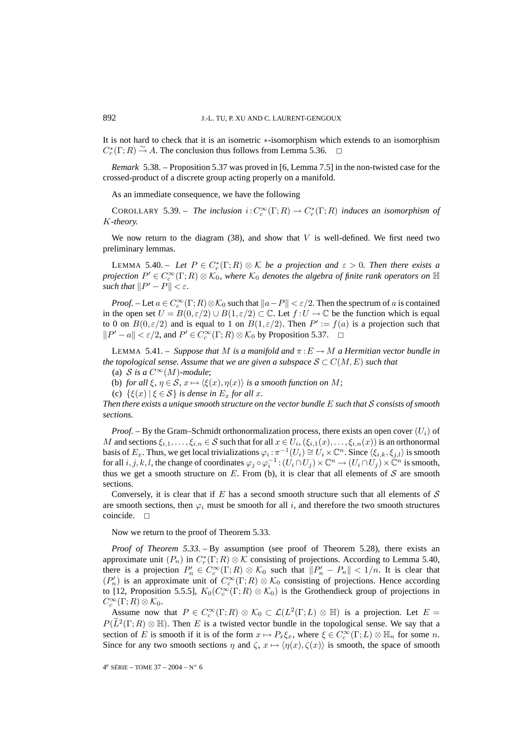It is not hard to check that it is an isometric $*$-isomorphism which extends to an isomorphism $C^*_r(\Gamma;R) \xrightarrow{\sim} A$. The conclusion thus follows from Lemma 5.36. $\square$

*Remark* 5.38. – Proposition 5.37 was proved in [6, Lemma 7.5] in the non-twisted case for the crossed-product of a discrete group acting properly on a manifold.

As an immediate consequence, we have the following

COROLLARY 5.39. – *The inclusion* $i : C^\infty_c(\Gamma;R) \to C^*_r(\Gamma;R)$ *induces an isomorphism of* $K$*-theory.*

We now return to the diagram (38), and show that $V$ is well-defined. We first need two preliminary lemmas.

LEMMA 5.40. – *Let* $P \in C^*_r(\Gamma;R) \otimes \mathcal{K}$ *be a projection and* $\varepsilon > 0$*. Then there exists a projection* $P' \in C^\infty_c(\Gamma;R) \otimes \mathcal{K}_0$*, where* $\mathcal{K}_0$ *denotes the algebra of finite rank operators on* $\mathbb{H}$ *such that* $\|P' - P\| < \varepsilon$*.*

*Proof.* – Let $a \in C^\infty_c(\Gamma;R) \otimes \mathcal{K}_0$ such that $\|a - P\| < \varepsilon/2$. Then the spectrum of $a$ is contained in the open set $U = B(0,\varepsilon/2) \cup B(1,\varepsilon/2) \subset \mathbb{C}$. Let $f : U \to \mathbb{C}$ be the function which is equal to 0 on $B(0,\varepsilon/2)$ and is equal to 1 on $B(1,\varepsilon/2)$. Then $P' := f(a)$ is a projection such that $\|P' - a\| < \varepsilon/2$, and $P' \in C^\infty_c(\Gamma;R) \otimes \mathcal{K}_0$ by Proposition 5.37. $\square$

LEMMA 5.41. – *Suppose that* $M$ *is a manifold and* $\pi : E \to M$ *a Hermitian vector bundle in the topological sense. Assume that we are given a subspace* $\mathcal{S} \subset C(M,E)$ *such that*

(a) $\mathcal{S}$ *is a* $C^\infty(M)$*-module*;

(b) *for all* $\xi, \eta \in \mathcal{S}$, $x \mapsto \langle \xi(x), \eta(x)\rangle$ *is a smooth function on* $M$;

(c) $\{\xi(x) \mid \xi \in \mathcal{S}\}$ *is dense in* $E_x$ *for all* $x$.

*Then there exists a unique smooth structure on the vector bundle* $E$ *such that* $\mathcal{S}$ *consists of smooth sections.*

*Proof.* – By the Gram–Schmidt orthonormalization process, there exists an open cover $(U_i)$ of $M$ and sections $\xi_{i,1}, \ldots, \xi_{i,n} \in \mathcal{S}$ such that for all $x \in U_i$, $(\xi_{i,1}(x), \ldots, \xi_{i,n}(x))$ is an orthonormal basis of $E_x$. Thus, we get local trivializations $\varphi_i : \pi^{-1}(U_i) \cong U_i \times \mathbb{C}^n$. Since $\langle \xi_{i,k}, \xi_{j,l}\rangle$ is smooth for all $i,j,k,l$, the change of coordinates $\varphi_j \circ \varphi_i^{-1} : (U_i \cap U_j) \times \mathbb{C}^n \to (U_i \cap U_j) \times \mathbb{C}^n$ is smooth, thus we get a smooth structure on $E$. From (b), it is clear that all elements of $\mathcal{S}$ are smooth sections.

Conversely, it is clear that if $E$ has a second smooth structure such that all elements of $\mathcal{S}$ are smooth sections, then $\varphi_i$ must be smooth for all $i$, and therefore the two smooth structures coincide. $\square$

Now we return to the proof of Theorem 5.33.

*Proof of Theorem 5.33.* – By assumption (see proof of Theorem 5.28), there exists an approximate unit $(P_n)$ in $C^*_r(\Gamma;R) \otimes \mathcal{K}$ consisting of projections. According to Lemma 5.40, there is a projection $P'_n \in C^\infty_c(\Gamma;R) \otimes \mathcal{K}_0$ such that $\|P'_n - P_n\| < 1/n$. It is clear that $(P'_n)$ is an approximate unit of $C^\infty_c(\Gamma;R) \otimes \mathcal{K}_0$ consisting of projections. Hence according to [12, Proposition 5.5.5], $K_0(C^\infty_c(\Gamma;R) \otimes \mathcal{K}_0)$ is the Grothendieck group of projections in $C^\infty_c(\Gamma;R) \otimes \mathcal{K}_0$.

Assume now that $P \in C^\infty_c(\Gamma;R) \otimes \mathcal{K}_0 \subset \mathcal{L}(L^2(\Gamma;L) \otimes \mathbb{H})$ is a projection. Let $E = P(\widetilde{L}^2(\Gamma;R) \otimes \mathbb{H})$. Then $E$ is a twisted vector bundle in the topological sense. We say that a section of $E$ is smooth if it is of the form $x \mapsto P_x \xi_x$, where $\xi \in C^\infty_c(\Gamma;L) \otimes \mathbb{H}_n$ for some $n$. Since for any two smooth sections $\eta$ and $\zeta$, $x \mapsto \langle \eta(x), \zeta(x)\rangle$ is smooth, the space of smooth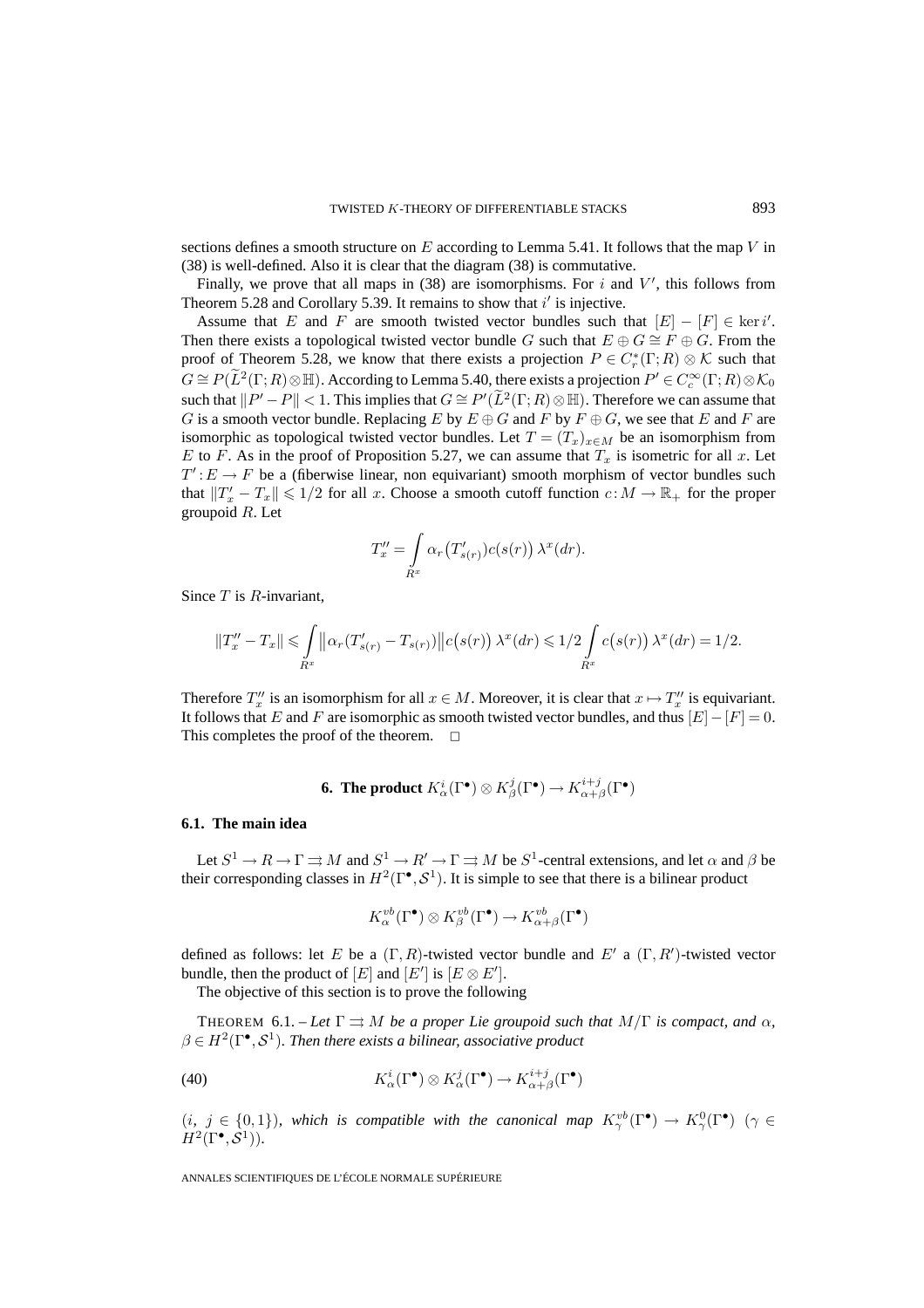sections defines a smooth structure on $E$ according to Lemma 5.41. It follows that the map $V$ in (38) is well-defined. Also it is clear that the diagram (38) is commutative.

Finally, we prove that all maps in (38) are isomorphisms. For $i$ and $V'$, this follows from Theorem 5.28 and Corollary 5.39. It remains to show that $i'$ is injective.

Assume that $E$ and $F$ are smooth twisted vector bundles such that $[E]-[F]\in \ker i'$. Then there exists a topological twisted vector bundle $G$ such that $E\oplus G\cong F\oplus G$. From the proof of Theorem 5.28, we know that there exists a projection $P\in C_r^*(\Gamma;R)\otimes\mathcal{K}$ such that $G\cong P(\widetilde{L}^2(\Gamma;R)\otimes\mathbb{H})$. According to Lemma 5.40, there exists a projection $P'\in C_c^\infty(\Gamma;R)\otimes\mathcal{K}_0$ such that $\|P'-P\|<1$. This implies that $G\cong P'(\widetilde{L}^2(\Gamma;R)\otimes\mathbb{H})$. Therefore we can assume that $G$ is a smooth vector bundle. Replacing $E$ by $E\oplus G$ and $F$ by $F\oplus G$, we see that $E$ and $F$ are isomorphic as topological twisted vector bundles. Let $T=(T_x)_{x\in M}$ be an isomorphism from $E$ to $F$. As in the proof of Proposition 5.27, we can assume that $T_x$ is isometric for all $x$. Let $T'\colon E\to F$ be a (fiberwise linear, non equivariant) smooth morphism of vector bundles such that $\|T'_x-T_x\|\leqslant 1/2$ for all $x$. Choose a smooth cutoff function $c\colon M\to\mathbb{R}_+$ for the proper groupoid $R$. Let

$$T''_x=\int_{R^x}\alpha_r\big(T'_{s(r)}\big)c(s(r))\,\lambda^x(dr).$$

Since $T$ is $R$-invariant,

$$\|T''_x-T_x\|\leqslant\int_{R^x}\big\|\alpha_r(T'_{s(r)}-T_{s(r)})\big\|c\big(s(r)\big)\,\lambda^x(dr)\leqslant 1/2\int_{R^x}c\big(s(r)\big)\,\lambda^x(dr)=1/2.$$

Therefore $T''_x$ is an isomorphism for all $x\in M$. Moreover, it is clear that $x\mapsto T''_x$ is equivariant. It follows that $E$ and $F$ are isomorphic as smooth twisted vector bundles, and thus $[E]-[F]=0$. This completes the proof of the theorem. □

## 6. The product $K^i_\alpha(\Gamma^\bullet)\otimes K^j_\beta(\Gamma^\bullet)\to K^{i+j}_{\alpha+\beta}(\Gamma^\bullet)$

### 6.1. The main idea

Let $S^1\to R\to\Gamma\rightrightarrows M$ and $S^1\to R'\to\Gamma\rightrightarrows M$ be $S^1$-central extensions, and let $\alpha$ and $\beta$ be their corresponding classes in $H^2(\Gamma^\bullet,\mathcal{S}^1)$. It is simple to see that there is a bilinear product

$$K^{vb}_\alpha(\Gamma^\bullet)\otimes K^{vb}_\beta(\Gamma^\bullet)\to K^{vb}_{\alpha+\beta}(\Gamma^\bullet)$$

defined as follows: let $E$ be a $(\Gamma,R)$-twisted vector bundle and $E'$ a $(\Gamma,R')$-twisted vector bundle, then the product of $[E]$ and $[E']$ is $[E\otimes E']$.

The objective of this section is to prove the following

THEOREM 6.1. – *Let $\Gamma\rightrightarrows M$ be a proper Lie groupoid such that $M/\Gamma$ is compact, and $\alpha$, $\beta\in H^2(\Gamma^\bullet,\mathcal{S}^1)$. Then there exists a bilinear, associative product*

$$K^i_\alpha(\Gamma^\bullet)\otimes K^j_\alpha(\Gamma^\bullet)\to K^{i+j}_{\alpha+\beta}(\Gamma^\bullet) \tag{40}$$

*($i$, $j\in\{0,1\}$), which is compatible with the canonical map $K^{vb}_\gamma(\Gamma^\bullet)\to K^0_\gamma(\Gamma^\bullet)$ ($\gamma\in H^2(\Gamma^\bullet,\mathcal{S}^1)$).*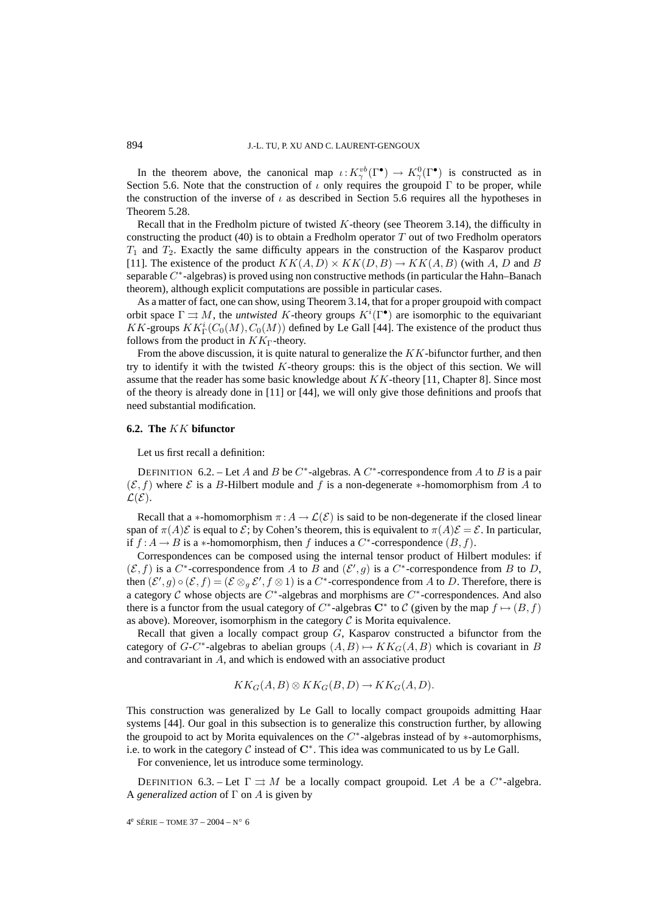In the theorem above, the canonical map $\iota: K^{vb}_\gamma(\Gamma^\bullet) \to K^0_\gamma(\Gamma^\bullet)$ is constructed as in Section 5.6. Note that the construction of $\iota$ only requires the groupoid $\Gamma$ to be proper, while the construction of the inverse of $\iota$ as described in Section 5.6 requires all the hypotheses in Theorem 5.28.

Recall that in the Fredholm picture of twisted $K$-theory (see Theorem 3.14), the difficulty in constructing the product (40) is to obtain a Fredholm operator $T$ out of two Fredholm operators $T_1$ and $T_2$. Exactly the same difficulty appears in the construction of the Kasparov product [11]. The existence of the product $KK(A,D) \times KK(D,B) \to KK(A,B)$ (with $A$, $D$ and $B$ separable $C^*$-algebras) is proved using non constructive methods (in particular the Hahn–Banach theorem), although explicit computations are possible in particular cases.

As a matter of fact, one can show, using Theorem 3.14, that for a proper groupoid with compact orbit space $\Gamma \rightrightarrows M$, the *untwisted* $K$-theory groups $K^i(\Gamma^\bullet)$ are isomorphic to the equivariant $KK$-groups $KK^i_\Gamma(C_0(M), C_0(M))$ defined by Le Gall [44]. The existence of the product thus follows from the product in $KK_\Gamma$-theory.

From the above discussion, it is quite natural to generalize the $KK$-bifunctor further, and then try to identify it with the twisted $K$-theory groups: this is the object of this section. We will assume that the reader has some basic knowledge about $KK$-theory [11, Chapter 8]. Since most of the theory is already done in [11] or [44], we will only give those definitions and proofs that need substantial modification.

### 6.2. The $KK$ bifunctor

Let us first recall a definition:

DEFINITION 6.2. – Let $A$ and $B$ be $C^*$-algebras. A $C^*$-correspondence from $A$ to $B$ is a pair $(\mathcal{E}, f)$ where $\mathcal{E}$ is a $B$-Hilbert module and $f$ is a non-degenerate $*$-homomorphism from $A$ to $\mathcal{L}(\mathcal{E})$.

Recall that a $*$-homomorphism $\pi : A \to \mathcal{L}(\mathcal{E})$ is said to be non-degenerate if the closed linear span of $\pi(A)\mathcal{E}$ is equal to $\mathcal{E}$; by Cohen's theorem, this is equivalent to $\pi(A)\mathcal{E} = \mathcal{E}$. In particular, if $f : A \to B$ is a $*$-homomorphism, then $f$ induces a $C^*$-correspondence $(B, f)$.

Correspondences can be composed using the internal tensor product of Hilbert modules: if $(\mathcal{E}, f)$ is a $C^*$-correspondence from $A$ to $B$ and $(\mathcal{E}', g)$ is a $C^*$-correspondence from $B$ to $D$, then $(\mathcal{E}', g) \circ (\mathcal{E}, f) = (\mathcal{E} \otimes_g \mathcal{E}', f \otimes 1)$ is a $C^*$-correspondence from $A$ to $D$. Therefore, there is a category $\mathcal{C}$ whose objects are $C^*$-algebras and morphisms are $C^*$-correspondences. And also there is a functor from the usual category of $C^*$-algebras $\mathbf{C}^*$ to $\mathcal{C}$ (given by the map $f \mapsto (B, f)$ as above). Moreover, isomorphism in the category $\mathcal{C}$ is Morita equivalence.

Recall that given a locally compact group $G$, Kasparov constructed a bifunctor from the category of $G$-$C^*$-algebras to abelian groups $(A, B) \mapsto KK_G(A, B)$ which is covariant in $B$ and contravariant in $A$, and which is endowed with an associative product

$$KK_G(A,B) \otimes KK_G(B,D) \to KK_G(A,D).$$

This construction was generalized by Le Gall to locally compact groupoids admitting Haar systems [44]. Our goal in this subsection is to generalize this construction further, by allowing the groupoid to act by Morita equivalences on the $C^*$-algebras instead of by $*$-automorphisms, i.e. to work in the category $\mathcal{C}$ instead of $\mathbf{C}^*$. This idea was communicated to us by Le Gall.

For convenience, let us introduce some terminology.

DEFINITION 6.3. – Let $\Gamma \rightrightarrows M$ be a locally compact groupoid. Let $A$ be a $C^*$-algebra. A *generalized action* of $\Gamma$ on $A$ is given by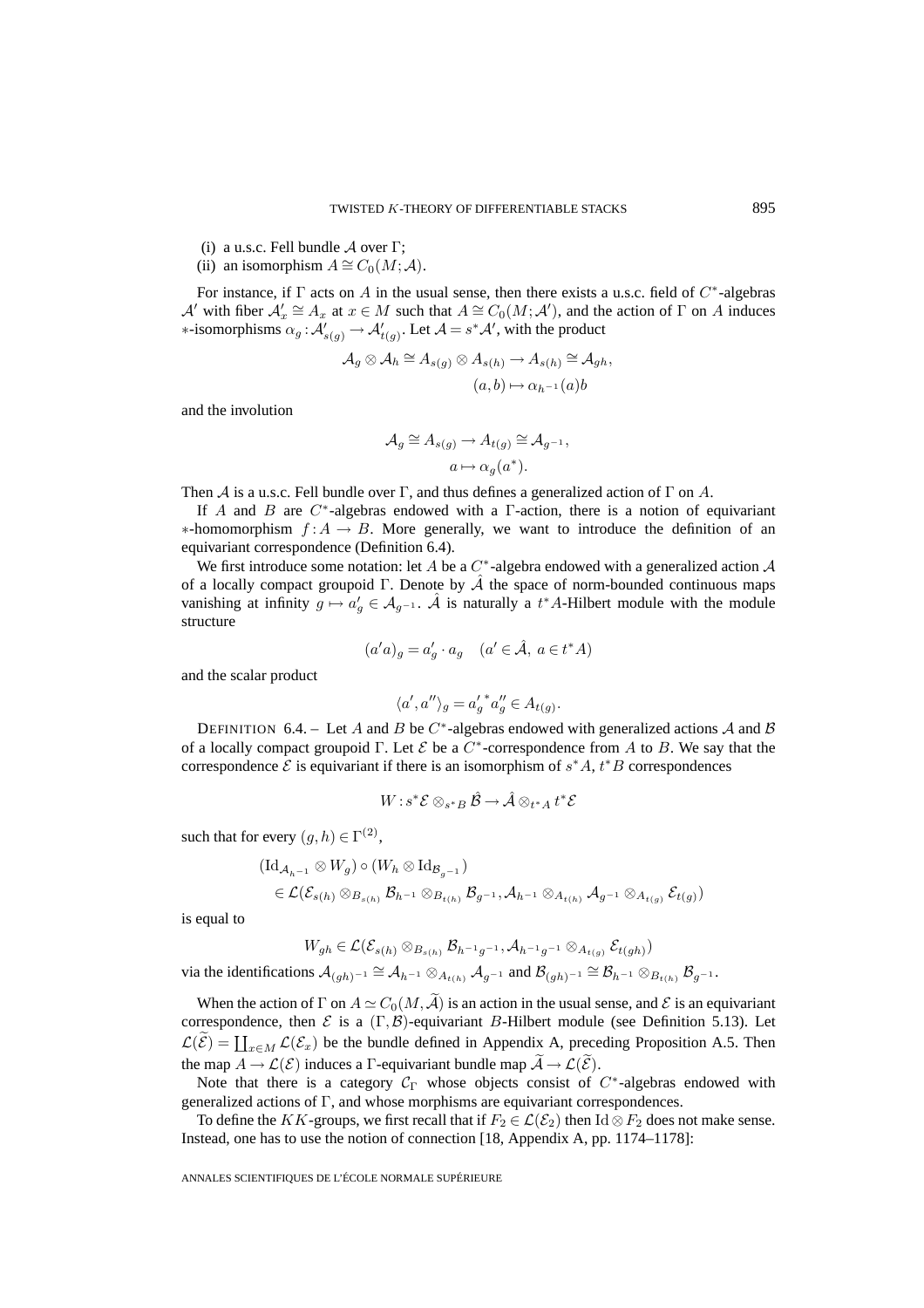(i) a u.s.c. Fell bundle $\mathcal{A}$ over $\Gamma$;

(ii) an isomorphism $A \cong C_0(M; \mathcal{A})$.

For instance, if $\Gamma$ acts on $A$ in the usual sense, then there exists a u.s.c. field of $C^*$-algebras $\mathcal{A}'$ with fiber $\mathcal{A}'_x \cong A_x$ at $x \in M$ such that $A \cong C_0(M; \mathcal{A}')$, and the action of $\Gamma$ on $A$ induces $*$-isomorphisms $\alpha_g : \mathcal{A}'_{s(g)} \to \mathcal{A}'_{t(g)}$. Let $\mathcal{A} = s^*\mathcal{A}'$, with the product

$$\mathcal{A}_g \otimes \mathcal{A}_h \cong A_{s(g)} \otimes A_{s(h)} \to A_{s(h)} \cong \mathcal{A}_{gh},$$
$$(a,b) \mapsto \alpha_{h^{-1}}(a)b$$

and the involution

$$\mathcal{A}_g \cong A_{s(g)} \to A_{t(g)} \cong \mathcal{A}_{g^{-1}},$$
$$a \mapsto \alpha_g(a^*).$$

Then $\mathcal{A}$ is a u.s.c. Fell bundle over $\Gamma$, and thus defines a generalized action of $\Gamma$ on $A$.

If $A$ and $B$ are $C^*$-algebras endowed with a $\Gamma$-action, there is a notion of equivariant $*$-homomorphism $f : A \to B$. More generally, we want to introduce the definition of an equivariant correspondence (Definition 6.4).

We first introduce some notation: let $A$ be a $C^*$-algebra endowed with a generalized action $\mathcal{A}$ of a locally compact groupoid $\Gamma$. Denote by $\hat{\mathcal{A}}$ the space of norm-bounded continuous maps vanishing at infinity $g \mapsto a'_g \in \mathcal{A}_{g^{-1}}$. $\hat{\mathcal{A}}$ is naturally a $t^*A$-Hilbert module with the module structure

$$(a'a)_g = a'_g \cdot a_g \quad (a' \in \hat{\mathcal{A}},\ a \in t^*A)$$

and the scalar product

$$\langle a', a'' \rangle_g = {a'_g}^* a''_g \in A_{t(g)}.$$

DEFINITION 6.4. – Let $A$ and $B$ be $C^*$-algebras endowed with generalized actions $\mathcal{A}$ and $\mathcal{B}$ of a locally compact groupoid $\Gamma$. Let $\mathcal{E}$ be a $C^*$-correspondence from $A$ to $B$. We say that the correspondence $\mathcal{E}$ is equivariant if there is an isomorphism of $s^*A$, $t^*B$ correspondences

$$W : s^*\mathcal{E} \otimes_{s^*B} \hat{\mathcal{B}} \to \hat{\mathcal{A}} \otimes_{t^*A} t^*\mathcal{E}$$

such that for every $(g,h) \in \Gamma^{(2)}$,

$$(\mathrm{Id}_{\mathcal{A}_{h^{-1}}} \otimes W_g) \circ (W_h \otimes \mathrm{Id}_{\mathcal{B}_{g^{-1}}})$$
$$\in \mathcal{L}(\mathcal{E}_{s(h)} \otimes_{B_{s(h)}} \mathcal{B}_{h^{-1}} \otimes_{B_{t(h)}} \mathcal{B}_{g^{-1}}, \mathcal{A}_{h^{-1}} \otimes_{A_{t(h)}} \mathcal{A}_{g^{-1}} \otimes_{A_{t(g)}} \mathcal{E}_{t(g)})$$

is equal to

$$W_{gh} \in \mathcal{L}(\mathcal{E}_{s(h)} \otimes_{B_{s(h)}} \mathcal{B}_{h^{-1}g^{-1}}, \mathcal{A}_{h^{-1}g^{-1}} \otimes_{A_{t(g)}} \mathcal{E}_{t(gh)})$$

via the identifications $\mathcal{A}_{(gh)^{-1}} \cong \mathcal{A}_{h^{-1}} \otimes_{A_{t(h)}} \mathcal{A}_{g^{-1}}$ and $\mathcal{B}_{(gh)^{-1}} \cong \mathcal{B}_{h^{-1}} \otimes_{B_{t(h)}} \mathcal{B}_{g^{-1}}$.

When the action of $\Gamma$ on $A \simeq C_0(M, \widetilde{\mathcal{A}})$ is an action in the usual sense, and $\mathcal{E}$ is an equivariant correspondence, then $\mathcal{E}$ is a $(\Gamma, \mathcal{B})$-equivariant $B$-Hilbert module (see Definition 5.13). Let $\mathcal{L}(\widetilde{\mathcal{E}}) = \coprod_{x \in M} \mathcal{L}(\mathcal{E}_x)$ be the bundle defined in Appendix A, preceding Proposition A.5. Then the map $A \to \mathcal{L}(\mathcal{E})$ induces a $\Gamma$-equivariant bundle map $\widetilde{\mathcal{A}} \to \mathcal{L}(\widetilde{\mathcal{E}})$.

Note that there is a category $\mathcal{C}_\Gamma$ whose objects consist of $C^*$-algebras endowed with generalized actions of $\Gamma$, and whose morphisms are equivariant correspondences.

To define the $KK$-groups, we first recall that if $F_2 \in \mathcal{L}(\mathcal{E}_2)$ then $\mathrm{Id} \otimes F_2$ does not make sense. Instead, one has to use the notion of connection [18, Appendix A, pp. 1174–1178]: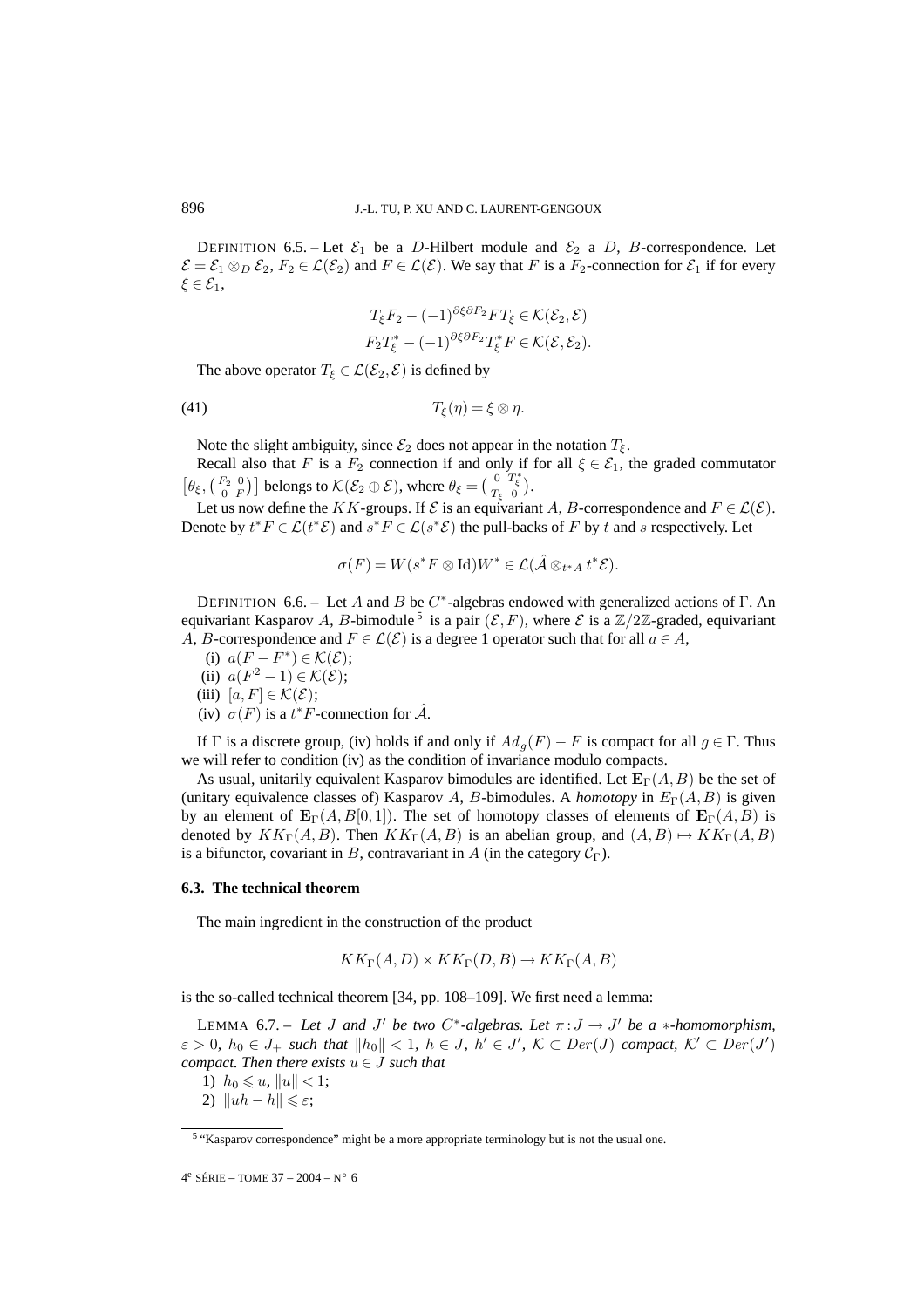DEFINITION 6.5. – Let $\mathcal{E}_1$ be a $D$-Hilbert module and $\mathcal{E}_2$ a $D$, $B$-correspondence. Let $\mathcal{E} = \mathcal{E}_1 \otimes_D \mathcal{E}_2$, $F_2 \in \mathcal{L}(\mathcal{E}_2)$ and $F \in \mathcal{L}(\mathcal{E})$. We say that $F$ is a $F_2$-connection for $\mathcal{E}_1$ if for every $\xi \in \mathcal{E}_1$,

$$T_\xi F_2 - (-1)^{\partial\xi\partial F_2} F T_\xi \in \mathcal{K}(\mathcal{E}_2, \mathcal{E})$$
$$F_2 T_\xi^* - (-1)^{\partial\xi\partial F_2} T_\xi^* F \in \mathcal{K}(\mathcal{E}, \mathcal{E}_2).$$

The above operator $T_\xi \in \mathcal{L}(\mathcal{E}_2, \mathcal{E})$ is defined by

$$T_\xi(\eta) = \xi \otimes \eta. \tag{41}$$

Note the slight ambiguity, since $\mathcal{E}_2$ does not appear in the notation $T_\xi$.

Recall also that $F$ is a $F_2$ connection if and only if for all $\xi \in \mathcal{E}_1$, the graded commutator $\left[\theta_\xi, \begin{pmatrix} F_2 & 0 \\ 0 & F \end{pmatrix}\right]$ belongs to $\mathcal{K}(\mathcal{E}_2 \oplus \mathcal{E})$, where $\theta_\xi = \begin{pmatrix} 0 & T_\xi^* \\ T_\xi & 0 \end{pmatrix}$.

Let us now define the $KK$-groups. If $\mathcal{E}$ is an equivariant $A$, $B$-correspondence and $F \in \mathcal{L}(\mathcal{E})$. Denote by $t^*F \in \mathcal{L}(t^*\mathcal{E})$ and $s^*F \in \mathcal{L}(s^*\mathcal{E})$ the pull-backs of $F$ by $t$ and $s$ respectively. Let

$$\sigma(F) = W(s^*F \otimes \mathrm{Id})W^* \in \mathcal{L}(\hat{\mathcal{A}} \otimes_{t^*A} t^*\mathcal{E}).$$

DEFINITION 6.6. – Let $A$ and $B$ be $C^*$-algebras endowed with generalized actions of $\Gamma$. An equivariant Kasparov $A$, $B$-bimodule [5] is a pair $(\mathcal{E}, F)$, where $\mathcal{E}$ is a $\mathbb{Z}/2\mathbb{Z}$-graded, equivariant $A$, $B$-correspondence and $F \in \mathcal{L}(\mathcal{E})$ is a degree 1 operator such that for all $a \in A$,

(i) $a(F - F^*) \in \mathcal{K}(\mathcal{E})$;
(ii) $a(F^2 - 1) \in \mathcal{K}(\mathcal{E})$;
(iii) $[a, F] \in \mathcal{K}(\mathcal{E})$;
(iv) $\sigma(F)$ is a $t^*F$-connection for $\hat{\mathcal{A}}$.

If $\Gamma$ is a discrete group, (iv) holds if and only if $Ad_g(F) - F$ is compact for all $g \in \Gamma$. Thus we will refer to condition (iv) as the condition of invariance modulo compacts.

As usual, unitarily equivalent Kasparov bimodules are identified. Let $\mathbf{E}_\Gamma(A, B)$ be the set of (unitary equivalence classes of) Kasparov $A$, $B$-bimodules. A *homotopy* in $E_\Gamma(A, B)$ is given by an element of $\mathbf{E}_\Gamma(A, B[0,1])$. The set of homotopy classes of elements of $\mathbf{E}_\Gamma(A, B)$ is denoted by $KK_\Gamma(A, B)$. Then $KK_\Gamma(A, B)$ is an abelian group, and $(A, B) \mapsto KK_\Gamma(A, B)$ is a bifunctor, covariant in $B$, contravariant in $A$ (in the category $\mathcal{C}_\Gamma$).

### 6.3. The technical theorem

The main ingredient in the construction of the product

$$KK_\Gamma(A, D) \times KK_\Gamma(D, B) \to KK_\Gamma(A, B)$$

is the so-called technical theorem [34, pp. 108–109]. We first need a lemma:

LEMMA 6.7. – *Let $J$ and $J'$ be two $C^*$-algebras. Let $\pi : J \to J'$ be a $*$-homomorphism, $\varepsilon > 0$, $h_0 \in J_+$ such that $\|h_0\| < 1$, $h \in J$, $h' \in J'$, $\mathcal{K} \subset Der(J)$ compact, $\mathcal{K}' \subset Der(J')$ compact. Then there exists $u \in J$ such that*

1) $h_0 \leqslant u$, $\|u\| < 1$;
2) $\|uh - h\| \leqslant \varepsilon$;

[5] "Kasparov correspondence" might be a more appropriate terminology but is not the usual one.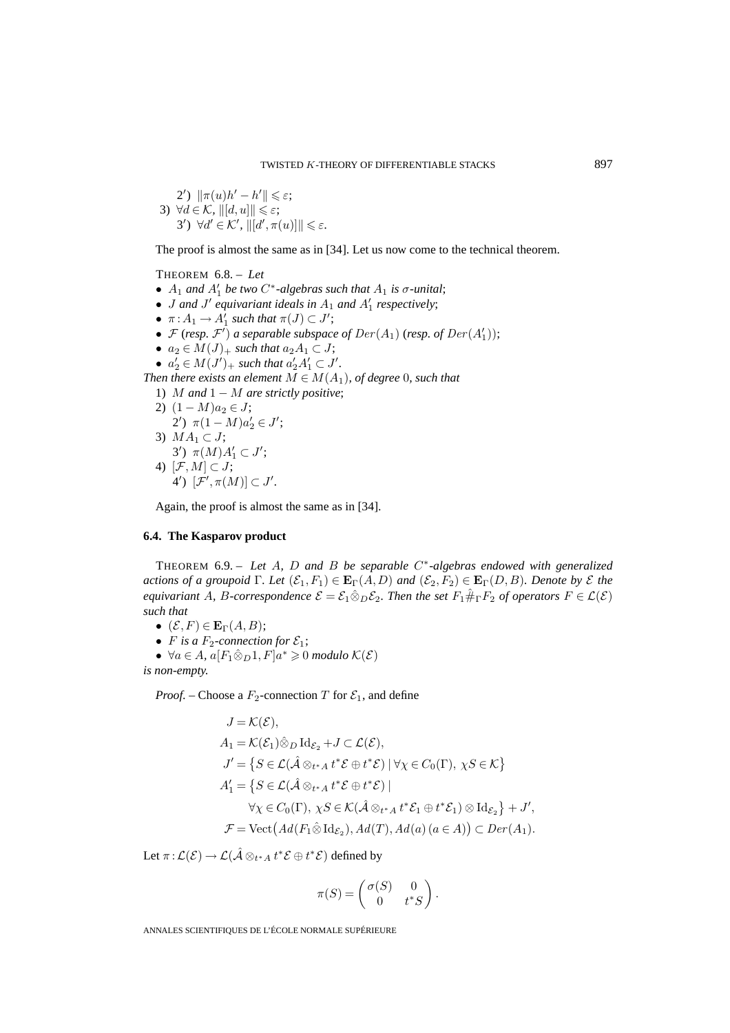2′) $\|\pi(u)h' - h'\| \leqslant \varepsilon$;

3) $\forall d \in \mathcal{K}$, $\|[d,u]\| \leqslant \varepsilon$;

3′) $\forall d' \in \mathcal{K}'$, $\|[d', \pi(u)]\| \leqslant \varepsilon$.

The proof is almost the same as in [34]. Let us now come to the technical theorem.

THEOREM 6.8. – *Let*

- $A_1$ *and* $A_1'$ *be two* $C^*$*-algebras such that* $A_1$ *is* $\sigma$*-unital*;
- $J$ *and* $J'$ *equivariant ideals in* $A_1$ *and* $A_1'$ *respectively*;
- $\pi : A_1 \to A_1'$ *such that* $\pi(J) \subset J'$;
- $\mathcal{F}$ (*resp.* $\mathcal{F}'$) *a separable subspace of* $Der(A_1)$ (*resp. of* $Der(A_1')$);
- $a_2 \in M(J)_+$ *such that* $a_2 A_1 \subset J$;
- $a_2' \in M(J')_+$ *such that* $a_2' A_1' \subset J'$.

*Then there exists an element* $M \in M(A_1)$*, of degree* 0*, such that*

1) $M$ *and* $1 - M$ *are strictly positive*;

2) $(1 - M)a_2 \in J$;

2′) $\pi(1 - M)a_2' \in J'$;

3) $MA_1 \subset J$;

3′) $\pi(M)A_1' \subset J'$;

4) $[\mathcal{F}, M] \subset J$;

4′) $[\mathcal{F}', \pi(M)] \subset J'$.

Again, the proof is almost the same as in [34].

### 6.4. The Kasparov product

THEOREM 6.9. – *Let* $A$*,* $D$ *and* $B$ *be separable* $C^*$*-algebras endowed with generalized actions of a groupoid* $\Gamma$*. Let* $(\mathcal{E}_1, F_1) \in \mathbf{E}_\Gamma(A, D)$ *and* $(\mathcal{E}_2, F_2) \in \mathbf{E}_\Gamma(D, B)$*. Denote by* $\mathcal{E}$ *the equivariant* $A, B$*-correspondence* $\mathcal{E} = \mathcal{E}_1 \hat{\otimes}_D \mathcal{E}_2$*. Then the set* $F_1 \hat{\#}_\Gamma F_2$ *of operators* $F \in \mathcal{L}(\mathcal{E})$ *such that*

- $(\mathcal{E}, F) \in \mathbf{E}_\Gamma(A, B)$;
- $F$ *is a* $F_2$*-connection for* $\mathcal{E}_1$;
- $\forall a \in A$*,* $a[F_1 \hat{\otimes}_D 1, F]a^* \geqslant 0$ *modulo* $\mathcal{K}(\mathcal{E})$

*is non-empty.*

*Proof.* – Choose a $F_2$-connection $T$ for $\mathcal{E}_1$, and define

$$
\begin{aligned}
J &= \mathcal{K}(\mathcal{E}), \\
A_1 &= \mathcal{K}(\mathcal{E}_1) \hat{\otimes}_D \mathrm{Id}_{\mathcal{E}_2} + J \subset \mathcal{L}(\mathcal{E}), \\
J' &= \left\{ S \in \mathcal{L}(\hat{\mathcal{A}} \otimes_{t^*A} t^*\mathcal{E} \oplus t^*\mathcal{E}) \mid \forall \chi \in C_0(\Gamma),\ \chi S \in \mathcal{K} \right\} \\
A_1' &= \left\{ S \in \mathcal{L}(\hat{\mathcal{A}} \otimes_{t^*A} t^*\mathcal{E} \oplus t^*\mathcal{E}) \mid \right. \\
&\qquad \left. \forall \chi \in C_0(\Gamma),\ \chi S \in \mathcal{K}(\hat{\mathcal{A}} \otimes_{t^*A} t^*\mathcal{E}_1 \oplus t^*\mathcal{E}_1) \otimes \mathrm{Id}_{\mathcal{E}_2} \right\} + J', \\
\mathcal{F} &= \mathrm{Vect}\big(Ad(F_1 \hat{\otimes} \mathrm{Id}_{\mathcal{E}_2}), Ad(T), Ad(a)\,(a \in A)\big) \subset Der(A_1).
\end{aligned}
$$

Let $\pi : \mathcal{L}(\mathcal{E}) \to \mathcal{L}(\hat{\mathcal{A}} \otimes_{t^*A} t^*\mathcal{E} \oplus t^*\mathcal{E})$ defined by

$$
\pi(S) = \begin{pmatrix} \sigma(S) & 0 \\ 0 & t^*S \end{pmatrix}.
$$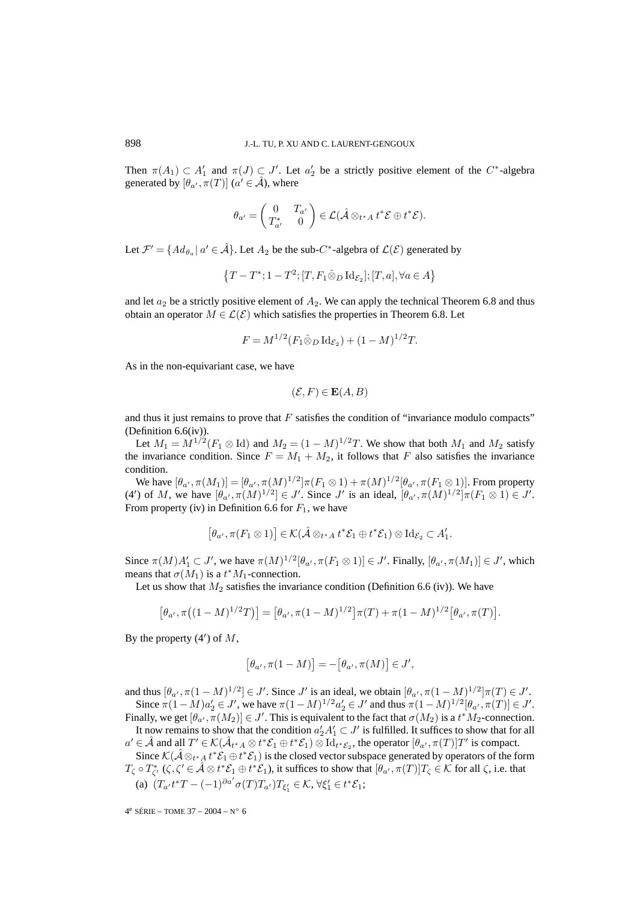Then $\pi(A_1) \subset A_1'$ and $\pi(J) \subset J'$. Let $a_2'$ be a strictly positive element of the $C^*$-algebra generated by $[\theta_{a'}, \pi(T)]$ ($a' \in \hat{\mathcal{A}}$), where

$$\theta_{a'} = \begin{pmatrix} 0 & T_{a'} \\ T_{a'}^* & 0 \end{pmatrix} \in \mathcal{L}(\hat{\mathcal{A}} \otimes_{t^*A} t^*\mathcal{E} \oplus t^*\mathcal{E}).$$

Let $\mathcal{F}' = \{Ad_{\theta_a} \mid a' \in \hat{\mathcal{A}}\}$. Let $A_2$ be the sub-$C^*$-algebra of $\mathcal{L}(\mathcal{E})$ generated by

$$\{T - T^*; 1 - T^2; [T, F_1 \hat{\otimes}_D \mathrm{Id}_{\mathcal{E}_2}]; [T, a], \forall a \in A\}$$

and let $a_2$ be a strictly positive element of $A_2$. We can apply the technical Theorem 6.8 and thus obtain an operator $M \in \mathcal{L}(\mathcal{E})$ which satisfies the properties in Theorem 6.8. Let

$$F = M^{1/2}(F_1 \hat{\otimes}_D \mathrm{Id}_{\mathcal{E}_2}) + (1 - M)^{1/2} T.$$

As in the non-equivariant case, we have

$$(\mathcal{E}, F) \in \mathbf{E}(A, B)$$

and thus it just remains to prove that $F$ satisfies the condition of "invariance modulo compacts" (Definition 6.6(iv)).

Let $M_1 = M^{1/2}(F_1 \otimes \mathrm{Id})$ and $M_2 = (1 - M)^{1/2} T$. We show that both $M_1$ and $M_2$ satisfy the invariance condition. Since $F = M_1 + M_2$, it follows that $F$ also satisfies the invariance condition.

We have $[\theta_{a'}, \pi(M_1)] = [\theta_{a'}, \pi(M)^{1/2}]\pi(F_1 \otimes 1) + \pi(M)^{1/2}[\theta_{a'}, \pi(F_1 \otimes 1)]$. From property (4′) of $M$, we have $[\theta_{a'}, \pi(M)^{1/2}] \in J'$. Since $J'$ is an ideal, $[\theta_{a'}, \pi(M)^{1/2}]\pi(F_1 \otimes 1) \in J'$. From property (iv) in Definition 6.6 for $F_1$, we have

$$[\theta_{a'}, \pi(F_1 \otimes 1)] \in \mathcal{K}(\hat{\mathcal{A}} \otimes_{t^*A} t^*\mathcal{E}_1 \oplus t^*\mathcal{E}_1) \otimes \mathrm{Id}_{\mathcal{E}_2} \subset A_1'.$$

Since $\pi(M)A_1' \subset J'$, we have $\pi(M)^{1/2}[\theta_{a'}, \pi(F_1 \otimes 1)] \in J'$. Finally, $[\theta_{a'}, \pi(M_1)] \in J'$, which means that $\sigma(M_1)$ is a $t^*M_1$-connection.

Let us show that $M_2$ satisfies the invariance condition (Definition 6.6 (iv)). We have

$$[\theta_{a'}, \pi((1 - M)^{1/2} T)] = [\theta_{a'}, \pi(1 - M)^{1/2}]\pi(T) + \pi(1 - M)^{1/2}[\theta_{a'}, \pi(T)].$$

By the property (4′) of $M$,

$$[\theta_{a'}, \pi(1 - M)] = -[\theta_{a'}, \pi(M)] \in J',$$

and thus $[\theta_{a'}, \pi(1 - M)^{1/2}] \in J'$. Since $J'$ is an ideal, we obtain $[\theta_{a'}, \pi(1 - M)^{1/2}]\pi(T) \in J'$.

Since $\pi(1 - M)a_2' \in J'$, we have $\pi(1 - M)^{1/2}a_2' \in J'$ and thus $\pi(1 - M)^{1/2}[\theta_{a'}, \pi(T)] \in J'$. Finally, we get $[\theta_{a'}, \pi(M_2)] \in J'$. This is equivalent to the fact that $\sigma(M_2)$ is a $t^*M_2$-connection.

It now remains to show that the condition $a_2'A_1' \subset J'$ is fulfilled. It suffices to show that for all $a' \in \hat{\mathcal{A}}$ and all $T' \in \mathcal{K}(\hat{\mathcal{A}}_{t^*A} \otimes t^*\mathcal{E}_1 \oplus t^*\mathcal{E}_1) \otimes \mathrm{Id}_{t^*\mathcal{E}_2}$, the operator $[\theta_{a'}, \pi(T)]T'$ is compact.

Since $\mathcal{K}(\hat{\mathcal{A}} \otimes_{t^*A} t^*\mathcal{E}_1 \oplus t^*\mathcal{E}_1)$ is the closed vector subspace generated by operators of the form $T_\zeta \circ T_{\zeta'}^*$ ($\zeta, \zeta' \in \hat{\mathcal{A}} \otimes t^*\mathcal{E}_1 \oplus t^*\mathcal{E}_1$), it suffices to show that $[\theta_{a'}, \pi(T)]T_\zeta \in \mathcal{K}$ for all $\zeta$, i.e. that

(a) $(T_{a'}t^*T - (-1)^{\partial a'}\sigma(T)T_{a'})T_{\xi_1'} \in \mathcal{K}$, $\forall \xi_1' \in t^*\mathcal{E}_1$;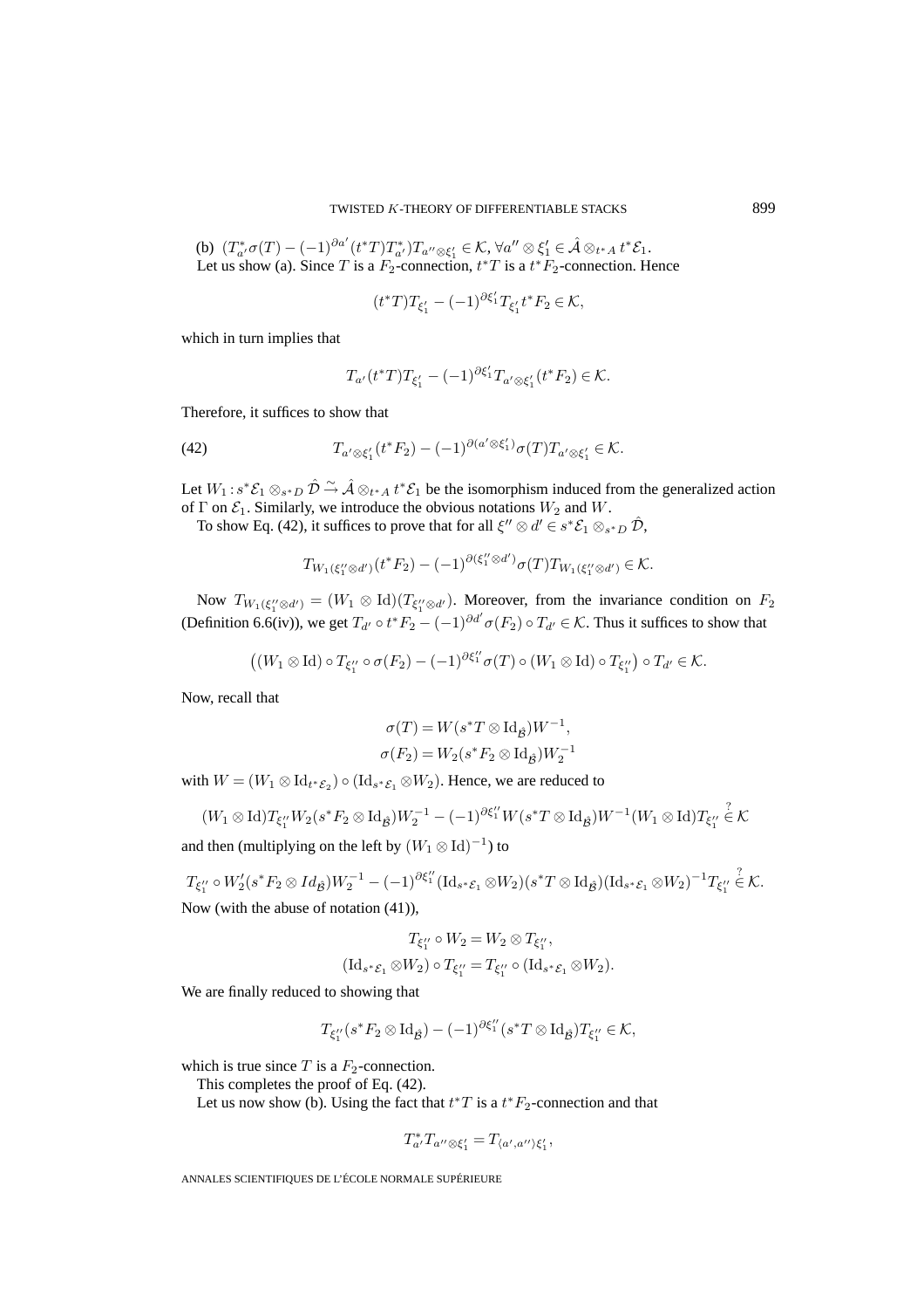(b) $(T^*_{a'}\sigma(T) - (-1)^{\partial a'}(t^*T)T^*_{a'})T_{a''\otimes\xi'_1} \in \mathcal{K}$, $\forall a''\otimes\xi'_1 \in \hat{\mathcal{A}}\otimes_{t^*A} t^*\mathcal{E}_1$.

Let us show (a). Since $T$ is a $F_2$-connection, $t^*T$ is a $t^*F_2$-connection. Hence

$$(t^*T)T_{\xi'_1} - (-1)^{\partial\xi'_1}T_{\xi'_1}t^*F_2 \in \mathcal{K},$$

which in turn implies that

$$T_{a'}(t^*T)T_{\xi'_1} - (-1)^{\partial\xi'_1}T_{a'\otimes\xi'_1}(t^*F_2) \in \mathcal{K}.$$

Therefore, it suffices to show that

$$T_{a'\otimes\xi'_1}(t^*F_2) - (-1)^{\partial(a'\otimes\xi'_1)}\sigma(T)T_{a'\otimes\xi'_1} \in \mathcal{K}. \tag{42}$$

Let $W_1 : s^*\mathcal{E}_1 \otimes_{s^*D} \hat{\mathcal{D}} \xrightarrow{\sim} \hat{\mathcal{A}}\otimes_{t^*A} t^*\mathcal{E}_1$ be the isomorphism induced from the generalized action of $\Gamma$ on $\mathcal{E}_1$. Similarly, we introduce the obvious notations $W_2$ and $W$.

To show Eq. (42), it suffices to prove that for all $\xi''\otimes d' \in s^*\mathcal{E}_1\otimes_{s^*D}\hat{\mathcal{D}}$,

$$T_{W_1(\xi''_1\otimes d')}(t^*F_2) - (-1)^{\partial(\xi''_1\otimes d')}\sigma(T)T_{W_1(\xi''_1\otimes d')} \in \mathcal{K}.$$

Now $T_{W_1(\xi''_1\otimes d')} = (W_1\otimes \mathrm{Id})(T_{\xi''_1\otimes d'})$. Moreover, from the invariance condition on $F_2$ (Definition 6.6(iv)), we get $T_{d'}\circ t^*F_2 - (-1)^{\partial d'}\sigma(F_2)\circ T_{d'} \in \mathcal{K}$. Thus it suffices to show that

$$\big((W_1\otimes\mathrm{Id})\circ T_{\xi''_1}\circ\sigma(F_2) - (-1)^{\partial\xi''_1}\sigma(T)\circ(W_1\otimes\mathrm{Id})\circ T_{\xi''_1}\big)\circ T_{d'} \in \mathcal{K}.$$

Now, recall that

$$\sigma(T) = W(s^*T\otimes\mathrm{Id}_{\hat{\mathcal{B}}})W^{-1},$$
$$\sigma(F_2) = W_2(s^*F_2\otimes\mathrm{Id}_{\hat{\mathcal{B}}})W_2^{-1}$$

with $W = (W_1\otimes\mathrm{Id}_{t^*\mathcal{E}_2})\circ(\mathrm{Id}_{s^*\mathcal{E}_1}\otimes W_2)$. Hence, we are reduced to

$$(W_1\otimes\mathrm{Id})T_{\xi''_1}W_2(s^*F_2\otimes\mathrm{Id}_{\hat{\mathcal{B}}})W_2^{-1} - (-1)^{\partial\xi''_1}W(s^*T\otimes\mathrm{Id}_{\hat{\mathcal{B}}})W^{-1}(W_1\otimes\mathrm{Id})T_{\xi''_1} \overset{?}{\in} \mathcal{K}$$

and then (multiplying on the left by $(W_1\otimes\mathrm{Id})^{-1}$) to

$$T_{\xi''_1}\circ W'_2(s^*F_2\otimes Id_{\hat{\mathcal{B}}})W_2^{-1} - (-1)^{\partial\xi''_1}(\mathrm{Id}_{s^*\mathcal{E}_1}\otimes W_2)(s^*T\otimes\mathrm{Id}_{\hat{\mathcal{B}}})(\mathrm{Id}_{s^*\mathcal{E}_1}\otimes W_2)^{-1}T_{\xi''_1} \overset{?}{\in} \mathcal{K}.$$

Now (with the abuse of notation (41)),

$$T_{\xi''_1}\circ W_2 = W_2\otimes T_{\xi''_1},$$
$$(\mathrm{Id}_{s^*\mathcal{E}_1}\otimes W_2)\circ T_{\xi''_1} = T_{\xi''_1}\circ(\mathrm{Id}_{s^*\mathcal{E}_1}\otimes W_2).$$

We are finally reduced to showing that

$$T_{\xi''_1}(s^*F_2\otimes\mathrm{Id}_{\hat{\mathcal{B}}}) - (-1)^{\partial\xi''_1}(s^*T\otimes\mathrm{Id}_{\hat{\mathcal{B}}})T_{\xi''_1} \in \mathcal{K},$$

which is true since $T$ is a $F_2$-connection.

This completes the proof of Eq. (42).

Let us now show (b). Using the fact that $t^*T$ is a $t^*F_2$-connection and that

$$T^*_{a'}T_{a''\otimes\xi'_1} = T_{\langle a',a''\rangle\xi'_1},$$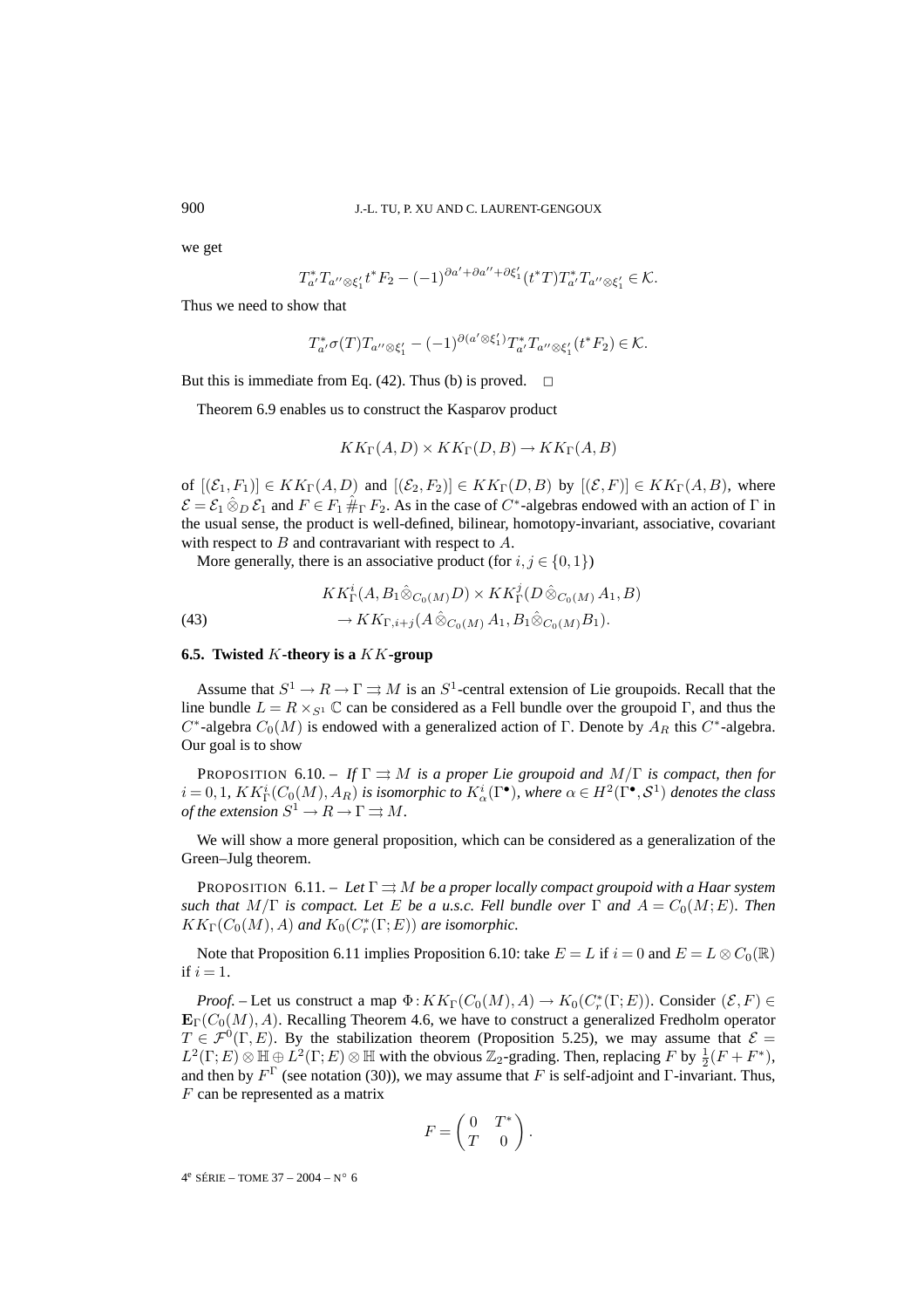we get

$$T_{a'}^* T_{a'' \otimes \xi_1'} t^* F_2 - (-1)^{\partial a' + \partial a'' + \partial \xi_1'} (t^* T) T_{a'}^* T_{a'' \otimes \xi_1'} \in \mathcal{K}.$$

Thus we need to show that

$$T_{a'}^* \sigma(T) T_{a'' \otimes \xi_1'} - (-1)^{\partial(a' \otimes \xi_1')} T_{a'}^* T_{a'' \otimes \xi_1'} (t^* F_2) \in \mathcal{K}.$$

But this is immediate from Eq. (42). Thus (b) is proved. □

Theorem 6.9 enables us to construct the Kasparov product

$$KK_\Gamma(A, D) \times KK_\Gamma(D, B) \to KK_\Gamma(A, B)$$

of $[(\mathcal{E}_1, F_1)] \in KK_\Gamma(A, D)$ and $[(\mathcal{E}_2, F_2)] \in KK_\Gamma(D, B)$ by $[(\mathcal{E}, F)] \in KK_\Gamma(A, B)$, where $\mathcal{E} = \mathcal{E}_1 \hat{\otimes}_D \mathcal{E}_1$ and $F \in F_1 \hat{\#}_\Gamma F_2$. As in the case of $C^*$-algebras endowed with an action of $\Gamma$ in the usual sense, the product is well-defined, bilinear, homotopy-invariant, associative, covariant with respect to $B$ and contravariant with respect to $A$.

More generally, there is an associative product (for $i, j \in \{0, 1\}$)

$$\begin{aligned} &KK_\Gamma^i(A, B_1 \hat{\otimes}_{C_0(M)} D) \times KK_\Gamma^j(D \hat{\otimes}_{C_0(M)} A_1, B) \\ &\quad \to KK_{\Gamma, i+j}(A \hat{\otimes}_{C_0(M)} A_1, B_1 \hat{\otimes}_{C_0(M)} B_1). \end{aligned} \tag{43}$$

### 6.5. Twisted $K$-theory is a $KK$-group

Assume that $S^1 \to R \to \Gamma \rightrightarrows M$ is an $S^1$-central extension of Lie groupoids. Recall that the line bundle $L = R \times_{S^1} \mathbb{C}$ can be considered as a Fell bundle over the groupoid $\Gamma$, and thus the $C^*$-algebra $C_0(M)$ is endowed with a generalized action of $\Gamma$. Denote by $A_R$ this $C^*$-algebra. Our goal is to show

PROPOSITION 6.10. – *If $\Gamma \rightrightarrows M$ is a proper Lie groupoid and $M/\Gamma$ is compact, then for $i = 0, 1$, $KK_\Gamma^i(C_0(M), A_R)$ is isomorphic to $K_\alpha^i(\Gamma^\bullet)$, where $\alpha \in H^2(\Gamma^\bullet, \mathcal{S}^1)$ denotes the class of the extension $S^1 \to R \to \Gamma \rightrightarrows M$.*

We will show a more general proposition, which can be considered as a generalization of the Green–Julg theorem.

PROPOSITION 6.11. – *Let $\Gamma \rightrightarrows M$ be a proper locally compact groupoid with a Haar system such that $M/\Gamma$ is compact. Let $E$ be a u.s.c. Fell bundle over $\Gamma$ and $A = C_0(M; E)$. Then $KK_\Gamma(C_0(M), A)$ and $K_0(C_r^*(\Gamma; E))$ are isomorphic.*

Note that Proposition 6.11 implies Proposition 6.10: take $E = L$ if $i = 0$ and $E = L \otimes C_0(\mathbb{R})$ if $i = 1$.

*Proof.* – Let us construct a map $\Phi : KK_\Gamma(C_0(M), A) \to K_0(C_r^*(\Gamma; E))$. Consider $(\mathcal{E}, F) \in \mathbf{E}_\Gamma(C_0(M), A)$. Recalling Theorem 4.6, we have to construct a generalized Fredholm operator $T \in \mathcal{F}^0(\Gamma, E)$. By the stabilization theorem (Proposition 5.25), we may assume that $\mathcal{E} = L^2(\Gamma; E) \otimes \mathbb{H} \oplus L^2(\Gamma; E) \otimes \mathbb{H}$ with the obvious $\mathbb{Z}_2$-grading. Then, replacing $F$ by $\frac{1}{2}(F + F^*)$, and then by $F^\Gamma$ (see notation (30)), we may assume that $F$ is self-adjoint and $\Gamma$-invariant. Thus, $F$ can be represented as a matrix

$$F = \begin{pmatrix} 0 & T^* \\ T & 0 \end{pmatrix}.$$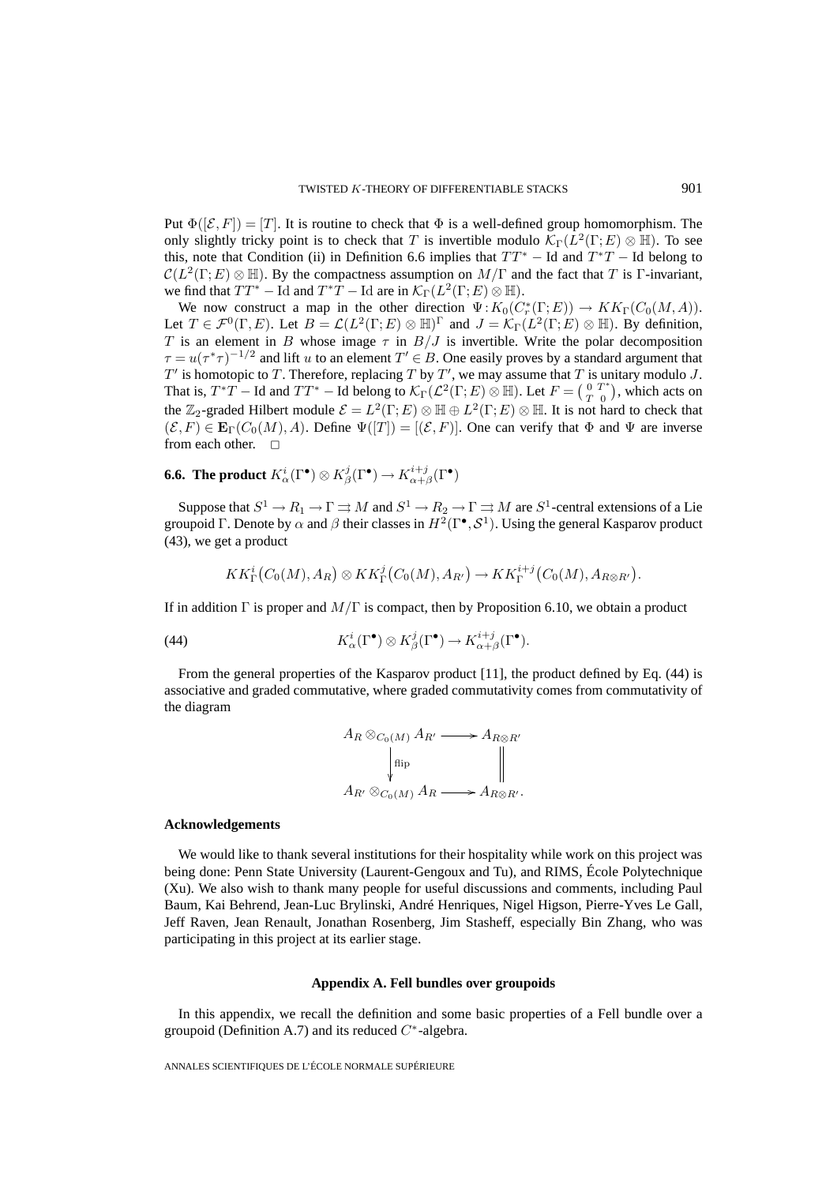Put $\Phi([\mathcal{E},F])=[T]$. It is routine to check that $\Phi$ is a well-defined group homomorphism. The only slightly tricky point is to check that $T$ is invertible modulo $\mathcal{K}_\Gamma(L^2(\Gamma;E)\otimes\mathbb{H})$. To see this, note that Condition (ii) in Definition 6.6 implies that $TT^*-\mathrm{Id}$ and $T^*T-\mathrm{Id}$ belong to $\mathcal{C}(L^2(\Gamma;E)\otimes\mathbb{H})$. By the compactness assumption on $M/\Gamma$ and the fact that $T$ is $\Gamma$-invariant, we find that $TT^*-\mathrm{Id}$ and $T^*T-\mathrm{Id}$ are in $\mathcal{K}_\Gamma(L^2(\Gamma;E)\otimes\mathbb{H})$.

We now construct a map in the other direction $\Psi: K_0(C_r^*(\Gamma;E))\to KK_\Gamma(C_0(M,A))$. Let $T\in\mathcal{F}^0(\Gamma,E)$. Let $B=\mathcal{L}(L^2(\Gamma;E)\otimes\mathbb{H})^\Gamma$ and $J=\mathcal{K}_\Gamma(L^2(\Gamma;E)\otimes\mathbb{H})$. By definition, $T$ is an element in $B$ whose image $\tau$ in $B/J$ is invertible. Write the polar decomposition $\tau=u(\tau^*\tau)^{-1/2}$ and lift $u$ to an element $T'\in B$. One easily proves by a standard argument that $T'$ is homotopic to $T$. Therefore, replacing $T$ by $T'$, we may assume that $T$ is unitary modulo $J$. That is, $T^*T-\mathrm{Id}$ and $TT^*-\mathrm{Id}$ belong to $\mathcal{K}_\Gamma(\mathcal{L}^2(\Gamma;E)\otimes\mathbb{H})$. Let $F=\begin{pmatrix}0&T^*\\T&0\end{pmatrix}$, which acts on the $\mathbb{Z}_2$-graded Hilbert module $\mathcal{E}=L^2(\Gamma;E)\otimes\mathbb{H}\oplus L^2(\Gamma;E)\otimes\mathbb{H}$. It is not hard to check that $(\mathcal{E},F)\in\mathbf{E}_\Gamma(C_0(M),A)$. Define $\Psi([T])=[(\mathcal{E},F)]$. One can verify that $\Phi$ and $\Psi$ are inverse from each other. □

### 6.6. The product $K^i_\alpha(\Gamma^\bullet)\otimes K^j_\beta(\Gamma^\bullet)\to K^{i+j}_{\alpha+\beta}(\Gamma^\bullet)$

Suppose that $S^1\to R_1\to\Gamma\rightrightarrows M$ and $S^1\to R_2\to\Gamma\rightrightarrows M$ are $S^1$-central extensions of a Lie groupoid $\Gamma$. Denote by $\alpha$ and $\beta$ their classes in $H^2(\Gamma^\bullet,\mathcal{S}^1)$. Using the general Kasparov product (43), we get a product

$$KK^i_\Gamma\big(C_0(M),A_R\big)\otimes KK^j_\Gamma\big(C_0(M),A_{R'}\big)\to KK^{i+j}_\Gamma\big(C_0(M),A_{R\otimes R'}\big).$$

If in addition $\Gamma$ is proper and $M/\Gamma$ is compact, then by Proposition 6.10, we obtain a product

$$K^i_\alpha(\Gamma^\bullet)\otimes K^j_\beta(\Gamma^\bullet)\to K^{i+j}_{\alpha+\beta}(\Gamma^\bullet). \tag{44}$$

From the general properties of the Kasparov product [11], the product defined by Eq. (44) is associative and graded commutative, where graded commutativity comes from commutativity of the diagram

$$\begin{array}{ccc} A_R\otimes_{C_0(M)}A_{R'} & \longrightarrow & A_{R\otimes R'}\\ \Big\downarrow{\scriptstyle \text{flip}} & & \Big\| \\ A_{R'}\otimes_{C_0(M)}A_R & \longrightarrow & A_{R\otimes R'}. \end{array}$$

**Acknowledgements**

We would like to thank several institutions for their hospitality while work on this project was being done: Penn State University (Laurent-Gengoux and Tu), and RIMS, École Polytechnique (Xu). We also wish to thank many people for useful discussions and comments, including Paul Baum, Kai Behrend, Jean-Luc Brylinski, André Henriques, Nigel Higson, Pierre-Yves Le Gall, Jeff Raven, Jean Renault, Jonathan Rosenberg, Jim Stasheff, especially Bin Zhang, who was participating in this project at its earlier stage.

## Appendix A. Fell bundles over groupoids

In this appendix, we recall the definition and some basic properties of a Fell bundle over a groupoid (Definition A.7) and its reduced $C^*$-algebra.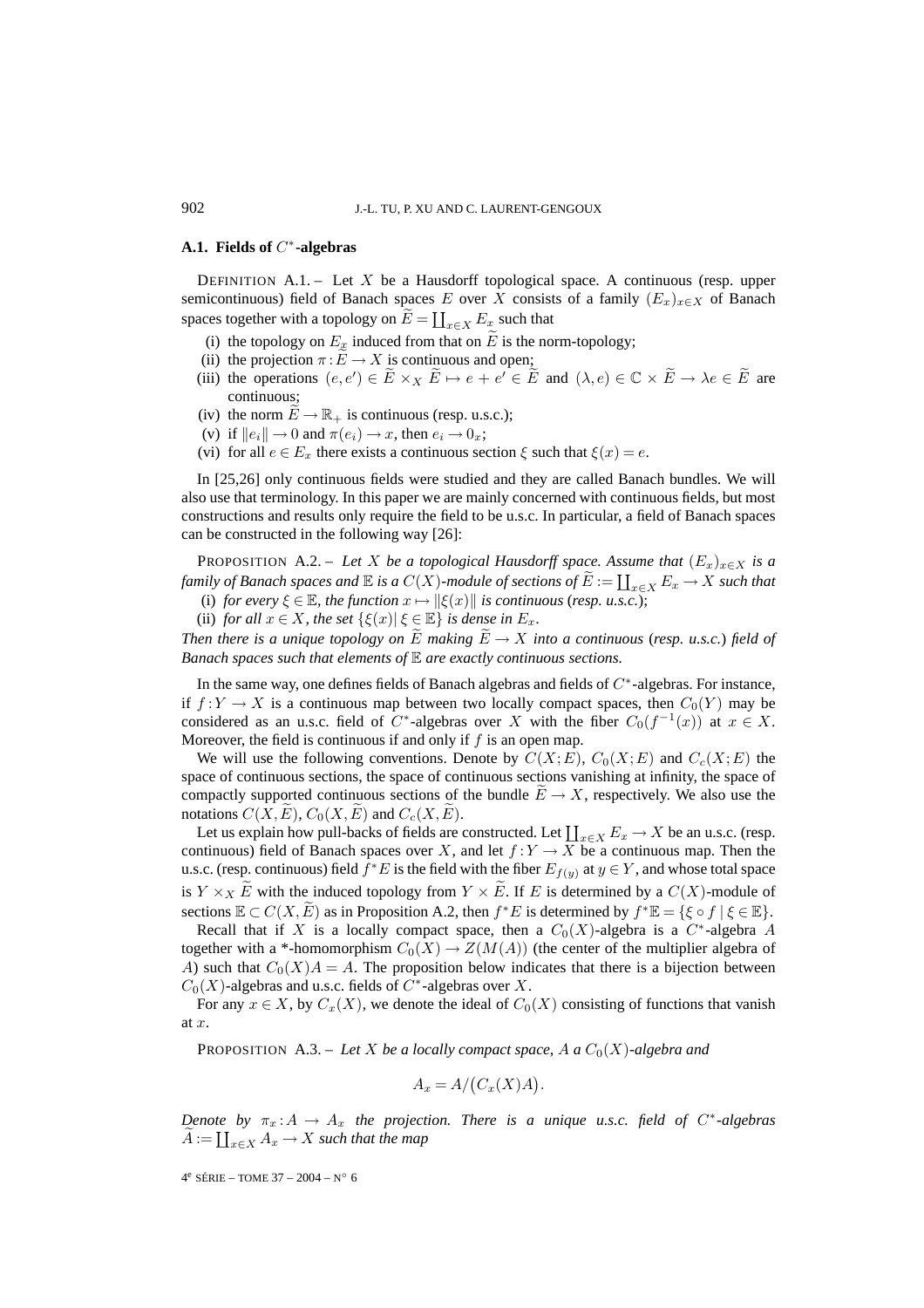### A.1. Fields of $C^*$-algebras

DEFINITION A.1. – Let $X$ be a Hausdorff topological space. A continuous (resp. upper semicontinuous) field of Banach spaces $E$ over $X$ consists of a family $(E_x)_{x\in X}$ of Banach spaces together with a topology on $\widetilde{E} = \coprod_{x\in X} E_x$ such that

- (i) the topology on $E_x$ induced from that on $\widetilde{E}$ is the norm-topology;
- (ii) the projection $\pi : \widetilde{E} \to X$ is continuous and open;
- (iii) the operations $(e,e') \in \widetilde{E} \times_X \widetilde{E} \mapsto e + e' \in \widetilde{E}$ and $(\lambda, e) \in \mathbb{C} \times \widetilde{E} \to \lambda e \in \widetilde{E}$ are continuous;
- (iv) the norm $\widetilde{E} \to \mathbb{R}_+$ is continuous (resp. u.s.c.);
- (v) if $\|e_i\| \to 0$ and $\pi(e_i) \to x$, then $e_i \to 0_x$;
- (vi) for all $e \in E_x$ there exists a continuous section $\xi$ such that $\xi(x) = e$.

In [25,26] only continuous fields were studied and they are called Banach bundles. We will also use that terminology. In this paper we are mainly concerned with continuous fields, but most constructions and results only require the field to be u.s.c. In particular, a field of Banach spaces can be constructed in the following way [26]:

PROPOSITION A.2. – *Let $X$ be a topological Hausdorff space. Assume that $(E_x)_{x\in X}$ is a family of Banach spaces and $\mathbb{E}$ is a $C(X)$-module of sections of $\widetilde{E} := \coprod_{x\in X} E_x \to X$ such that*

- (i) *for every $\xi \in \mathbb{E}$, the function $x \mapsto \|\xi(x)\|$ is continuous* (*resp. u.s.c.*);
- (ii) *for all $x \in X$, the set $\{\xi(x) \mid \xi \in \mathbb{E}\}$ is dense in $E_x$.*

*Then there is a unique topology on $\widetilde{E}$ making $\widetilde{E} \to X$ into a continuous* (*resp. u.s.c.*) *field of Banach spaces such that elements of $\mathbb{E}$ are exactly continuous sections.*

In the same way, one defines fields of Banach algebras and fields of $C^*$-algebras. For instance, if $f : Y \to X$ is a continuous map between two locally compact spaces, then $C_0(Y)$ may be considered as an u.s.c. field of $C^*$-algebras over $X$ with the fiber $C_0(f^{-1}(x))$ at $x \in X$. Moreover, the field is continuous if and only if $f$ is an open map.

We will use the following conventions. Denote by $C(X;E)$, $C_0(X;E)$ and $C_c(X;E)$ the space of continuous sections, the space of continuous sections vanishing at infinity, the space of compactly supported continuous sections of the bundle $\widetilde{E} \to X$, respectively. We also use the notations $C(X,\widetilde{E})$, $C_0(X,\widetilde{E})$ and $C_c(X,\widetilde{E})$.

Let us explain how pull-backs of fields are constructed. Let $\coprod_{x\in X} E_x \to X$ be an u.s.c. (resp. continuous) field of Banach spaces over $X$, and let $f : Y \to X$ be a continuous map. Then the u.s.c. (resp. continuous) field $f^*E$ is the field with the fiber $E_{f(y)}$ at $y \in Y$, and whose total space is $Y \times_X \widetilde{E}$ with the induced topology from $Y \times \widetilde{E}$. If $E$ is determined by a $C(X)$-module of sections $\mathbb{E} \subset C(X,\widetilde{E})$ as in Proposition A.2, then $f^*E$ is determined by $f^*\mathbb{E} = \{\xi \circ f \mid \xi \in \mathbb{E}\}$.

Recall that if $X$ is a locally compact space, then a $C_0(X)$-algebra is a $C^*$-algebra $A$ together with a *-homomorphism $C_0(X) \to Z(M(A))$ (the center of the multiplier algebra of $A$) such that $C_0(X)A = A$. The proposition below indicates that there is a bijection between $C_0(X)$-algebras and u.s.c. fields of $C^*$-algebras over $X$.

For any $x \in X$, by $C_x(X)$, we denote the ideal of $C_0(X)$ consisting of functions that vanish at $x$.

PROPOSITION A.3. – *Let $X$ be a locally compact space, $A$ a $C_0(X)$-algebra and*

$$A_x = A/\big(C_x(X)A\big).$$

*Denote by $\pi_x : A \to A_x$ the projection. There is a unique u.s.c. field of $C^*$-algebras $\widetilde{A} := \coprod_{x\in X} A_x \to X$ such that the map*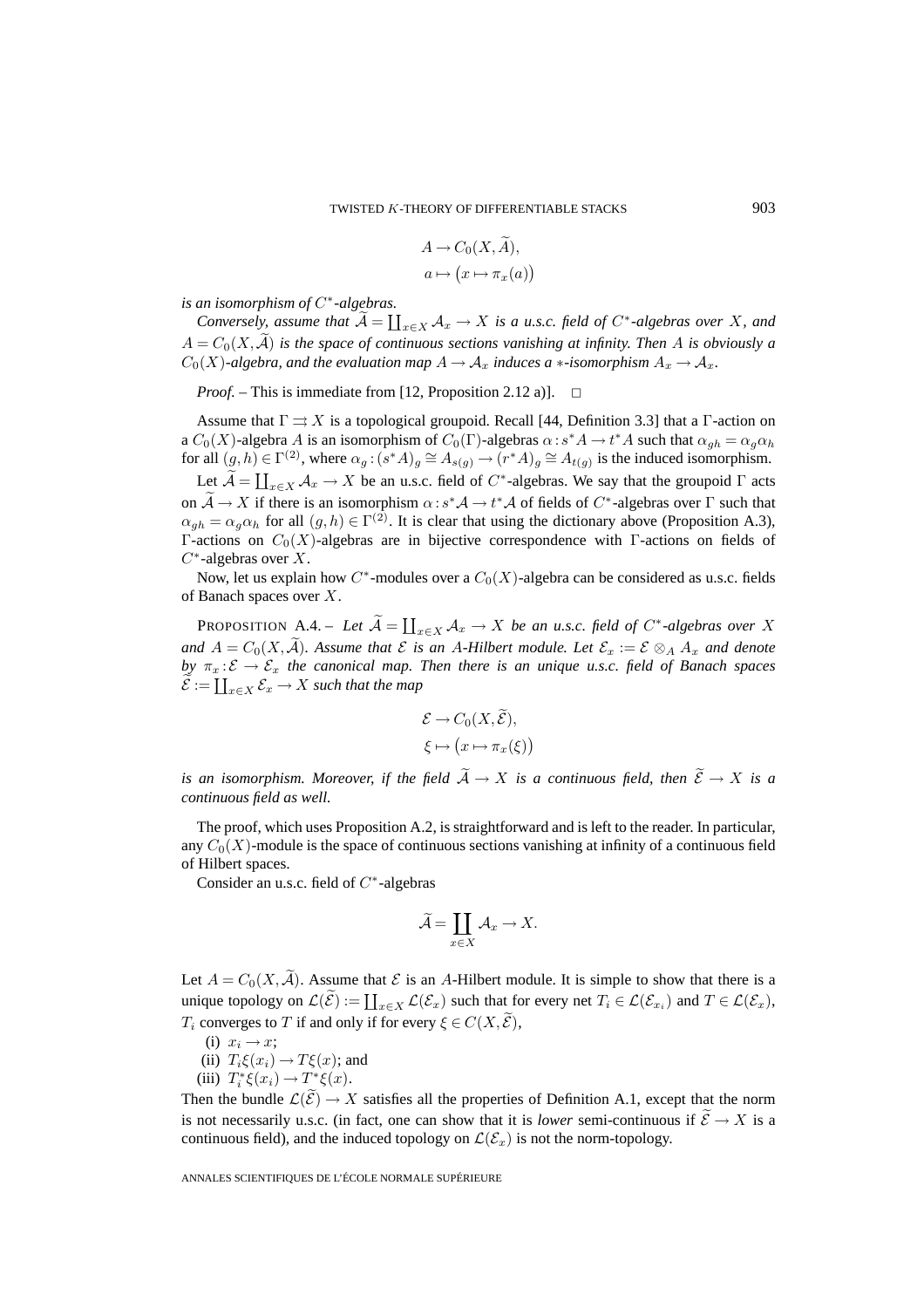$$
\begin{aligned}
A &\to C_0(X, \widetilde{A}),\\
a &\mapsto \big(x \mapsto \pi_x(a)\big)
\end{aligned}
$$

*is an isomorphism of $C^*$-algebras.*

*Conversely, assume that $\widetilde{\mathcal{A}} = \coprod_{x\in X} \mathcal{A}_x \to X$ is a u.s.c. field of $C^*$-algebras over $X$, and $A = C_0(X, \widetilde{\mathcal{A}})$ is the space of continuous sections vanishing at infinity. Then $A$ is obviously a $C_0(X)$-algebra, and the evaluation map $A \to \mathcal{A}_x$ induces a $*$-isomorphism $A_x \to \mathcal{A}_x$.*

*Proof.* – This is immediate from [12, Proposition 2.12 a)]. □

Assume that $\Gamma \rightrightarrows X$ is a topological groupoid. Recall [44, Definition 3.3] that a $\Gamma$-action on a $C_0(X)$-algebra $A$ is an isomorphism of $C_0(\Gamma)$-algebras $\alpha : s^*A \to t^*A$ such that $\alpha_{gh} = \alpha_g \alpha_h$ for all $(g,h) \in \Gamma^{(2)}$, where $\alpha_g : (s^*A)_g \cong A_{s(g)} \to (r^*A)_g \cong A_{t(g)}$ is the induced isomorphism.

Let $\widetilde{\mathcal{A}} = \coprod_{x\in X} \mathcal{A}_x \to X$ be an u.s.c. field of $C^*$-algebras. We say that the groupoid $\Gamma$ acts on $\widetilde{\mathcal{A}} \to X$ if there is an isomorphism $\alpha : s^*\mathcal{A} \to t^*\mathcal{A}$ of fields of $C^*$-algebras over $\Gamma$ such that $\alpha_{gh} = \alpha_g \alpha_h$ for all $(g,h) \in \Gamma^{(2)}$. It is clear that using the dictionary above (Proposition A.3), $\Gamma$-actions on $C_0(X)$-algebras are in bijective correspondence with $\Gamma$-actions on fields of $C^*$-algebras over $X$.

Now, let us explain how $C^*$-modules over a $C_0(X)$-algebra can be considered as u.s.c. fields of Banach spaces over $X$.

Proposition A.4. – *Let $\widetilde{\mathcal{A}} = \coprod_{x\in X} \mathcal{A}_x \to X$ be an u.s.c. field of $C^*$-algebras over $X$ and $A = C_0(X, \widetilde{\mathcal{A}})$. Assume that $\mathcal{E}$ is an $A$-Hilbert module. Let $\mathcal{E}_x := \mathcal{E} \otimes_A A_x$ and denote by $\pi_x : \mathcal{E} \to \mathcal{E}_x$ the canonical map. Then there is an unique u.s.c. field of Banach spaces $\widetilde{\mathcal{E}} := \coprod_{x\in X} \mathcal{E}_x \to X$ such that the map*

$$
\begin{aligned}
\mathcal{E} &\to C_0(X, \widetilde{\mathcal{E}}),\\
\xi &\mapsto \big(x \mapsto \pi_x(\xi)\big)
\end{aligned}
$$

*is an isomorphism. Moreover, if the field $\widetilde{\mathcal{A}} \to X$ is a continuous field, then $\widetilde{\mathcal{E}} \to X$ is a continuous field as well.*

The proof, which uses Proposition A.2, is straightforward and is left to the reader. In particular, any $C_0(X)$-module is the space of continuous sections vanishing at infinity of a continuous field of Hilbert spaces.

Consider an u.s.c. field of $C^*$-algebras

$$
\widetilde{\mathcal{A}} = \coprod_{x\in X} \mathcal{A}_x \to X.
$$

Let $A = C_0(X, \widetilde{\mathcal{A}})$. Assume that $\mathcal{E}$ is an $A$-Hilbert module. It is simple to show that there is a unique topology on $\mathcal{L}(\widetilde{\mathcal{E}}) := \coprod_{x\in X} \mathcal{L}(\mathcal{E}_x)$ such that for every net $T_i \in \mathcal{L}(\mathcal{E}_{x_i})$ and $T \in \mathcal{L}(\mathcal{E}_x)$, $T_i$ converges to $T$ if and only if for every $\xi \in C(X, \widetilde{\mathcal{E}})$,

(i) $x_i \to x$;
(ii) $T_i \xi(x_i) \to T\xi(x)$; and
(iii) $T_i^* \xi(x_i) \to T^*\xi(x)$.

Then the bundle $\mathcal{L}(\widetilde{\mathcal{E}}) \to X$ satisfies all the properties of Definition A.1, except that the norm is not necessarily u.s.c. (in fact, one can show that it is *lower* semi-continuous if $\widetilde{\mathcal{E}} \to X$ is a continuous field), and the induced topology on $\mathcal{L}(\mathcal{E}_x)$ is not the norm-topology.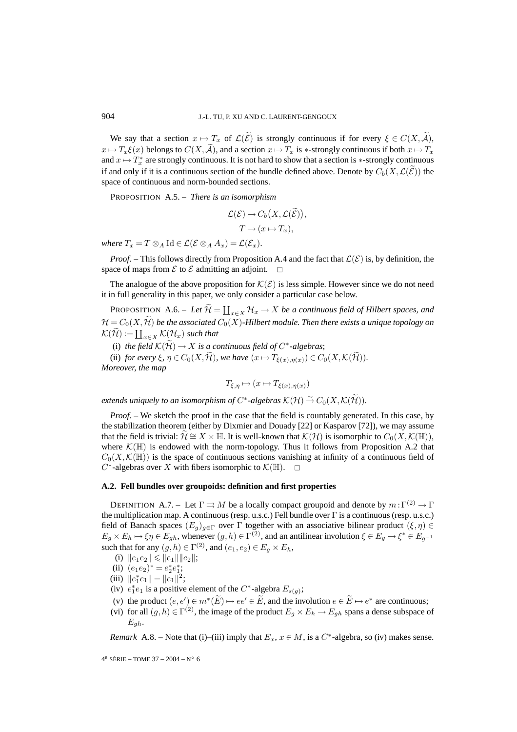We say that a section $x \mapsto T_x$ of $\mathcal{L}(\widetilde{\mathcal{E}})$ is strongly continuous if for every $\xi \in C(X, \widetilde{\mathcal{A}})$, $x \mapsto T_x \xi(x)$ belongs to $C(X, \widetilde{\mathcal{A}})$, and a section $x \mapsto T_x$ is $*$-strongly continuous if both $x \mapsto T_x$ and $x \mapsto T_x^*$ are strongly continuous. It is not hard to show that a section is $*$-strongly continuous if and only if it is a continuous section of the bundle defined above. Denote by $C_b(X, \mathcal{L}(\widetilde{\mathcal{E}}))$ the space of continuous and norm-bounded sections.

PROPOSITION A.5. – *There is an isomorphism*

$$\mathcal{L}(\mathcal{E}) \to C_b\big(X, \mathcal{L}(\widetilde{\mathcal{E}})\big),$$
$$T \mapsto (x \mapsto T_x),$$

*where* $T_x = T \otimes_A \mathrm{Id} \in \mathcal{L}(\mathcal{E} \otimes_A A_x) = \mathcal{L}(\mathcal{E}_x)$.

*Proof.* – This follows directly from Proposition A.4 and the fact that $\mathcal{L}(\mathcal{E})$ is, by definition, the space of maps from $\mathcal{E}$ to $\mathcal{E}$ admitting an adjoint. □

The analogue of the above proposition for $\mathcal{K}(\mathcal{E})$ is less simple. However since we do not need it in full generality in this paper, we only consider a particular case below.

PROPOSITION A.6. – *Let $\widetilde{\mathcal{H}} = \coprod_{x \in X} \mathcal{H}_x \to X$ be a continuous field of Hilbert spaces, and $\mathcal{H} = C_0(X, \widetilde{\mathcal{H}})$ be the associated $C_0(X)$-Hilbert module. Then there exists a unique topology on $\mathcal{K}(\widetilde{\mathcal{H}}) := \coprod_{x \in X} \mathcal{K}(\mathcal{H}_x)$ such that*

(i) *the field $\mathcal{K}(\widetilde{\mathcal{H}}) \to X$ is a continuous field of $C^*$-algebras*;

(ii) *for every $\xi, \eta \in C_0(X, \widetilde{\mathcal{H}})$, we have $(x \mapsto T_{\xi(x), \eta(x)}) \in C_0(X, \mathcal{K}(\widetilde{\mathcal{H}}))$.*

*Moreover, the map*

$$T_{\xi,\eta} \mapsto (x \mapsto T_{\xi(x),\eta(x)})$$

*extends uniquely to an isomorphism of $C^*$-algebras $\mathcal{K}(\mathcal{H}) \xrightarrow{\sim} C_0(X, \mathcal{K}(\widetilde{\mathcal{H}}))$.*

*Proof.* – We sketch the proof in the case that the field is countably generated. In this case, by the stabilization theorem (either by Dixmier and Douady [22] or Kasparov [72]), we may assume that the field is trivial: $\widetilde{\mathcal{H}} \cong X \times \mathbb{H}$. It is well-known that $\mathcal{K}(\mathcal{H})$ is isomorphic to $C_0(X, \mathcal{K}(\mathbb{H}))$, where $\mathcal{K}(\mathbb{H})$ is endowed with the norm-topology. Thus it follows from Proposition A.2 that $C_0(X, \mathcal{K}(\mathbb{H}))$ is the space of continuous sections vanishing at infinity of a continuous field of $C^*$-algebras over $X$ with fibers isomorphic to $\mathcal{K}(\mathbb{H})$. □

### A.2. Fell bundles over groupoids: definition and first properties

DEFINITION A.7. – Let $\Gamma \rightrightarrows M$ be a locally compact groupoid and denote by $m : \Gamma^{(2)} \to \Gamma$ the multiplication map. A continuous (resp. u.s.c.) Fell bundle over $\Gamma$ is a continuous (resp. u.s.c.) field of Banach spaces $(E_g)_{g \in \Gamma}$ over $\Gamma$ together with an associative bilinear product $(\xi, \eta) \in E_g \times E_h \mapsto \xi\eta \in E_{gh}$, whenever $(g,h) \in \Gamma^{(2)}$, and an antilinear involution $\xi \in E_g \mapsto \xi^* \in E_{g^{-1}}$ such that for any $(g,h) \in \Gamma^{(2)}$, and $(e_1, e_2) \in E_g \times E_h$,

(i) $\|e_1 e_2\| \leqslant \|e_1\| \|e_2\|$;
(ii) $(e_1 e_2)^* = e_2^* e_1^*$;
(iii) $\|e_1^* e_1\| = \|e_1\|^2$;
(iv) $e_1^* e_1$ is a positive element of the $C^*$-algebra $E_{s(g)}$;
(v) the product $(e, e') \in m^*(\widetilde{E}) \mapsto ee' \in \widetilde{E}$, and the involution $e \in \widetilde{E} \mapsto e^*$ are continuous;
(vi) for all $(g,h) \in \Gamma^{(2)}$, the image of the product $E_g \times E_h \to E_{gh}$ spans a dense subspace of $E_{gh}$.

*Remark* A.8. – Note that (i)–(iii) imply that $E_x$, $x \in M$, is a $C^*$-algebra, so (iv) makes sense.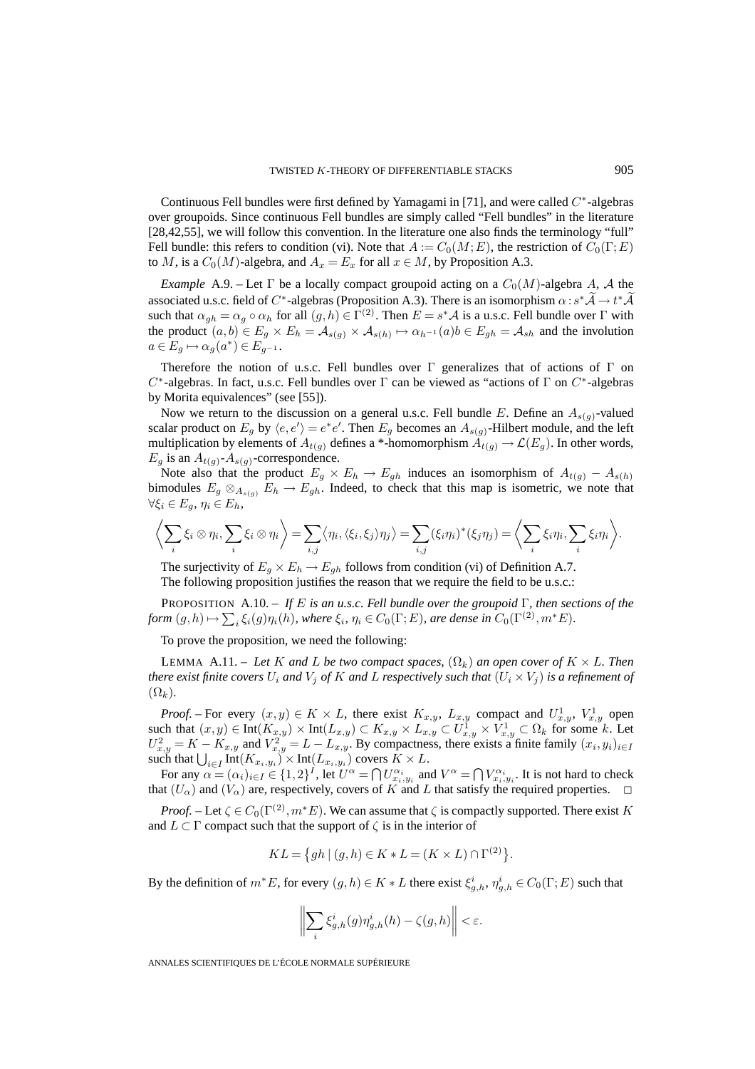Continuous Fell bundles were first defined by Yamagami in [71], and were called $C^*$-algebras over groupoids. Since continuous Fell bundles are simply called "Fell bundles" in the literature [28,42,55], we will follow this convention. In the literature one also finds the terminology "full" Fell bundle: this refers to condition (vi). Note that $A := C_0(M; E)$, the restriction of $C_0(\Gamma; E)$ to $M$, is a $C_0(M)$-algebra, and $A_x = E_x$ for all $x \in M$, by Proposition A.3.

*Example* A.9. – Let $\Gamma$ be a locally compact groupoid acting on a $C_0(M)$-algebra $A$, $\mathcal{A}$ the associated u.s.c. field of $C^*$-algebras (Proposition A.3). There is an isomorphism $\alpha : s^*\widetilde{\mathcal{A}} \to t^*\widetilde{\mathcal{A}}$ such that $\alpha_{gh} = \alpha_g \circ \alpha_h$ for all $(g,h) \in \Gamma^{(2)}$. Then $E = s^*\mathcal{A}$ is a u.s.c. Fell bundle over $\Gamma$ with the product $(a,b) \in E_g \times E_h = \mathcal{A}_{s(g)} \times \mathcal{A}_{s(h)} \mapsto \alpha_{h^{-1}}(a)b \in E_{gh} = \mathcal{A}_{sh}$ and the involution $a \in E_g \mapsto \alpha_g(a^*) \in E_{g^{-1}}$.

Therefore the notion of u.s.c. Fell bundles over $\Gamma$ generalizes that of actions of $\Gamma$ on $C^*$-algebras. In fact, u.s.c. Fell bundles over $\Gamma$ can be viewed as "actions of $\Gamma$ on $C^*$-algebras by Morita equivalences" (see [55]).

Now we return to the discussion on a general u.s.c. Fell bundle $E$. Define an $A_{s(g)}$-valued scalar product on $E_g$ by $\langle e, e' \rangle = e^* e'$. Then $E_g$ becomes an $A_{s(g)}$-Hilbert module, and the left multiplication by elements of $A_{t(g)}$ defines a *-homomorphism $A_{t(g)} \to \mathcal{L}(E_g)$. In other words, $E_g$ is an $A_{t(g)}$-$A_{s(g)}$-correspondence.

Note also that the product $E_g \times E_h \to E_{gh}$ induces an isomorphism of $A_{t(g)} - A_{s(h)}$ bimodules $E_g \otimes_{A_{s(g)}} E_h \to E_{gh}$. Indeed, to check that this map is isometric, we note that $\forall \xi_i \in E_g$, $\eta_i \in E_h$,

$$\left\langle \sum_i \xi_i \otimes \eta_i, \sum_i \xi_i \otimes \eta_i \right\rangle = \sum_{i,j} \langle \eta_i, \langle \xi_i, \xi_j \rangle \eta_j \rangle = \sum_{i,j} (\xi_i \eta_i)^* (\xi_j \eta_j) = \left\langle \sum_i \xi_i \eta_i, \sum_i \xi_i \eta_i \right\rangle.$$

The surjectivity of $E_g \times E_h \to E_{gh}$ follows from condition (vi) of Definition A.7.

The following proposition justifies the reason that we require the field to be u.s.c.:

PROPOSITION A.10. – *If $E$ is an u.s.c. Fell bundle over the groupoid $\Gamma$, then sections of the form $(g,h) \mapsto \sum_i \xi_i(g)\eta_i(h)$, where $\xi_i$, $\eta_i \in C_0(\Gamma; E)$, are dense in $C_0(\Gamma^{(2)}, m^*E)$.*

To prove the proposition, we need the following:

LEMMA A.11. – *Let $K$ and $L$ be two compact spaces, $(\Omega_k)$ an open cover of $K \times L$. Then there exist finite covers $U_i$ and $V_j$ of $K$ and $L$ respectively such that $(U_i \times V_j)$ is a refinement of $(\Omega_k)$.*

*Proof.* – For every $(x,y) \in K \times L$, there exist $K_{x,y}$, $L_{x,y}$ compact and $U^1_{x,y}$, $V^1_{x,y}$ open such that $(x,y) \in \operatorname{Int}(K_{x,y}) \times \operatorname{Int}(L_{x,y}) \subset K_{x,y} \times L_{x,y} \subset U^1_{x,y} \times V^1_{x,y} \subset \Omega_k$ for some $k$. Let $U^2_{x,y} = K - K_{x,y}$ and $V^2_{x,y} = L - L_{x,y}$. By compactness, there exists a finite family $(x_i, y_i)_{i \in I}$ such that $\bigcup_{i \in I} \operatorname{Int}(K_{x_i,y_i}) \times \operatorname{Int}(L_{x_i,y_i})$ covers $K \times L$.

For any $\alpha = (\alpha_i)_{i \in I} \in \{1,2\}^I$, let $U^\alpha = \bigcap U^{\alpha_i}_{x_i,y_i}$ and $V^\alpha = \bigcap V^{\alpha_i}_{x_i,y_i}$. It is not hard to check that $(U_\alpha)$ and $(V_\alpha)$ are, respectively, covers of $K$ and $L$ that satisfy the required properties. $\square$

*Proof.* – Let $\zeta \in C_0(\Gamma^{(2)}, m^*E)$. We can assume that $\zeta$ is compactly supported. There exist $K$ and $L \subset \Gamma$ compact such that the support of $\zeta$ is in the interior of

$$KL = \{gh \mid (g,h) \in K * L = (K \times L) \cap \Gamma^{(2)}\}.$$

By the definition of $m^*E$, for every $(g,h) \in K * L$ there exist $\xi^i_{g,h}$, $\eta^i_{g,h} \in C_0(\Gamma; E)$ such that

$$\left\| \sum_i \xi^i_{g,h}(g) \eta^i_{g,h}(h) - \zeta(g,h) \right\| < \varepsilon.$$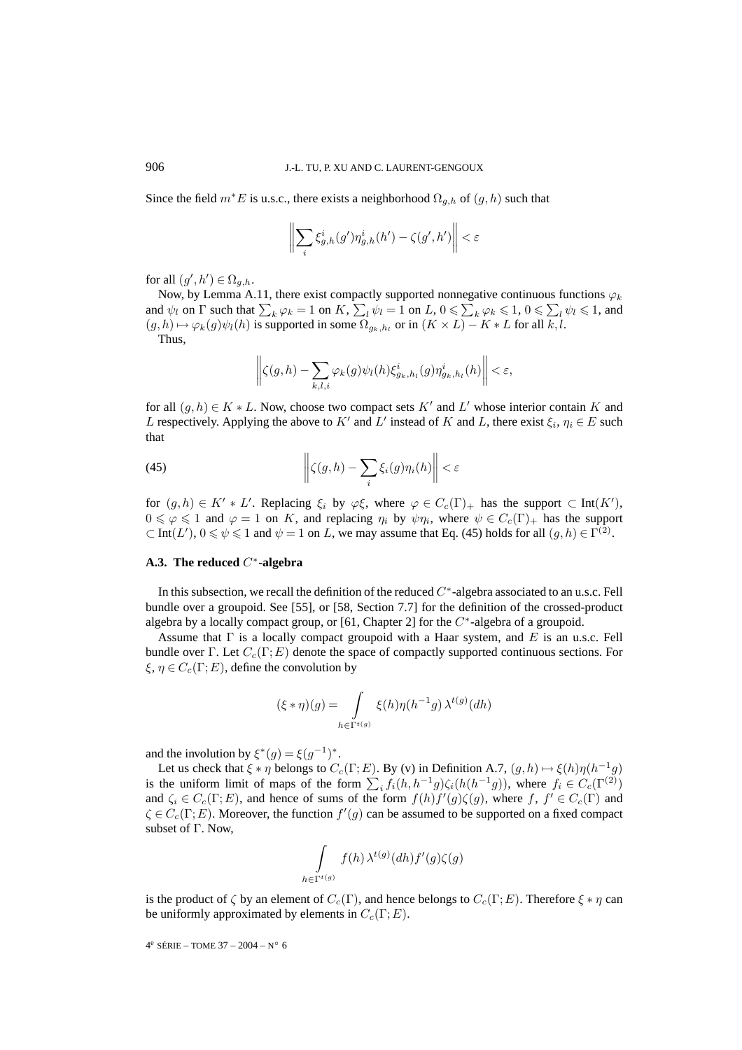Since the field $m^*E$ is u.s.c., there exists a neighborhood $\Omega_{g,h}$ of $(g,h)$ such that

$$\left\| \sum_i \xi^i_{g,h}(g')\eta^i_{g,h}(h') - \zeta(g',h') \right\| < \varepsilon$$

for all $(g',h') \in \Omega_{g,h}$.

Now, by Lemma A.11, there exist compactly supported nonnegative continuous functions $\varphi_k$ and $\psi_l$ on $\Gamma$ such that $\sum_k \varphi_k = 1$ on $K$, $\sum_l \psi_l = 1$ on $L$, $0 \leqslant \sum_k \varphi_k \leqslant 1$, $0 \leqslant \sum_l \psi_l \leqslant 1$, and $(g,h) \mapsto \varphi_k(g)\psi_l(h)$ is supported in some $\Omega_{g_k,h_l}$ or in $(K \times L) - K * L$ for all $k, l$.

Thus,

$$\left\| \zeta(g,h) - \sum_{k,l,i} \varphi_k(g)\psi_l(h)\xi^i_{g_k,h_l}(g)\eta^i_{g_k,h_l}(h) \right\| < \varepsilon,$$

for all $(g,h) \in K * L$. Now, choose two compact sets $K'$ and $L'$ whose interior contain $K$ and $L$ respectively. Applying the above to $K'$ and $L'$ instead of $K$ and $L$, there exist $\xi_i, \eta_i \in E$ such that

$$\left\| \zeta(g,h) - \sum_i \xi_i(g)\eta_i(h) \right\| < \varepsilon \tag{45}$$

for $(g,h) \in K' * L'$. Replacing $\xi_i$ by $\varphi\xi$, where $\varphi \in C_c(\Gamma)_+$ has the support $\subset \mathrm{Int}(K')$, $0 \leqslant \varphi \leqslant 1$ and $\varphi = 1$ on $K$, and replacing $\eta_i$ by $\psi\eta_i$, where $\psi \in C_c(\Gamma)_+$ has the support $\subset \mathrm{Int}(L')$, $0 \leqslant \psi \leqslant 1$ and $\psi = 1$ on $L$, we may assume that Eq. (45) holds for all $(g,h) \in \Gamma^{(2)}$.

### A.3. The reduced $C^*$-algebra

In this subsection, we recall the definition of the reduced $C^*$-algebra associated to an u.s.c. Fell bundle over a groupoid. See [55], or [58, Section 7.7] for the definition of the crossed-product algebra by a locally compact group, or [61, Chapter 2] for the $C^*$-algebra of a groupoid.

Assume that $\Gamma$ is a locally compact groupoid with a Haar system, and $E$ is an u.s.c. Fell bundle over $\Gamma$. Let $C_c(\Gamma; E)$ denote the space of compactly supported continuous sections. For $\xi, \eta \in C_c(\Gamma; E)$, define the convolution by

$$(\xi * \eta)(g) = \int_{h \in \Gamma^{t(g)}} \xi(h)\eta(h^{-1}g)\,\lambda^{t(g)}(dh)$$

and the involution by $\xi^*(g) = \xi(g^{-1})^*$.

Let us check that $\xi * \eta$ belongs to $C_c(\Gamma; E)$. By (v) in Definition A.7, $(g,h) \mapsto \xi(h)\eta(h^{-1}g)$ is the uniform limit of maps of the form $\sum_i f_i(h, h^{-1}g)\zeta_i(h(h^{-1}g))$, where $f_i \in C_c(\Gamma^{(2)})$ and $\zeta_i \in C_c(\Gamma; E)$, and hence of sums of the form $f(h)f'(g)\zeta(g)$, where $f$, $f' \in C_c(\Gamma)$ and $\zeta \in C_c(\Gamma; E)$. Moreover, the function $f'(g)$ can be assumed to be supported on a fixed compact subset of $\Gamma$. Now,

$$\int_{h \in \Gamma^{t(g)}} f(h)\,\lambda^{t(g)}(dh) f'(g)\zeta(g)$$

is the product of $\zeta$ by an element of $C_c(\Gamma)$, and hence belongs to $C_c(\Gamma; E)$. Therefore $\xi * \eta$ can be uniformly approximated by elements in $C_c(\Gamma; E)$.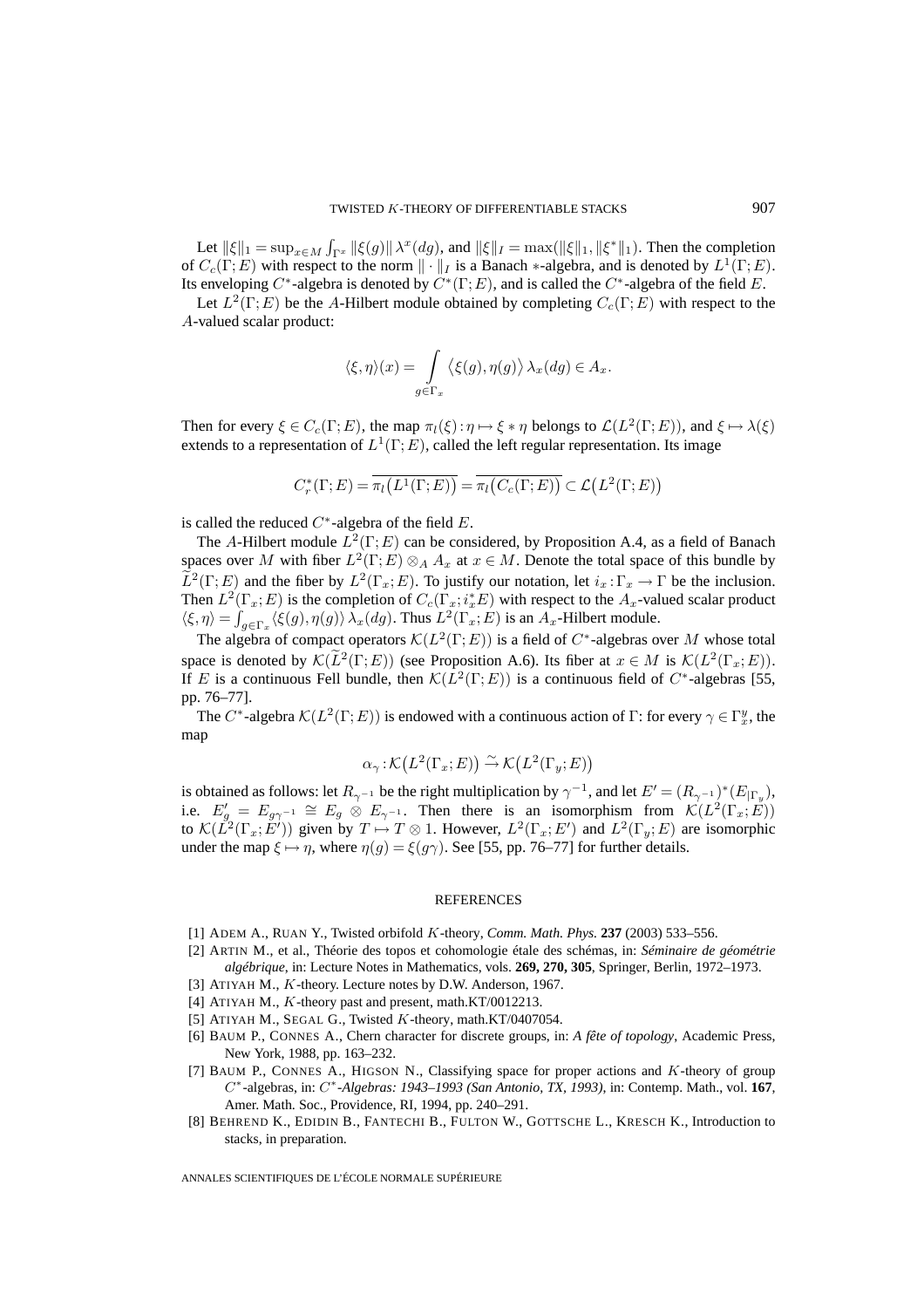Let $\|\xi\|_1 = \sup_{x\in M} \int_{\Gamma^x} \|\xi(g)\| \lambda^x(dg)$, and $\|\xi\|_I = \max(\|\xi\|_1, \|\xi^*\|_1)$. Then the completion of $C_c(\Gamma; E)$ with respect to the norm $\|\cdot\|_I$ is a Banach $*$-algebra, and is denoted by $L^1(\Gamma; E)$. Its enveloping $C^*$-algebra is denoted by $C^*(\Gamma; E)$, and is called the $C^*$-algebra of the field $E$.

Let $L^2(\Gamma; E)$ be the $A$-Hilbert module obtained by completing $C_c(\Gamma; E)$ with respect to the $A$-valued scalar product:

$$\langle \xi, \eta\rangle(x) = \int_{g\in\Gamma_x} \langle \xi(g), \eta(g)\rangle \, \lambda_x(dg) \in A_x.$$

Then for every $\xi \in C_c(\Gamma; E)$, the map $\pi_l(\xi): \eta \mapsto \xi * \eta$ belongs to $\mathcal{L}(L^2(\Gamma; E))$, and $\xi \mapsto \lambda(\xi)$ extends to a representation of $L^1(\Gamma; E)$, called the left regular representation. Its image

$$C_r^*(\Gamma; E) = \overline{\pi_l\big(L^1(\Gamma; E)\big)} = \overline{\pi_l\big(C_c(\Gamma; E)\big)} \subset \mathcal{L}\big(L^2(\Gamma; E)\big)$$

is called the reduced $C^*$-algebra of the field $E$.

The $A$-Hilbert module $L^2(\Gamma; E)$ can be considered, by Proposition A.4, as a field of Banach spaces over $M$ with fiber $L^2(\Gamma; E)\otimes_A A_x$ at $x \in M$. Denote the total space of this bundle by $\widetilde{L}^2(\Gamma; E)$ and the fiber by $L^2(\Gamma_x; E)$. To justify our notation, let $i_x: \Gamma_x \to \Gamma$ be the inclusion. Then $L^2(\Gamma_x; E)$ is the completion of $C_c(\Gamma_x; i_x^* E)$ with respect to the $A_x$-valued scalar product $\langle \xi, \eta\rangle = \int_{g\in\Gamma_x} \langle \xi(g), \eta(g)\rangle \, \lambda_x(dg)$. Thus $L^2(\Gamma_x; E)$ is an $A_x$-Hilbert module.

The algebra of compact operators $\mathcal{K}(L^2(\Gamma; E))$ is a field of $C^*$-algebras over $M$ whose total space is denoted by $\mathcal{K}(\widetilde{L}^2(\Gamma; E))$ (see Proposition A.6). Its fiber at $x \in M$ is $\mathcal{K}(L^2(\Gamma_x; E))$. If $E$ is a continuous Fell bundle, then $\mathcal{K}(L^2(\Gamma; E))$ is a continuous field of $C^*$-algebras [55, pp. 76–77].

The $C^*$-algebra $\mathcal{K}(L^2(\Gamma; E))$ is endowed with a continuous action of $\Gamma$: for every $\gamma \in \Gamma_x^y$, the map

$$\alpha_\gamma: \mathcal{K}\big(L^2(\Gamma_x; E)\big) \xrightarrow{\sim} \mathcal{K}\big(L^2(\Gamma_y; E)\big)$$

is obtained as follows: let $R_{\gamma^{-1}}$ be the right multiplication by $\gamma^{-1}$, and let $E' = (R_{\gamma^{-1}})^*(E_{|\Gamma_y})$, i.e. $E'_g = E_{g\gamma^{-1}} \cong E_g \otimes E_{\gamma^{-1}}$. Then there is an isomorphism from $\mathcal{K}(L^2(\Gamma_x; E))$ to $\mathcal{K}(L^2(\Gamma_x; E'))$ given by $T \mapsto T \otimes 1$. However, $L^2(\Gamma_x; E')$ and $L^2(\Gamma_y; E)$ are isomorphic under the map $\xi \mapsto \eta$, where $\eta(g) = \xi(g\gamma)$. See [55, pp. 76–77] for further details.

## REFERENCES

[1] ADEM A., RUAN Y., Twisted orbifold $K$-theory, *Comm. Math. Phys.* **237** (2003) 533–556.

[2] ARTIN M., et al., Théorie des topos et cohomologie étale des schémas, in: *Séminaire de géométrie algébrique*, in: Lecture Notes in Mathematics, vols. **269, 270, 305**, Springer, Berlin, 1972–1973.

[3] ATIYAH M., $K$-theory. Lecture notes by D.W. Anderson, 1967.

[4] ATIYAH M., $K$-theory past and present, math.KT/0012213.

[5] ATIYAH M., SEGAL G., Twisted $K$-theory, math.KT/0407054.

[6] BAUM P., CONNES A., Chern character for discrete groups, in: *A fête of topology*, Academic Press, New York, 1988, pp. 163–232.

[7] BAUM P., CONNES A., HIGSON N., Classifying space for proper actions and $K$-theory of group $C^*$-algebras, in: *$C^*$-Algebras: 1943–1993 (San Antonio, TX, 1993)*, in: Contemp. Math., vol. **167**, Amer. Math. Soc., Providence, RI, 1994, pp. 240–291.

[8] BEHREND K., EDIDIN B., FANTECHI B., FULTON W., GOTTSCHE L., KRESCH K., Introduction to stacks, in preparation.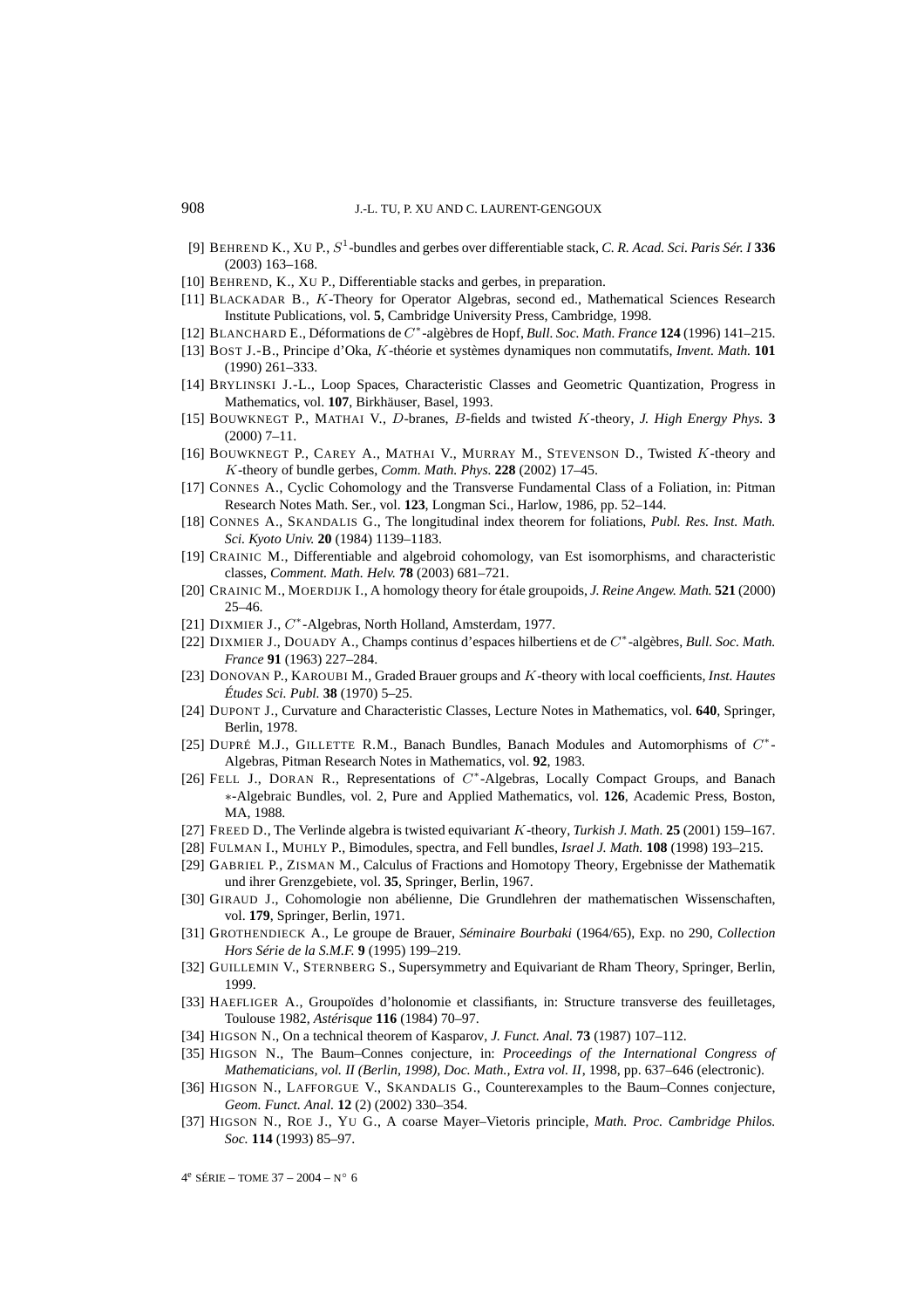[9] BEHREND K., XU P., $S^1$-bundles and gerbes over differentiable stack, *C. R. Acad. Sci. Paris Sér. I* **336** (2003) 163–168.

[10] BEHREND, K., XU P., Differentiable stacks and gerbes, in preparation.

[11] BLACKADAR B., $K$-Theory for Operator Algebras, second ed., Mathematical Sciences Research Institute Publications, vol. **5**, Cambridge University Press, Cambridge, 1998.

[12] BLANCHARD E., Déformations de $C^*$-algèbres de Hopf, *Bull. Soc. Math. France* **124** (1996) 141–215.

[13] BOST J.-B., Principe d'Oka, $K$-théorie et systèmes dynamiques non commutatifs, *Invent. Math.* **101** (1990) 261–333.

[14] BRYLINSKI J.-L., Loop Spaces, Characteristic Classes and Geometric Quantization, Progress in Mathematics, vol. **107**, Birkhäuser, Basel, 1993.

[15] BOUWKNEGT P., MATHAI V., $D$-branes, $B$-fields and twisted $K$-theory, *J. High Energy Phys.* **3** (2000) 7–11.

[16] BOUWKNEGT P., CAREY A., MATHAI V., MURRAY M., STEVENSON D., Twisted $K$-theory and $K$-theory of bundle gerbes, *Comm. Math. Phys.* **228** (2002) 17–45.

[17] CONNES A., Cyclic Cohomology and the Transverse Fundamental Class of a Foliation, in: Pitman Research Notes Math. Ser., vol. **123**, Longman Sci., Harlow, 1986, pp. 52–144.

[18] CONNES A., SKANDALIS G., The longitudinal index theorem for foliations, *Publ. Res. Inst. Math. Sci. Kyoto Univ.* **20** (1984) 1139–1183.

[19] CRAINIC M., Differentiable and algebroid cohomology, van Est isomorphisms, and characteristic classes, *Comment. Math. Helv.* **78** (2003) 681–721.

[20] CRAINIC M., MOERDIJK I., A homology theory for étale groupoids, *J. Reine Angew. Math.* **521** (2000) 25–46.

[21] DIXMIER J., $C^*$-Algebras, North Holland, Amsterdam, 1977.

[22] DIXMIER J., DOUADY A., Champs continus d'espaces hilbertiens et de $C^*$-algèbres, *Bull. Soc. Math. France* **91** (1963) 227–284.

[23] DONOVAN P., KAROUBI M., Graded Brauer groups and $K$-theory with local coefficients, *Inst. Hautes Études Sci. Publ.* **38** (1970) 5–25.

[24] DUPONT J., Curvature and Characteristic Classes, Lecture Notes in Mathematics, vol. **640**, Springer, Berlin, 1978.

[25] DUPRÉ M.J., GILLETTE R.M., Banach Bundles, Banach Modules and Automorphisms of $C^*$-Algebras, Pitman Research Notes in Mathematics, vol. **92**, 1983.

[26] FELL J., DORAN R., Representations of $C^*$-Algebras, Locally Compact Groups, and Banach $*$-Algebraic Bundles, vol. 2, Pure and Applied Mathematics, vol. **126**, Academic Press, Boston, MA, 1988.

[27] FREED D., The Verlinde algebra is twisted equivariant $K$-theory, *Turkish J. Math.* **25** (2001) 159–167.

[28] FULMAN I., MUHLY P., Bimodules, spectra, and Fell bundles, *Israel J. Math.* **108** (1998) 193–215.

[29] GABRIEL P., ZISMAN M., Calculus of Fractions and Homotopy Theory, Ergebnisse der Mathematik und ihrer Grenzgebiete, vol. **35**, Springer, Berlin, 1967.

[30] GIRAUD J., Cohomologie non abélienne, Die Grundlehren der mathematischen Wissenschaften, vol. **179**, Springer, Berlin, 1971.

[31] GROTHENDIECK A., Le groupe de Brauer, *Séminaire Bourbaki* (1964/65), Exp. no 290, *Collection Hors Série de la S.M.F.* **9** (1995) 199–219.

[32] GUILLEMIN V., STERNBERG S., Supersymmetry and Equivariant de Rham Theory, Springer, Berlin, 1999.

[33] HAEFLIGER A., Groupoïdes d'holonomie et classifiants, in: Structure transverse des feuilletages, Toulouse 1982, *Astérisque* **116** (1984) 70–97.

[34] HIGSON N., On a technical theorem of Kasparov, *J. Funct. Anal.* **73** (1987) 107–112.

[35] HIGSON N., The Baum–Connes conjecture, in: *Proceedings of the International Congress of Mathematicians, vol. II (Berlin, 1998), Doc. Math., Extra vol. II*, 1998, pp. 637–646 (electronic).

[36] HIGSON N., LAFFORGUE V., SKANDALIS G., Counterexamples to the Baum–Connes conjecture, *Geom. Funct. Anal.* **12** (2) (2002) 330–354.

[37] HIGSON N., ROE J., YU G., A coarse Mayer–Vietoris principle, *Math. Proc. Cambridge Philos. Soc.* **114** (1993) 85–97.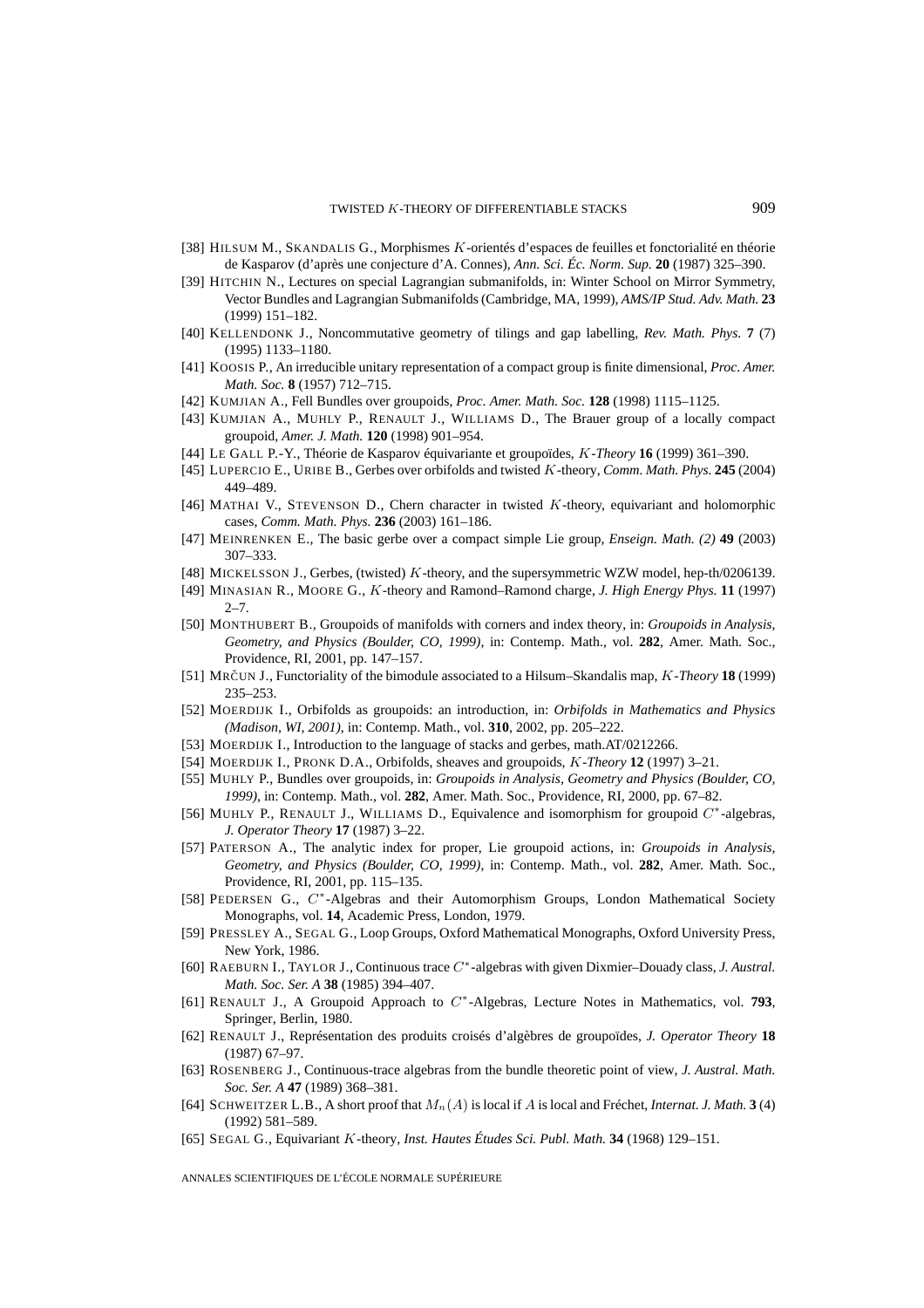[38] HILSUM M., SKANDALIS G., Morphismes $K$-orientés d'espaces de feuilles et fonctorialité en théorie de Kasparov (d'après une conjecture d'A. Connes), *Ann. Sci. Éc. Norm. Sup.* **20** (1987) 325–390.

[39] HITCHIN N., Lectures on special Lagrangian submanifolds, in: Winter School on Mirror Symmetry, Vector Bundles and Lagrangian Submanifolds (Cambridge, MA, 1999), *AMS/IP Stud. Adv. Math.* **23** (1999) 151–182.

[40] KELLENDONK J., Noncommutative geometry of tilings and gap labelling, *Rev. Math. Phys.* **7** (7) (1995) 1133–1180.

[41] KOOSIS P., An irreducible unitary representation of a compact group is finite dimensional, *Proc. Amer. Math. Soc.* **8** (1957) 712–715.

[42] KUMJIAN A., Fell Bundles over groupoids, *Proc. Amer. Math. Soc.* **128** (1998) 1115–1125.

[43] KUMJIAN A., MUHLY P., RENAULT J., WILLIAMS D., The Brauer group of a locally compact groupoid, *Amer. J. Math.* **120** (1998) 901–954.

[44] LE GALL P.-Y., Théorie de Kasparov équivariante et groupoïdes, *$K$-Theory* **16** (1999) 361–390.

[45] LUPERCIO E., URIBE B., Gerbes over orbifolds and twisted $K$-theory, *Comm. Math. Phys.* **245** (2004) 449–489.

[46] MATHAI V., STEVENSON D., Chern character in twisted $K$-theory, equivariant and holomorphic cases, *Comm. Math. Phys.* **236** (2003) 161–186.

[47] MEINRENKEN E., The basic gerbe over a compact simple Lie group, *Enseign. Math. (2)* **49** (2003) 307–333.

[48] MICKELSSON J., Gerbes, (twisted) $K$-theory, and the supersymmetric WZW model, hep-th/0206139.

[49] MINASIAN R., MOORE G., $K$-theory and Ramond–Ramond charge, *J. High Energy Phys.* **11** (1997) 2–7.

[50] MONTHUBERT B., Groupoids of manifolds with corners and index theory, in: *Groupoids in Analysis, Geometry, and Physics (Boulder, CO, 1999)*, in: Contemp. Math., vol. **282**, Amer. Math. Soc., Providence, RI, 2001, pp. 147–157.

[51] MRČUN J., Functoriality of the bimodule associated to a Hilsum–Skandalis map, *$K$-Theory* **18** (1999) 235–253.

[52] MOERDIJK I., Orbifolds as groupoids: an introduction, in: *Orbifolds in Mathematics and Physics (Madison, WI, 2001)*, in: Contemp. Math., vol. **310**, 2002, pp. 205–222.

[53] MOERDIJK I., Introduction to the language of stacks and gerbes, math.AT/0212266.

[54] MOERDIJK I., PRONK D.A., Orbifolds, sheaves and groupoids, *$K$-Theory* **12** (1997) 3–21.

[55] MUHLY P., Bundles over groupoids, in: *Groupoids in Analysis, Geometry and Physics (Boulder, CO, 1999)*, in: Contemp. Math., vol. **282**, Amer. Math. Soc., Providence, RI, 2000, pp. 67–82.

[56] MUHLY P., RENAULT J., WILLIAMS D., Equivalence and isomorphism for groupoid $C^*$-algebras, *J. Operator Theory* **17** (1987) 3–22.

[57] PATERSON A., The analytic index for proper, Lie groupoid actions, in: *Groupoids in Analysis, Geometry, and Physics (Boulder, CO, 1999)*, in: Contemp. Math., vol. **282**, Amer. Math. Soc., Providence, RI, 2001, pp. 115–135.

[58] PEDERSEN G., $C^*$-Algebras and their Automorphism Groups, London Mathematical Society Monographs, vol. **14**, Academic Press, London, 1979.

[59] PRESSLEY A., SEGAL G., Loop Groups, Oxford Mathematical Monographs, Oxford University Press, New York, 1986.

[60] RAEBURN I., TAYLOR J., Continuous trace $C^*$-algebras with given Dixmier–Douady class, *J. Austral. Math. Soc. Ser. A* **38** (1985) 394–407.

[61] RENAULT J., A Groupoid Approach to $C^*$-Algebras, Lecture Notes in Mathematics, vol. **793**, Springer, Berlin, 1980.

[62] RENAULT J., Représentation des produits croisés d'algèbres de groupoïdes, *J. Operator Theory* **18** (1987) 67–97.

[63] ROSENBERG J., Continuous-trace algebras from the bundle theoretic point of view, *J. Austral. Math. Soc. Ser. A* **47** (1989) 368–381.

[64] SCHWEITZER L.B., A short proof that $M_n(A)$ is local if $A$ is local and Fréchet, *Internat. J. Math.* **3** (4) (1992) 581–589.

[65] SEGAL G., Equivariant $K$-theory, *Inst. Hautes Études Sci. Publ. Math.* **34** (1968) 129–151.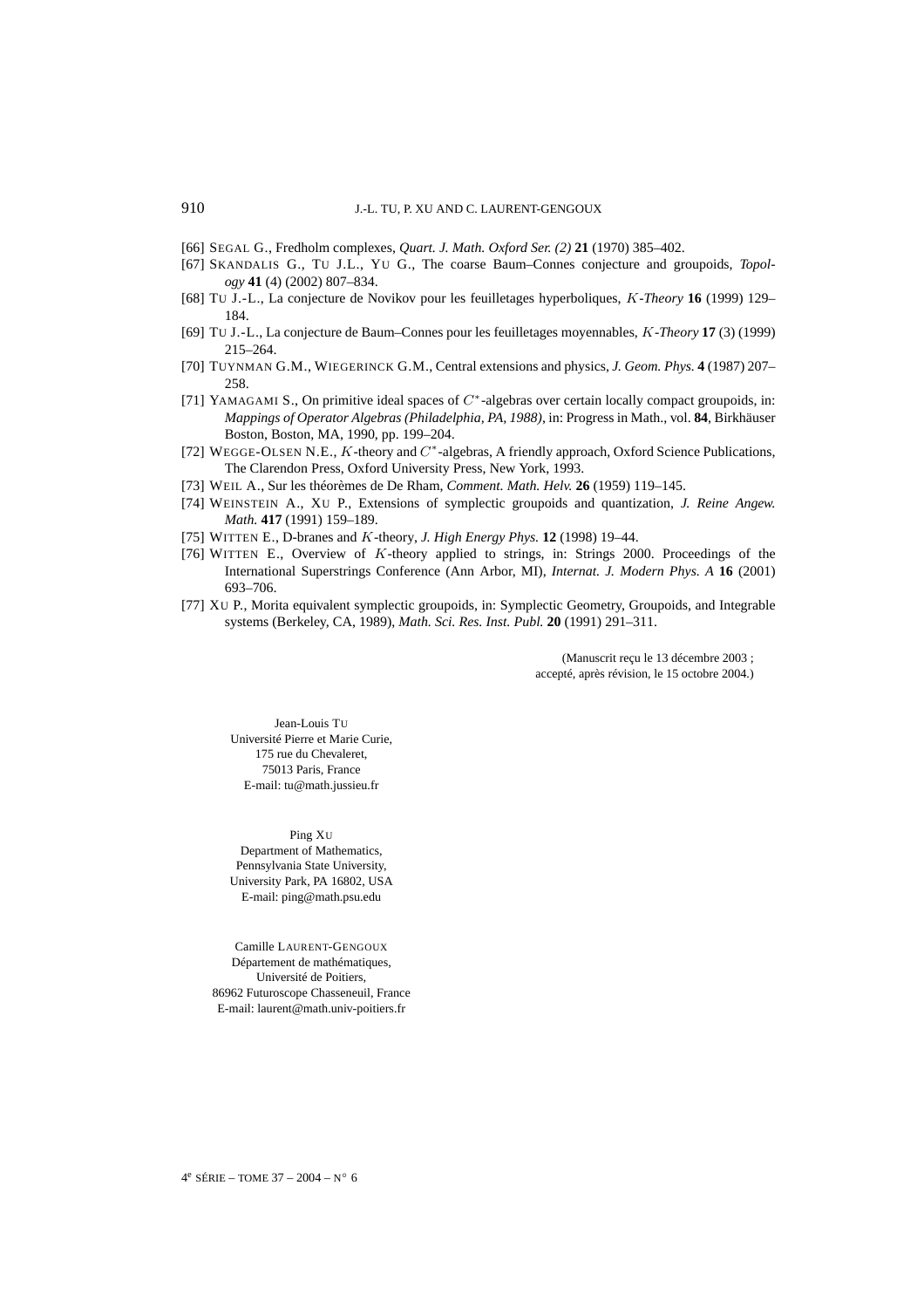[66] SEGAL G., Fredholm complexes, *Quart. J. Math. Oxford Ser. (2)* **21** (1970) 385–402.

[67] SKANDALIS G., TU J.L., YU G., The coarse Baum–Connes conjecture and groupoids, *Topology* **41** (4) (2002) 807–834.

[68] TU J.-L., La conjecture de Novikov pour les feuilletages hyperboliques, $K$*-Theory* **16** (1999) 129–184.

[69] TU J.-L., La conjecture de Baum–Connes pour les feuilletages moyennables, $K$*-Theory* **17** (3) (1999) 215–264.

[70] TUYNMAN G.M., WIEGERINCK G.M., Central extensions and physics, *J. Geom. Phys.* **4** (1987) 207–258.

[71] YAMAGAMI S., On primitive ideal spaces of $C^*$-algebras over certain locally compact groupoids, in: *Mappings of Operator Algebras (Philadelphia, PA, 1988)*, in: Progress in Math., vol. **84**, Birkhäuser Boston, Boston, MA, 1990, pp. 199–204.

[72] WEGGE-OLSEN N.E., $K$-theory and $C^*$-algebras, A friendly approach, Oxford Science Publications, The Clarendon Press, Oxford University Press, New York, 1993.

[73] WEIL A., Sur les théorèmes de De Rham, *Comment. Math. Helv.* **26** (1959) 119–145.

[74] WEINSTEIN A., XU P., Extensions of symplectic groupoids and quantization, *J. Reine Angew. Math.* **417** (1991) 159–189.

[75] WITTEN E., D-branes and $K$-theory, *J. High Energy Phys.* **12** (1998) 19–44.

[76] WITTEN E., Overview of $K$-theory applied to strings, in: Strings 2000. Proceedings of the International Superstrings Conference (Ann Arbor, MI), *Internat. J. Modern Phys. A* **16** (2001) 693–706.

[77] XU P., Morita equivalent symplectic groupoids, in: Symplectic Geometry, Groupoids, and Integrable systems (Berkeley, CA, 1989), *Math. Sci. Res. Inst. Publ.* **20** (1991) 291–311.

(Manuscrit reçu le 13 décembre 2003 ;
accepté, après révision, le 15 octobre 2004.)

Jean-Louis TU
Université Pierre et Marie Curie,
175 rue du Chevaleret,
75013 Paris, France
E-mail: tu@math.jussieu.fr

Ping XU
Department of Mathematics,
Pennsylvania State University,
University Park, PA 16802, USA
E-mail: ping@math.psu.edu

Camille LAURENT-GENGOUX
Département de mathématiques,
Université de Poitiers,
86962 Futuroscope Chasseneuil, France
E-mail: laurent@math.univ-poitiers.fr